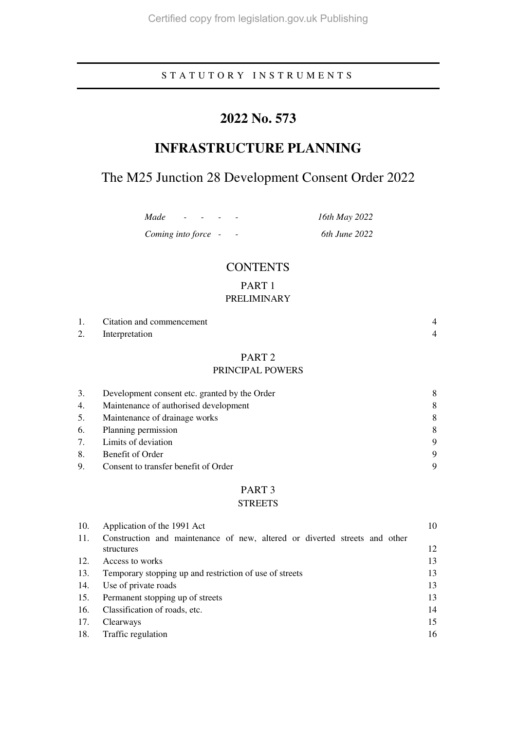Certified copy from legislation.gov.uk Publishing

STATUTORY INSTRUMENTS

# 2022 No. 573

# INFRASTRUCTURE PLANNING

## The M25 Junction 28 Development Consent Order 2022

| | |
|---|---|
| *Made* - - - - | *16th May 2022* |
| *Coming into force* - - | *6th June 2022* |

## CONTENTS

### PART 1
### PRELIMINARY

| | | |
|---|---|---|
| 1. | Citation and commencement | 4 |
| 2. | Interpretation | 4 |

### PART 2
### PRINCIPAL POWERS

| | | |
|---|---|---|
| 3. | Development consent etc. granted by the Order | 8 |
| 4. | Maintenance of authorised development | 8 |
| 5. | Maintenance of drainage works | 8 |
| 6. | Planning permission | 8 |
| 7. | Limits of deviation | 9 |
| 8. | Benefit of Order | 9 |
| 9. | Consent to transfer benefit of Order | 9 |

### PART 3
### STREETS

| | | |
|---|---|---|
| 10. | Application of the 1991 Act | 10 |
| 11. | Construction and maintenance of new, altered or diverted streets and other structures | 12 |
| 12. | Access to works | 13 |
| 13. | Temporary stopping up and restriction of use of streets | 13 |
| 14. | Use of private roads | 13 |
| 15. | Permanent stopping up of streets | 13 |
| 16. | Classification of roads, etc. | 14 |
| 17. | Clearways | 15 |
| 18. | Traffic regulation | 16 |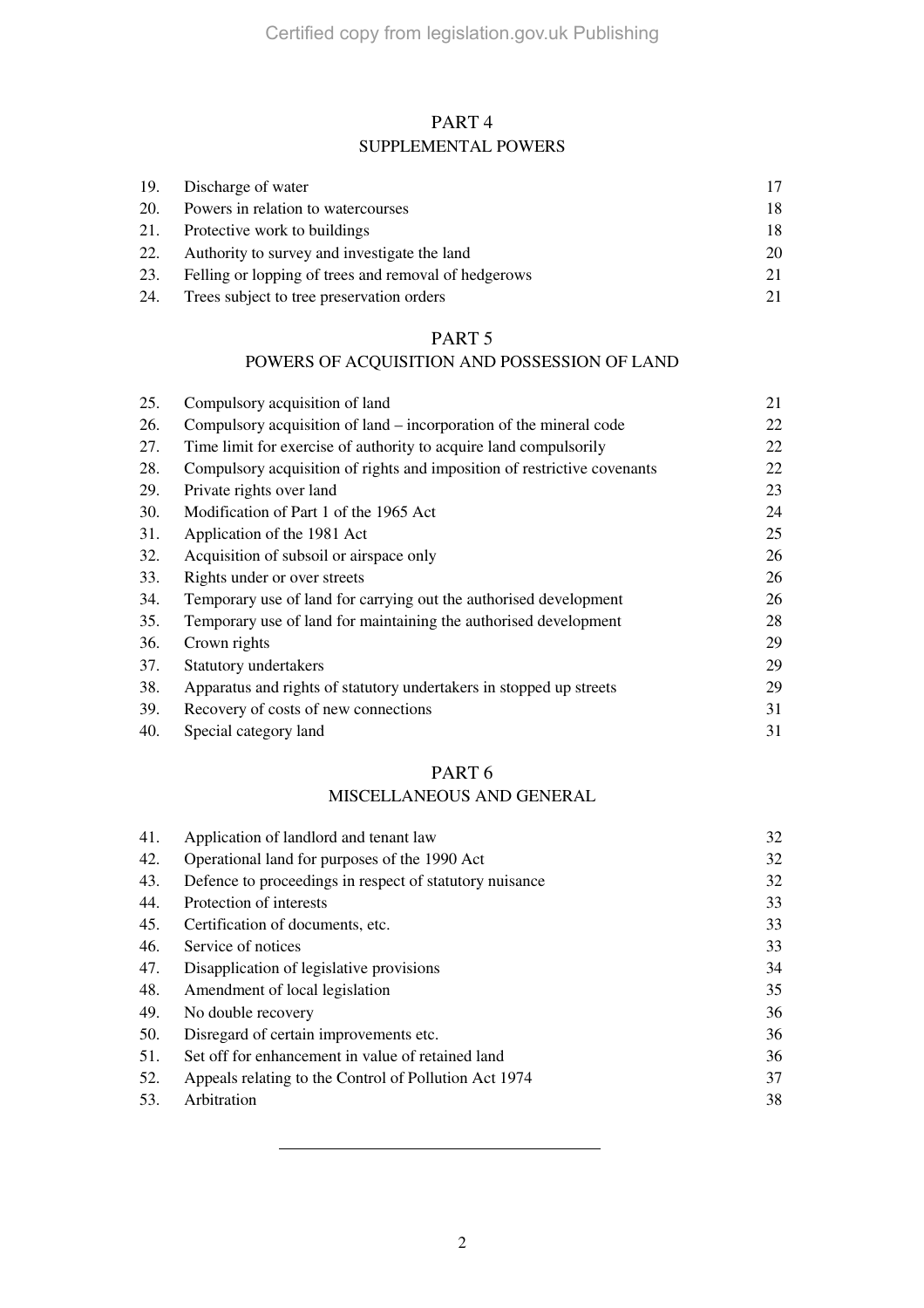## PART 4

### SUPPLEMENTAL POWERS

| | | |
|---|---|---|
| 19. | Discharge of water | 17 |
| 20. | Powers in relation to watercourses | 18 |
| 21. | Protective work to buildings | 18 |
| 22. | Authority to survey and investigate the land | 20 |
| 23. | Felling or lopping of trees and removal of hedgerows | 21 |
| 24. | Trees subject to tree preservation orders | 21 |

## PART 5

### POWERS OF ACQUISITION AND POSSESSION OF LAND

| | | |
|---|---|---|
| 25. | Compulsory acquisition of land | 21 |
| 26. | Compulsory acquisition of land – incorporation of the mineral code | 22 |
| 27. | Time limit for exercise of authority to acquire land compulsorily | 22 |
| 28. | Compulsory acquisition of rights and imposition of restrictive covenants | 22 |
| 29. | Private rights over land | 23 |
| 30. | Modification of Part 1 of the 1965 Act | 24 |
| 31. | Application of the 1981 Act | 25 |
| 32. | Acquisition of subsoil or airspace only | 26 |
| 33. | Rights under or over streets | 26 |
| 34. | Temporary use of land for carrying out the authorised development | 26 |
| 35. | Temporary use of land for maintaining the authorised development | 28 |
| 36. | Crown rights | 29 |
| 37. | Statutory undertakers | 29 |
| 38. | Apparatus and rights of statutory undertakers in stopped up streets | 29 |
| 39. | Recovery of costs of new connections | 31 |
| 40. | Special category land | 31 |

## PART 6

### MISCELLANEOUS AND GENERAL

| | | |
|---|---|---|
| 41. | Application of landlord and tenant law | 32 |
| 42. | Operational land for purposes of the 1990 Act | 32 |
| 43. | Defence to proceedings in respect of statutory nuisance | 32 |
| 44. | Protection of interests | 33 |
| 45. | Certification of documents, etc. | 33 |
| 46. | Service of notices | 33 |
| 47. | Disapplication of legislative provisions | 34 |
| 48. | Amendment of local legislation | 35 |
| 49. | No double recovery | 36 |
| 50. | Disregard of certain improvements etc. | 36 |
| 51. | Set off for enhancement in value of retained land | 36 |
| 52. | Appeals relating to the Control of Pollution Act 1974 | 37 |
| 53. | Arbitration | 38 |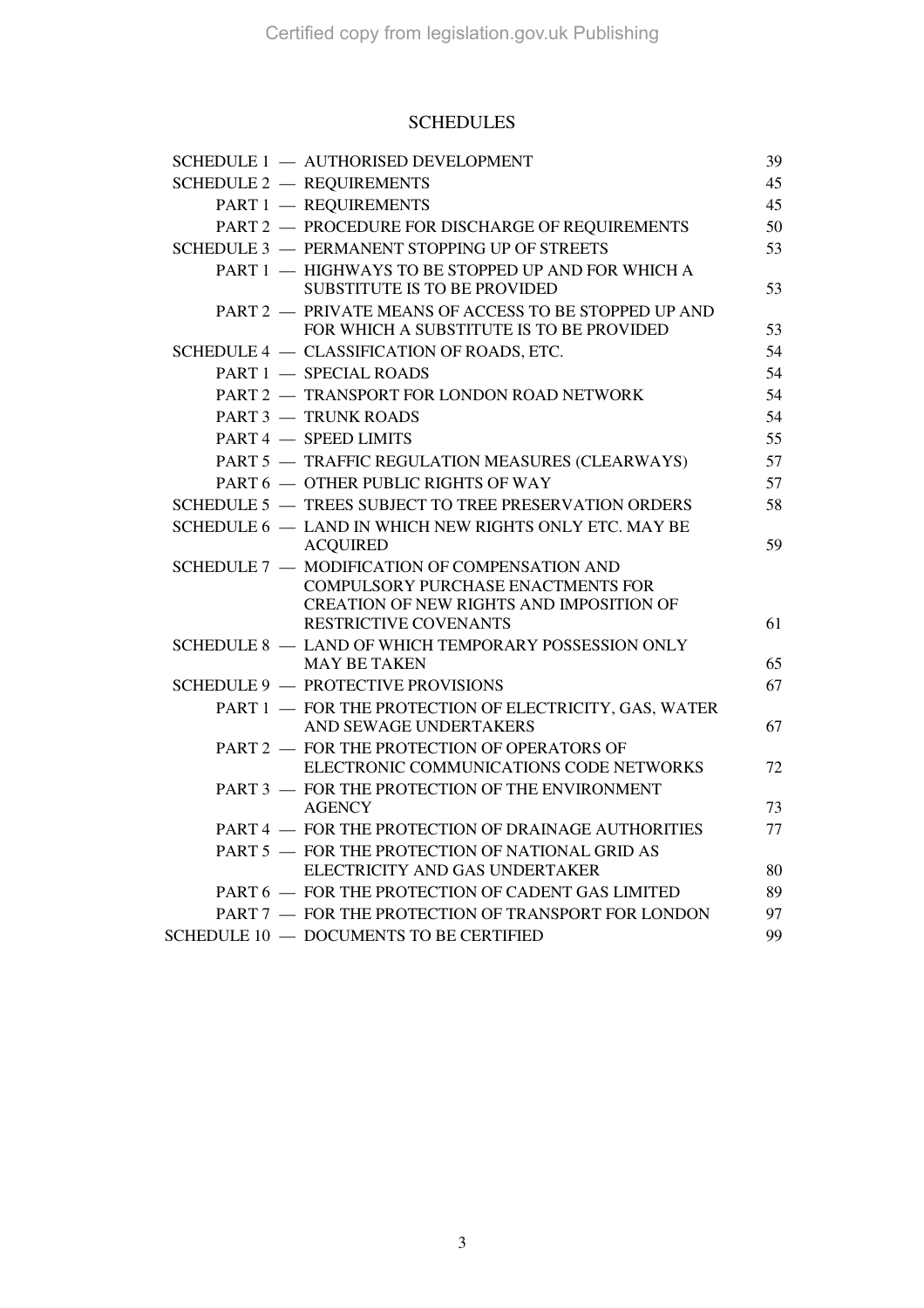## SCHEDULES

| | | |
|---|---|---|
| SCHEDULE 1 — | AUTHORISED DEVELOPMENT | 39 |
| SCHEDULE 2 — | REQUIREMENTS | 45 |
| PART 1 — | REQUIREMENTS | 45 |
| PART 2 — | PROCEDURE FOR DISCHARGE OF REQUIREMENTS | 50 |
| SCHEDULE 3 — | PERMANENT STOPPING UP OF STREETS | 53 |
| PART 1 — | HIGHWAYS TO BE STOPPED UP AND FOR WHICH A SUBSTITUTE IS TO BE PROVIDED | 53 |
| PART 2 — | PRIVATE MEANS OF ACCESS TO BE STOPPED UP AND FOR WHICH A SUBSTITUTE IS TO BE PROVIDED | 53 |
| SCHEDULE 4 — | CLASSIFICATION OF ROADS, ETC. | 54 |
| PART 1 — | SPECIAL ROADS | 54 |
| PART 2 — | TRANSPORT FOR LONDON ROAD NETWORK | 54 |
| PART 3 — | TRUNK ROADS | 54 |
| PART 4 — | SPEED LIMITS | 55 |
| PART 5 — | TRAFFIC REGULATION MEASURES (CLEARWAYS) | 57 |
| PART 6 — | OTHER PUBLIC RIGHTS OF WAY | 57 |
| SCHEDULE 5 — | TREES SUBJECT TO TREE PRESERVATION ORDERS | 58 |
| SCHEDULE 6 — | LAND IN WHICH NEW RIGHTS ONLY ETC. MAY BE ACQUIRED | 59 |
| SCHEDULE 7 — | MODIFICATION OF COMPENSATION AND COMPULSORY PURCHASE ENACTMENTS FOR CREATION OF NEW RIGHTS AND IMPOSITION OF RESTRICTIVE COVENANTS | 61 |
| SCHEDULE 8 — | LAND OF WHICH TEMPORARY POSSESSION ONLY MAY BE TAKEN | 65 |
| SCHEDULE 9 — | PROTECTIVE PROVISIONS | 67 |
| PART 1 — | FOR THE PROTECTION OF ELECTRICITY, GAS, WATER AND SEWAGE UNDERTAKERS | 67 |
| PART 2 — | FOR THE PROTECTION OF OPERATORS OF ELECTRONIC COMMUNICATIONS CODE NETWORKS | 72 |
| PART 3 — | FOR THE PROTECTION OF THE ENVIRONMENT AGENCY | 73 |
| PART 4 — | FOR THE PROTECTION OF DRAINAGE AUTHORITIES | 77 |
| PART 5 — | FOR THE PROTECTION OF NATIONAL GRID AS ELECTRICITY AND GAS UNDERTAKER | 80 |
| PART 6 — | FOR THE PROTECTION OF CADENT GAS LIMITED | 89 |
| PART 7 — | FOR THE PROTECTION OF TRANSPORT FOR LONDON | 97 |
| SCHEDULE 10 — | DOCUMENTS TO BE CERTIFIED | 99 |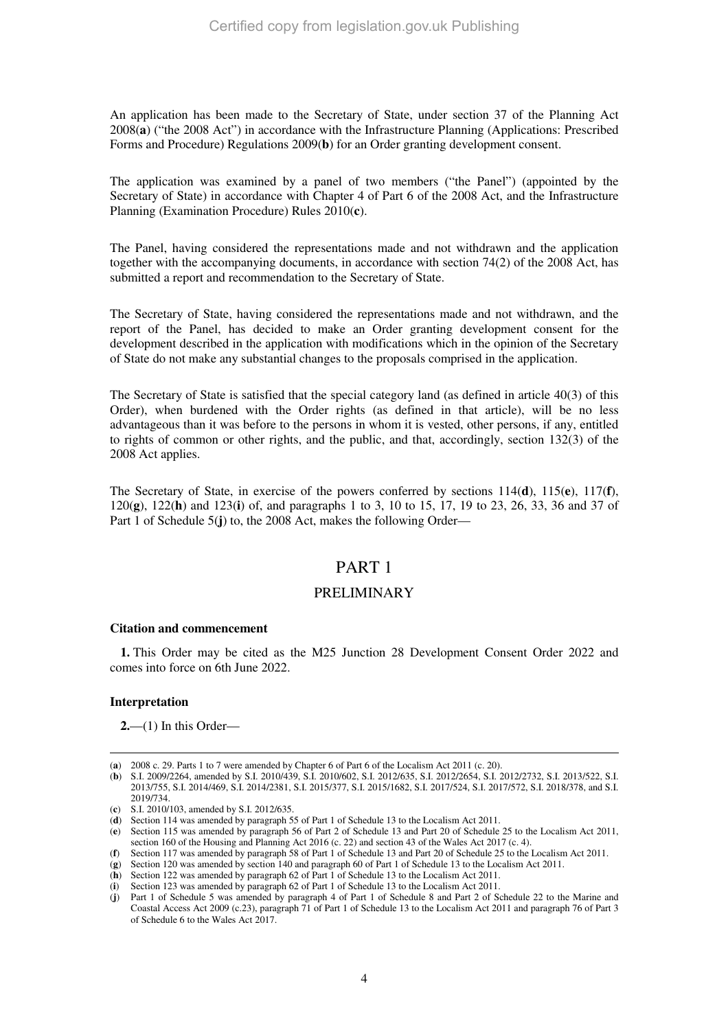An application has been made to the Secretary of State, under section 37 of the Planning Act 2008(**a**) ("the 2008 Act") in accordance with the Infrastructure Planning (Applications: Prescribed Forms and Procedure) Regulations 2009(**b**) for an Order granting development consent.

The application was examined by a panel of two members ("the Panel") (appointed by the Secretary of State) in accordance with Chapter 4 of Part 6 of the 2008 Act, and the Infrastructure Planning (Examination Procedure) Rules 2010(**c**).

The Panel, having considered the representations made and not withdrawn and the application together with the accompanying documents, in accordance with section 74(2) of the 2008 Act, has submitted a report and recommendation to the Secretary of State.

The Secretary of State, having considered the representations made and not withdrawn, and the report of the Panel, has decided to make an Order granting development consent for the development described in the application with modifications which in the opinion of the Secretary of State do not make any substantial changes to the proposals comprised in the application.

The Secretary of State is satisfied that the special category land (as defined in article 40(3) of this Order), when burdened with the Order rights (as defined in that article), will be no less advantageous than it was before to the persons in whom it is vested, other persons, if any, entitled to rights of common or other rights, and the public, and that, accordingly, section 132(3) of the 2008 Act applies.

The Secretary of State, in exercise of the powers conferred by sections 114(**d**), 115(**e**), 117(**f**), 120(**g**), 122(**h**) and 123(**i**) of, and paragraphs 1 to 3, 10 to 15, 17, 19 to 23, 26, 33, 36 and 37 of Part 1 of Schedule 5(**j**) to, the 2008 Act, makes the following Order—

# PART 1

## PRELIMINARY

### Citation and commencement

**1.** This Order may be cited as the M25 Junction 28 Development Consent Order 2022 and comes into force on 6th June 2022.

### Interpretation

**2.**—(1) In this Order—

---

(**a**) 2008 c. 29. Parts 1 to 7 were amended by Chapter 6 of Part 6 of the Localism Act 2011 (c. 20).

(**b**) S.I. 2009/2264, amended by S.I. 2010/439, S.I. 2010/602, S.I. 2012/635, S.I. 2012/2654, S.I. 2012/2732, S.I. 2013/522, S.I. 2013/755, S.I. 2014/469, S.I. 2014/2381, S.I. 2015/377, S.I. 2015/1682, S.I. 2017/524, S.I. 2017/572, S.I. 2018/378, and S.I. 2019/734.

(**c**) S.I. 2010/103, amended by S.I. 2012/635.

(**d**) Section 114 was amended by paragraph 55 of Part 1 of Schedule 13 to the Localism Act 2011.

(**e**) Section 115 was amended by paragraph 56 of Part 2 of Schedule 13 and Part 20 of Schedule 25 to the Localism Act 2011, section 160 of the Housing and Planning Act 2016 (c. 22) and section 43 of the Wales Act 2017 (c. 4).

(**f**) Section 117 was amended by paragraph 58 of Part 1 of Schedule 13 and Part 20 of Schedule 25 to the Localism Act 2011.

(**g**) Section 120 was amended by section 140 and paragraph 60 of Part 1 of Schedule 13 to the Localism Act 2011.

(**h**) Section 122 was amended by paragraph 62 of Part 1 of Schedule 13 to the Localism Act 2011.

(**i**) Section 123 was amended by paragraph 62 of Part 1 of Schedule 13 to the Localism Act 2011.

(**j**) Part 1 of Schedule 5 was amended by paragraph 4 of Part 1 of Schedule 8 and Part 2 of Schedule 22 to the Marine and Coastal Access Act 2009 (c.23), paragraph 71 of Part 1 of Schedule 13 to the Localism Act 2011 and paragraph 76 of Part 3 of Schedule 6 to the Wales Act 2017.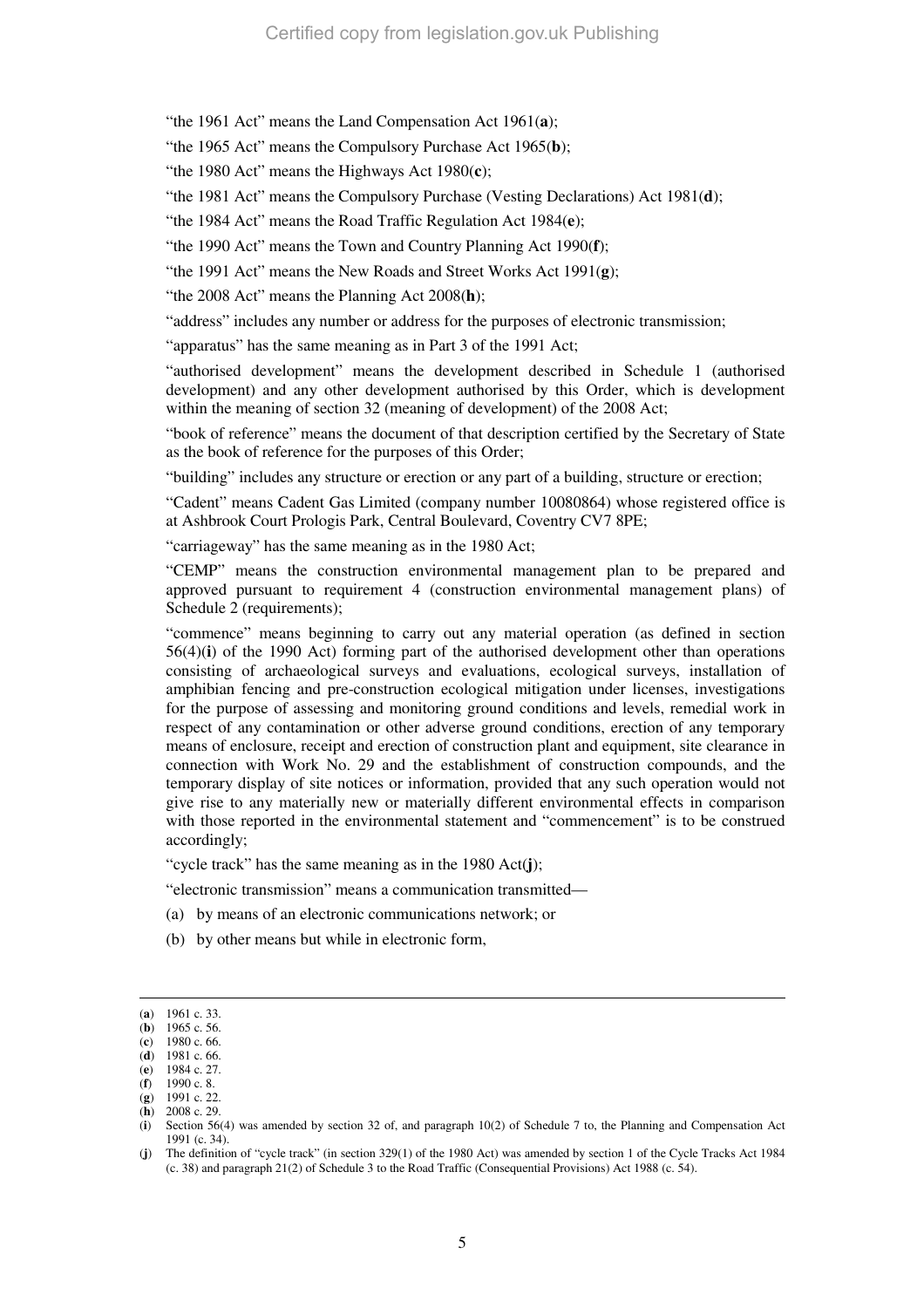"the 1961 Act" means the Land Compensation Act 1961(**a**);

"the 1965 Act" means the Compulsory Purchase Act 1965(**b**);

"the 1980 Act" means the Highways Act 1980(**c**);

"the 1981 Act" means the Compulsory Purchase (Vesting Declarations) Act 1981(**d**);

"the 1984 Act" means the Road Traffic Regulation Act 1984(**e**);

"the 1990 Act" means the Town and Country Planning Act 1990(**f**);

"the 1991 Act" means the New Roads and Street Works Act 1991(**g**);

"the 2008 Act" means the Planning Act 2008(**h**);

"address" includes any number or address for the purposes of electronic transmission;

"apparatus" has the same meaning as in Part 3 of the 1991 Act;

"authorised development" means the development described in Schedule 1 (authorised development) and any other development authorised by this Order, which is development within the meaning of section 32 (meaning of development) of the 2008 Act;

"book of reference" means the document of that description certified by the Secretary of State as the book of reference for the purposes of this Order;

"building" includes any structure or erection or any part of a building, structure or erection;

"Cadent" means Cadent Gas Limited (company number 10080864) whose registered office is at Ashbrook Court Prologis Park, Central Boulevard, Coventry CV7 8PE;

"carriageway" has the same meaning as in the 1980 Act;

"CEMP" means the construction environmental management plan to be prepared and approved pursuant to requirement 4 (construction environmental management plans) of Schedule 2 (requirements);

"commence" means beginning to carry out any material operation (as defined in section 56(4)(**i**) of the 1990 Act) forming part of the authorised development other than operations consisting of archaeological surveys and evaluations, ecological surveys, installation of amphibian fencing and pre-construction ecological mitigation under licenses, investigations for the purpose of assessing and monitoring ground conditions and levels, remedial work in respect of any contamination or other adverse ground conditions, erection of any temporary means of enclosure, receipt and erection of construction plant and equipment, site clearance in connection with Work No. 29 and the establishment of construction compounds, and the temporary display of site notices or information, provided that any such operation would not give rise to any materially new or materially different environmental effects in comparison with those reported in the environmental statement and "commencement" is to be construed accordingly;

"cycle track" has the same meaning as in the 1980 Act(**j**);

"electronic transmission" means a communication transmitted—

(a) by means of an electronic communications network; or

(b) by other means but while in electronic form,

---

(**a**) 1961 c. 33.
(**b**) 1965 c. 56.
(**c**) 1980 c. 66.
(**d**) 1981 c. 66.
(**e**) 1984 c. 27.
(**f**) 1990 c. 8.
(**g**) 1991 c. 22.
(**h**) 2008 c. 29.
(**i**) Section 56(4) was amended by section 32 of, and paragraph 10(2) of Schedule 7 to, the Planning and Compensation Act 1991 (c. 34).
(**j**) The definition of "cycle track" (in section 329(1) of the 1980 Act) was amended by section 1 of the Cycle Tracks Act 1984 (c. 38) and paragraph 21(2) of Schedule 3 to the Road Traffic (Consequential Provisions) Act 1988 (c. 54).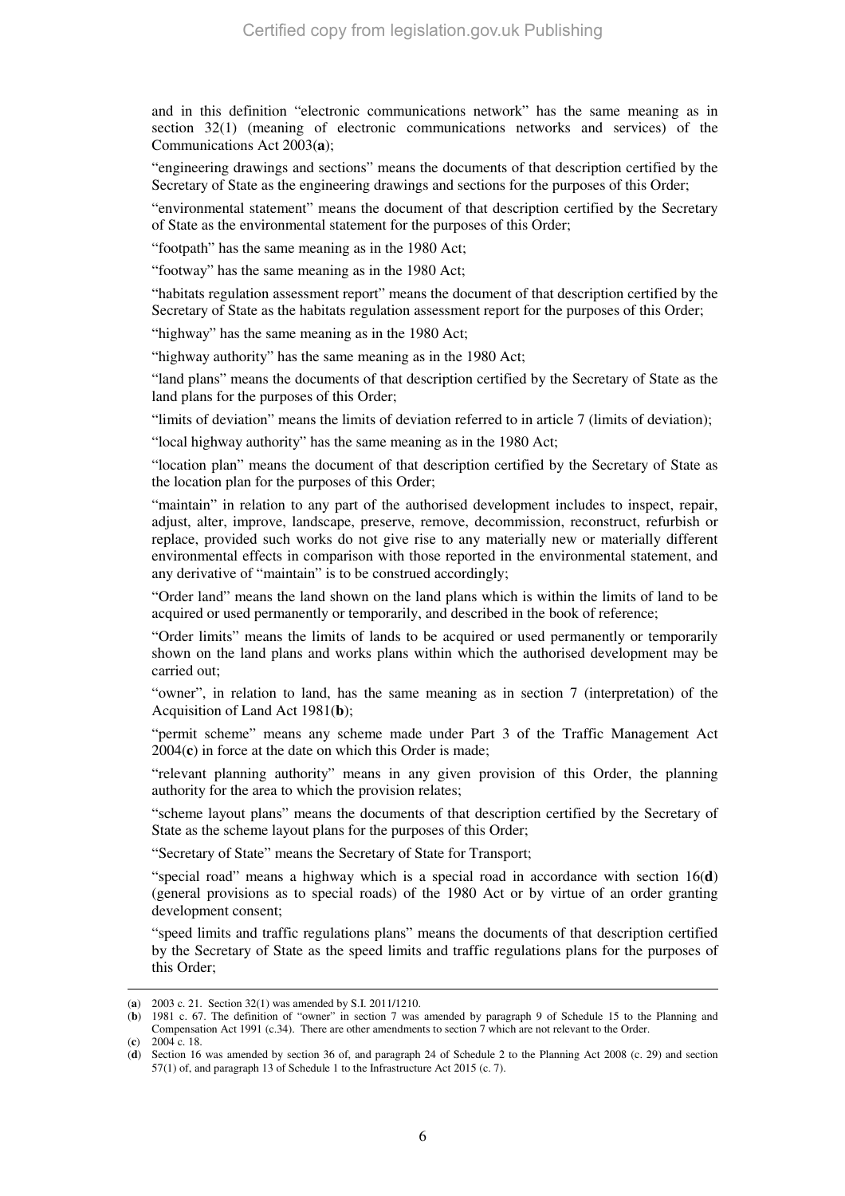and in this definition "electronic communications network" has the same meaning as in section 32(1) (meaning of electronic communications networks and services) of the Communications Act 2003(**a**);

"engineering drawings and sections" means the documents of that description certified by the Secretary of State as the engineering drawings and sections for the purposes of this Order;

"environmental statement" means the document of that description certified by the Secretary of State as the environmental statement for the purposes of this Order;

"footpath" has the same meaning as in the 1980 Act;

"footway" has the same meaning as in the 1980 Act;

"habitats regulation assessment report" means the document of that description certified by the Secretary of State as the habitats regulation assessment report for the purposes of this Order;

"highway" has the same meaning as in the 1980 Act;

"highway authority" has the same meaning as in the 1980 Act;

"land plans" means the documents of that description certified by the Secretary of State as the land plans for the purposes of this Order;

"limits of deviation" means the limits of deviation referred to in article 7 (limits of deviation);

"local highway authority" has the same meaning as in the 1980 Act;

"location plan" means the document of that description certified by the Secretary of State as the location plan for the purposes of this Order;

"maintain" in relation to any part of the authorised development includes to inspect, repair, adjust, alter, improve, landscape, preserve, remove, decommission, reconstruct, refurbish or replace, provided such works do not give rise to any materially new or materially different environmental effects in comparison with those reported in the environmental statement, and any derivative of "maintain" is to be construed accordingly;

"Order land" means the land shown on the land plans which is within the limits of land to be acquired or used permanently or temporarily, and described in the book of reference;

"Order limits" means the limits of lands to be acquired or used permanently or temporarily shown on the land plans and works plans within which the authorised development may be carried out;

"owner", in relation to land, has the same meaning as in section 7 (interpretation) of the Acquisition of Land Act 1981(**b**);

"permit scheme" means any scheme made under Part 3 of the Traffic Management Act 2004(**c**) in force at the date on which this Order is made;

"relevant planning authority" means in any given provision of this Order, the planning authority for the area to which the provision relates;

"scheme layout plans" means the documents of that description certified by the Secretary of State as the scheme layout plans for the purposes of this Order;

"Secretary of State" means the Secretary of State for Transport;

"special road" means a highway which is a special road in accordance with section 16(**d**) (general provisions as to special roads) of the 1980 Act or by virtue of an order granting development consent;

"speed limits and traffic regulations plans" means the documents of that description certified by the Secretary of State as the speed limits and traffic regulations plans for the purposes of this Order;

---

(**a**) 2003 c. 21. Section 32(1) was amended by S.I. 2011/1210.

(**b**) 1981 c. 67. The definition of "owner" in section 7 was amended by paragraph 9 of Schedule 15 to the Planning and Compensation Act 1991 (c.34). There are other amendments to section 7 which are not relevant to the Order.

(**c**) 2004 c. 18.

(**d**) Section 16 was amended by section 36 of, and paragraph 24 of Schedule 2 to the Planning Act 2008 (c. 29) and section 57(1) of, and paragraph 13 of Schedule 1 to the Infrastructure Act 2015 (c. 7).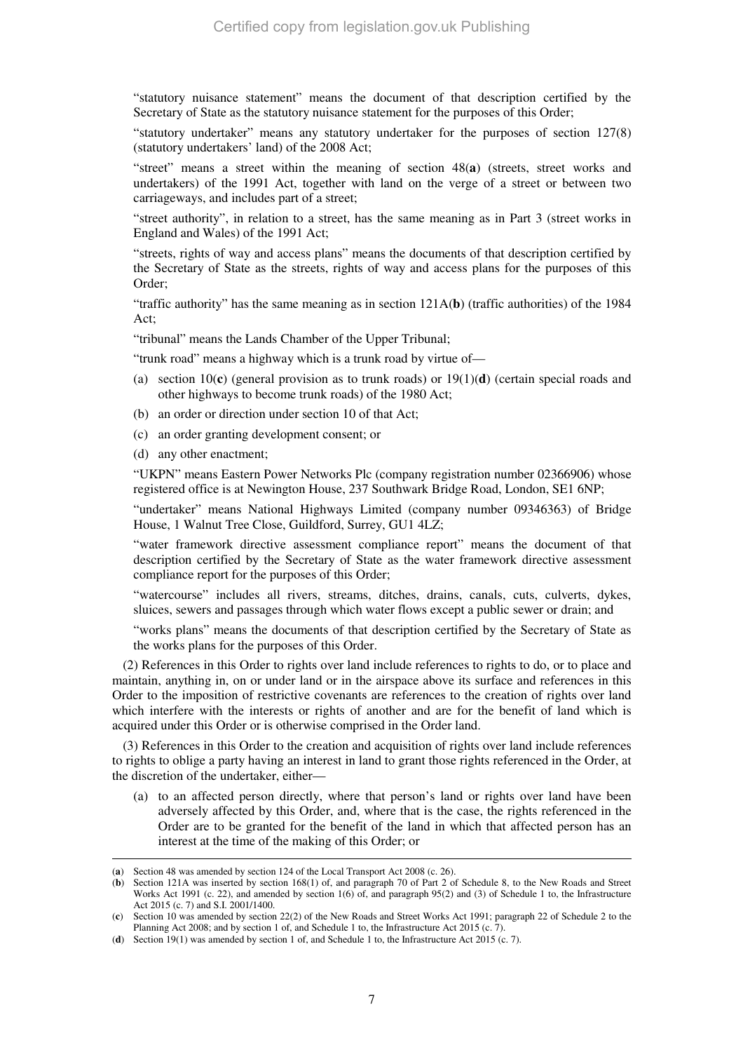"statutory nuisance statement" means the document of that description certified by the Secretary of State as the statutory nuisance statement for the purposes of this Order;

"statutory undertaker" means any statutory undertaker for the purposes of section 127(8) (statutory undertakers' land) of the 2008 Act;

"street" means a street within the meaning of section 48(**a**) (streets, street works and undertakers) of the 1991 Act, together with land on the verge of a street or between two carriageways, and includes part of a street;

"street authority", in relation to a street, has the same meaning as in Part 3 (street works in England and Wales) of the 1991 Act;

"streets, rights of way and access plans" means the documents of that description certified by the Secretary of State as the streets, rights of way and access plans for the purposes of this Order;

"traffic authority" has the same meaning as in section 121A(**b**) (traffic authorities) of the 1984 Act;

"tribunal" means the Lands Chamber of the Upper Tribunal;

"trunk road" means a highway which is a trunk road by virtue of—

(a) section 10(**c**) (general provision as to trunk roads) or 19(1)(**d**) (certain special roads and other highways to become trunk roads) of the 1980 Act;

(b) an order or direction under section 10 of that Act;

(c) an order granting development consent; or

(d) any other enactment;

"UKPN" means Eastern Power Networks Plc (company registration number 02366906) whose registered office is at Newington House, 237 Southwark Bridge Road, London, SE1 6NP;

"undertaker" means National Highways Limited (company number 09346363) of Bridge House, 1 Walnut Tree Close, Guildford, Surrey, GU1 4LZ;

"water framework directive assessment compliance report" means the document of that description certified by the Secretary of State as the water framework directive assessment compliance report for the purposes of this Order;

"watercourse" includes all rivers, streams, ditches, drains, canals, cuts, culverts, dykes, sluices, sewers and passages through which water flows except a public sewer or drain; and

"works plans" means the documents of that description certified by the Secretary of State as the works plans for the purposes of this Order.

(2) References in this Order to rights over land include references to rights to do, or to place and maintain, anything in, on or under land or in the airspace above its surface and references in this Order to the imposition of restrictive covenants are references to the creation of rights over land which interfere with the interests or rights of another and are for the benefit of land which is acquired under this Order or is otherwise comprised in the Order land.

(3) References in this Order to the creation and acquisition of rights over land include references to rights to oblige a party having an interest in land to grant those rights referenced in the Order, at the discretion of the undertaker, either—

(a) to an affected person directly, where that person's land or rights over land have been adversely affected by this Order, and, where that is the case, the rights referenced in the Order are to be granted for the benefit of the land in which that affected person has an interest at the time of the making of this Order; or

---

(**a**) Section 48 was amended by section 124 of the Local Transport Act 2008 (c. 26).

(**b**) Section 121A was inserted by section 168(1) of, and paragraph 70 of Part 2 of Schedule 8, to the New Roads and Street Works Act 1991 (c. 22), and amended by section 1(6) of, and paragraph 95(2) and (3) of Schedule 1 to, the Infrastructure Act 2015 (c. 7) and S.I. 2001/1400.

(**c**) Section 10 was amended by section 22(2) of the New Roads and Street Works Act 1991; paragraph 22 of Schedule 2 to the Planning Act 2008; and by section 1 of, and Schedule 1 to, the Infrastructure Act 2015 (c. 7).

(**d**) Section 19(1) was amended by section 1 of, and Schedule 1 to, the Infrastructure Act 2015 (c. 7).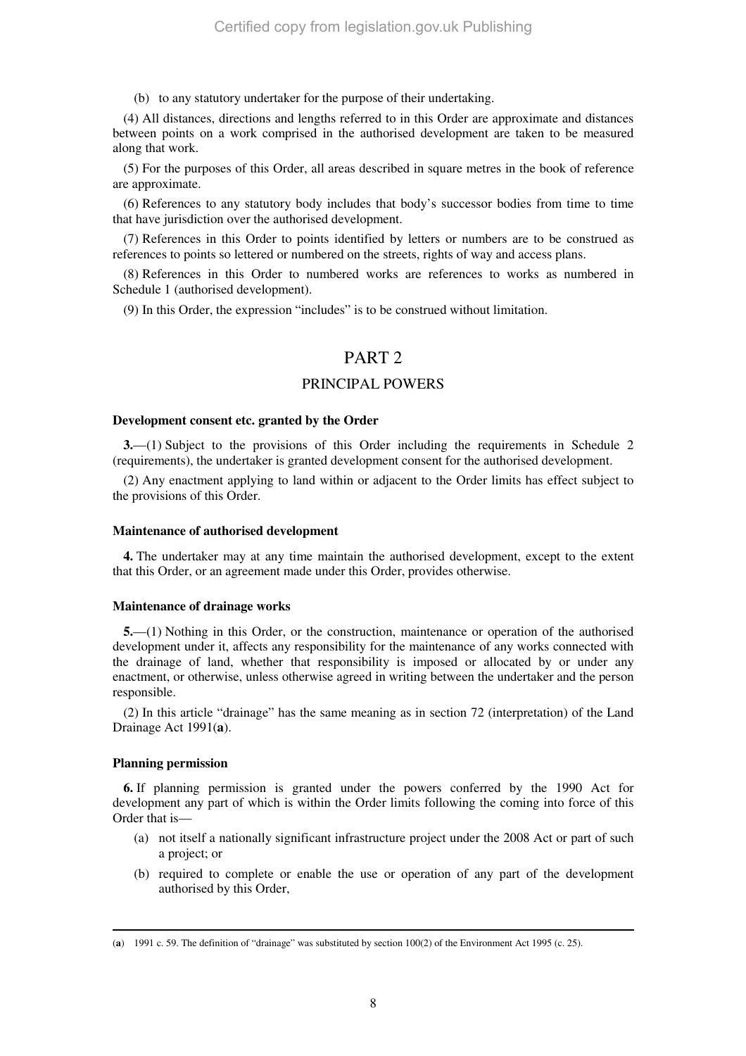(b) to any statutory undertaker for the purpose of their undertaking.

(4) All distances, directions and lengths referred to in this Order are approximate and distances between points on a work comprised in the authorised development are taken to be measured along that work.

(5) For the purposes of this Order, all areas described in square metres in the book of reference are approximate.

(6) References to any statutory body includes that body's successor bodies from time to time that have jurisdiction over the authorised development.

(7) References in this Order to points identified by letters or numbers are to be construed as references to points so lettered or numbered on the streets, rights of way and access plans.

(8) References in this Order to numbered works are references to works as numbered in Schedule 1 (authorised development).

(9) In this Order, the expression "includes" is to be construed without limitation.

# PART 2

## PRINCIPAL POWERS

**Development consent etc. granted by the Order**

**3.**—(1) Subject to the provisions of this Order including the requirements in Schedule 2 (requirements), the undertaker is granted development consent for the authorised development.

(2) Any enactment applying to land within or adjacent to the Order limits has effect subject to the provisions of this Order.

**Maintenance of authorised development**

**4.** The undertaker may at any time maintain the authorised development, except to the extent that this Order, or an agreement made under this Order, provides otherwise.

**Maintenance of drainage works**

**5.**—(1) Nothing in this Order, or the construction, maintenance or operation of the authorised development under it, affects any responsibility for the maintenance of any works connected with the drainage of land, whether that responsibility is imposed or allocated by or under any enactment, or otherwise, unless otherwise agreed in writing between the undertaker and the person responsible.

(2) In this article "drainage" has the same meaning as in section 72 (interpretation) of the Land Drainage Act 1991(**a**).

**Planning permission**

**6.** If planning permission is granted under the powers conferred by the 1990 Act for development any part of which is within the Order limits following the coming into force of this Order that is—

(a) not itself a nationally significant infrastructure project under the 2008 Act or part of such a project; or

(b) required to complete or enable the use or operation of any part of the development authorised by this Order,

---

(**a**) 1991 c. 59. The definition of "drainage" was substituted by section 100(2) of the Environment Act 1995 (c. 25).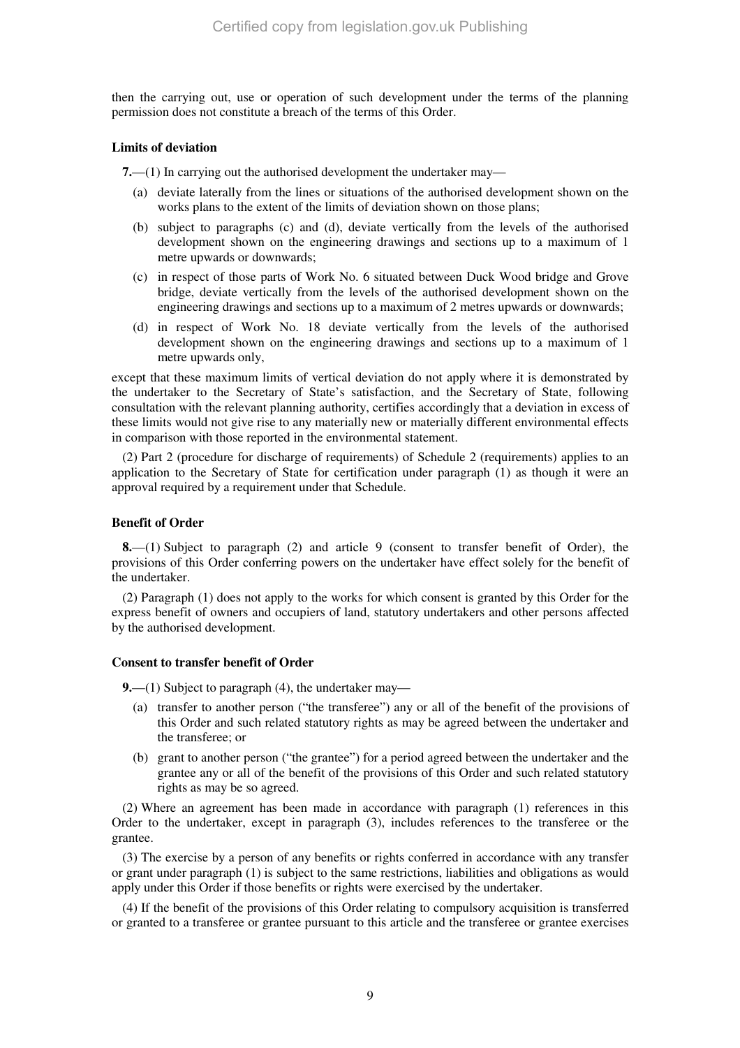then the carrying out, use or operation of such development under the terms of the planning permission does not constitute a breach of the terms of this Order.

**Limits of deviation**

**7.**—(1) In carrying out the authorised development the undertaker may—

(a) deviate laterally from the lines or situations of the authorised development shown on the works plans to the extent of the limits of deviation shown on those plans;

(b) subject to paragraphs (c) and (d), deviate vertically from the levels of the authorised development shown on the engineering drawings and sections up to a maximum of 1 metre upwards or downwards;

(c) in respect of those parts of Work No. 6 situated between Duck Wood bridge and Grove bridge, deviate vertically from the levels of the authorised development shown on the engineering drawings and sections up to a maximum of 2 metres upwards or downwards;

(d) in respect of Work No. 18 deviate vertically from the levels of the authorised development shown on the engineering drawings and sections up to a maximum of 1 metre upwards only,

except that these maximum limits of vertical deviation do not apply where it is demonstrated by the undertaker to the Secretary of State's satisfaction, and the Secretary of State, following consultation with the relevant planning authority, certifies accordingly that a deviation in excess of these limits would not give rise to any materially new or materially different environmental effects in comparison with those reported in the environmental statement.

(2) Part 2 (procedure for discharge of requirements) of Schedule 2 (requirements) applies to an application to the Secretary of State for certification under paragraph (1) as though it were an approval required by a requirement under that Schedule.

**Benefit of Order**

**8.**—(1) Subject to paragraph (2) and article 9 (consent to transfer benefit of Order), the provisions of this Order conferring powers on the undertaker have effect solely for the benefit of the undertaker.

(2) Paragraph (1) does not apply to the works for which consent is granted by this Order for the express benefit of owners and occupiers of land, statutory undertakers and other persons affected by the authorised development.

**Consent to transfer benefit of Order**

**9.**—(1) Subject to paragraph (4), the undertaker may—

(a) transfer to another person ("the transferee") any or all of the benefit of the provisions of this Order and such related statutory rights as may be agreed between the undertaker and the transferee; or

(b) grant to another person ("the grantee") for a period agreed between the undertaker and the grantee any or all of the benefit of the provisions of this Order and such related statutory rights as may be so agreed.

(2) Where an agreement has been made in accordance with paragraph (1) references in this Order to the undertaker, except in paragraph (3), includes references to the transferee or the grantee.

(3) The exercise by a person of any benefits or rights conferred in accordance with any transfer or grant under paragraph (1) is subject to the same restrictions, liabilities and obligations as would apply under this Order if those benefits or rights were exercised by the undertaker.

(4) If the benefit of the provisions of this Order relating to compulsory acquisition is transferred or granted to a transferee or grantee pursuant to this article and the transferee or grantee exercises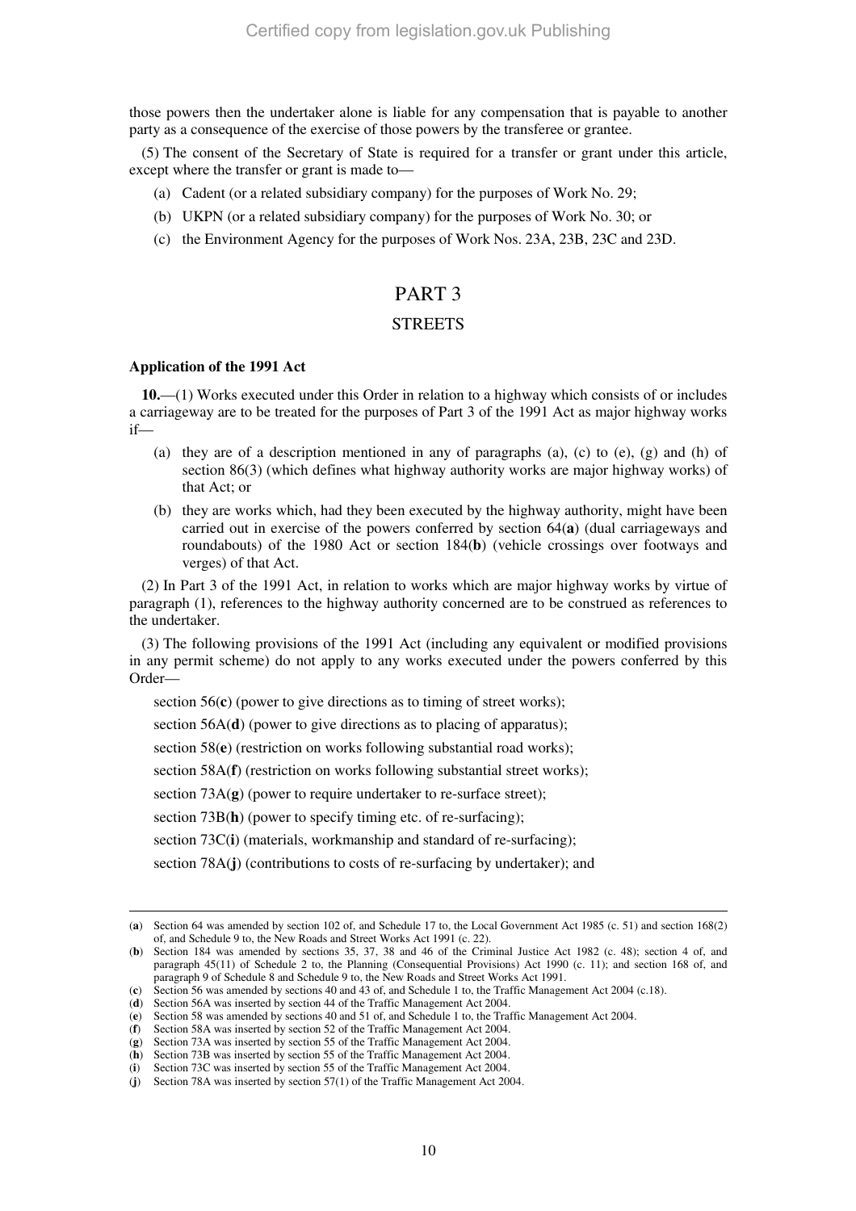those powers then the undertaker alone is liable for any compensation that is payable to another party as a consequence of the exercise of those powers by the transferee or grantee.

(5) The consent of the Secretary of State is required for a transfer or grant under this article, except where the transfer or grant is made to—

(a) Cadent (or a related subsidiary company) for the purposes of Work No. 29;

(b) UKPN (or a related subsidiary company) for the purposes of Work No. 30; or

(c) the Environment Agency for the purposes of Work Nos. 23A, 23B, 23C and 23D.

# PART 3

## STREETS

**Application of the 1991 Act**

**10.**—(1) Works executed under this Order in relation to a highway which consists of or includes a carriageway are to be treated for the purposes of Part 3 of the 1991 Act as major highway works if—

(a) they are of a description mentioned in any of paragraphs (a), (c) to (e), (g) and (h) of section 86(3) (which defines what highway authority works are major highway works) of that Act; or

(b) they are works which, had they been executed by the highway authority, might have been carried out in exercise of the powers conferred by section 64(**a**) (dual carriageways and roundabouts) of the 1980 Act or section 184(**b**) (vehicle crossings over footways and verges) of that Act.

(2) In Part 3 of the 1991 Act, in relation to works which are major highway works by virtue of paragraph (1), references to the highway authority concerned are to be construed as references to the undertaker.

(3) The following provisions of the 1991 Act (including any equivalent or modified provisions in any permit scheme) do not apply to any works executed under the powers conferred by this Order—

section 56(**c**) (power to give directions as to timing of street works);

section 56A(**d**) (power to give directions as to placing of apparatus);

section 58(**e**) (restriction on works following substantial road works);

section 58A(**f**) (restriction on works following substantial street works);

section 73A(**g**) (power to require undertaker to re-surface street);

section 73B(**h**) (power to specify timing etc. of re-surfacing);

section 73C(**i**) (materials, workmanship and standard of re-surfacing);

section 78A(**j**) (contributions to costs of re-surfacing by undertaker); and

---

(**a**) Section 64 was amended by section 102 of, and Schedule 17 to, the Local Government Act 1985 (c. 51) and section 168(2) of, and Schedule 9 to, the New Roads and Street Works Act 1991 (c. 22).

(**b**) Section 184 was amended by sections 35, 37, 38 and 46 of the Criminal Justice Act 1982 (c. 48); section 4 of, and paragraph 45(11) of Schedule 2 to, the Planning (Consequential Provisions) Act 1990 (c. 11); and section 168 of, and paragraph 9 of Schedule 8 and Schedule 9 to, the New Roads and Street Works Act 1991.

(**c**) Section 56 was amended by sections 40 and 43 of, and Schedule 1 to, the Traffic Management Act 2004 (c.18).

(**d**) Section 56A was inserted by section 44 of the Traffic Management Act 2004.

(**e**) Section 58 was amended by sections 40 and 51 of, and Schedule 1 to, the Traffic Management Act 2004.

(**f**) Section 58A was inserted by section 52 of the Traffic Management Act 2004.

(**g**) Section 73A was inserted by section 55 of the Traffic Management Act 2004.

(**h**) Section 73B was inserted by section 55 of the Traffic Management Act 2004.

(**i**) Section 73C was inserted by section 55 of the Traffic Management Act 2004.

(**j**) Section 78A was inserted by section 57(1) of the Traffic Management Act 2004.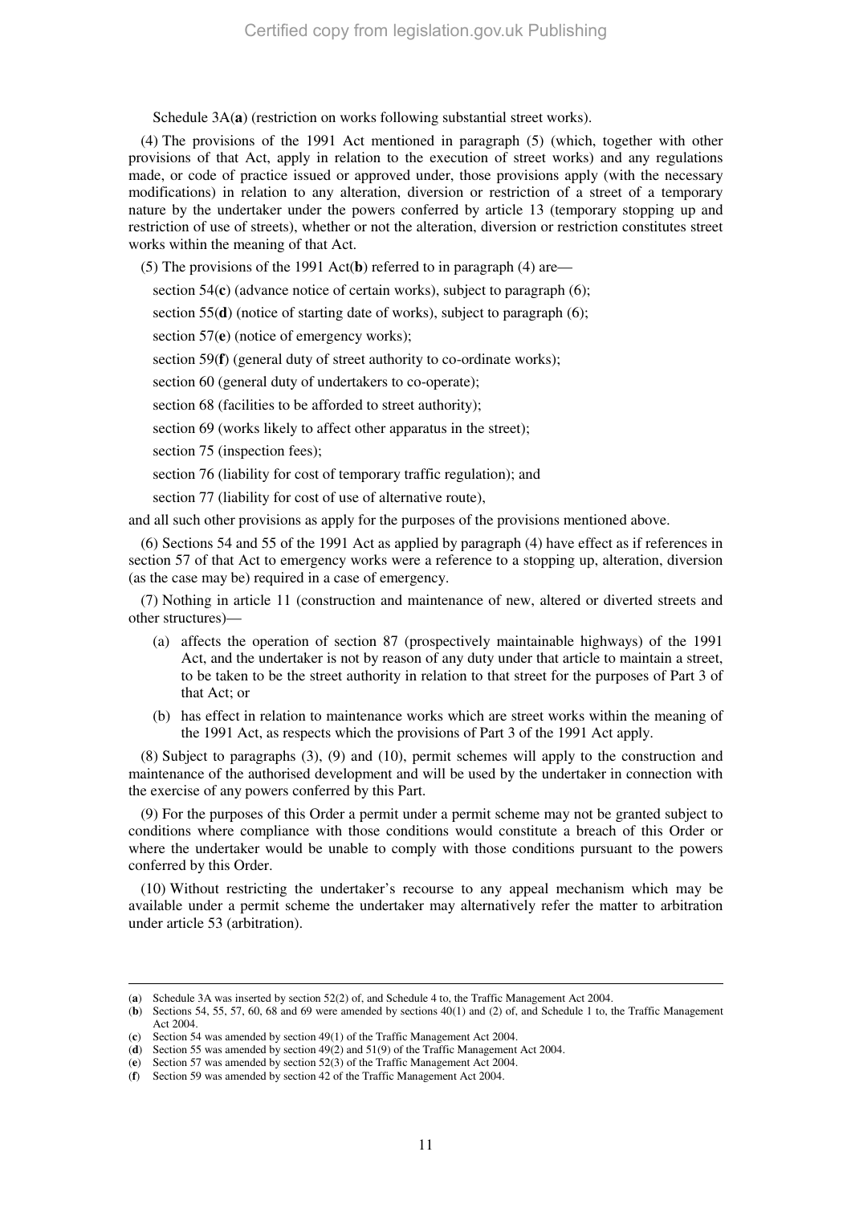Schedule 3A(**a**) (restriction on works following substantial street works).

(4) The provisions of the 1991 Act mentioned in paragraph (5) (which, together with other provisions of that Act, apply in relation to the execution of street works) and any regulations made, or code of practice issued or approved under, those provisions apply (with the necessary modifications) in relation to any alteration, diversion or restriction of a street of a temporary nature by the undertaker under the powers conferred by article 13 (temporary stopping up and restriction of use of streets), whether or not the alteration, diversion or restriction constitutes street works within the meaning of that Act.

(5) The provisions of the 1991 Act(**b**) referred to in paragraph (4) are—

section 54(**c**) (advance notice of certain works), subject to paragraph (6);

section 55(**d**) (notice of starting date of works), subject to paragraph (6);

section 57(**e**) (notice of emergency works);

section 59(**f**) (general duty of street authority to co-ordinate works);

section 60 (general duty of undertakers to co-operate);

section 68 (facilities to be afforded to street authority);

section 69 (works likely to affect other apparatus in the street);

section 75 (inspection fees);

section 76 (liability for cost of temporary traffic regulation); and

section 77 (liability for cost of use of alternative route),

and all such other provisions as apply for the purposes of the provisions mentioned above.

(6) Sections 54 and 55 of the 1991 Act as applied by paragraph (4) have effect as if references in section 57 of that Act to emergency works were a reference to a stopping up, alteration, diversion (as the case may be) required in a case of emergency.

(7) Nothing in article 11 (construction and maintenance of new, altered or diverted streets and other structures)—

(a) affects the operation of section 87 (prospectively maintainable highways) of the 1991 Act, and the undertaker is not by reason of any duty under that article to maintain a street, to be taken to be the street authority in relation to that street for the purposes of Part 3 of that Act; or

(b) has effect in relation to maintenance works which are street works within the meaning of the 1991 Act, as respects which the provisions of Part 3 of the 1991 Act apply.

(8) Subject to paragraphs (3), (9) and (10), permit schemes will apply to the construction and maintenance of the authorised development and will be used by the undertaker in connection with the exercise of any powers conferred by this Part.

(9) For the purposes of this Order a permit under a permit scheme may not be granted subject to conditions where compliance with those conditions would constitute a breach of this Order or where the undertaker would be unable to comply with those conditions pursuant to the powers conferred by this Order.

(10) Without restricting the undertaker's recourse to any appeal mechanism which may be available under a permit scheme the undertaker may alternatively refer the matter to arbitration under article 53 (arbitration).

---

(**a**) Schedule 3A was inserted by section 52(2) of, and Schedule 4 to, the Traffic Management Act 2004.

(**b**) Sections 54, 55, 57, 60, 68 and 69 were amended by sections 40(1) and (2) of, and Schedule 1 to, the Traffic Management Act 2004.

(**c**) Section 54 was amended by section 49(1) of the Traffic Management Act 2004.

(**d**) Section 55 was amended by section 49(2) and 51(9) of the Traffic Management Act 2004.

(**e**) Section 57 was amended by section 52(3) of the Traffic Management Act 2004.

(**f**) Section 59 was amended by section 42 of the Traffic Management Act 2004.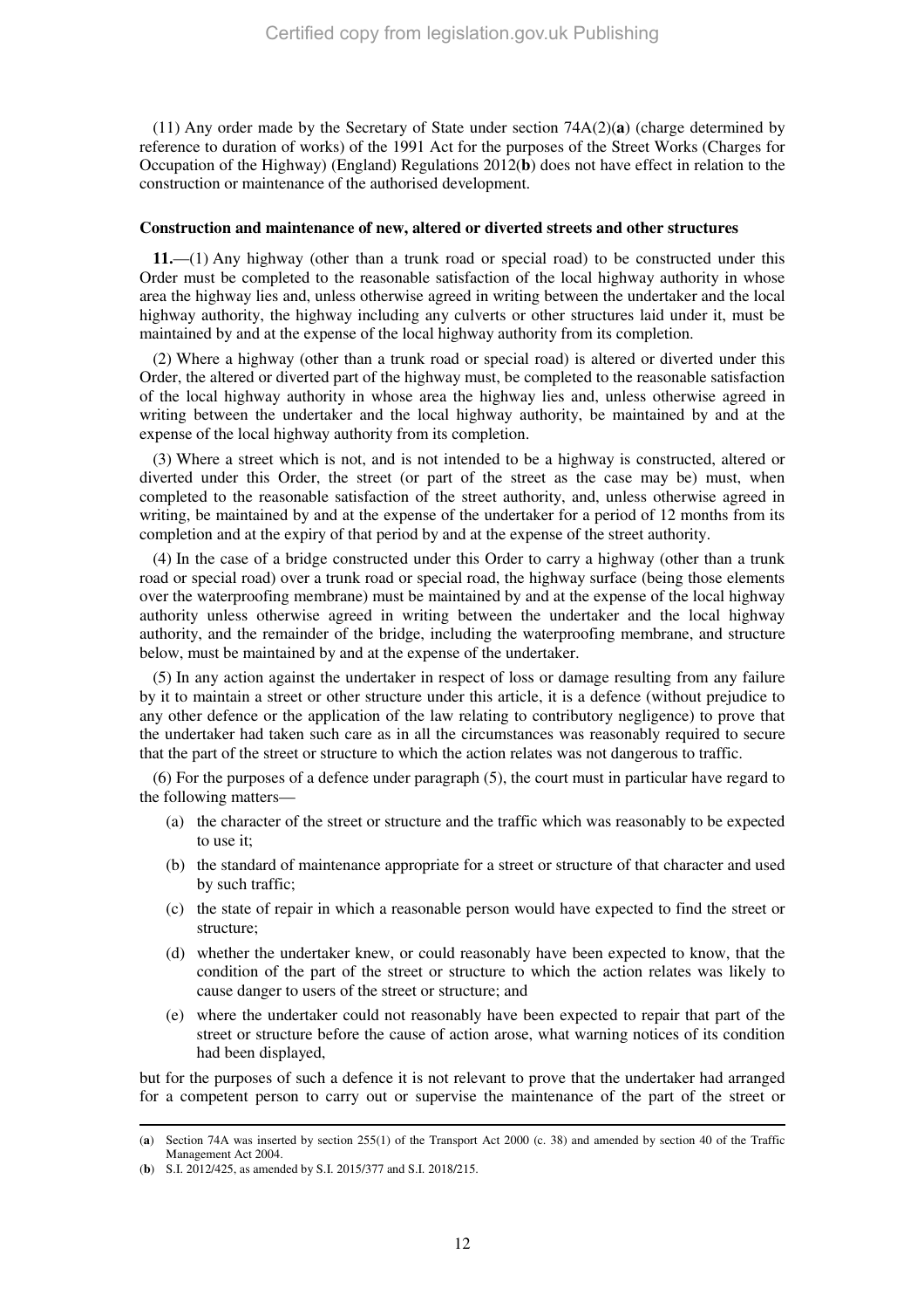(11) Any order made by the Secretary of State under section 74A(2)(**a**) (charge determined by reference to duration of works) of the 1991 Act for the purposes of the Street Works (Charges for Occupation of the Highway) (England) Regulations 2012(**b**) does not have effect in relation to the construction or maintenance of the authorised development.

**Construction and maintenance of new, altered or diverted streets and other structures**

**11.**—(1) Any highway (other than a trunk road or special road) to be constructed under this Order must be completed to the reasonable satisfaction of the local highway authority in whose area the highway lies and, unless otherwise agreed in writing between the undertaker and the local highway authority, the highway including any culverts or other structures laid under it, must be maintained by and at the expense of the local highway authority from its completion.

(2) Where a highway (other than a trunk road or special road) is altered or diverted under this Order, the altered or diverted part of the highway must, be completed to the reasonable satisfaction of the local highway authority in whose area the highway lies and, unless otherwise agreed in writing between the undertaker and the local highway authority, be maintained by and at the expense of the local highway authority from its completion.

(3) Where a street which is not, and is not intended to be a highway is constructed, altered or diverted under this Order, the street (or part of the street as the case may be) must, when completed to the reasonable satisfaction of the street authority, and, unless otherwise agreed in writing, be maintained by and at the expense of the undertaker for a period of 12 months from its completion and at the expiry of that period by and at the expense of the street authority.

(4) In the case of a bridge constructed under this Order to carry a highway (other than a trunk road or special road) over a trunk road or special road, the highway surface (being those elements over the waterproofing membrane) must be maintained by and at the expense of the local highway authority unless otherwise agreed in writing between the undertaker and the local highway authority, and the remainder of the bridge, including the waterproofing membrane, and structure below, must be maintained by and at the expense of the undertaker.

(5) In any action against the undertaker in respect of loss or damage resulting from any failure by it to maintain a street or other structure under this article, it is a defence (without prejudice to any other defence or the application of the law relating to contributory negligence) to prove that the undertaker had taken such care as in all the circumstances was reasonably required to secure that the part of the street or structure to which the action relates was not dangerous to traffic.

(6) For the purposes of a defence under paragraph (5), the court must in particular have regard to the following matters—

(a) the character of the street or structure and the traffic which was reasonably to be expected to use it;

(b) the standard of maintenance appropriate for a street or structure of that character and used by such traffic;

(c) the state of repair in which a reasonable person would have expected to find the street or structure;

(d) whether the undertaker knew, or could reasonably have been expected to know, that the condition of the part of the street or structure to which the action relates was likely to cause danger to users of the street or structure; and

(e) where the undertaker could not reasonably have been expected to repair that part of the street or structure before the cause of action arose, what warning notices of its condition had been displayed,

but for the purposes of such a defence it is not relevant to prove that the undertaker had arranged for a competent person to carry out or supervise the maintenance of the part of the street or

---

(**a**) Section 74A was inserted by section 255(1) of the Transport Act 2000 (c. 38) and amended by section 40 of the Traffic Management Act 2004.

(**b**) S.I. 2012/425, as amended by S.I. 2015/377 and S.I. 2018/215.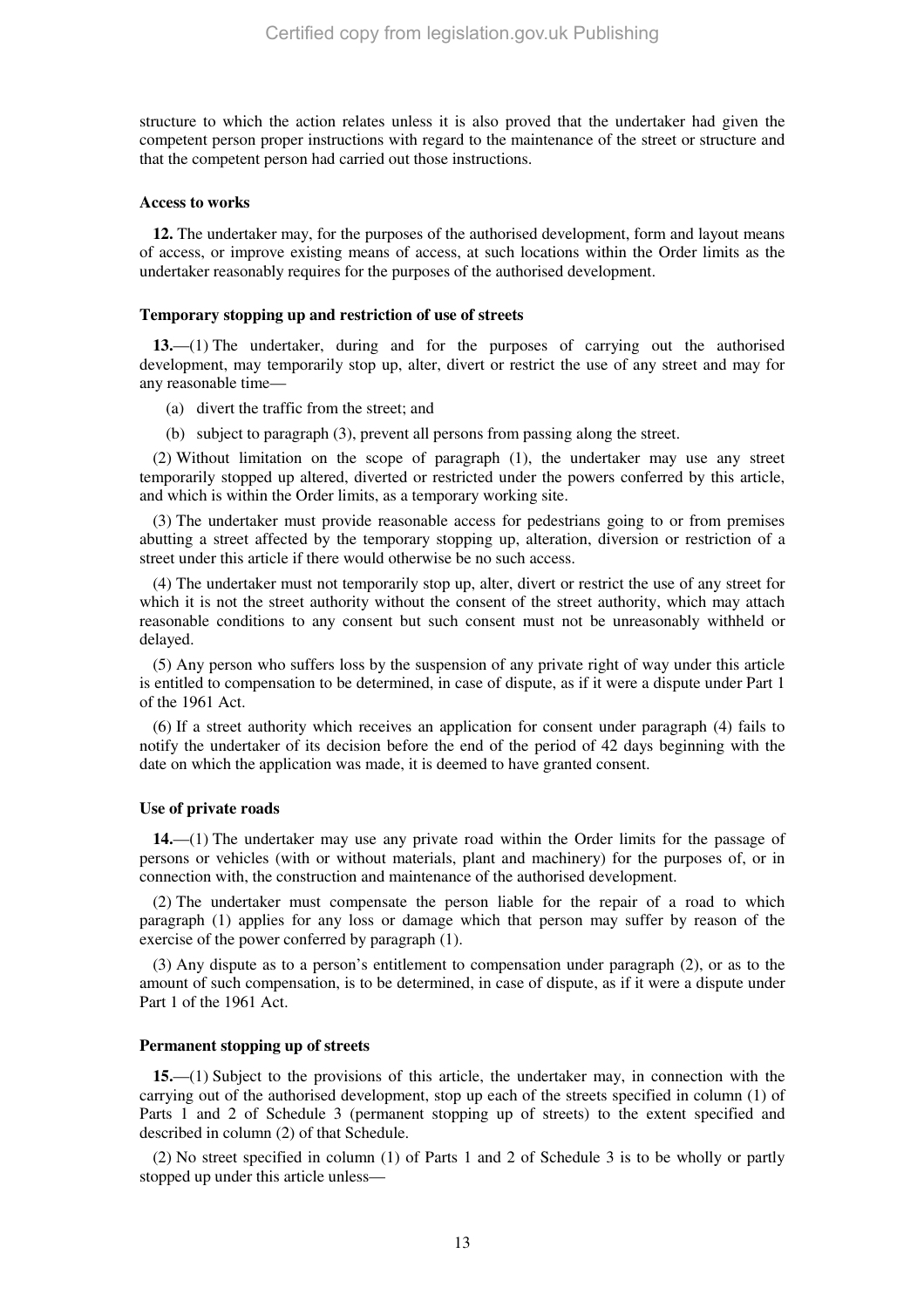structure to which the action relates unless it is also proved that the undertaker had given the competent person proper instructions with regard to the maintenance of the street or structure and that the competent person had carried out those instructions.

**Access to works**

**12.** The undertaker may, for the purposes of the authorised development, form and layout means of access, or improve existing means of access, at such locations within the Order limits as the undertaker reasonably requires for the purposes of the authorised development.

**Temporary stopping up and restriction of use of streets**

**13.**—(1) The undertaker, during and for the purposes of carrying out the authorised development, may temporarily stop up, alter, divert or restrict the use of any street and may for any reasonable time—

(a) divert the traffic from the street; and

(b) subject to paragraph (3), prevent all persons from passing along the street.

(2) Without limitation on the scope of paragraph (1), the undertaker may use any street temporarily stopped up altered, diverted or restricted under the powers conferred by this article, and which is within the Order limits, as a temporary working site.

(3) The undertaker must provide reasonable access for pedestrians going to or from premises abutting a street affected by the temporary stopping up, alteration, diversion or restriction of a street under this article if there would otherwise be no such access.

(4) The undertaker must not temporarily stop up, alter, divert or restrict the use of any street for which it is not the street authority without the consent of the street authority, which may attach reasonable conditions to any consent but such consent must not be unreasonably withheld or delayed.

(5) Any person who suffers loss by the suspension of any private right of way under this article is entitled to compensation to be determined, in case of dispute, as if it were a dispute under Part 1 of the 1961 Act.

(6) If a street authority which receives an application for consent under paragraph (4) fails to notify the undertaker of its decision before the end of the period of 42 days beginning with the date on which the application was made, it is deemed to have granted consent.

**Use of private roads**

**14.**—(1) The undertaker may use any private road within the Order limits for the passage of persons or vehicles (with or without materials, plant and machinery) for the purposes of, or in connection with, the construction and maintenance of the authorised development.

(2) The undertaker must compensate the person liable for the repair of a road to which paragraph (1) applies for any loss or damage which that person may suffer by reason of the exercise of the power conferred by paragraph (1).

(3) Any dispute as to a person's entitlement to compensation under paragraph (2), or as to the amount of such compensation, is to be determined, in case of dispute, as if it were a dispute under Part 1 of the 1961 Act.

**Permanent stopping up of streets**

**15.**—(1) Subject to the provisions of this article, the undertaker may, in connection with the carrying out of the authorised development, stop up each of the streets specified in column (1) of Parts 1 and 2 of Schedule 3 (permanent stopping up of streets) to the extent specified and described in column (2) of that Schedule.

(2) No street specified in column (1) of Parts 1 and 2 of Schedule 3 is to be wholly or partly stopped up under this article unless—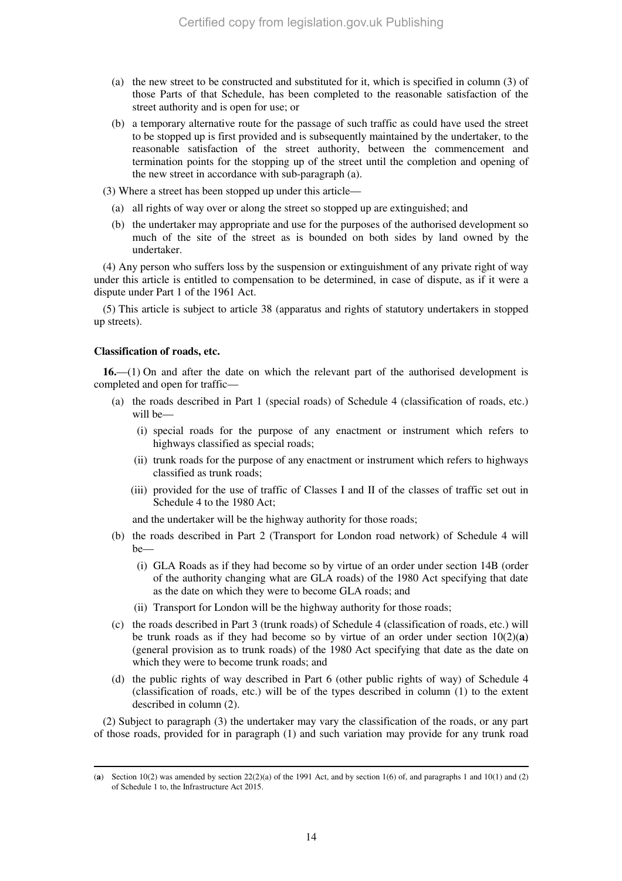(a) the new street to be constructed and substituted for it, which is specified in column (3) of those Parts of that Schedule, has been completed to the reasonable satisfaction of the street authority and is open for use; or

(b) a temporary alternative route for the passage of such traffic as could have used the street to be stopped up is first provided and is subsequently maintained by the undertaker, to the reasonable satisfaction of the street authority, between the commencement and termination points for the stopping up of the street until the completion and opening of the new street in accordance with sub-paragraph (a).

(3) Where a street has been stopped up under this article—

(a) all rights of way over or along the street so stopped up are extinguished; and

(b) the undertaker may appropriate and use for the purposes of the authorised development so much of the site of the street as is bounded on both sides by land owned by the undertaker.

(4) Any person who suffers loss by the suspension or extinguishment of any private right of way under this article is entitled to compensation to be determined, in case of dispute, as if it were a dispute under Part 1 of the 1961 Act.

(5) This article is subject to article 38 (apparatus and rights of statutory undertakers in stopped up streets).

**Classification of roads, etc.**

**16.**—(1) On and after the date on which the relevant part of the authorised development is completed and open for traffic—

(a) the roads described in Part 1 (special roads) of Schedule 4 (classification of roads, etc.) will be—

(i) special roads for the purpose of any enactment or instrument which refers to highways classified as special roads;

(ii) trunk roads for the purpose of any enactment or instrument which refers to highways classified as trunk roads;

(iii) provided for the use of traffic of Classes I and II of the classes of traffic set out in Schedule 4 to the 1980 Act;

and the undertaker will be the highway authority for those roads;

(b) the roads described in Part 2 (Transport for London road network) of Schedule 4 will be—

(i) GLA Roads as if they had become so by virtue of an order under section 14B (order of the authority changing what are GLA roads) of the 1980 Act specifying that date as the date on which they were to become GLA roads; and

(ii) Transport for London will be the highway authority for those roads;

(c) the roads described in Part 3 (trunk roads) of Schedule 4 (classification of roads, etc.) will be trunk roads as if they had become so by virtue of an order under section 10(2)(**a**) (general provision as to trunk roads) of the 1980 Act specifying that date as the date on which they were to become trunk roads; and

(d) the public rights of way described in Part 6 (other public rights of way) of Schedule 4 (classification of roads, etc.) will be of the types described in column (1) to the extent described in column (2).

(2) Subject to paragraph (3) the undertaker may vary the classification of the roads, or any part of those roads, provided for in paragraph (1) and such variation may provide for any trunk road

(**a**) Section 10(2) was amended by section 22(2)(a) of the 1991 Act, and by section 1(6) of, and paragraphs 1 and 10(1) and (2) of Schedule 1 to, the Infrastructure Act 2015.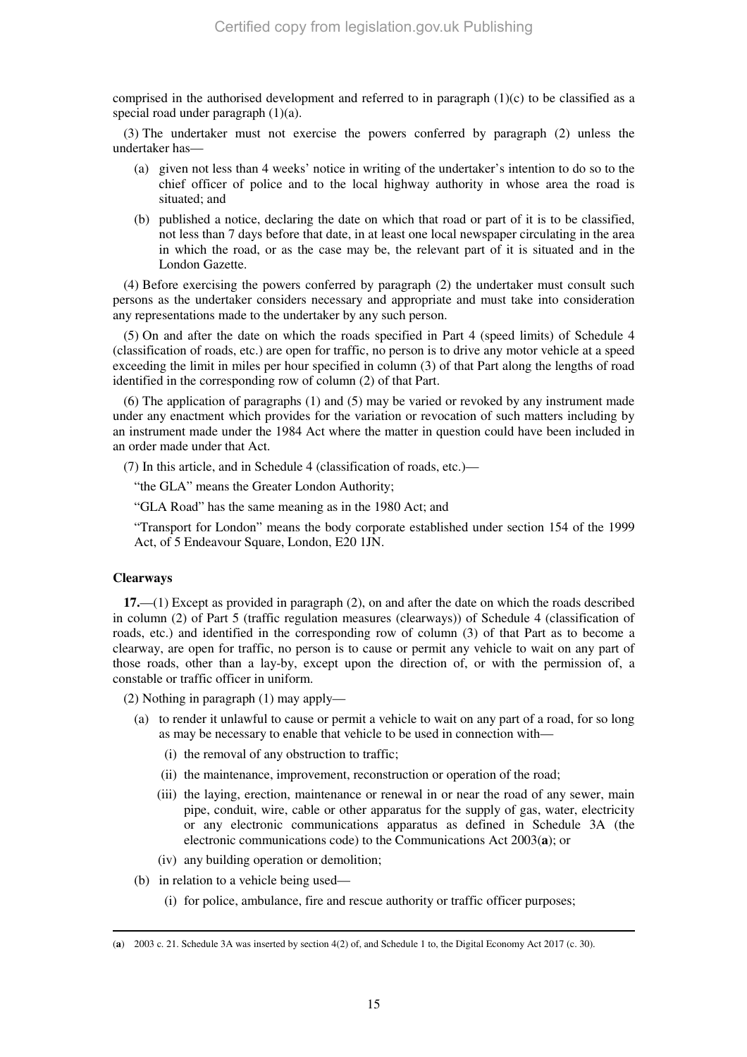comprised in the authorised development and referred to in paragraph (1)(c) to be classified as a special road under paragraph (1)(a).

(3) The undertaker must not exercise the powers conferred by paragraph (2) unless the undertaker has—

- (a) given not less than 4 weeks' notice in writing of the undertaker's intention to do so to the chief officer of police and to the local highway authority in whose area the road is situated; and
- (b) published a notice, declaring the date on which that road or part of it is to be classified, not less than 7 days before that date, in at least one local newspaper circulating in the area in which the road, or as the case may be, the relevant part of it is situated and in the London Gazette.

(4) Before exercising the powers conferred by paragraph (2) the undertaker must consult such persons as the undertaker considers necessary and appropriate and must take into consideration any representations made to the undertaker by any such person.

(5) On and after the date on which the roads specified in Part 4 (speed limits) of Schedule 4 (classification of roads, etc.) are open for traffic, no person is to drive any motor vehicle at a speed exceeding the limit in miles per hour specified in column (3) of that Part along the lengths of road identified in the corresponding row of column (2) of that Part.

(6) The application of paragraphs (1) and (5) may be varied or revoked by any instrument made under any enactment which provides for the variation or revocation of such matters including by an instrument made under the 1984 Act where the matter in question could have been included in an order made under that Act.

(7) In this article, and in Schedule 4 (classification of roads, etc.)—

"the GLA" means the Greater London Authority;

"GLA Road" has the same meaning as in the 1980 Act; and

"Transport for London" means the body corporate established under section 154 of the 1999 Act, of 5 Endeavour Square, London, E20 1JN.

### Clearways

**17.**—(1) Except as provided in paragraph (2), on and after the date on which the roads described in column (2) of Part 5 (traffic regulation measures (clearways)) of Schedule 4 (classification of roads, etc.) and identified in the corresponding row of column (3) of that Part as to become a clearway, are open for traffic, no person is to cause or permit any vehicle to wait on any part of those roads, other than a lay-by, except upon the direction of, or with the permission of, a constable or traffic officer in uniform.

(2) Nothing in paragraph (1) may apply—

- (a) to render it unlawful to cause or permit a vehicle to wait on any part of a road, for so long as may be necessary to enable that vehicle to be used in connection with—
  - (i) the removal of any obstruction to traffic;
  - (ii) the maintenance, improvement, reconstruction or operation of the road;
  - (iii) the laying, erection, maintenance or renewal in or near the road of any sewer, main pipe, conduit, wire, cable or other apparatus for the supply of gas, water, electricity or any electronic communications apparatus as defined in Schedule 3A (the electronic communications code) to the Communications Act 2003(**a**); or
  - (iv) any building operation or demolition;
- (b) in relation to a vehicle being used—
  - (i) for police, ambulance, fire and rescue authority or traffic officer purposes;

---

(**a**) 2003 c. 21. Schedule 3A was inserted by section 4(2) of, and Schedule 1 to, the Digital Economy Act 2017 (c. 30).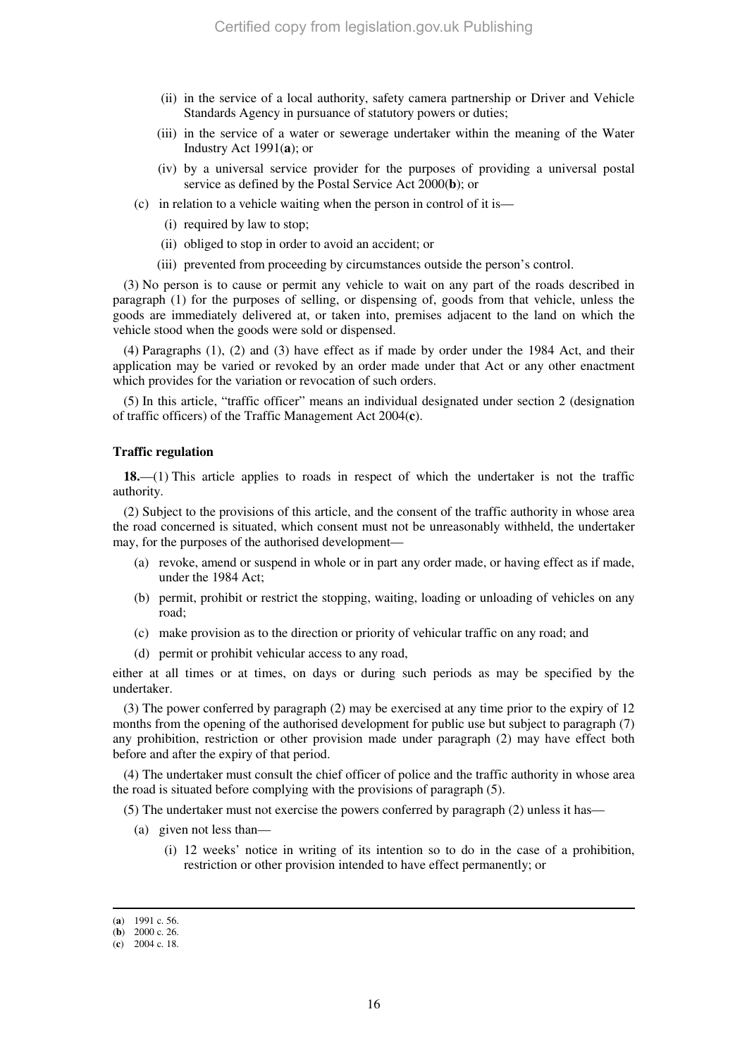(ii) in the service of a local authority, safety camera partnership or Driver and Vehicle Standards Agency in pursuance of statutory powers or duties;

(iii) in the service of a water or sewerage undertaker within the meaning of the Water Industry Act 1991(**a**); or

(iv) by a universal service provider for the purposes of providing a universal postal service as defined by the Postal Service Act 2000(**b**); or

(c) in relation to a vehicle waiting when the person in control of it is—

(i) required by law to stop;

(ii) obliged to stop in order to avoid an accident; or

(iii) prevented from proceeding by circumstances outside the person's control.

(3) No person is to cause or permit any vehicle to wait on any part of the roads described in paragraph (1) for the purposes of selling, or dispensing of, goods from that vehicle, unless the goods are immediately delivered at, or taken into, premises adjacent to the land on which the vehicle stood when the goods were sold or dispensed.

(4) Paragraphs (1), (2) and (3) have effect as if made by order under the 1984 Act, and their application may be varied or revoked by an order made under that Act or any other enactment which provides for the variation or revocation of such orders.

(5) In this article, "traffic officer" means an individual designated under section 2 (designation of traffic officers) of the Traffic Management Act 2004(**c**).

**Traffic regulation**

**18.**—(1) This article applies to roads in respect of which the undertaker is not the traffic authority.

(2) Subject to the provisions of this article, and the consent of the traffic authority in whose area the road concerned is situated, which consent must not be unreasonably withheld, the undertaker may, for the purposes of the authorised development—

(a) revoke, amend or suspend in whole or in part any order made, or having effect as if made, under the 1984 Act;

(b) permit, prohibit or restrict the stopping, waiting, loading or unloading of vehicles on any road;

(c) make provision as to the direction or priority of vehicular traffic on any road; and

(d) permit or prohibit vehicular access to any road,

either at all times or at times, on days or during such periods as may be specified by the undertaker.

(3) The power conferred by paragraph (2) may be exercised at any time prior to the expiry of 12 months from the opening of the authorised development for public use but subject to paragraph (7) any prohibition, restriction or other provision made under paragraph (2) may have effect both before and after the expiry of that period.

(4) The undertaker must consult the chief officer of police and the traffic authority in whose area the road is situated before complying with the provisions of paragraph (5).

(5) The undertaker must not exercise the powers conferred by paragraph (2) unless it has—

(a) given not less than—

(i) 12 weeks' notice in writing of its intention so to do in the case of a prohibition, restriction or other provision intended to have effect permanently; or

---

(**a**) 1991 c. 56.
(**b**) 2000 c. 26.
(**c**) 2004 c. 18.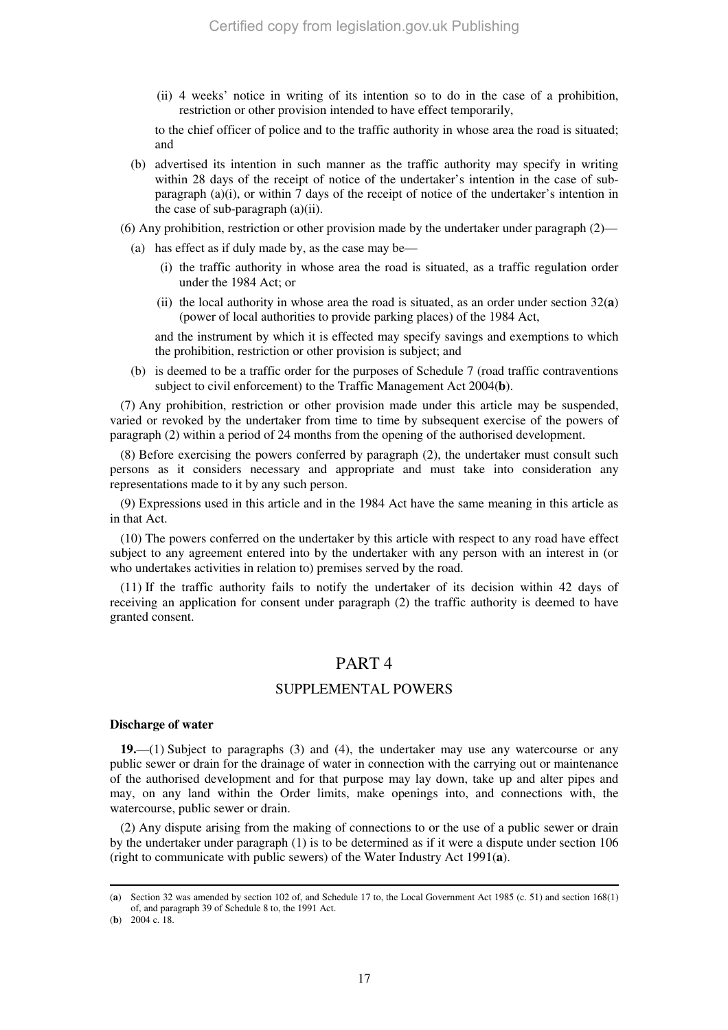(ii) 4 weeks' notice in writing of its intention so to do in the case of a prohibition, restriction or other provision intended to have effect temporarily,

to the chief officer of police and to the traffic authority in whose area the road is situated; and

(b) advertised its intention in such manner as the traffic authority may specify in writing within 28 days of the receipt of notice of the undertaker's intention in the case of sub-paragraph (a)(i), or within 7 days of the receipt of notice of the undertaker's intention in the case of sub-paragraph (a)(ii).

(6) Any prohibition, restriction or other provision made by the undertaker under paragraph (2)—

(a) has effect as if duly made by, as the case may be—

(i) the traffic authority in whose area the road is situated, as a traffic regulation order under the 1984 Act; or

(ii) the local authority in whose area the road is situated, as an order under section 32(**a**) (power of local authorities to provide parking places) of the 1984 Act,

and the instrument by which it is effected may specify savings and exemptions to which the prohibition, restriction or other provision is subject; and

(b) is deemed to be a traffic order for the purposes of Schedule 7 (road traffic contraventions subject to civil enforcement) to the Traffic Management Act 2004(**b**).

(7) Any prohibition, restriction or other provision made under this article may be suspended, varied or revoked by the undertaker from time to time by subsequent exercise of the powers of paragraph (2) within a period of 24 months from the opening of the authorised development.

(8) Before exercising the powers conferred by paragraph (2), the undertaker must consult such persons as it considers necessary and appropriate and must take into consideration any representations made to it by any such person.

(9) Expressions used in this article and in the 1984 Act have the same meaning in this article as in that Act.

(10) The powers conferred on the undertaker by this article with respect to any road have effect subject to any agreement entered into by the undertaker with any person with an interest in (or who undertakes activities in relation to) premises served by the road.

(11) If the traffic authority fails to notify the undertaker of its decision within 42 days of receiving an application for consent under paragraph (2) the traffic authority is deemed to have granted consent.

## PART 4

## SUPPLEMENTAL POWERS

**Discharge of water**

**19.**—(1) Subject to paragraphs (3) and (4), the undertaker may use any watercourse or any public sewer or drain for the drainage of water in connection with the carrying out or maintenance of the authorised development and for that purpose may lay down, take up and alter pipes and may, on any land within the Order limits, make openings into, and connections with, the watercourse, public sewer or drain.

(2) Any dispute arising from the making of connections to or the use of a public sewer or drain by the undertaker under paragraph (1) is to be determined as if it were a dispute under section 106 (right to communicate with public sewers) of the Water Industry Act 1991(**a**).

---

(**a**) Section 32 was amended by section 102 of, and Schedule 17 to, the Local Government Act 1985 (c. 51) and section 168(1) of, and paragraph 39 of Schedule 8 to, the 1991 Act.

(**b**) 2004 c. 18.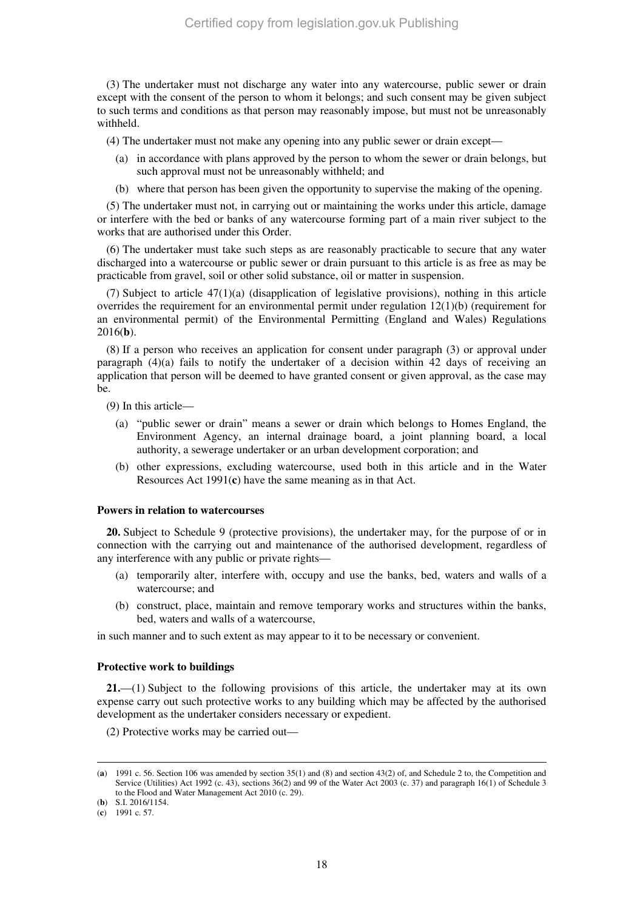(3) The undertaker must not discharge any water into any watercourse, public sewer or drain except with the consent of the person to whom it belongs; and such consent may be given subject to such terms and conditions as that person may reasonably impose, but must not be unreasonably withheld.

(4) The undertaker must not make any opening into any public sewer or drain except—

(a) in accordance with plans approved by the person to whom the sewer or drain belongs, but such approval must not be unreasonably withheld; and

(b) where that person has been given the opportunity to supervise the making of the opening.

(5) The undertaker must not, in carrying out or maintaining the works under this article, damage or interfere with the bed or banks of any watercourse forming part of a main river subject to the works that are authorised under this Order.

(6) The undertaker must take such steps as are reasonably practicable to secure that any water discharged into a watercourse or public sewer or drain pursuant to this article is as free as may be practicable from gravel, soil or other solid substance, oil or matter in suspension.

(7) Subject to article 47(1)(a) (disapplication of legislative provisions), nothing in this article overrides the requirement for an environmental permit under regulation 12(1)(b) (requirement for an environmental permit) of the Environmental Permitting (England and Wales) Regulations 2016(**b**).

(8) If a person who receives an application for consent under paragraph (3) or approval under paragraph (4)(a) fails to notify the undertaker of a decision within 42 days of receiving an application that person will be deemed to have granted consent or given approval, as the case may be.

(9) In this article—

(a) "public sewer or drain" means a sewer or drain which belongs to Homes England, the Environment Agency, an internal drainage board, a joint planning board, a local authority, a sewerage undertaker or an urban development corporation; and

(b) other expressions, excluding watercourse, used both in this article and in the Water Resources Act 1991(**c**) have the same meaning as in that Act.

**Powers in relation to watercourses**

**20.** Subject to Schedule 9 (protective provisions), the undertaker may, for the purpose of or in connection with the carrying out and maintenance of the authorised development, regardless of any interference with any public or private rights—

(a) temporarily alter, interfere with, occupy and use the banks, bed, waters and walls of a watercourse; and

(b) construct, place, maintain and remove temporary works and structures within the banks, bed, waters and walls of a watercourse,

in such manner and to such extent as may appear to it to be necessary or convenient.

**Protective work to buildings**

**21.**—(1) Subject to the following provisions of this article, the undertaker may at its own expense carry out such protective works to any building which may be affected by the authorised development as the undertaker considers necessary or expedient.

(2) Protective works may be carried out—

---

(**a**) 1991 c. 56. Section 106 was amended by section 35(1) and (8) and section 43(2) of, and Schedule 2 to, the Competition and Service (Utilities) Act 1992 (c. 43), sections 36(2) and 99 of the Water Act 2003 (c. 37) and paragraph 16(1) of Schedule 3 to the Flood and Water Management Act 2010 (c. 29).

(**b**) S.I. 2016/1154.

(**c**) 1991 c. 57.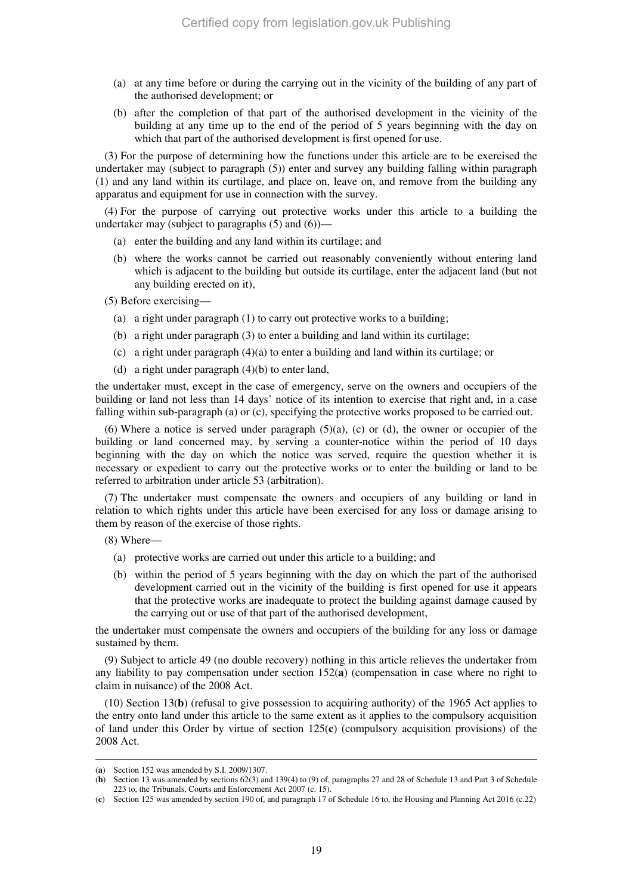(a) at any time before or during the carrying out in the vicinity of the building of any part of the authorised development; or

(b) after the completion of that part of the authorised development in the vicinity of the building at any time up to the end of the period of 5 years beginning with the day on which that part of the authorised development is first opened for use.

(3) For the purpose of determining how the functions under this article are to be exercised the undertaker may (subject to paragraph (5)) enter and survey any building falling within paragraph (1) and any land within its curtilage, and place on, leave on, and remove from the building any apparatus and equipment for use in connection with the survey.

(4) For the purpose of carrying out protective works under this article to a building the undertaker may (subject to paragraphs (5) and (6))—

(a) enter the building and any land within its curtilage; and

(b) where the works cannot be carried out reasonably conveniently without entering land which is adjacent to the building but outside its curtilage, enter the adjacent land (but not any building erected on it),

(5) Before exercising—

(a) a right under paragraph (1) to carry out protective works to a building;

(b) a right under paragraph (3) to enter a building and land within its curtilage;

(c) a right under paragraph (4)(a) to enter a building and land within its curtilage; or

(d) a right under paragraph (4)(b) to enter land,

the undertaker must, except in the case of emergency, serve on the owners and occupiers of the building or land not less than 14 days' notice of its intention to exercise that right and, in a case falling within sub-paragraph (a) or (c), specifying the protective works proposed to be carried out.

(6) Where a notice is served under paragraph (5)(a), (c) or (d), the owner or occupier of the building or land concerned may, by serving a counter-notice within the period of 10 days beginning with the day on which the notice was served, require the question whether it is necessary or expedient to carry out the protective works or to enter the building or land to be referred to arbitration under article 53 (arbitration).

(7) The undertaker must compensate the owners and occupiers of any building or land in relation to which rights under this article have been exercised for any loss or damage arising to them by reason of the exercise of those rights.

(8) Where—

(a) protective works are carried out under this article to a building; and

(b) within the period of 5 years beginning with the day on which the part of the authorised development carried out in the vicinity of the building is first opened for use it appears that the protective works are inadequate to protect the building against damage caused by the carrying out or use of that part of the authorised development,

the undertaker must compensate the owners and occupiers of the building for any loss or damage sustained by them.

(9) Subject to article 49 (no double recovery) nothing in this article relieves the undertaker from any liability to pay compensation under section 152(**a**) (compensation in case where no right to claim in nuisance) of the 2008 Act.

(10) Section 13(**b**) (refusal to give possession to acquiring authority) of the 1965 Act applies to the entry onto land under this article to the same extent as it applies to the compulsory acquisition of land under this Order by virtue of section 125(**c**) (compulsory acquisition provisions) of the 2008 Act.

---

(**a**) Section 152 was amended by S.I. 2009/1307.

(**b**) Section 13 was amended by sections 62(3) and 139(4) to (9) of, paragraphs 27 and 28 of Schedule 13 and Part 3 of Schedule 223 to, the Tribunals, Courts and Enforcement Act 2007 (c. 15).

(**c**) Section 125 was amended by section 190 of, and paragraph 17 of Schedule 16 to, the Housing and Planning Act 2016 (c.22)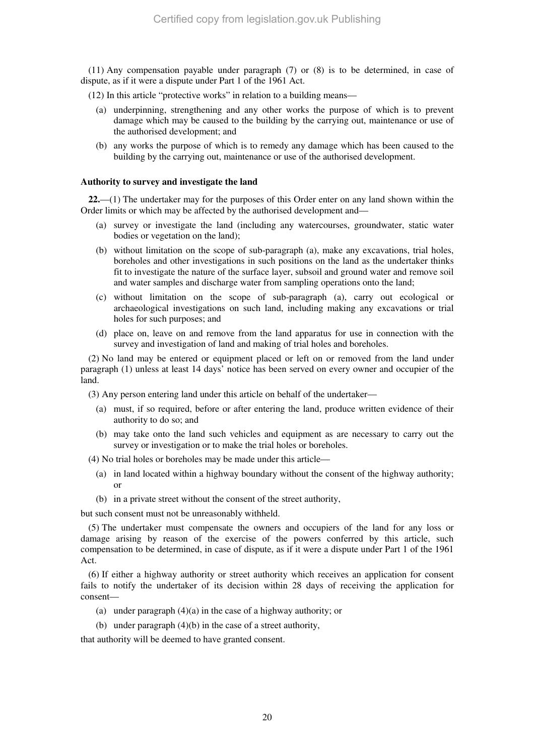(11) Any compensation payable under paragraph (7) or (8) is to be determined, in case of dispute, as if it were a dispute under Part 1 of the 1961 Act.

(12) In this article "protective works" in relation to a building means—

(a) underpinning, strengthening and any other works the purpose of which is to prevent damage which may be caused to the building by the carrying out, maintenance or use of the authorised development; and

(b) any works the purpose of which is to remedy any damage which has been caused to the building by the carrying out, maintenance or use of the authorised development.

**Authority to survey and investigate the land**

**22.**—(1) The undertaker may for the purposes of this Order enter on any land shown within the Order limits or which may be affected by the authorised development and—

(a) survey or investigate the land (including any watercourses, groundwater, static water bodies or vegetation on the land);

(b) without limitation on the scope of sub-paragraph (a), make any excavations, trial holes, boreholes and other investigations in such positions on the land as the undertaker thinks fit to investigate the nature of the surface layer, subsoil and ground water and remove soil and water samples and discharge water from sampling operations onto the land;

(c) without limitation on the scope of sub-paragraph (a), carry out ecological or archaeological investigations on such land, including making any excavations or trial holes for such purposes; and

(d) place on, leave on and remove from the land apparatus for use in connection with the survey and investigation of land and making of trial holes and boreholes.

(2) No land may be entered or equipment placed or left on or removed from the land under paragraph (1) unless at least 14 days' notice has been served on every owner and occupier of the land.

(3) Any person entering land under this article on behalf of the undertaker—

(a) must, if so required, before or after entering the land, produce written evidence of their authority to do so; and

(b) may take onto the land such vehicles and equipment as are necessary to carry out the survey or investigation or to make the trial holes or boreholes.

(4) No trial holes or boreholes may be made under this article—

(a) in land located within a highway boundary without the consent of the highway authority; or

(b) in a private street without the consent of the street authority,

but such consent must not be unreasonably withheld.

(5) The undertaker must compensate the owners and occupiers of the land for any loss or damage arising by reason of the exercise of the powers conferred by this article, such compensation to be determined, in case of dispute, as if it were a dispute under Part 1 of the 1961 Act.

(6) If either a highway authority or street authority which receives an application for consent fails to notify the undertaker of its decision within 28 days of receiving the application for consent—

(a) under paragraph (4)(a) in the case of a highway authority; or

(b) under paragraph (4)(b) in the case of a street authority,

that authority will be deemed to have granted consent.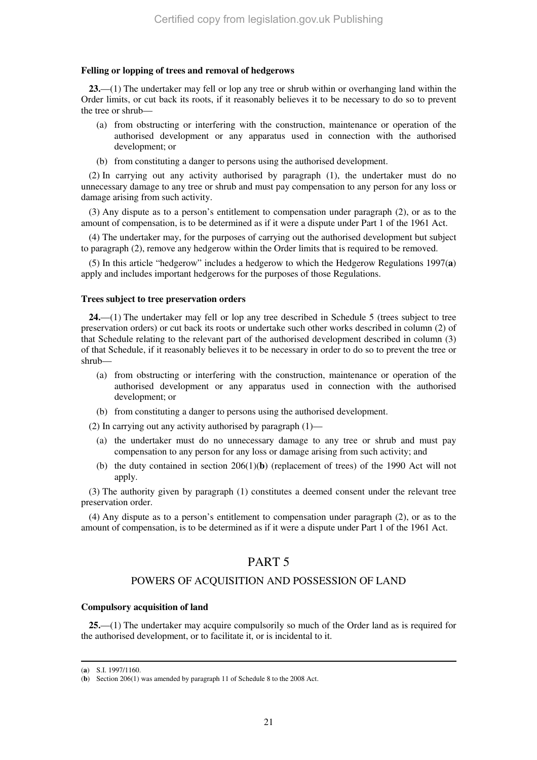**Felling or lopping of trees and removal of hedgerows**

**23.**—(1) The undertaker may fell or lop any tree or shrub within or overhanging land within the Order limits, or cut back its roots, if it reasonably believes it to be necessary to do so to prevent the tree or shrub—

(a) from obstructing or interfering with the construction, maintenance or operation of the authorised development or any apparatus used in connection with the authorised development; or

(b) from constituting a danger to persons using the authorised development.

(2) In carrying out any activity authorised by paragraph (1), the undertaker must do no unnecessary damage to any tree or shrub and must pay compensation to any person for any loss or damage arising from such activity.

(3) Any dispute as to a person's entitlement to compensation under paragraph (2), or as to the amount of compensation, is to be determined as if it were a dispute under Part 1 of the 1961 Act.

(4) The undertaker may, for the purposes of carrying out the authorised development but subject to paragraph (2), remove any hedgerow within the Order limits that is required to be removed.

(5) In this article "hedgerow" includes a hedgerow to which the Hedgerow Regulations 1997([a]) apply and includes important hedgerows for the purposes of those Regulations.

**Trees subject to tree preservation orders**

**24.**—(1) The undertaker may fell or lop any tree described in Schedule 5 (trees subject to tree preservation orders) or cut back its roots or undertake such other works described in column (2) of that Schedule relating to the relevant part of the authorised development described in column (3) of that Schedule, if it reasonably believes it to be necessary in order to do so to prevent the tree or shrub—

(a) from obstructing or interfering with the construction, maintenance or operation of the authorised development or any apparatus used in connection with the authorised development; or

(b) from constituting a danger to persons using the authorised development.

(2) In carrying out any activity authorised by paragraph (1)—

(a) the undertaker must do no unnecessary damage to any tree or shrub and must pay compensation to any person for any loss or damage arising from such activity; and

(b) the duty contained in section 206(1)([b]) (replacement of trees) of the 1990 Act will not apply.

(3) The authority given by paragraph (1) constitutes a deemed consent under the relevant tree preservation order.

(4) Any dispute as to a person's entitlement to compensation under paragraph (2), or as to the amount of compensation, is to be determined as if it were a dispute under Part 1 of the 1961 Act.

## PART 5

## POWERS OF ACQUISITION AND POSSESSION OF LAND

**Compulsory acquisition of land**

**25.**—(1) The undertaker may acquire compulsorily so much of the Order land as is required for the authorised development, or to facilitate it, or is incidental to it.

---

([a]) S.I. 1997/1160.

([b]) Section 206(1) was amended by paragraph 11 of Schedule 8 to the 2008 Act.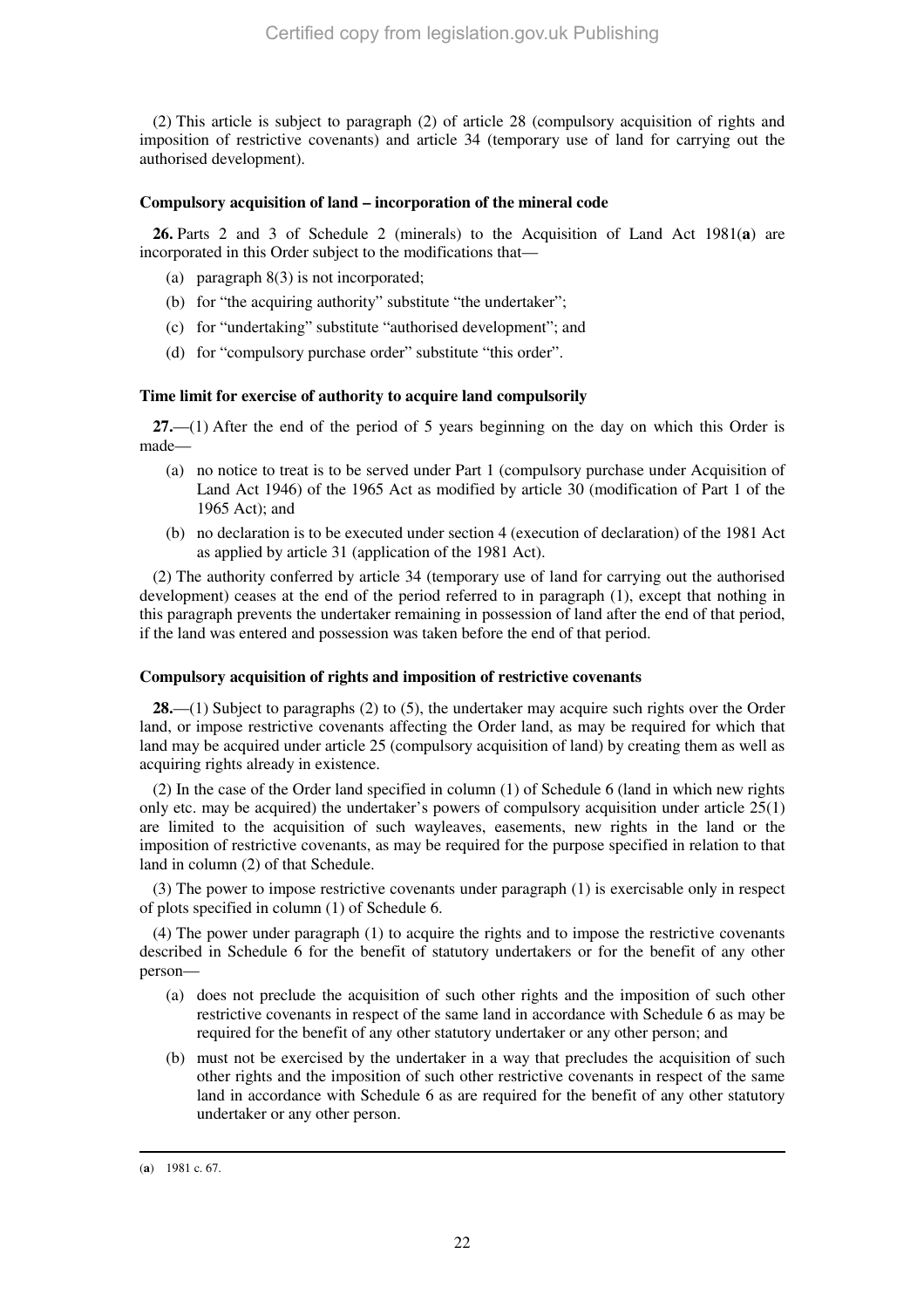(2) This article is subject to paragraph (2) of article 28 (compulsory acquisition of rights and imposition of restrictive covenants) and article 34 (temporary use of land for carrying out the authorised development).

**Compulsory acquisition of land – incorporation of the mineral code**

**26.** Parts 2 and 3 of Schedule 2 (minerals) to the Acquisition of Land Act 1981(**a**) are incorporated in this Order subject to the modifications that—

(a) paragraph 8(3) is not incorporated;

(b) for "the acquiring authority" substitute "the undertaker";

(c) for "undertaking" substitute "authorised development"; and

(d) for "compulsory purchase order" substitute "this order".

**Time limit for exercise of authority to acquire land compulsorily**

**27.**—(1) After the end of the period of 5 years beginning on the day on which this Order is made—

(a) no notice to treat is to be served under Part 1 (compulsory purchase under Acquisition of Land Act 1946) of the 1965 Act as modified by article 30 (modification of Part 1 of the 1965 Act); and

(b) no declaration is to be executed under section 4 (execution of declaration) of the 1981 Act as applied by article 31 (application of the 1981 Act).

(2) The authority conferred by article 34 (temporary use of land for carrying out the authorised development) ceases at the end of the period referred to in paragraph (1), except that nothing in this paragraph prevents the undertaker remaining in possession of land after the end of that period, if the land was entered and possession was taken before the end of that period.

**Compulsory acquisition of rights and imposition of restrictive covenants**

**28.**—(1) Subject to paragraphs (2) to (5), the undertaker may acquire such rights over the Order land, or impose restrictive covenants affecting the Order land, as may be required for which that land may be acquired under article 25 (compulsory acquisition of land) by creating them as well as acquiring rights already in existence.

(2) In the case of the Order land specified in column (1) of Schedule 6 (land in which new rights only etc. may be acquired) the undertaker's powers of compulsory acquisition under article 25(1) are limited to the acquisition of such wayleaves, easements, new rights in the land or the imposition of restrictive covenants, as may be required for the purpose specified in relation to that land in column (2) of that Schedule.

(3) The power to impose restrictive covenants under paragraph (1) is exercisable only in respect of plots specified in column (1) of Schedule 6.

(4) The power under paragraph (1) to acquire the rights and to impose the restrictive covenants described in Schedule 6 for the benefit of statutory undertakers or for the benefit of any other person—

(a) does not preclude the acquisition of such other rights and the imposition of such other restrictive covenants in respect of the same land in accordance with Schedule 6 as may be required for the benefit of any other statutory undertaker or any other person; and

(b) must not be exercised by the undertaker in a way that precludes the acquisition of such other rights and the imposition of such other restrictive covenants in respect of the same land in accordance with Schedule 6 as are required for the benefit of any other statutory undertaker or any other person.

---

(**a**) 1981 c. 67.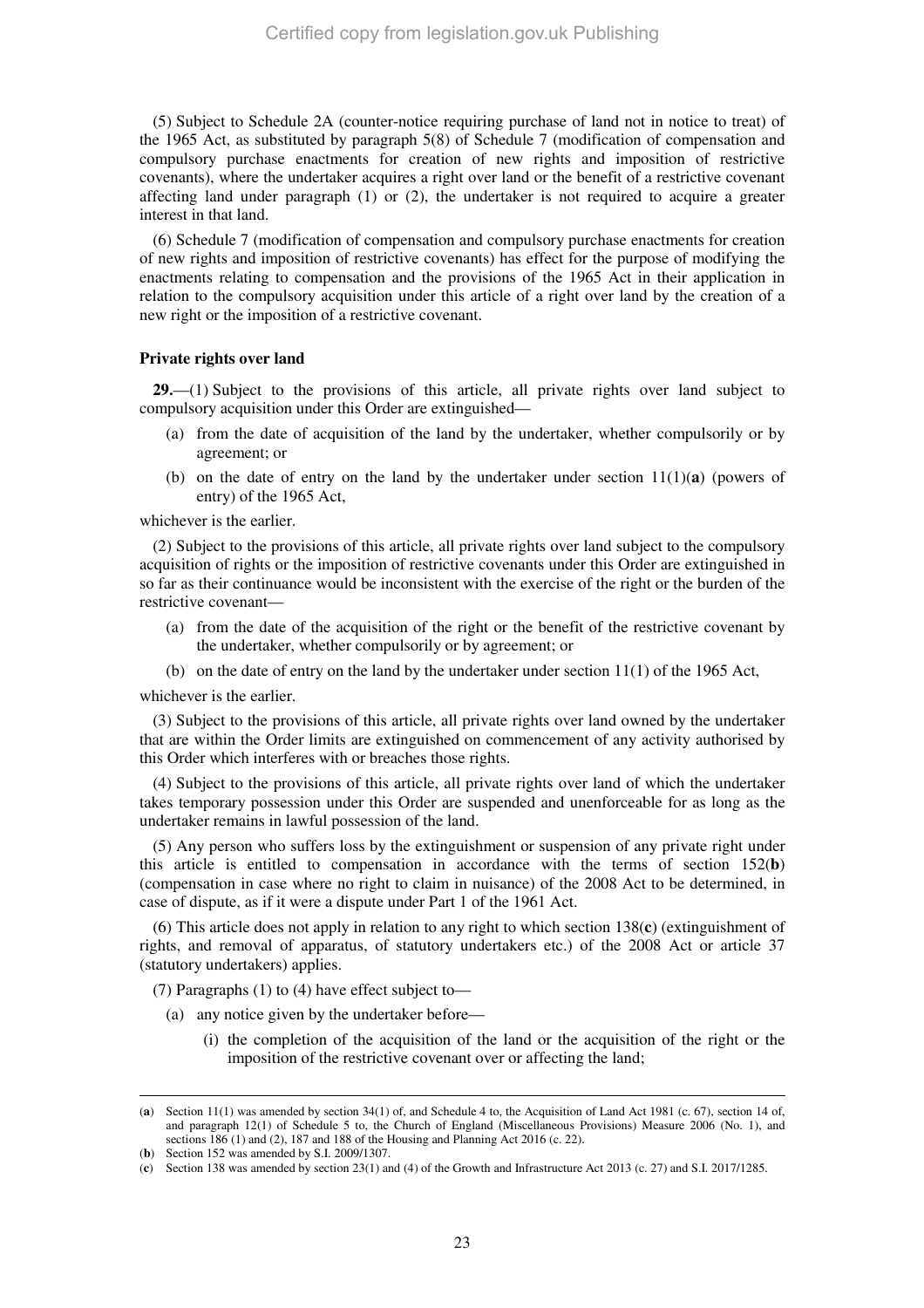(5) Subject to Schedule 2A (counter-notice requiring purchase of land not in notice to treat) of the 1965 Act, as substituted by paragraph 5(8) of Schedule 7 (modification of compensation and compulsory purchase enactments for creation of new rights and imposition of restrictive covenants), where the undertaker acquires a right over land or the benefit of a restrictive covenant affecting land under paragraph (1) or (2), the undertaker is not required to acquire a greater interest in that land.

(6) Schedule 7 (modification of compensation and compulsory purchase enactments for creation of new rights and imposition of restrictive covenants) has effect for the purpose of modifying the enactments relating to compensation and the provisions of the 1965 Act in their application in relation to the compulsory acquisition under this article of a right over land by the creation of a new right or the imposition of a restrictive covenant.

**Private rights over land**

**29.**—(1) Subject to the provisions of this article, all private rights over land subject to compulsory acquisition under this Order are extinguished—

- (a) from the date of acquisition of the land by the undertaker, whether compulsorily or by agreement; or
- (b) on the date of entry on the land by the undertaker under section 11(1)(**a**) (powers of entry) of the 1965 Act,

whichever is the earlier.

(2) Subject to the provisions of this article, all private rights over land subject to the compulsory acquisition of rights or the imposition of restrictive covenants under this Order are extinguished in so far as their continuance would be inconsistent with the exercise of the right or the burden of the restrictive covenant—

- (a) from the date of the acquisition of the right or the benefit of the restrictive covenant by the undertaker, whether compulsorily or by agreement; or
- (b) on the date of entry on the land by the undertaker under section 11(1) of the 1965 Act,

whichever is the earlier.

(3) Subject to the provisions of this article, all private rights over land owned by the undertaker that are within the Order limits are extinguished on commencement of any activity authorised by this Order which interferes with or breaches those rights.

(4) Subject to the provisions of this article, all private rights over land of which the undertaker takes temporary possession under this Order are suspended and unenforceable for as long as the undertaker remains in lawful possession of the land.

(5) Any person who suffers loss by the extinguishment or suspension of any private right under this article is entitled to compensation in accordance with the terms of section 152(**b**) (compensation in case where no right to claim in nuisance) of the 2008 Act to be determined, in case of dispute, as if it were a dispute under Part 1 of the 1961 Act.

(6) This article does not apply in relation to any right to which section 138(**c**) (extinguishment of rights, and removal of apparatus, of statutory undertakers etc.) of the 2008 Act or article 37 (statutory undertakers) applies.

(7) Paragraphs (1) to (4) have effect subject to—

- (a) any notice given by the undertaker before—
  - (i) the completion of the acquisition of the land or the acquisition of the right or the imposition of the restrictive covenant over or affecting the land;

---

(**a**) Section 11(1) was amended by section 34(1) of, and Schedule 4 to, the Acquisition of Land Act 1981 (c. 67), section 14 of, and paragraph 12(1) of Schedule 5 to, the Church of England (Miscellaneous Provisions) Measure 2006 (No. 1), and sections 186 (1) and (2), 187 and 188 of the Housing and Planning Act 2016 (c. 22).

(**b**) Section 152 was amended by S.I. 2009/1307.

(**c**) Section 138 was amended by section 23(1) and (4) of the Growth and Infrastructure Act 2013 (c. 27) and S.I. 2017/1285.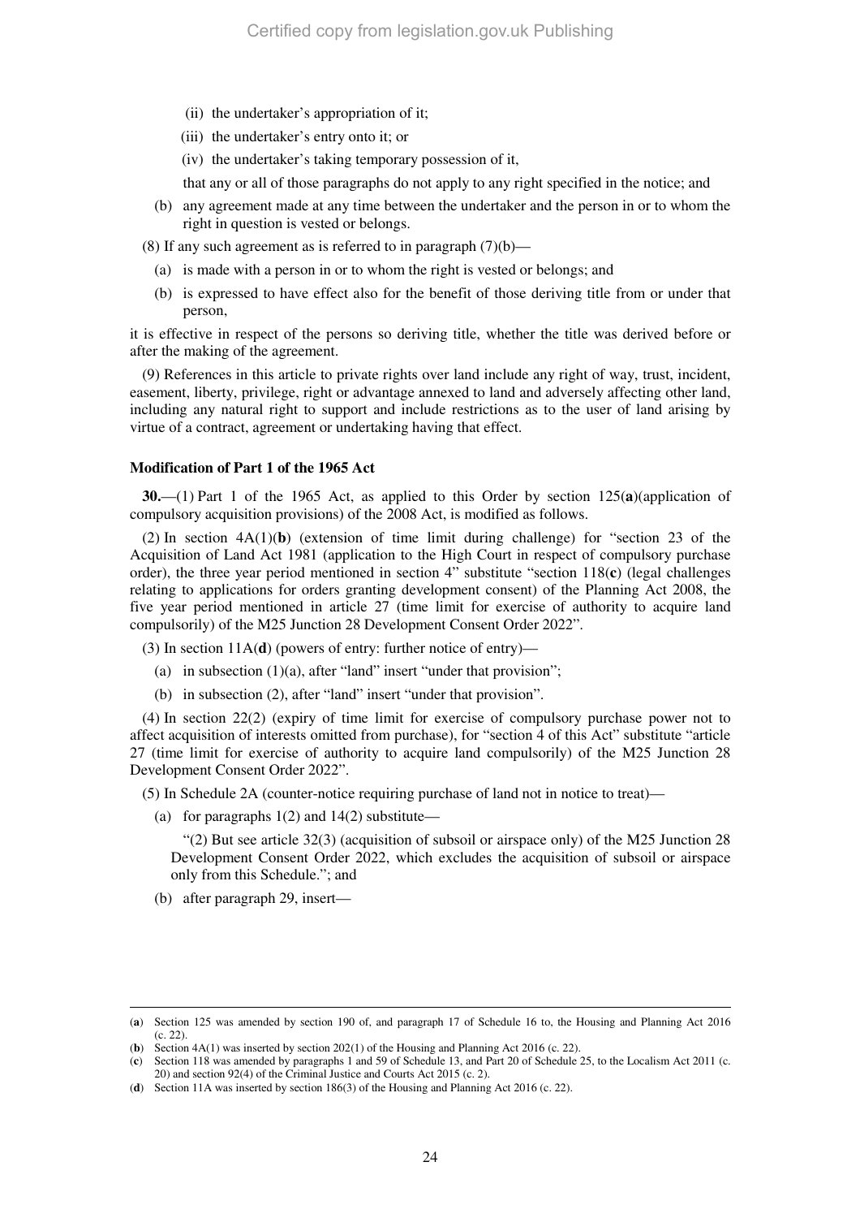(ii) the undertaker's appropriation of it;

(iii) the undertaker's entry onto it; or

(iv) the undertaker's taking temporary possession of it,

that any or all of those paragraphs do not apply to any right specified in the notice; and

(b) any agreement made at any time between the undertaker and the person in or to whom the right in question is vested or belongs.

(8) If any such agreement as is referred to in paragraph (7)(b)—

(a) is made with a person in or to whom the right is vested or belongs; and

(b) is expressed to have effect also for the benefit of those deriving title from or under that person,

it is effective in respect of the persons so deriving title, whether the title was derived before or after the making of the agreement.

(9) References in this article to private rights over land include any right of way, trust, incident, easement, liberty, privilege, right or advantage annexed to land and adversely affecting other land, including any natural right to support and include restrictions as to the user of land arising by virtue of a contract, agreement or undertaking having that effect.

**Modification of Part 1 of the 1965 Act**

**30.**—(1) Part 1 of the 1965 Act, as applied to this Order by section 125(**a**)(application of compulsory acquisition provisions) of the 2008 Act, is modified as follows.

(2) In section 4A(1)(**b**) (extension of time limit during challenge) for "section 23 of the Acquisition of Land Act 1981 (application to the High Court in respect of compulsory purchase order), the three year period mentioned in section 4" substitute "section 118(**c**) (legal challenges relating to applications for orders granting development consent) of the Planning Act 2008, the five year period mentioned in article 27 (time limit for exercise of authority to acquire land compulsorily) of the M25 Junction 28 Development Consent Order 2022".

(3) In section 11A(**d**) (powers of entry: further notice of entry)—

(a) in subsection (1)(a), after "land" insert "under that provision";

(b) in subsection (2), after "land" insert "under that provision".

(4) In section 22(2) (expiry of time limit for exercise of compulsory purchase power not to affect acquisition of interests omitted from purchase), for "section 4 of this Act" substitute "article 27 (time limit for exercise of authority to acquire land compulsorily) of the M25 Junction 28 Development Consent Order 2022".

(5) In Schedule 2A (counter-notice requiring purchase of land not in notice to treat)—

(a) for paragraphs 1(2) and 14(2) substitute—

"(2) But see article 32(3) (acquisition of subsoil or airspace only) of the M25 Junction 28 Development Consent Order 2022, which excludes the acquisition of subsoil or airspace only from this Schedule."; and

(b) after paragraph 29, insert—

---

(**a**) Section 125 was amended by section 190 of, and paragraph 17 of Schedule 16 to, the Housing and Planning Act 2016 (c. 22).

(**b**) Section 4A(1) was inserted by section 202(1) of the Housing and Planning Act 2016 (c. 22).

(**c**) Section 118 was amended by paragraphs 1 and 59 of Schedule 13, and Part 20 of Schedule 25, to the Localism Act 2011 (c. 20) and section 92(4) of the Criminal Justice and Courts Act 2015 (c. 2).

(**d**) Section 11A was inserted by section 186(3) of the Housing and Planning Act 2016 (c. 22).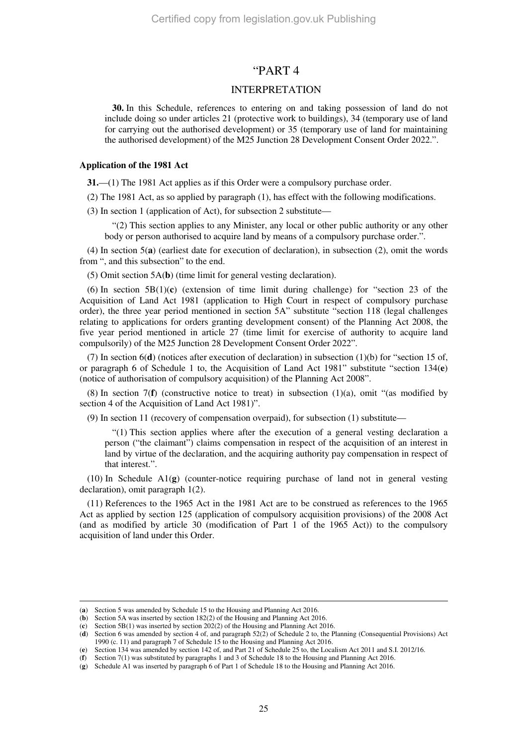“PART 4

INTERPRETATION

**30.** In this Schedule, references to entering on and taking possession of land do not include doing so under articles 21 (protective work to buildings), 34 (temporary use of land for carrying out the authorised development) or 35 (temporary use of land for maintaining the authorised development) of the M25 Junction 28 Development Consent Order 2022.”.

**Application of the 1981 Act**

**31.**—(1) The 1981 Act applies as if this Order were a compulsory purchase order.

(2) The 1981 Act, as so applied by paragraph (1), has effect with the following modifications.

(3) In section 1 (application of Act), for subsection 2 substitute—

“(2) This section applies to any Minister, any local or other public authority or any other body or person authorised to acquire land by means of a compulsory purchase order.”.

(4) In section 5(**a**) (earliest date for execution of declaration), in subsection (2), omit the words from “, and this subsection” to the end.

(5) Omit section 5A(**b**) (time limit for general vesting declaration).

(6) In section 5B(1)(**c**) (extension of time limit during challenge) for “section 23 of the Acquisition of Land Act 1981 (application to High Court in respect of compulsory purchase order), the three year period mentioned in section 5A” substitute “section 118 (legal challenges relating to applications for orders granting development consent) of the Planning Act 2008, the five year period mentioned in article 27 (time limit for exercise of authority to acquire land compulsorily) of the M25 Junction 28 Development Consent Order 2022”.

(7) In section 6(**d**) (notices after execution of declaration) in subsection (1)(b) for “section 15 of, or paragraph 6 of Schedule 1 to, the Acquisition of Land Act 1981” substitute “section 134(**e**) (notice of authorisation of compulsory acquisition) of the Planning Act 2008”.

(8) In section 7(**f**) (constructive notice to treat) in subsection (1)(a), omit “(as modified by section 4 of the Acquisition of Land Act 1981)”.

(9) In section 11 (recovery of compensation overpaid), for subsection (1) substitute—

“(1) This section applies where after the execution of a general vesting declaration a person (“the claimant”) claims compensation in respect of the acquisition of an interest in land by virtue of the declaration, and the acquiring authority pay compensation in respect of that interest.”.

(10) In Schedule A1(**g**) (counter-notice requiring purchase of land not in general vesting declaration), omit paragraph 1(2).

(11) References to the 1965 Act in the 1981 Act are to be construed as references to the 1965 Act as applied by section 125 (application of compulsory acquisition provisions) of the 2008 Act (and as modified by article 30 (modification of Part 1 of the 1965 Act)) to the compulsory acquisition of land under this Order.

---

(**a**) Section 5 was amended by Schedule 15 to the Housing and Planning Act 2016.
(**b**) Section 5A was inserted by section 182(2) of the Housing and Planning Act 2016.
(**c**) Section 5B(1) was inserted by section 202(2) of the Housing and Planning Act 2016.
(**d**) Section 6 was amended by section 4 of, and paragraph 52(2) of Schedule 2 to, the Planning (Consequential Provisions) Act 1990 (c. 11) and paragraph 7 of Schedule 15 to the Housing and Planning Act 2016.
(**e**) Section 134 was amended by section 142 of, and Part 21 of Schedule 25 to, the Localism Act 2011 and S.I. 2012/16.
(**f**) Section 7(1) was substituted by paragraphs 1 and 3 of Schedule 18 to the Housing and Planning Act 2016.
(**g**) Schedule A1 was inserted by paragraph 6 of Part 1 of Schedule 18 to the Housing and Planning Act 2016.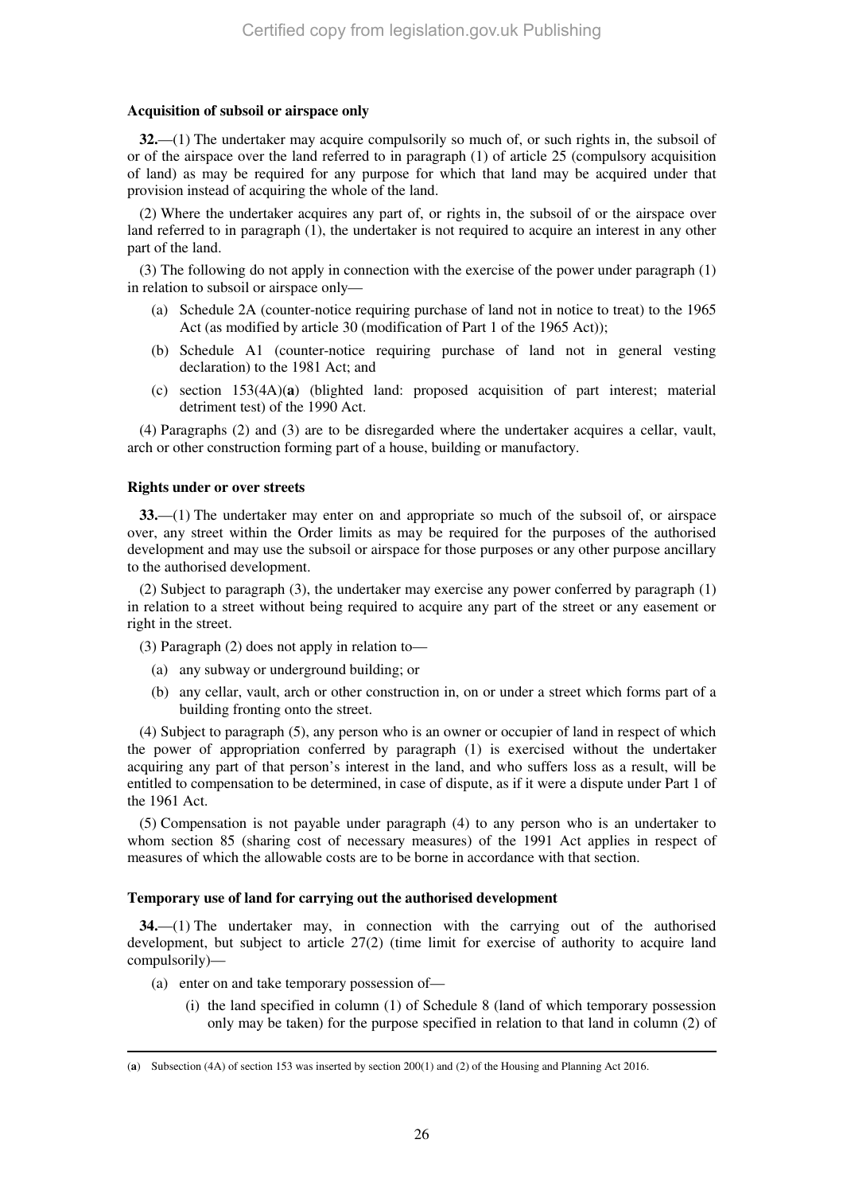**Acquisition of subsoil or airspace only**

**32.**—(1) The undertaker may acquire compulsorily so much of, or such rights in, the subsoil of or of the airspace over the land referred to in paragraph (1) of article 25 (compulsory acquisition of land) as may be required for any purpose for which that land may be acquired under that provision instead of acquiring the whole of the land.

(2) Where the undertaker acquires any part of, or rights in, the subsoil of or the airspace over land referred to in paragraph (1), the undertaker is not required to acquire an interest in any other part of the land.

(3) The following do not apply in connection with the exercise of the power under paragraph (1) in relation to subsoil or airspace only—

(a) Schedule 2A (counter-notice requiring purchase of land not in notice to treat) to the 1965 Act (as modified by article 30 (modification of Part 1 of the 1965 Act));

(b) Schedule A1 (counter-notice requiring purchase of land not in general vesting declaration) to the 1981 Act; and

(c) section 153(4A)(**a**) (blighted land: proposed acquisition of part interest; material detriment test) of the 1990 Act.

(4) Paragraphs (2) and (3) are to be disregarded where the undertaker acquires a cellar, vault, arch or other construction forming part of a house, building or manufactory.

**Rights under or over streets**

**33.**—(1) The undertaker may enter on and appropriate so much of the subsoil of, or airspace over, any street within the Order limits as may be required for the purposes of the authorised development and may use the subsoil or airspace for those purposes or any other purpose ancillary to the authorised development.

(2) Subject to paragraph (3), the undertaker may exercise any power conferred by paragraph (1) in relation to a street without being required to acquire any part of the street or any easement or right in the street.

(3) Paragraph (2) does not apply in relation to—

(a) any subway or underground building; or

(b) any cellar, vault, arch or other construction in, on or under a street which forms part of a building fronting onto the street.

(4) Subject to paragraph (5), any person who is an owner or occupier of land in respect of which the power of appropriation conferred by paragraph (1) is exercised without the undertaker acquiring any part of that person's interest in the land, and who suffers loss as a result, will be entitled to compensation to be determined, in case of dispute, as if it were a dispute under Part 1 of the 1961 Act.

(5) Compensation is not payable under paragraph (4) to any person who is an undertaker to whom section 85 (sharing cost of necessary measures) of the 1991 Act applies in respect of measures of which the allowable costs are to be borne in accordance with that section.

**Temporary use of land for carrying out the authorised development**

**34.**—(1) The undertaker may, in connection with the carrying out of the authorised development, but subject to article 27(2) (time limit for exercise of authority to acquire land compulsorily)—

(a) enter on and take temporary possession of—

(i) the land specified in column (1) of Schedule 8 (land of which temporary possession only may be taken) for the purpose specified in relation to that land in column (2) of

(**a**) Subsection (4A) of section 153 was inserted by section 200(1) and (2) of the Housing and Planning Act 2016.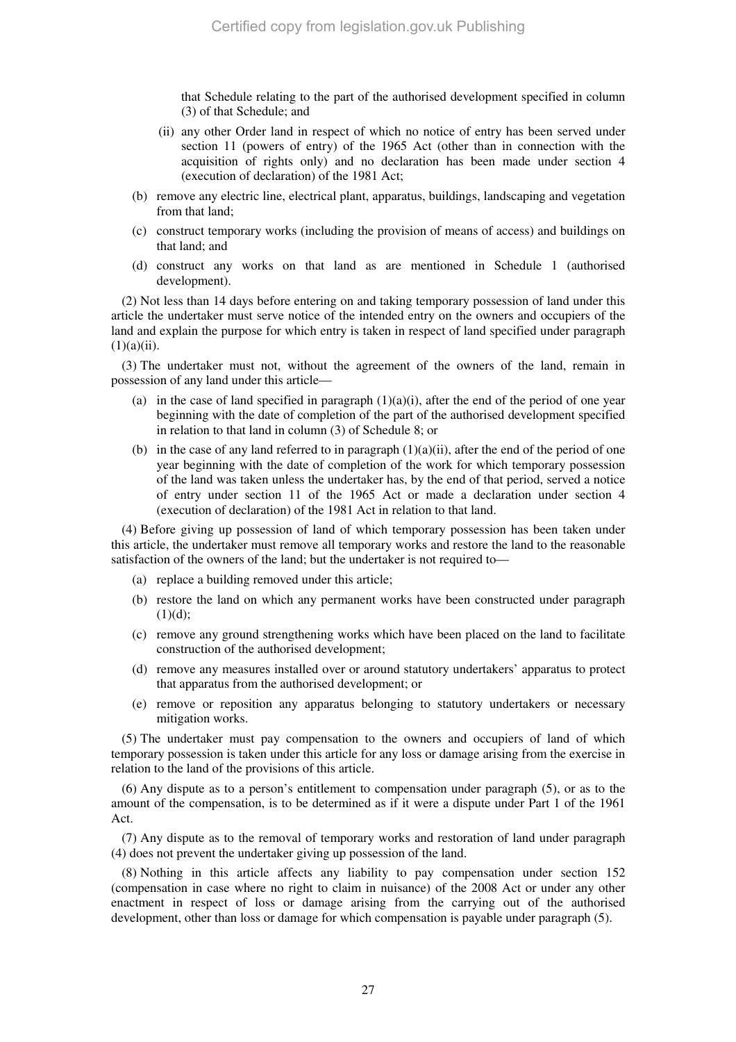that Schedule relating to the part of the authorised development specified in column (3) of that Schedule; and

(ii) any other Order land in respect of which no notice of entry has been served under section 11 (powers of entry) of the 1965 Act (other than in connection with the acquisition of rights only) and no declaration has been made under section 4 (execution of declaration) of the 1981 Act;

(b) remove any electric line, electrical plant, apparatus, buildings, landscaping and vegetation from that land;

(c) construct temporary works (including the provision of means of access) and buildings on that land; and

(d) construct any works on that land as are mentioned in Schedule 1 (authorised development).

(2) Not less than 14 days before entering on and taking temporary possession of land under this article the undertaker must serve notice of the intended entry on the owners and occupiers of the land and explain the purpose for which entry is taken in respect of land specified under paragraph (1)(a)(ii).

(3) The undertaker must not, without the agreement of the owners of the land, remain in possession of any land under this article—

(a) in the case of land specified in paragraph (1)(a)(i), after the end of the period of one year beginning with the date of completion of the part of the authorised development specified in relation to that land in column (3) of Schedule 8; or

(b) in the case of any land referred to in paragraph (1)(a)(ii), after the end of the period of one year beginning with the date of completion of the work for which temporary possession of the land was taken unless the undertaker has, by the end of that period, served a notice of entry under section 11 of the 1965 Act or made a declaration under section 4 (execution of declaration) of the 1981 Act in relation to that land.

(4) Before giving up possession of land of which temporary possession has been taken under this article, the undertaker must remove all temporary works and restore the land to the reasonable satisfaction of the owners of the land; but the undertaker is not required to—

(a) replace a building removed under this article;

(b) restore the land on which any permanent works have been constructed under paragraph (1)(d);

(c) remove any ground strengthening works which have been placed on the land to facilitate construction of the authorised development;

(d) remove any measures installed over or around statutory undertakers' apparatus to protect that apparatus from the authorised development; or

(e) remove or reposition any apparatus belonging to statutory undertakers or necessary mitigation works.

(5) The undertaker must pay compensation to the owners and occupiers of land of which temporary possession is taken under this article for any loss or damage arising from the exercise in relation to the land of the provisions of this article.

(6) Any dispute as to a person's entitlement to compensation under paragraph (5), or as to the amount of the compensation, is to be determined as if it were a dispute under Part 1 of the 1961 Act.

(7) Any dispute as to the removal of temporary works and restoration of land under paragraph (4) does not prevent the undertaker giving up possession of the land.

(8) Nothing in this article affects any liability to pay compensation under section 152 (compensation in case where no right to claim in nuisance) of the 2008 Act or under any other enactment in respect of loss or damage arising from the carrying out of the authorised development, other than loss or damage for which compensation is payable under paragraph (5).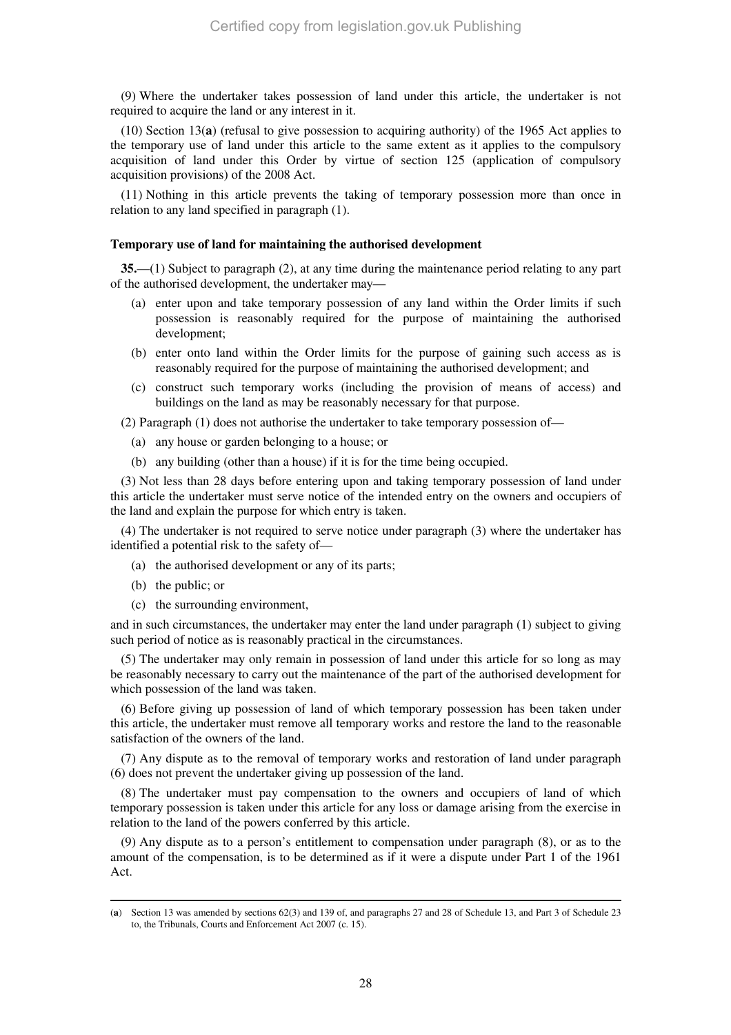(9) Where the undertaker takes possession of land under this article, the undertaker is not required to acquire the land or any interest in it.

(10) Section 13(**a**) (refusal to give possession to acquiring authority) of the 1965 Act applies to the temporary use of land under this article to the same extent as it applies to the compulsory acquisition of land under this Order by virtue of section 125 (application of compulsory acquisition provisions) of the 2008 Act.

(11) Nothing in this article prevents the taking of temporary possession more than once in relation to any land specified in paragraph (1).

**Temporary use of land for maintaining the authorised development**

**35.**—(1) Subject to paragraph (2), at any time during the maintenance period relating to any part of the authorised development, the undertaker may—

(a) enter upon and take temporary possession of any land within the Order limits if such possession is reasonably required for the purpose of maintaining the authorised development;

(b) enter onto land within the Order limits for the purpose of gaining such access as is reasonably required for the purpose of maintaining the authorised development; and

(c) construct such temporary works (including the provision of means of access) and buildings on the land as may be reasonably necessary for that purpose.

(2) Paragraph (1) does not authorise the undertaker to take temporary possession of—

(a) any house or garden belonging to a house; or

(b) any building (other than a house) if it is for the time being occupied.

(3) Not less than 28 days before entering upon and taking temporary possession of land under this article the undertaker must serve notice of the intended entry on the owners and occupiers of the land and explain the purpose for which entry is taken.

(4) The undertaker is not required to serve notice under paragraph (3) where the undertaker has identified a potential risk to the safety of—

(a) the authorised development or any of its parts;

(b) the public; or

(c) the surrounding environment,

and in such circumstances, the undertaker may enter the land under paragraph (1) subject to giving such period of notice as is reasonably practical in the circumstances.

(5) The undertaker may only remain in possession of land under this article for so long as may be reasonably necessary to carry out the maintenance of the part of the authorised development for which possession of the land was taken.

(6) Before giving up possession of land of which temporary possession has been taken under this article, the undertaker must remove all temporary works and restore the land to the reasonable satisfaction of the owners of the land.

(7) Any dispute as to the removal of temporary works and restoration of land under paragraph (6) does not prevent the undertaker giving up possession of the land.

(8) The undertaker must pay compensation to the owners and occupiers of land of which temporary possession is taken under this article for any loss or damage arising from the exercise in relation to the land of the powers conferred by this article.

(9) Any dispute as to a person's entitlement to compensation under paragraph (8), or as to the amount of the compensation, is to be determined as if it were a dispute under Part 1 of the 1961 Act.

---

(**a**) Section 13 was amended by sections 62(3) and 139 of, and paragraphs 27 and 28 of Schedule 13, and Part 3 of Schedule 23 to, the Tribunals, Courts and Enforcement Act 2007 (c. 15).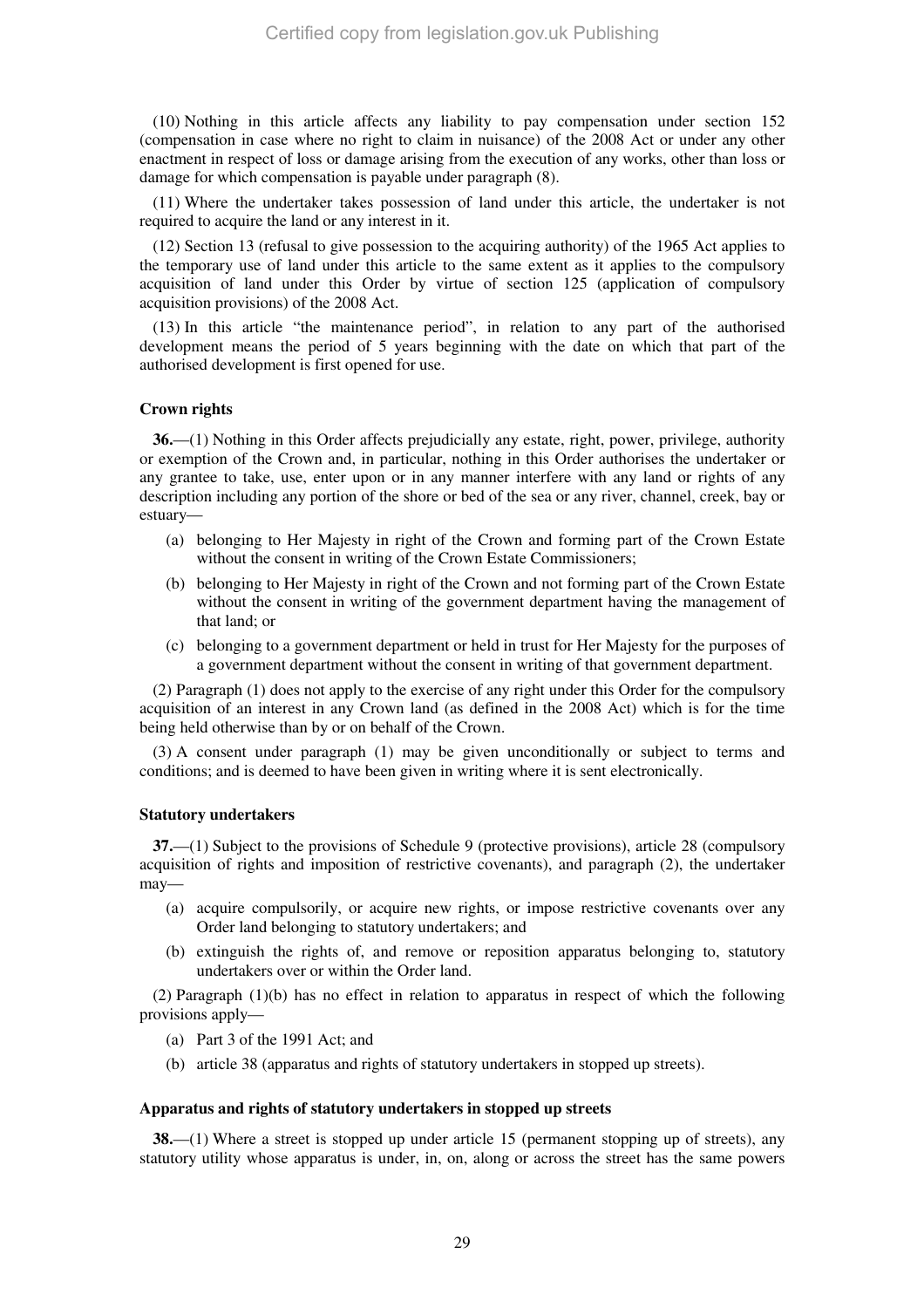(10) Nothing in this article affects any liability to pay compensation under section 152 (compensation in case where no right to claim in nuisance) of the 2008 Act or under any other enactment in respect of loss or damage arising from the execution of any works, other than loss or damage for which compensation is payable under paragraph (8).

(11) Where the undertaker takes possession of land under this article, the undertaker is not required to acquire the land or any interest in it.

(12) Section 13 (refusal to give possession to the acquiring authority) of the 1965 Act applies to the temporary use of land under this article to the same extent as it applies to the compulsory acquisition of land under this Order by virtue of section 125 (application of compulsory acquisition provisions) of the 2008 Act.

(13) In this article "the maintenance period", in relation to any part of the authorised development means the period of 5 years beginning with the date on which that part of the authorised development is first opened for use.

### Crown rights

**36.**—(1) Nothing in this Order affects prejudicially any estate, right, power, privilege, authority or exemption of the Crown and, in particular, nothing in this Order authorises the undertaker or any grantee to take, use, enter upon or in any manner interfere with any land or rights of any description including any portion of the shore or bed of the sea or any river, channel, creek, bay or estuary—

- (a) belonging to Her Majesty in right of the Crown and forming part of the Crown Estate without the consent in writing of the Crown Estate Commissioners;
- (b) belonging to Her Majesty in right of the Crown and not forming part of the Crown Estate without the consent in writing of the government department having the management of that land; or
- (c) belonging to a government department or held in trust for Her Majesty for the purposes of a government department without the consent in writing of that government department.

(2) Paragraph (1) does not apply to the exercise of any right under this Order for the compulsory acquisition of an interest in any Crown land (as defined in the 2008 Act) which is for the time being held otherwise than by or on behalf of the Crown.

(3) A consent under paragraph (1) may be given unconditionally or subject to terms and conditions; and is deemed to have been given in writing where it is sent electronically.

### Statutory undertakers

**37.**—(1) Subject to the provisions of Schedule 9 (protective provisions), article 28 (compulsory acquisition of rights and imposition of restrictive covenants), and paragraph (2), the undertaker may—

- (a) acquire compulsorily, or acquire new rights, or impose restrictive covenants over any Order land belonging to statutory undertakers; and
- (b) extinguish the rights of, and remove or reposition apparatus belonging to, statutory undertakers over or within the Order land.

(2) Paragraph (1)(b) has no effect in relation to apparatus in respect of which the following provisions apply—

- (a) Part 3 of the 1991 Act; and
- (b) article 38 (apparatus and rights of statutory undertakers in stopped up streets).

### Apparatus and rights of statutory undertakers in stopped up streets

**38.**—(1) Where a street is stopped up under article 15 (permanent stopping up of streets), any statutory utility whose apparatus is under, in, on, along or across the street has the same powers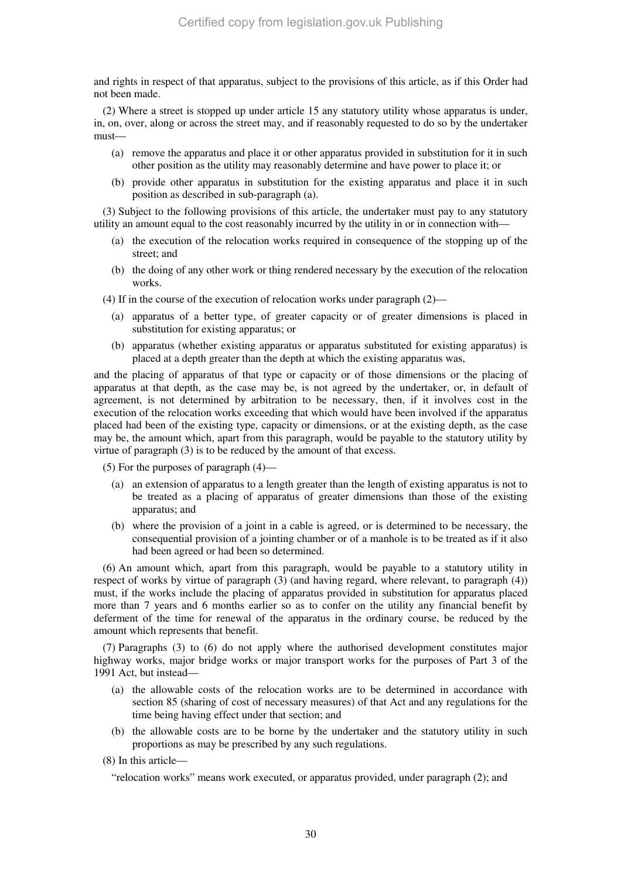and rights in respect of that apparatus, subject to the provisions of this article, as if this Order had not been made.

(2) Where a street is stopped up under article 15 any statutory utility whose apparatus is under, in, on, over, along or across the street may, and if reasonably requested to do so by the undertaker must—

- (a) remove the apparatus and place it or other apparatus provided in substitution for it in such other position as the utility may reasonably determine and have power to place it; or
- (b) provide other apparatus in substitution for the existing apparatus and place it in such position as described in sub-paragraph (a).

(3) Subject to the following provisions of this article, the undertaker must pay to any statutory utility an amount equal to the cost reasonably incurred by the utility in or in connection with—

- (a) the execution of the relocation works required in consequence of the stopping up of the street; and
- (b) the doing of any other work or thing rendered necessary by the execution of the relocation works.

(4) If in the course of the execution of relocation works under paragraph (2)—

- (a) apparatus of a better type, of greater capacity or of greater dimensions is placed in substitution for existing apparatus; or
- (b) apparatus (whether existing apparatus or apparatus substituted for existing apparatus) is placed at a depth greater than the depth at which the existing apparatus was,

and the placing of apparatus of that type or capacity or of those dimensions or the placing of apparatus at that depth, as the case may be, is not agreed by the undertaker, or, in default of agreement, is not determined by arbitration to be necessary, then, if it involves cost in the execution of the relocation works exceeding that which would have been involved if the apparatus placed had been of the existing type, capacity or dimensions, or at the existing depth, as the case may be, the amount which, apart from this paragraph, would be payable to the statutory utility by virtue of paragraph (3) is to be reduced by the amount of that excess.

(5) For the purposes of paragraph (4)—

- (a) an extension of apparatus to a length greater than the length of existing apparatus is not to be treated as a placing of apparatus of greater dimensions than those of the existing apparatus; and
- (b) where the provision of a joint in a cable is agreed, or is determined to be necessary, the consequential provision of a jointing chamber or of a manhole is to be treated as if it also had been agreed or had been so determined.

(6) An amount which, apart from this paragraph, would be payable to a statutory utility in respect of works by virtue of paragraph (3) (and having regard, where relevant, to paragraph (4)) must, if the works include the placing of apparatus provided in substitution for apparatus placed more than 7 years and 6 months earlier so as to confer on the utility any financial benefit by deferment of the time for renewal of the apparatus in the ordinary course, be reduced by the amount which represents that benefit.

(7) Paragraphs (3) to (6) do not apply where the authorised development constitutes major highway works, major bridge works or major transport works for the purposes of Part 3 of the 1991 Act, but instead—

- (a) the allowable costs of the relocation works are to be determined in accordance with section 85 (sharing of cost of necessary measures) of that Act and any regulations for the time being having effect under that section; and
- (b) the allowable costs are to be borne by the undertaker and the statutory utility in such proportions as may be prescribed by any such regulations.

(8) In this article—

"relocation works" means work executed, or apparatus provided, under paragraph (2); and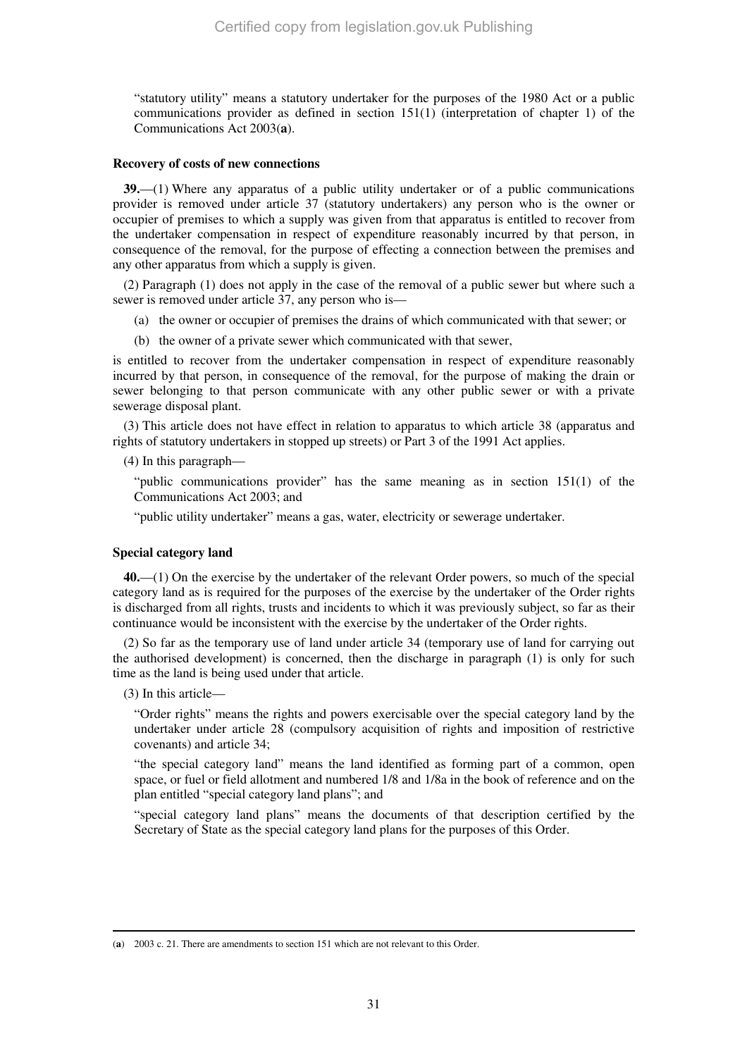"statutory utility" means a statutory undertaker for the purposes of the 1980 Act or a public communications provider as defined in section 151(1) (interpretation of chapter 1) of the Communications Act 2003(**a**).

### Recovery of costs of new connections

**39.**—(1) Where any apparatus of a public utility undertaker or of a public communications provider is removed under article 37 (statutory undertakers) any person who is the owner or occupier of premises to which a supply was given from that apparatus is entitled to recover from the undertaker compensation in respect of expenditure reasonably incurred by that person, in consequence of the removal, for the purpose of effecting a connection between the premises and any other apparatus from which a supply is given.

(2) Paragraph (1) does not apply in the case of the removal of a public sewer but where such a sewer is removed under article 37, any person who is—

(a) the owner or occupier of premises the drains of which communicated with that sewer; or

(b) the owner of a private sewer which communicated with that sewer,

is entitled to recover from the undertaker compensation in respect of expenditure reasonably incurred by that person, in consequence of the removal, for the purpose of making the drain or sewer belonging to that person communicate with any other public sewer or with a private sewerage disposal plant.

(3) This article does not have effect in relation to apparatus to which article 38 (apparatus and rights of statutory undertakers in stopped up streets) or Part 3 of the 1991 Act applies.

(4) In this paragraph—

"public communications provider" has the same meaning as in section 151(1) of the Communications Act 2003; and

"public utility undertaker" means a gas, water, electricity or sewerage undertaker.

### Special category land

**40.**—(1) On the exercise by the undertaker of the relevant Order powers, so much of the special category land as is required for the purposes of the exercise by the undertaker of the Order rights is discharged from all rights, trusts and incidents to which it was previously subject, so far as their continuance would be inconsistent with the exercise by the undertaker of the Order rights.

(2) So far as the temporary use of land under article 34 (temporary use of land for carrying out the authorised development) is concerned, then the discharge in paragraph (1) is only for such time as the land is being used under that article.

(3) In this article—

"Order rights" means the rights and powers exercisable over the special category land by the undertaker under article 28 (compulsory acquisition of rights and imposition of restrictive covenants) and article 34;

"the special category land" means the land identified as forming part of a common, open space, or fuel or field allotment and numbered 1/8 and 1/8a in the book of reference and on the plan entitled "special category land plans"; and

"special category land plans" means the documents of that description certified by the Secretary of State as the special category land plans for the purposes of this Order.

---

(**a**) 2003 c. 21. There are amendments to section 151 which are not relevant to this Order.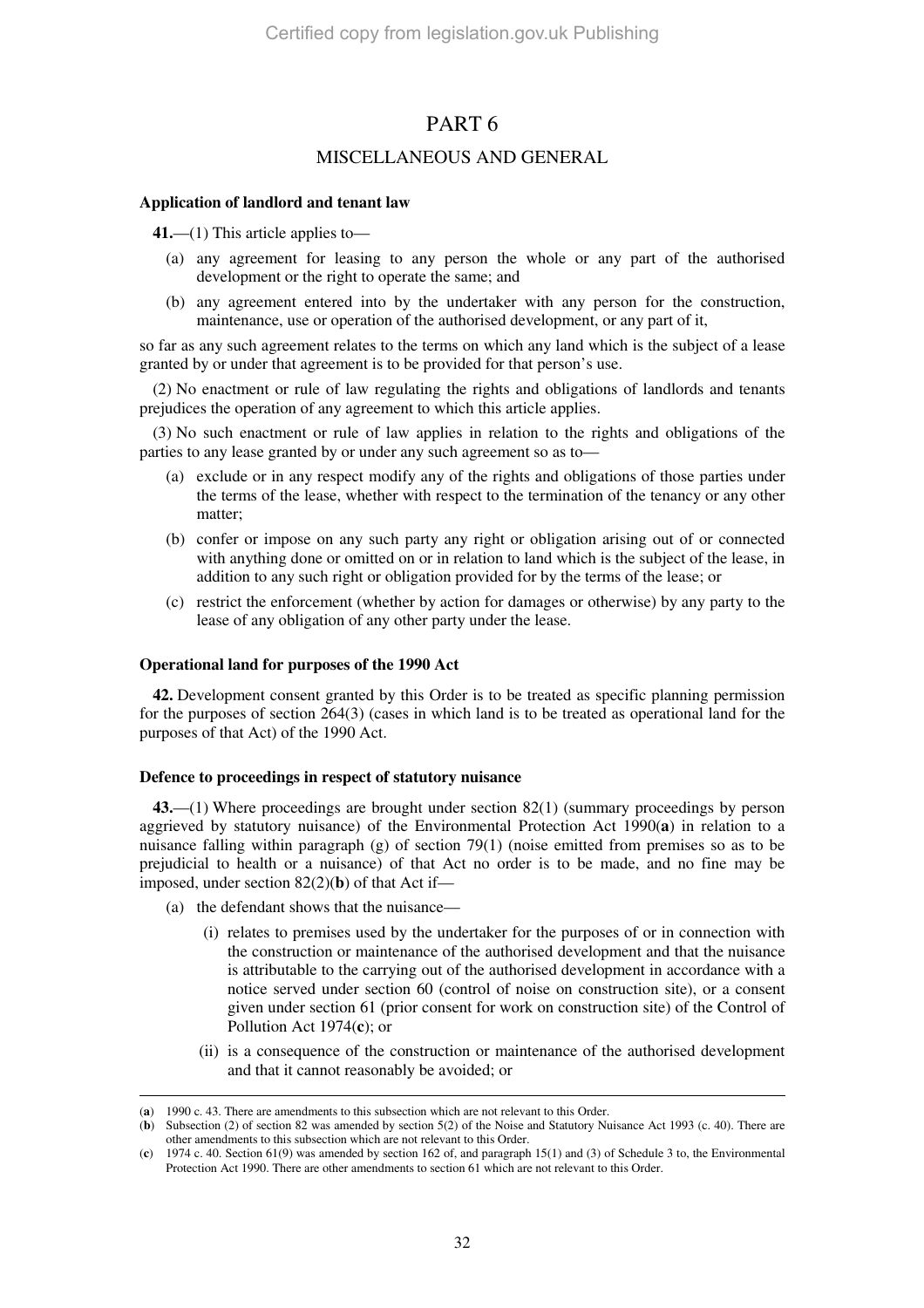# PART 6

## MISCELLANEOUS AND GENERAL

**Application of landlord and tenant law**

**41.**—(1) This article applies to—

(a) any agreement for leasing to any person the whole or any part of the authorised development or the right to operate the same; and

(b) any agreement entered into by the undertaker with any person for the construction, maintenance, use or operation of the authorised development, or any part of it,

so far as any such agreement relates to the terms on which any land which is the subject of a lease granted by or under that agreement is to be provided for that person's use.

(2) No enactment or rule of law regulating the rights and obligations of landlords and tenants prejudices the operation of any agreement to which this article applies.

(3) No such enactment or rule of law applies in relation to the rights and obligations of the parties to any lease granted by or under any such agreement so as to—

(a) exclude or in any respect modify any of the rights and obligations of those parties under the terms of the lease, whether with respect to the termination of the tenancy or any other matter;

(b) confer or impose on any such party any right or obligation arising out of or connected with anything done or omitted on or in relation to land which is the subject of the lease, in addition to any such right or obligation provided for by the terms of the lease; or

(c) restrict the enforcement (whether by action for damages or otherwise) by any party to the lease of any obligation of any other party under the lease.

**Operational land for purposes of the 1990 Act**

**42.** Development consent granted by this Order is to be treated as specific planning permission for the purposes of section 264(3) (cases in which land is to be treated as operational land for the purposes of that Act) of the 1990 Act.

**Defence to proceedings in respect of statutory nuisance**

**43.**—(1) Where proceedings are brought under section 82(1) (summary proceedings by person aggrieved by statutory nuisance) of the Environmental Protection Act 1990(**a**) in relation to a nuisance falling within paragraph (g) of section 79(1) (noise emitted from premises so as to be prejudicial to health or a nuisance) of that Act no order is to be made, and no fine may be imposed, under section 82(2)(**b**) of that Act if—

(a) the defendant shows that the nuisance—

(i) relates to premises used by the undertaker for the purposes of or in connection with the construction or maintenance of the authorised development and that the nuisance is attributable to the carrying out of the authorised development in accordance with a notice served under section 60 (control of noise on construction site), or a consent given under section 61 (prior consent for work on construction site) of the Control of Pollution Act 1974(**c**); or

(ii) is a consequence of the construction or maintenance of the authorised development and that it cannot reasonably be avoided; or

---

(**a**) 1990 c. 43. There are amendments to this subsection which are not relevant to this Order.

(**b**) Subsection (2) of section 82 was amended by section 5(2) of the Noise and Statutory Nuisance Act 1993 (c. 40). There are other amendments to this subsection which are not relevant to this Order.

(**c**) 1974 c. 40. Section 61(9) was amended by section 162 of, and paragraph 15(1) and (3) of Schedule 3 to, the Environmental Protection Act 1990. There are other amendments to section 61 which are not relevant to this Order.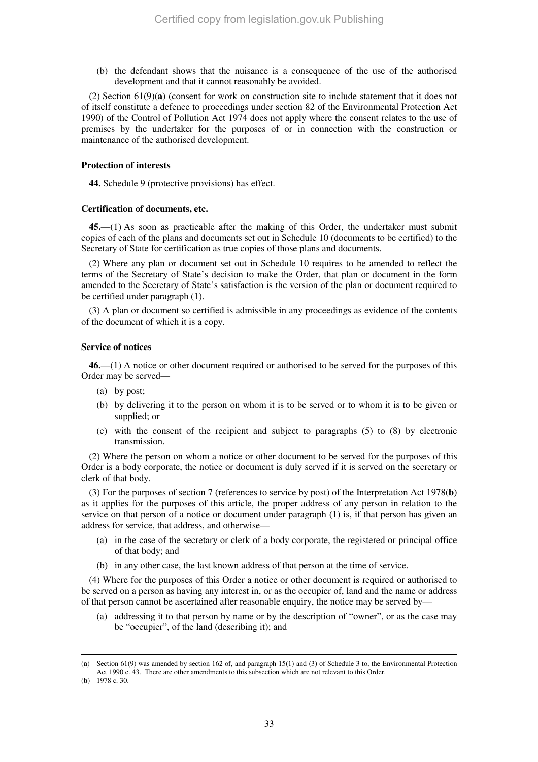(b) the defendant shows that the nuisance is a consequence of the use of the authorised development and that it cannot reasonably be avoided.

(2) Section 61(9)(**a**) (consent for work on construction site to include statement that it does not of itself constitute a defence to proceedings under section 82 of the Environmental Protection Act 1990) of the Control of Pollution Act 1974 does not apply where the consent relates to the use of premises by the undertaker for the purposes of or in connection with the construction or maintenance of the authorised development.

**Protection of interests**

**44.** Schedule 9 (protective provisions) has effect.

**Certification of documents, etc.**

**45.**—(1) As soon as practicable after the making of this Order, the undertaker must submit copies of each of the plans and documents set out in Schedule 10 (documents to be certified) to the Secretary of State for certification as true copies of those plans and documents.

(2) Where any plan or document set out in Schedule 10 requires to be amended to reflect the terms of the Secretary of State's decision to make the Order, that plan or document in the form amended to the Secretary of State's satisfaction is the version of the plan or document required to be certified under paragraph (1).

(3) A plan or document so certified is admissible in any proceedings as evidence of the contents of the document of which it is a copy.

**Service of notices**

**46.**—(1) A notice or other document required or authorised to be served for the purposes of this Order may be served—

(a) by post;

(b) by delivering it to the person on whom it is to be served or to whom it is to be given or supplied; or

(c) with the consent of the recipient and subject to paragraphs (5) to (8) by electronic transmission.

(2) Where the person on whom a notice or other document to be served for the purposes of this Order is a body corporate, the notice or document is duly served if it is served on the secretary or clerk of that body.

(3) For the purposes of section 7 (references to service by post) of the Interpretation Act 1978(**b**) as it applies for the purposes of this article, the proper address of any person in relation to the service on that person of a notice or document under paragraph (1) is, if that person has given an address for service, that address, and otherwise—

(a) in the case of the secretary or clerk of a body corporate, the registered or principal office of that body; and

(b) in any other case, the last known address of that person at the time of service.

(4) Where for the purposes of this Order a notice or other document is required or authorised to be served on a person as having any interest in, or as the occupier of, land and the name or address of that person cannot be ascertained after reasonable enquiry, the notice may be served by—

(a) addressing it to that person by name or by the description of "owner", or as the case may be "occupier", of the land (describing it); and

---

(**a**) Section 61(9) was amended by section 162 of, and paragraph 15(1) and (3) of Schedule 3 to, the Environmental Protection Act 1990 c. 43. There are other amendments to this subsection which are not relevant to this Order.

(**b**) 1978 c. 30.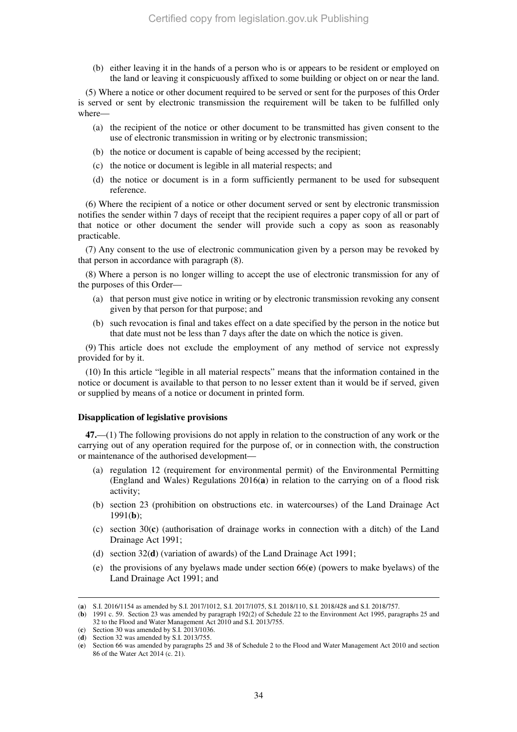(b) either leaving it in the hands of a person who is or appears to be resident or employed on the land or leaving it conspicuously affixed to some building or object on or near the land.

(5) Where a notice or other document required to be served or sent for the purposes of this Order is served or sent by electronic transmission the requirement will be taken to be fulfilled only where—

(a) the recipient of the notice or other document to be transmitted has given consent to the use of electronic transmission in writing or by electronic transmission;

(b) the notice or document is capable of being accessed by the recipient;

(c) the notice or document is legible in all material respects; and

(d) the notice or document is in a form sufficiently permanent to be used for subsequent reference.

(6) Where the recipient of a notice or other document served or sent by electronic transmission notifies the sender within 7 days of receipt that the recipient requires a paper copy of all or part of that notice or other document the sender will provide such a copy as soon as reasonably practicable.

(7) Any consent to the use of electronic communication given by a person may be revoked by that person in accordance with paragraph (8).

(8) Where a person is no longer willing to accept the use of electronic transmission for any of the purposes of this Order—

(a) that person must give notice in writing or by electronic transmission revoking any consent given by that person for that purpose; and

(b) such revocation is final and takes effect on a date specified by the person in the notice but that date must not be less than 7 days after the date on which the notice is given.

(9) This article does not exclude the employment of any method of service not expressly provided for by it.

(10) In this article "legible in all material respects" means that the information contained in the notice or document is available to that person to no lesser extent than it would be if served, given or supplied by means of a notice or document in printed form.

**Disapplication of legislative provisions**

**47.**—(1) The following provisions do not apply in relation to the construction of any work or the carrying out of any operation required for the purpose of, or in connection with, the construction or maintenance of the authorised development—

(a) regulation 12 (requirement for environmental permit) of the Environmental Permitting (England and Wales) Regulations 2016(**a**) in relation to the carrying on of a flood risk activity;

(b) section 23 (prohibition on obstructions etc. in watercourses) of the Land Drainage Act 1991(**b**);

(c) section 30(**c**) (authorisation of drainage works in connection with a ditch) of the Land Drainage Act 1991;

(d) section 32(**d**) (variation of awards) of the Land Drainage Act 1991;

(e) the provisions of any byelaws made under section 66(**e**) (powers to make byelaws) of the Land Drainage Act 1991; and

---

(**a**) S.I. 2016/1154 as amended by S.I. 2017/1012, S.I. 2017/1075, S.I. 2018/110, S.I. 2018/428 and S.I. 2018/757.

(**b**) 1991 c. 59. Section 23 was amended by paragraph 192(2) of Schedule 22 to the Environment Act 1995, paragraphs 25 and 32 to the Flood and Water Management Act 2010 and S.I. 2013/755.

(**c**) Section 30 was amended by S.I. 2013/1036.

(**d**) Section 32 was amended by S.I. 2013/755.

(**e**) Section 66 was amended by paragraphs 25 and 38 of Schedule 2 to the Flood and Water Management Act 2010 and section 86 of the Water Act 2014 (c. 21).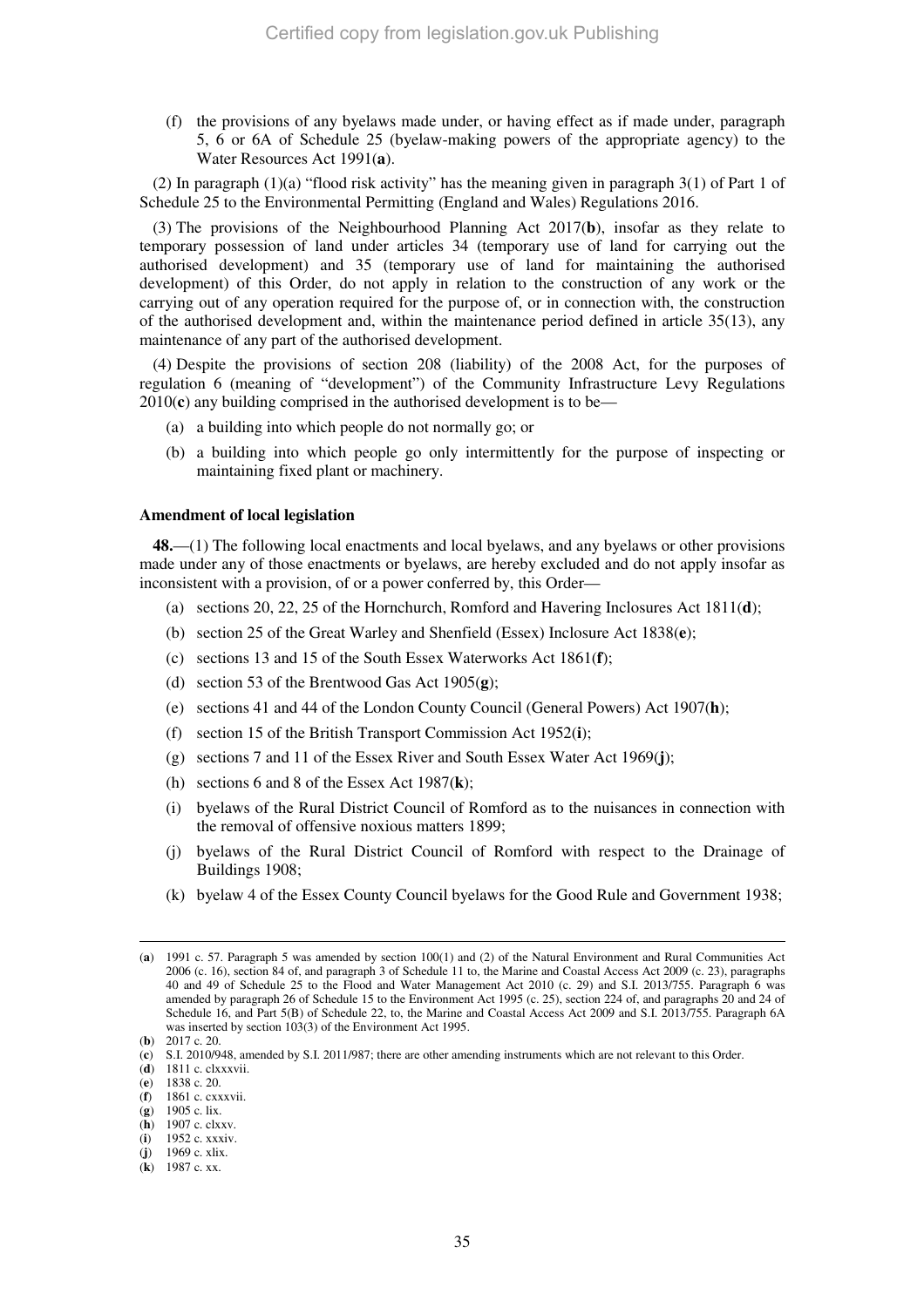(f) the provisions of any byelaws made under, or having effect as if made under, paragraph 5, 6 or 6A of Schedule 25 (byelaw-making powers of the appropriate agency) to the Water Resources Act 1991(**a**).

(2) In paragraph (1)(a) "flood risk activity" has the meaning given in paragraph 3(1) of Part 1 of Schedule 25 to the Environmental Permitting (England and Wales) Regulations 2016.

(3) The provisions of the Neighbourhood Planning Act 2017(**b**), insofar as they relate to temporary possession of land under articles 34 (temporary use of land for carrying out the authorised development) and 35 (temporary use of land for maintaining the authorised development) of this Order, do not apply in relation to the construction of any work or the carrying out of any operation required for the purpose of, or in connection with, the construction of the authorised development and, within the maintenance period defined in article 35(13), any maintenance of any part of the authorised development.

(4) Despite the provisions of section 208 (liability) of the 2008 Act, for the purposes of regulation 6 (meaning of "development") of the Community Infrastructure Levy Regulations 2010(**c**) any building comprised in the authorised development is to be—

(a) a building into which people do not normally go; or

(b) a building into which people go only intermittently for the purpose of inspecting or maintaining fixed plant or machinery.

**Amendment of local legislation**

**48.**—(1) The following local enactments and local byelaws, and any byelaws or other provisions made under any of those enactments or byelaws, are hereby excluded and do not apply insofar as inconsistent with a provision, of or a power conferred by, this Order—

(a) sections 20, 22, 25 of the Hornchurch, Romford and Havering Inclosures Act 1811(**d**);

(b) section 25 of the Great Warley and Shenfield (Essex) Inclosure Act 1838(**e**);

(c) sections 13 and 15 of the South Essex Waterworks Act 1861(**f**);

(d) section 53 of the Brentwood Gas Act 1905(**g**);

(e) sections 41 and 44 of the London County Council (General Powers) Act 1907(**h**);

(f) section 15 of the British Transport Commission Act 1952(**i**);

(g) sections 7 and 11 of the Essex River and South Essex Water Act 1969(**j**);

(h) sections 6 and 8 of the Essex Act 1987(**k**);

(i) byelaws of the Rural District Council of Romford as to the nuisances in connection with the removal of offensive noxious matters 1899;

(j) byelaws of the Rural District Council of Romford with respect to the Drainage of Buildings 1908;

(k) byelaw 4 of the Essex County Council byelaws for the Good Rule and Government 1938;

---

(**a**) 1991 c. 57. Paragraph 5 was amended by section 100(1) and (2) of the Natural Environment and Rural Communities Act 2006 (c. 16), section 84 of, and paragraph 3 of Schedule 11 to, the Marine and Coastal Access Act 2009 (c. 23), paragraphs 40 and 49 of Schedule 25 to the Flood and Water Management Act 2010 (c. 29) and S.I. 2013/755. Paragraph 6 was amended by paragraph 26 of Schedule 15 to the Environment Act 1995 (c. 25), section 224 of, and paragraphs 20 and 24 of Schedule 16, and Part 5(B) of Schedule 22, to, the Marine and Coastal Access Act 2009 and S.I. 2013/755. Paragraph 6A was inserted by section 103(3) of the Environment Act 1995.

(**b**) 2017 c. 20.

(**c**) S.I. 2010/948, amended by S.I. 2011/987; there are other amending instruments which are not relevant to this Order.

(**d**) 1811 c. clxxxvii.

(**e**) 1838 c. 20.

(**f**) 1861 c. cxxxvii.

(**g**) 1905 c. lix.

(**h**) 1907 c. clxxv.

(**i**) 1952 c. xxxiv.

(**j**) 1969 c. xlix.

(**k**) 1987 c. xx.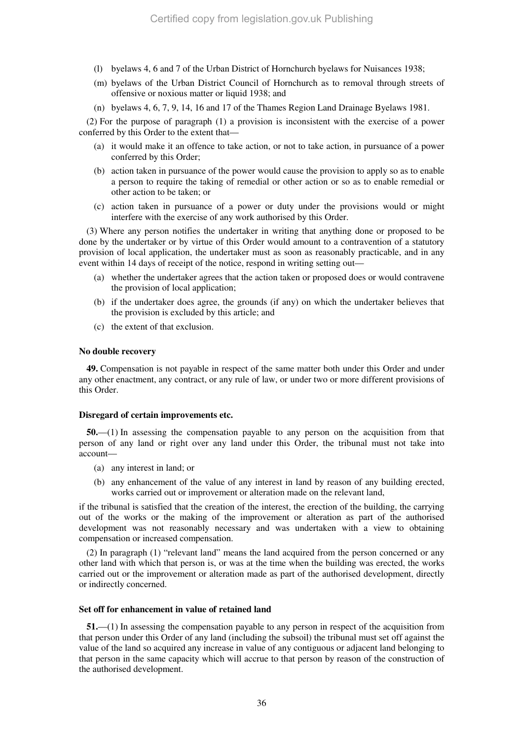(l) byelaws 4, 6 and 7 of the Urban District of Hornchurch byelaws for Nuisances 1938;

(m) byelaws of the Urban District Council of Hornchurch as to removal through streets of offensive or noxious matter or liquid 1938; and

(n) byelaws 4, 6, 7, 9, 14, 16 and 17 of the Thames Region Land Drainage Byelaws 1981.

(2) For the purpose of paragraph (1) a provision is inconsistent with the exercise of a power conferred by this Order to the extent that—

(a) it would make it an offence to take action, or not to take action, in pursuance of a power conferred by this Order;

(b) action taken in pursuance of the power would cause the provision to apply so as to enable a person to require the taking of remedial or other action or so as to enable remedial or other action to be taken; or

(c) action taken in pursuance of a power or duty under the provisions would or might interfere with the exercise of any work authorised by this Order.

(3) Where any person notifies the undertaker in writing that anything done or proposed to be done by the undertaker or by virtue of this Order would amount to a contravention of a statutory provision of local application, the undertaker must as soon as reasonably practicable, and in any event within 14 days of receipt of the notice, respond in writing setting out—

(a) whether the undertaker agrees that the action taken or proposed does or would contravene the provision of local application;

(b) if the undertaker does agree, the grounds (if any) on which the undertaker believes that the provision is excluded by this article; and

(c) the extent of that exclusion.

**No double recovery**

**49.** Compensation is not payable in respect of the same matter both under this Order and under any other enactment, any contract, or any rule of law, or under two or more different provisions of this Order.

**Disregard of certain improvements etc.**

**50.**—(1) In assessing the compensation payable to any person on the acquisition from that person of any land or right over any land under this Order, the tribunal must not take into account—

(a) any interest in land; or

(b) any enhancement of the value of any interest in land by reason of any building erected, works carried out or improvement or alteration made on the relevant land,

if the tribunal is satisfied that the creation of the interest, the erection of the building, the carrying out of the works or the making of the improvement or alteration as part of the authorised development was not reasonably necessary and was undertaken with a view to obtaining compensation or increased compensation.

(2) In paragraph (1) "relevant land" means the land acquired from the person concerned or any other land with which that person is, or was at the time when the building was erected, the works carried out or the improvement or alteration made as part of the authorised development, directly or indirectly concerned.

**Set off for enhancement in value of retained land**

**51.**—(1) In assessing the compensation payable to any person in respect of the acquisition from that person under this Order of any land (including the subsoil) the tribunal must set off against the value of the land so acquired any increase in value of any contiguous or adjacent land belonging to that person in the same capacity which will accrue to that person by reason of the construction of the authorised development.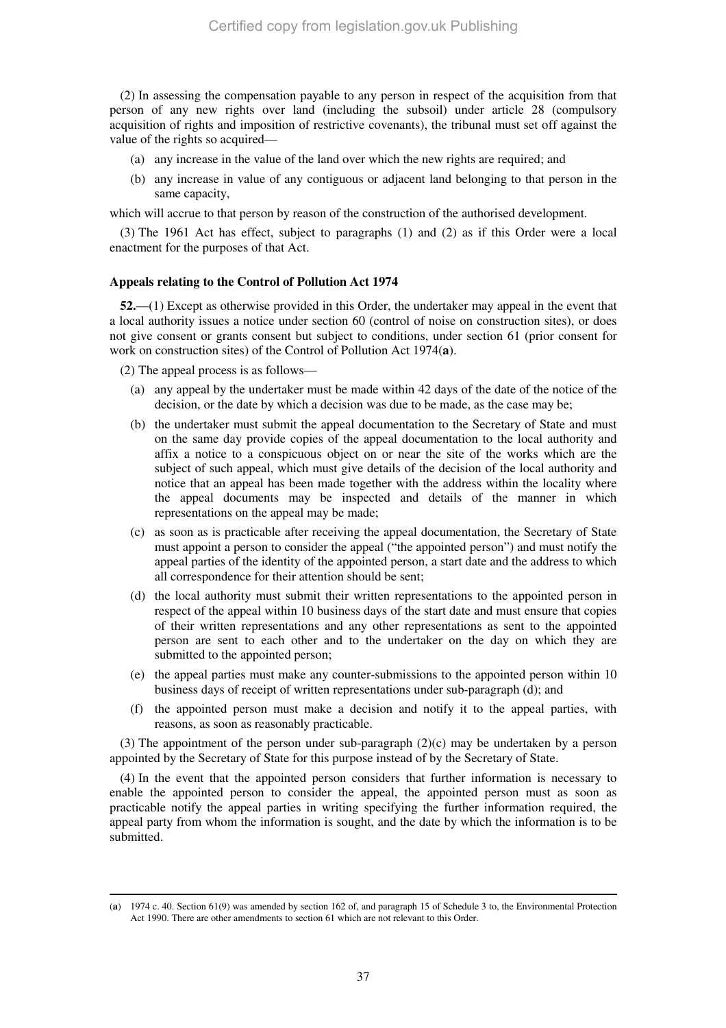(2) In assessing the compensation payable to any person in respect of the acquisition from that person of any new rights over land (including the subsoil) under article 28 (compulsory acquisition of rights and imposition of restrictive covenants), the tribunal must set off against the value of the rights so acquired—

(a) any increase in the value of the land over which the new rights are required; and

(b) any increase in value of any contiguous or adjacent land belonging to that person in the same capacity,

which will accrue to that person by reason of the construction of the authorised development.

(3) The 1961 Act has effect, subject to paragraphs (1) and (2) as if this Order were a local enactment for the purposes of that Act.

**Appeals relating to the Control of Pollution Act 1974**

**52.**—(1) Except as otherwise provided in this Order, the undertaker may appeal in the event that a local authority issues a notice under section 60 (control of noise on construction sites), or does not give consent or grants consent but subject to conditions, under section 61 (prior consent for work on construction sites) of the Control of Pollution Act 1974(**a**).

(2) The appeal process is as follows—

(a) any appeal by the undertaker must be made within 42 days of the date of the notice of the decision, or the date by which a decision was due to be made, as the case may be;

(b) the undertaker must submit the appeal documentation to the Secretary of State and must on the same day provide copies of the appeal documentation to the local authority and affix a notice to a conspicuous object on or near the site of the works which are the subject of such appeal, which must give details of the decision of the local authority and notice that an appeal has been made together with the address within the locality where the appeal documents may be inspected and details of the manner in which representations on the appeal may be made;

(c) as soon as is practicable after receiving the appeal documentation, the Secretary of State must appoint a person to consider the appeal ("the appointed person") and must notify the appeal parties of the identity of the appointed person, a start date and the address to which all correspondence for their attention should be sent;

(d) the local authority must submit their written representations to the appointed person in respect of the appeal within 10 business days of the start date and must ensure that copies of their written representations and any other representations as sent to the appointed person are sent to each other and to the undertaker on the day on which they are submitted to the appointed person;

(e) the appeal parties must make any counter-submissions to the appointed person within 10 business days of receipt of written representations under sub-paragraph (d); and

(f) the appointed person must make a decision and notify it to the appeal parties, with reasons, as soon as reasonably practicable.

(3) The appointment of the person under sub-paragraph (2)(c) may be undertaken by a person appointed by the Secretary of State for this purpose instead of by the Secretary of State.

(4) In the event that the appointed person considers that further information is necessary to enable the appointed person to consider the appeal, the appointed person must as soon as practicable notify the appeal parties in writing specifying the further information required, the appeal party from whom the information is sought, and the date by which the information is to be submitted.

---

(**a**) 1974 c. 40. Section 61(9) was amended by section 162 of, and paragraph 15 of Schedule 3 to, the Environmental Protection Act 1990. There are other amendments to section 61 which are not relevant to this Order.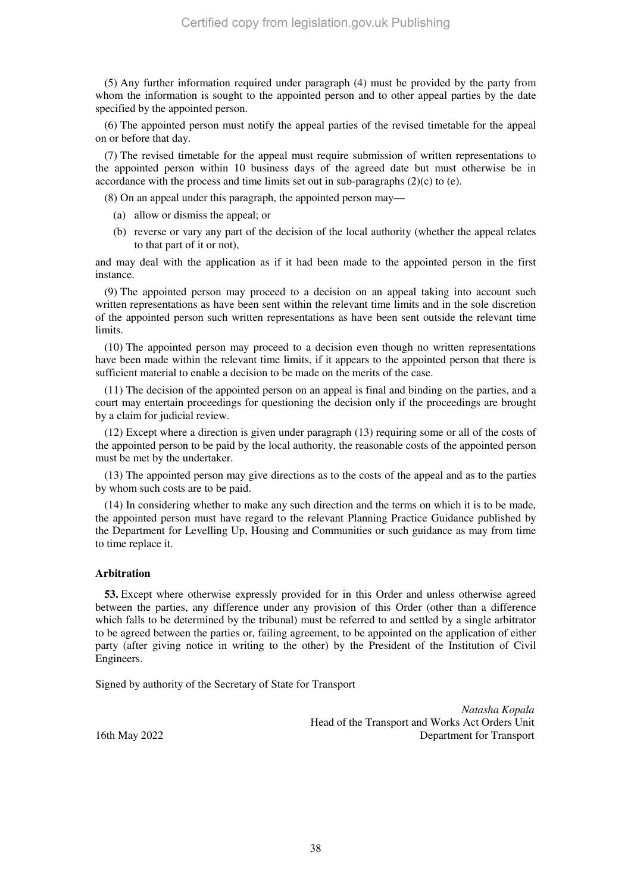(5) Any further information required under paragraph (4) must be provided by the party from whom the information is sought to the appointed person and to other appeal parties by the date specified by the appointed person.

(6) The appointed person must notify the appeal parties of the revised timetable for the appeal on or before that day.

(7) The revised timetable for the appeal must require submission of written representations to the appointed person within 10 business days of the agreed date but must otherwise be in accordance with the process and time limits set out in sub-paragraphs (2)(c) to (e).

(8) On an appeal under this paragraph, the appointed person may—

(a) allow or dismiss the appeal; or

(b) reverse or vary any part of the decision of the local authority (whether the appeal relates to that part of it or not),

and may deal with the application as if it had been made to the appointed person in the first instance.

(9) The appointed person may proceed to a decision on an appeal taking into account such written representations as have been sent within the relevant time limits and in the sole discretion of the appointed person such written representations as have been sent outside the relevant time limits.

(10) The appointed person may proceed to a decision even though no written representations have been made within the relevant time limits, if it appears to the appointed person that there is sufficient material to enable a decision to be made on the merits of the case.

(11) The decision of the appointed person on an appeal is final and binding on the parties, and a court may entertain proceedings for questioning the decision only if the proceedings are brought by a claim for judicial review.

(12) Except where a direction is given under paragraph (13) requiring some or all of the costs of the appointed person to be paid by the local authority, the reasonable costs of the appointed person must be met by the undertaker.

(13) The appointed person may give directions as to the costs of the appeal and as to the parties by whom such costs are to be paid.

(14) In considering whether to make any such direction and the terms on which it is to be made, the appointed person must have regard to the relevant Planning Practice Guidance published by the Department for Levelling Up, Housing and Communities or such guidance as may from time to time replace it.

### Arbitration

**53.** Except where otherwise expressly provided for in this Order and unless otherwise agreed between the parties, any difference under any provision of this Order (other than a difference which falls to be determined by the tribunal) must be referred to and settled by a single arbitrator to be agreed between the parties or, failing agreement, to be appointed on the application of either party (after giving notice in writing to the other) by the President of the Institution of Civil Engineers.

Signed by authority of the Secretary of State for Transport

16th May 2022

*Natasha Kopala*
Head of the Transport and Works Act Orders Unit
Department for Transport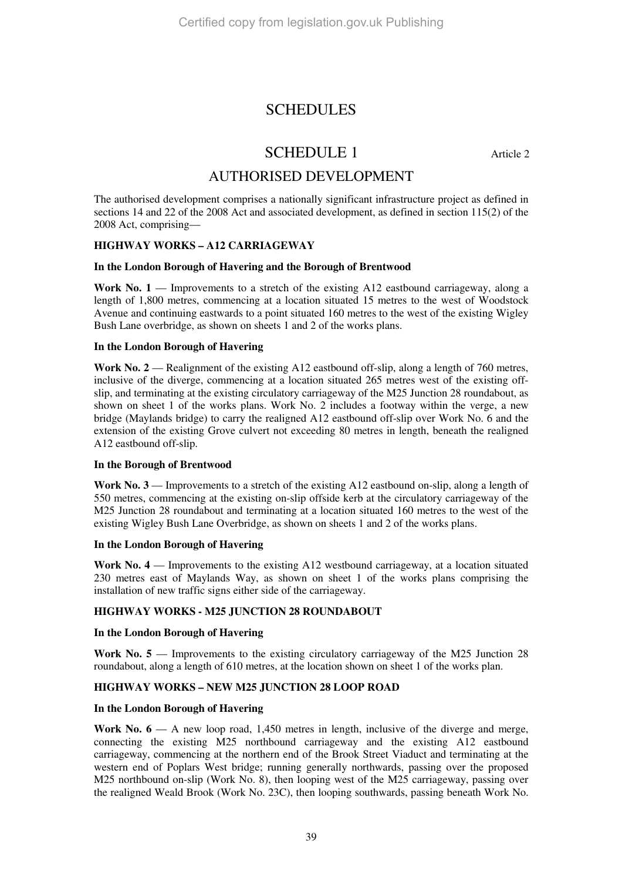# SCHEDULES

## SCHEDULE 1

Article 2

## AUTHORISED DEVELOPMENT

The authorised development comprises a nationally significant infrastructure project as defined in sections 14 and 22 of the 2008 Act and associated development, as defined in section 115(2) of the 2008 Act, comprising—

**HIGHWAY WORKS – A12 CARRIAGEWAY**

**In the London Borough of Havering and the Borough of Brentwood**

**Work No. 1** — Improvements to a stretch of the existing A12 eastbound carriageway, along a length of 1,800 metres, commencing at a location situated 15 metres to the west of Woodstock Avenue and continuing eastwards to a point situated 160 metres to the west of the existing Wigley Bush Lane overbridge, as shown on sheets 1 and 2 of the works plans.

**In the London Borough of Havering**

**Work No. 2** — Realignment of the existing A12 eastbound off-slip, along a length of 760 metres, inclusive of the diverge, commencing at a location situated 265 metres west of the existing off-slip, and terminating at the existing circulatory carriageway of the M25 Junction 28 roundabout, as shown on sheet 1 of the works plans. Work No. 2 includes a footway within the verge, a new bridge (Maylands bridge) to carry the realigned A12 eastbound off-slip over Work No. 6 and the extension of the existing Grove culvert not exceeding 80 metres in length, beneath the realigned A12 eastbound off-slip.

**In the Borough of Brentwood**

**Work No. 3** — Improvements to a stretch of the existing A12 eastbound on-slip, along a length of 550 metres, commencing at the existing on-slip offside kerb at the circulatory carriageway of the M25 Junction 28 roundabout and terminating at a location situated 160 metres to the west of the existing Wigley Bush Lane Overbridge, as shown on sheets 1 and 2 of the works plans.

**In the London Borough of Havering**

**Work No. 4** — Improvements to the existing A12 westbound carriageway, at a location situated 230 metres east of Maylands Way, as shown on sheet 1 of the works plans comprising the installation of new traffic signs either side of the carriageway.

**HIGHWAY WORKS - M25 JUNCTION 28 ROUNDABOUT**

**In the London Borough of Havering**

**Work No. 5** — Improvements to the existing circulatory carriageway of the M25 Junction 28 roundabout, along a length of 610 metres, at the location shown on sheet 1 of the works plan.

**HIGHWAY WORKS – NEW M25 JUNCTION 28 LOOP ROAD**

**In the London Borough of Havering**

**Work No. 6** — A new loop road, 1,450 metres in length, inclusive of the diverge and merge, connecting the existing M25 northbound carriageway and the existing A12 eastbound carriageway, commencing at the northern end of the Brook Street Viaduct and terminating at the western end of Poplars West bridge; running generally northwards, passing over the proposed M25 northbound on-slip (Work No. 8), then looping west of the M25 carriageway, passing over the realigned Weald Brook (Work No. 23C), then looping southwards, passing beneath Work No.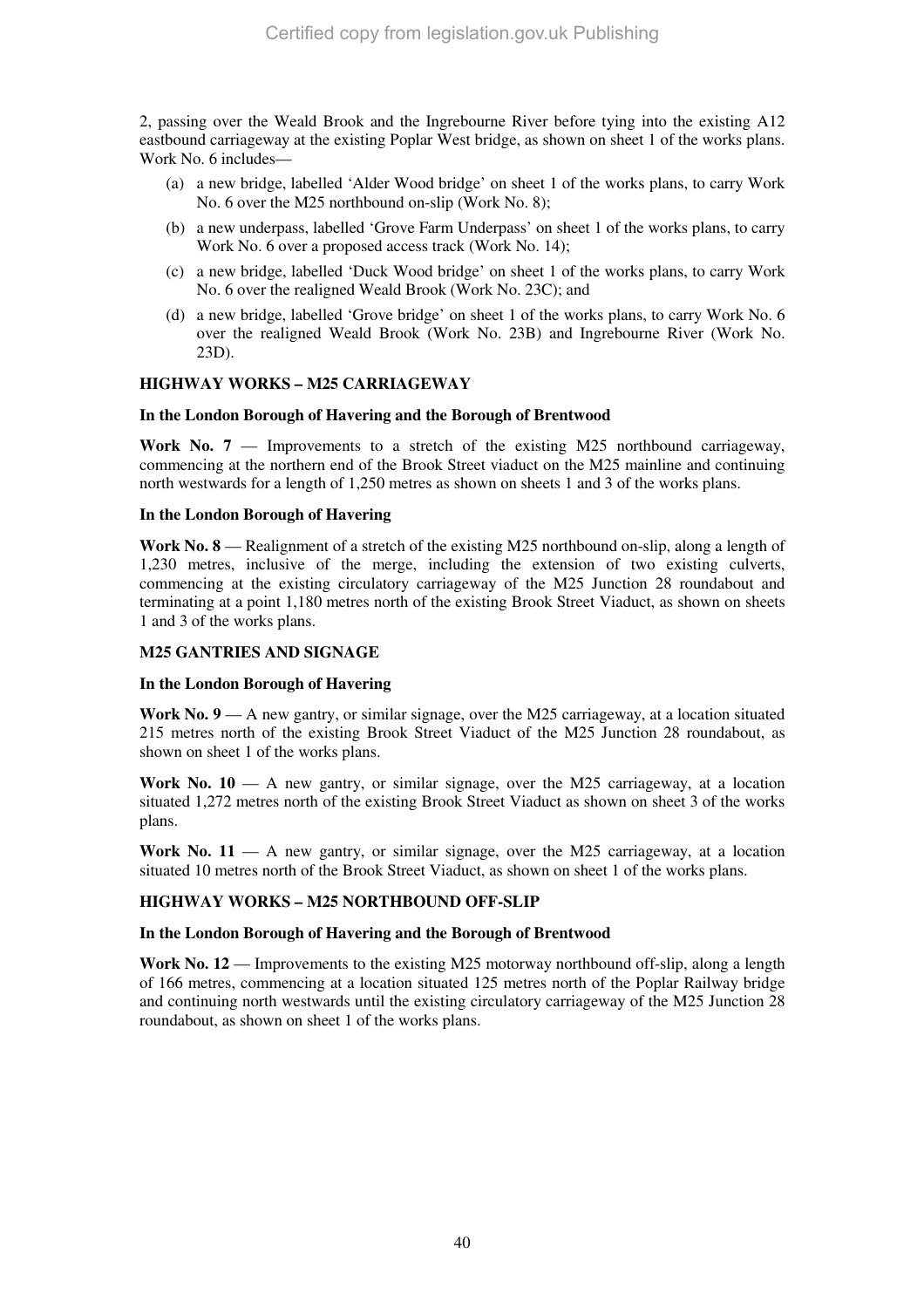2, passing over the Weald Brook and the Ingrebourne River before tying into the existing A12 eastbound carriageway at the existing Poplar West bridge, as shown on sheet 1 of the works plans. Work No. 6 includes—

(a) a new bridge, labelled 'Alder Wood bridge' on sheet 1 of the works plans, to carry Work No. 6 over the M25 northbound on-slip (Work No. 8);

(b) a new underpass, labelled 'Grove Farm Underpass' on sheet 1 of the works plans, to carry Work No. 6 over a proposed access track (Work No. 14);

(c) a new bridge, labelled 'Duck Wood bridge' on sheet 1 of the works plans, to carry Work No. 6 over the realigned Weald Brook (Work No. 23C); and

(d) a new bridge, labelled 'Grove bridge' on sheet 1 of the works plans, to carry Work No. 6 over the realigned Weald Brook (Work No. 23B) and Ingrebourne River (Work No. 23D).

**HIGHWAY WORKS – M25 CARRIAGEWAY**

**In the London Borough of Havering and the Borough of Brentwood**

**Work No. 7** — Improvements to a stretch of the existing M25 northbound carriageway, commencing at the northern end of the Brook Street viaduct on the M25 mainline and continuing north westwards for a length of 1,250 metres as shown on sheets 1 and 3 of the works plans.

**In the London Borough of Havering**

**Work No. 8** — Realignment of a stretch of the existing M25 northbound on-slip, along a length of 1,230 metres, inclusive of the merge, including the extension of two existing culverts, commencing at the existing circulatory carriageway of the M25 Junction 28 roundabout and terminating at a point 1,180 metres north of the existing Brook Street Viaduct, as shown on sheets 1 and 3 of the works plans.

**M25 GANTRIES AND SIGNAGE**

**In the London Borough of Havering**

**Work No. 9** — A new gantry, or similar signage, over the M25 carriageway, at a location situated 215 metres north of the existing Brook Street Viaduct of the M25 Junction 28 roundabout, as shown on sheet 1 of the works plans.

**Work No. 10** — A new gantry, or similar signage, over the M25 carriageway, at a location situated 1,272 metres north of the existing Brook Street Viaduct as shown on sheet 3 of the works plans.

**Work No. 11** — A new gantry, or similar signage, over the M25 carriageway, at a location situated 10 metres north of the Brook Street Viaduct, as shown on sheet 1 of the works plans.

**HIGHWAY WORKS – M25 NORTHBOUND OFF-SLIP**

**In the London Borough of Havering and the Borough of Brentwood**

**Work No. 12** — Improvements to the existing M25 motorway northbound off-slip, along a length of 166 metres, commencing at a location situated 125 metres north of the Poplar Railway bridge and continuing north westwards until the existing circulatory carriageway of the M25 Junction 28 roundabout, as shown on sheet 1 of the works plans.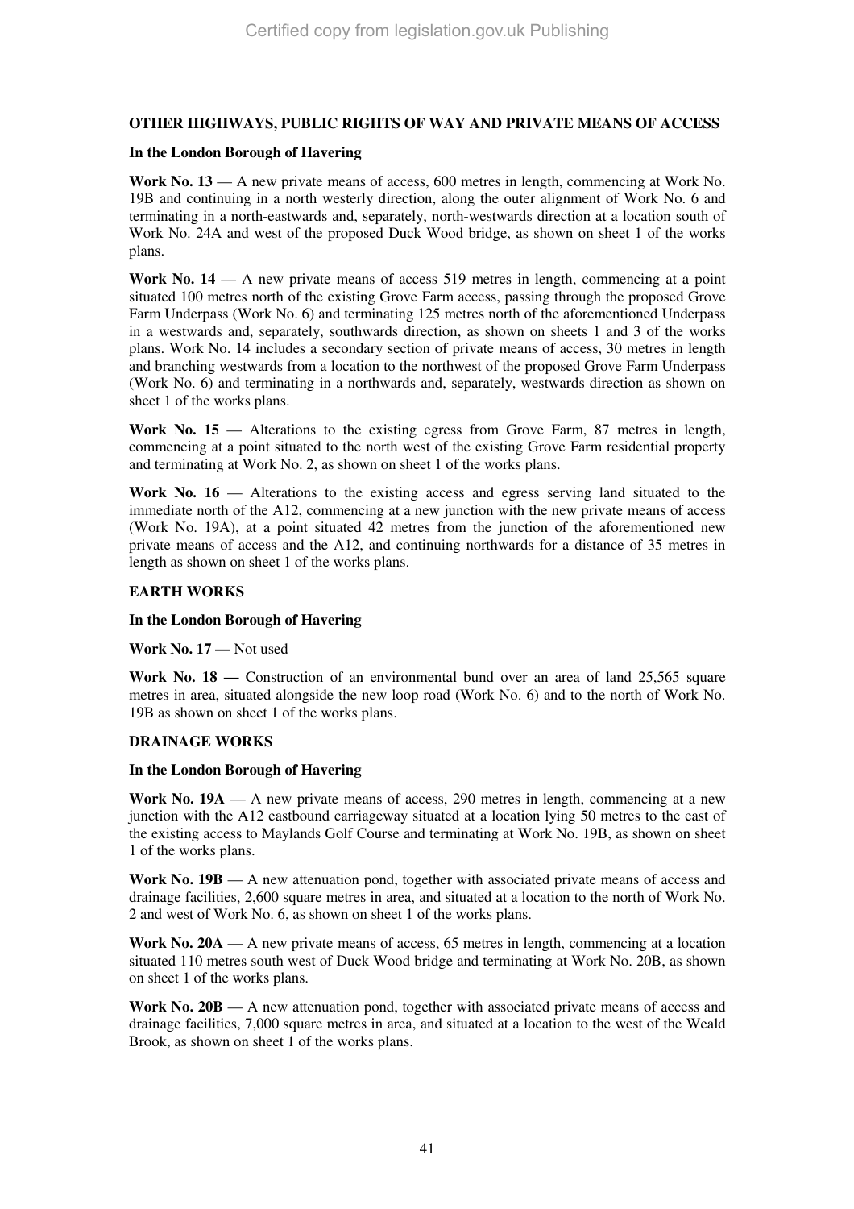**OTHER HIGHWAYS, PUBLIC RIGHTS OF WAY AND PRIVATE MEANS OF ACCESS**

**In the London Borough of Havering**

**Work No. 13** — A new private means of access, 600 metres in length, commencing at Work No. 19B and continuing in a north westerly direction, along the outer alignment of Work No. 6 and terminating in a north-eastwards and, separately, north-westwards direction at a location south of Work No. 24A and west of the proposed Duck Wood bridge, as shown on sheet 1 of the works plans.

**Work No. 14** — A new private means of access 519 metres in length, commencing at a point situated 100 metres north of the existing Grove Farm access, passing through the proposed Grove Farm Underpass (Work No. 6) and terminating 125 metres north of the aforementioned Underpass in a westwards and, separately, southwards direction, as shown on sheets 1 and 3 of the works plans. Work No. 14 includes a secondary section of private means of access, 30 metres in length and branching westwards from a location to the northwest of the proposed Grove Farm Underpass (Work No. 6) and terminating in a northwards and, separately, westwards direction as shown on sheet 1 of the works plans.

**Work No. 15** — Alterations to the existing egress from Grove Farm, 87 metres in length, commencing at a point situated to the north west of the existing Grove Farm residential property and terminating at Work No. 2, as shown on sheet 1 of the works plans.

**Work No. 16** — Alterations to the existing access and egress serving land situated to the immediate north of the A12, commencing at a new junction with the new private means of access (Work No. 19A), at a point situated 42 metres from the junction of the aforementioned new private means of access and the A12, and continuing northwards for a distance of 35 metres in length as shown on sheet 1 of the works plans.

**EARTH WORKS**

**In the London Borough of Havering**

**Work No. 17 —** Not used

**Work No. 18 —** Construction of an environmental bund over an area of land 25,565 square metres in area, situated alongside the new loop road (Work No. 6) and to the north of Work No. 19B as shown on sheet 1 of the works plans.

**DRAINAGE WORKS**

**In the London Borough of Havering**

**Work No. 19A** — A new private means of access, 290 metres in length, commencing at a new junction with the A12 eastbound carriageway situated at a location lying 50 metres to the east of the existing access to Maylands Golf Course and terminating at Work No. 19B, as shown on sheet 1 of the works plans.

**Work No. 19B** — A new attenuation pond, together with associated private means of access and drainage facilities, 2,600 square metres in area, and situated at a location to the north of Work No. 2 and west of Work No. 6, as shown on sheet 1 of the works plans.

**Work No. 20A** — A new private means of access, 65 metres in length, commencing at a location situated 110 metres south west of Duck Wood bridge and terminating at Work No. 20B, as shown on sheet 1 of the works plans.

**Work No. 20B** — A new attenuation pond, together with associated private means of access and drainage facilities, 7,000 square metres in area, and situated at a location to the west of the Weald Brook, as shown on sheet 1 of the works plans.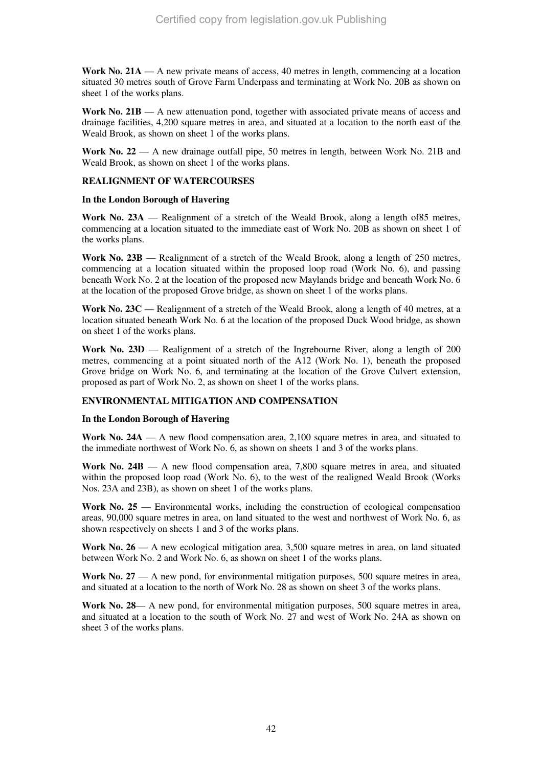**Work No. 21A** — A new private means of access, 40 metres in length, commencing at a location situated 30 metres south of Grove Farm Underpass and terminating at Work No. 20B as shown on sheet 1 of the works plans.

**Work No. 21B** — A new attenuation pond, together with associated private means of access and drainage facilities, 4,200 square metres in area, and situated at a location to the north east of the Weald Brook, as shown on sheet 1 of the works plans.

**Work No. 22** — A new drainage outfall pipe, 50 metres in length, between Work No. 21B and Weald Brook, as shown on sheet 1 of the works plans.

**REALIGNMENT OF WATERCOURSES**

**In the London Borough of Havering**

**Work No. 23A** — Realignment of a stretch of the Weald Brook, along a length of85 metres, commencing at a location situated to the immediate east of Work No. 20B as shown on sheet 1 of the works plans.

**Work No. 23B** — Realignment of a stretch of the Weald Brook, along a length of 250 metres, commencing at a location situated within the proposed loop road (Work No. 6), and passing beneath Work No. 2 at the location of the proposed new Maylands bridge and beneath Work No. 6 at the location of the proposed Grove bridge, as shown on sheet 1 of the works plans.

**Work No. 23C** — Realignment of a stretch of the Weald Brook, along a length of 40 metres, at a location situated beneath Work No. 6 at the location of the proposed Duck Wood bridge, as shown on sheet 1 of the works plans.

**Work No. 23D** — Realignment of a stretch of the Ingrebourne River, along a length of 200 metres, commencing at a point situated north of the A12 (Work No. 1), beneath the proposed Grove bridge on Work No. 6, and terminating at the location of the Grove Culvert extension, proposed as part of Work No. 2, as shown on sheet 1 of the works plans.

**ENVIRONMENTAL MITIGATION AND COMPENSATION**

**In the London Borough of Havering**

**Work No. 24A** — A new flood compensation area, 2,100 square metres in area, and situated to the immediate northwest of Work No. 6, as shown on sheets 1 and 3 of the works plans.

**Work No. 24B** — A new flood compensation area, 7,800 square metres in area, and situated within the proposed loop road (Work No. 6), to the west of the realigned Weald Brook (Works Nos. 23A and 23B), as shown on sheet 1 of the works plans.

**Work No. 25** — Environmental works, including the construction of ecological compensation areas, 90,000 square metres in area, on land situated to the west and northwest of Work No. 6, as shown respectively on sheets 1 and 3 of the works plans.

**Work No. 26** — A new ecological mitigation area, 3,500 square metres in area, on land situated between Work No. 2 and Work No. 6, as shown on sheet 1 of the works plans.

**Work No. 27** — A new pond, for environmental mitigation purposes, 500 square metres in area, and situated at a location to the north of Work No. 28 as shown on sheet 3 of the works plans.

**Work No. 28**— A new pond, for environmental mitigation purposes, 500 square metres in area, and situated at a location to the south of Work No. 27 and west of Work No. 24A as shown on sheet 3 of the works plans.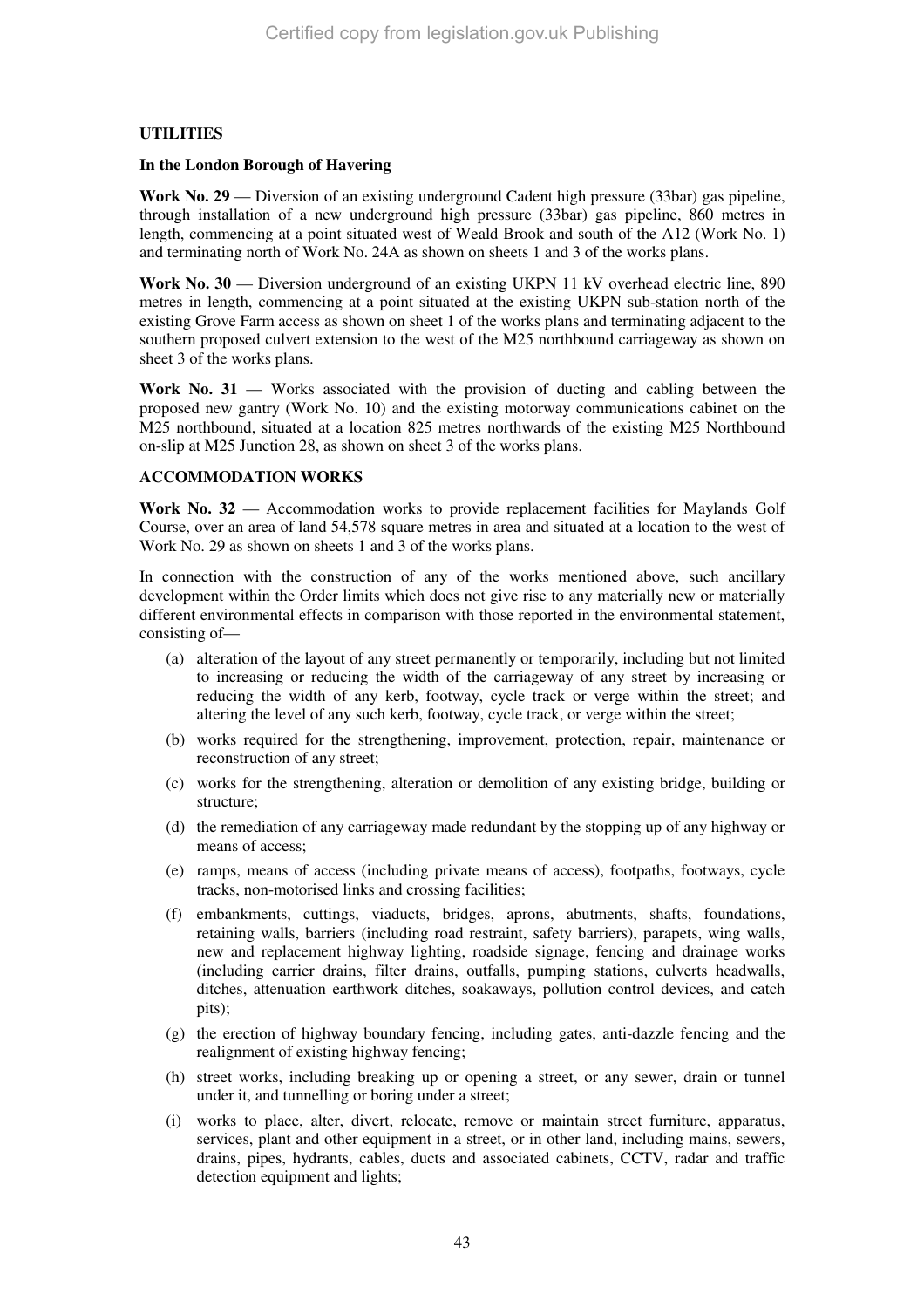**UTILITIES**

**In the London Borough of Havering**

**Work No. 29** — Diversion of an existing underground Cadent high pressure (33bar) gas pipeline, through installation of a new underground high pressure (33bar) gas pipeline, 860 metres in length, commencing at a point situated west of Weald Brook and south of the A12 (Work No. 1) and terminating north of Work No. 24A as shown on sheets 1 and 3 of the works plans.

**Work No. 30** — Diversion underground of an existing UKPN 11 kV overhead electric line, 890 metres in length, commencing at a point situated at the existing UKPN sub-station north of the existing Grove Farm access as shown on sheet 1 of the works plans and terminating adjacent to the southern proposed culvert extension to the west of the M25 northbound carriageway as shown on sheet 3 of the works plans.

**Work No. 31** — Works associated with the provision of ducting and cabling between the proposed new gantry (Work No. 10) and the existing motorway communications cabinet on the M25 northbound, situated at a location 825 metres northwards of the existing M25 Northbound on-slip at M25 Junction 28, as shown on sheet 3 of the works plans.

**ACCOMMODATION WORKS**

**Work No. 32** — Accommodation works to provide replacement facilities for Maylands Golf Course, over an area of land 54,578 square metres in area and situated at a location to the west of Work No. 29 as shown on sheets 1 and 3 of the works plans.

In connection with the construction of any of the works mentioned above, such ancillary development within the Order limits which does not give rise to any materially new or materially different environmental effects in comparison with those reported in the environmental statement, consisting of—

(a) alteration of the layout of any street permanently or temporarily, including but not limited to increasing or reducing the width of the carriageway of any street by increasing or reducing the width of any kerb, footway, cycle track or verge within the street; and altering the level of any such kerb, footway, cycle track, or verge within the street;

(b) works required for the strengthening, improvement, protection, repair, maintenance or reconstruction of any street;

(c) works for the strengthening, alteration or demolition of any existing bridge, building or structure;

(d) the remediation of any carriageway made redundant by the stopping up of any highway or means of access;

(e) ramps, means of access (including private means of access), footpaths, footways, cycle tracks, non-motorised links and crossing facilities;

(f) embankments, cuttings, viaducts, bridges, aprons, abutments, shafts, foundations, retaining walls, barriers (including road restraint, safety barriers), parapets, wing walls, new and replacement highway lighting, roadside signage, fencing and drainage works (including carrier drains, filter drains, outfalls, pumping stations, culverts headwalls, ditches, attenuation earthwork ditches, soakaways, pollution control devices, and catch pits);

(g) the erection of highway boundary fencing, including gates, anti-dazzle fencing and the realignment of existing highway fencing;

(h) street works, including breaking up or opening a street, or any sewer, drain or tunnel under it, and tunnelling or boring under a street;

(i) works to place, alter, divert, relocate, remove or maintain street furniture, apparatus, services, plant and other equipment in a street, or in other land, including mains, sewers, drains, pipes, hydrants, cables, ducts and associated cabinets, CCTV, radar and traffic detection equipment and lights;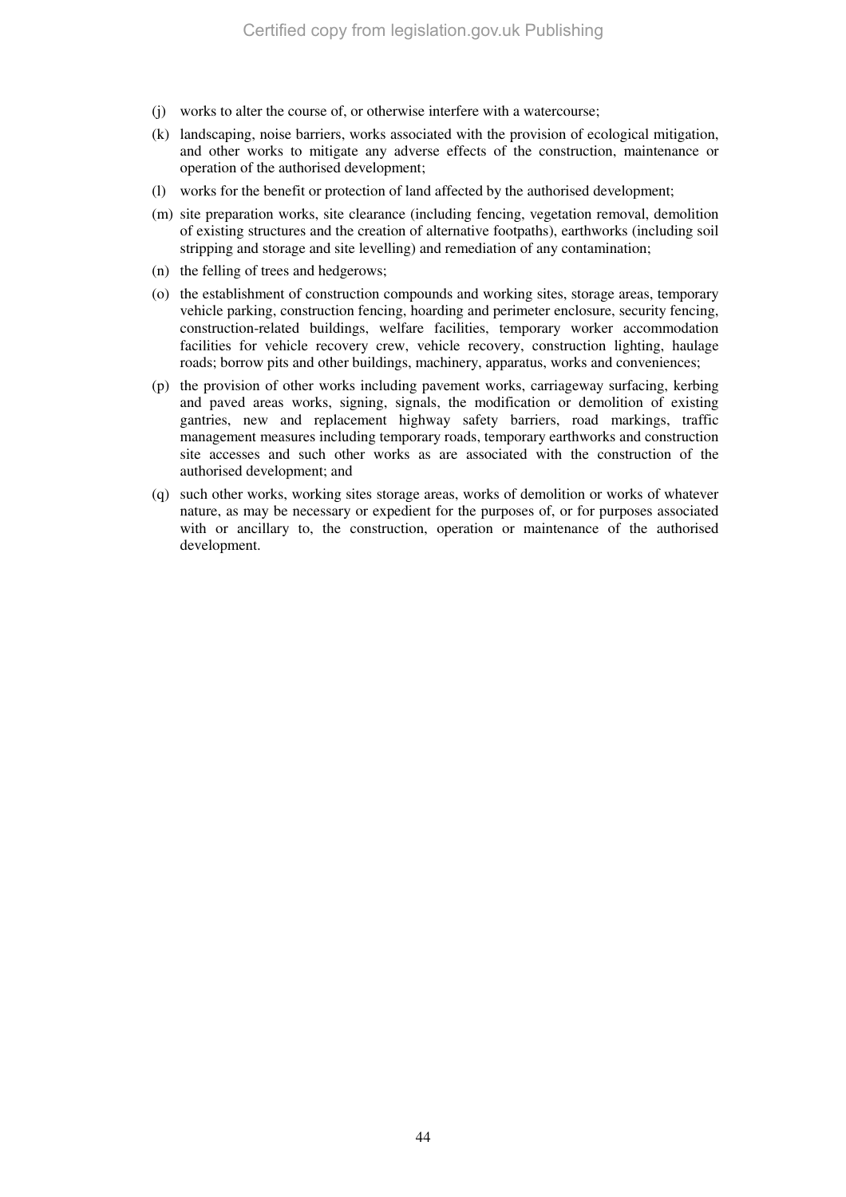(j) works to alter the course of, or otherwise interfere with a watercourse;

(k) landscaping, noise barriers, works associated with the provision of ecological mitigation, and other works to mitigate any adverse effects of the construction, maintenance or operation of the authorised development;

(l) works for the benefit or protection of land affected by the authorised development;

(m) site preparation works, site clearance (including fencing, vegetation removal, demolition of existing structures and the creation of alternative footpaths), earthworks (including soil stripping and storage and site levelling) and remediation of any contamination;

(n) the felling of trees and hedgerows;

(o) the establishment of construction compounds and working sites, storage areas, temporary vehicle parking, construction fencing, hoarding and perimeter enclosure, security fencing, construction-related buildings, welfare facilities, temporary worker accommodation facilities for vehicle recovery crew, vehicle recovery, construction lighting, haulage roads; borrow pits and other buildings, machinery, apparatus, works and conveniences;

(p) the provision of other works including pavement works, carriageway surfacing, kerbing and paved areas works, signing, signals, the modification or demolition of existing gantries, new and replacement highway safety barriers, road markings, traffic management measures including temporary roads, temporary earthworks and construction site accesses and such other works as are associated with the construction of the authorised development; and

(q) such other works, working sites storage areas, works of demolition or works of whatever nature, as may be necessary or expedient for the purposes of, or for purposes associated with or ancillary to, the construction, operation or maintenance of the authorised development.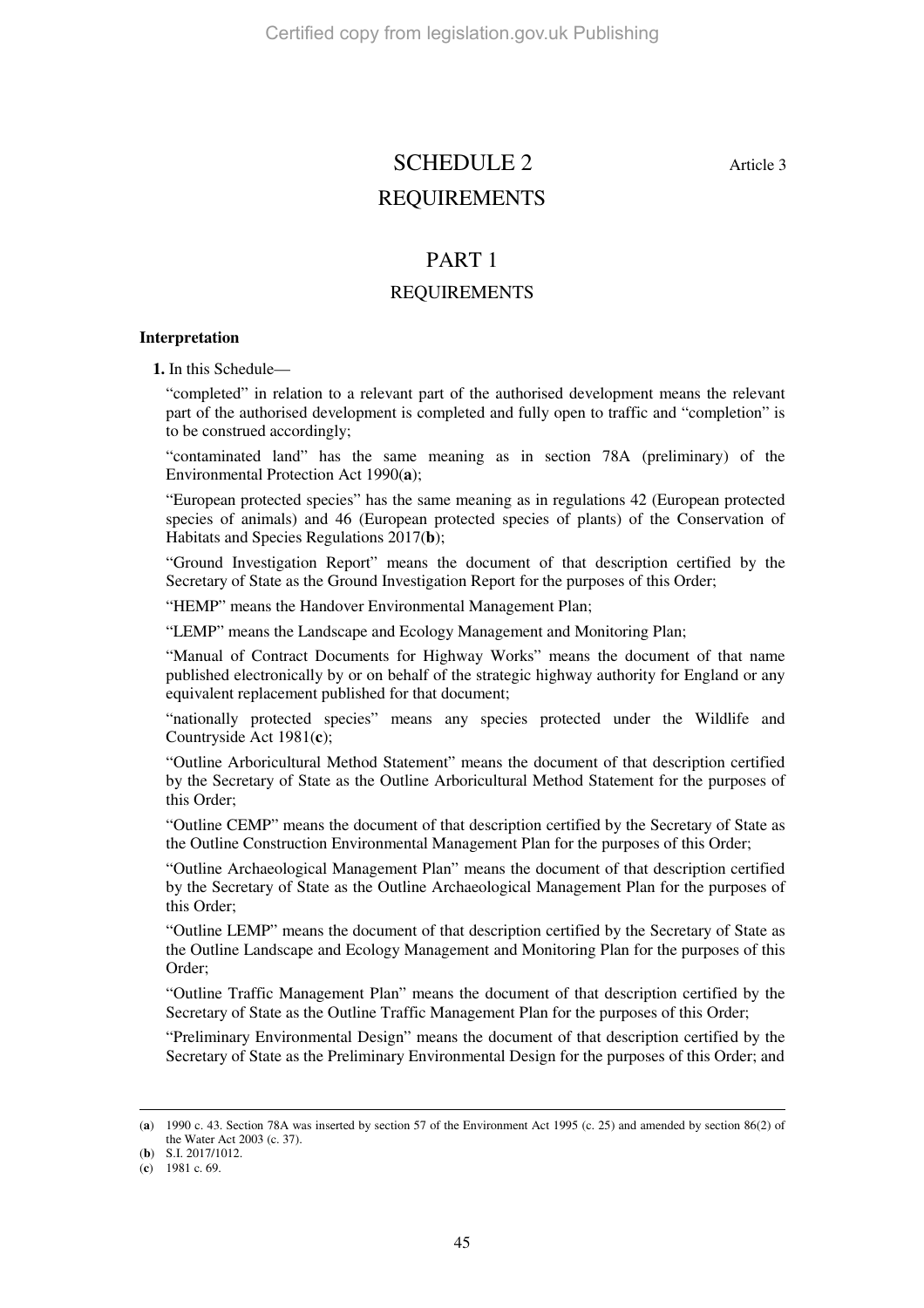# SCHEDULE 2

Article 3

# REQUIREMENTS

## PART 1

## REQUIREMENTS

**Interpretation**

**1.** In this Schedule—

"completed" in relation to a relevant part of the authorised development means the relevant part of the authorised development is completed and fully open to traffic and "completion" is to be construed accordingly;

"contaminated land" has the same meaning as in section 78A (preliminary) of the Environmental Protection Act 1990(**a**);

"European protected species" has the same meaning as in regulations 42 (European protected species of animals) and 46 (European protected species of plants) of the Conservation of Habitats and Species Regulations 2017(**b**);

"Ground Investigation Report" means the document of that description certified by the Secretary of State as the Ground Investigation Report for the purposes of this Order;

"HEMP" means the Handover Environmental Management Plan;

"LEMP" means the Landscape and Ecology Management and Monitoring Plan;

"Manual of Contract Documents for Highway Works" means the document of that name published electronically by or on behalf of the strategic highway authority for England or any equivalent replacement published for that document;

"nationally protected species" means any species protected under the Wildlife and Countryside Act 1981(**c**);

"Outline Arboricultural Method Statement" means the document of that description certified by the Secretary of State as the Outline Arboricultural Method Statement for the purposes of this Order;

"Outline CEMP" means the document of that description certified by the Secretary of State as the Outline Construction Environmental Management Plan for the purposes of this Order;

"Outline Archaeological Management Plan" means the document of that description certified by the Secretary of State as the Outline Archaeological Management Plan for the purposes of this Order;

"Outline LEMP" means the document of that description certified by the Secretary of State as the Outline Landscape and Ecology Management and Monitoring Plan for the purposes of this Order;

"Outline Traffic Management Plan" means the document of that description certified by the Secretary of State as the Outline Traffic Management Plan for the purposes of this Order;

"Preliminary Environmental Design" means the document of that description certified by the Secretary of State as the Preliminary Environmental Design for the purposes of this Order; and

---

(**a**) 1990 c. 43. Section 78A was inserted by section 57 of the Environment Act 1995 (c. 25) and amended by section 86(2) of the Water Act 2003 (c. 37).

(**b**) S.I. 2017/1012.

(**c**) 1981 c. 69.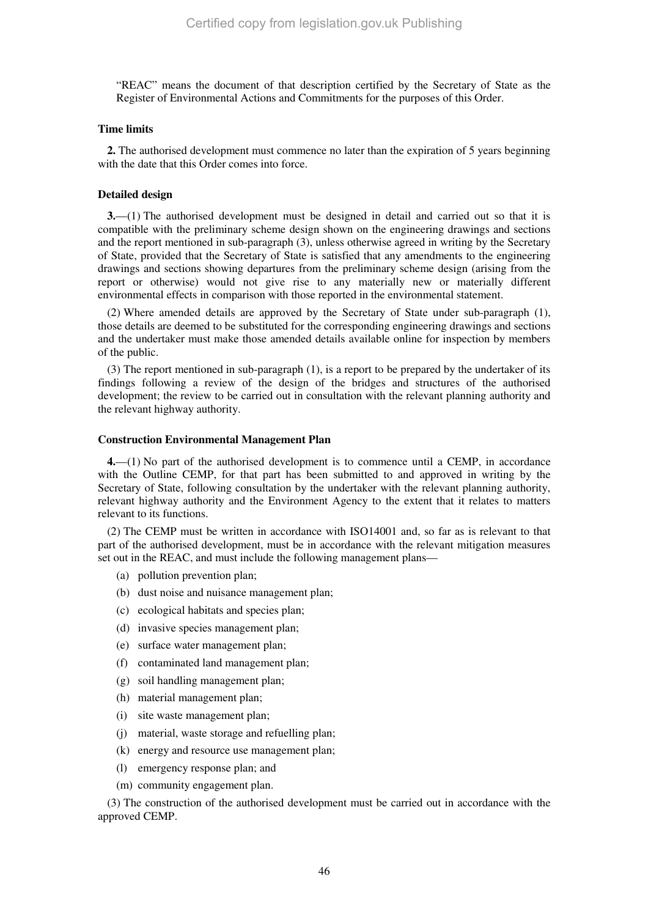"REAC" means the document of that description certified by the Secretary of State as the Register of Environmental Actions and Commitments for the purposes of this Order.

**Time limits**

**2.** The authorised development must commence no later than the expiration of 5 years beginning with the date that this Order comes into force.

**Detailed design**

**3.**—(1) The authorised development must be designed in detail and carried out so that it is compatible with the preliminary scheme design shown on the engineering drawings and sections and the report mentioned in sub-paragraph (3), unless otherwise agreed in writing by the Secretary of State, provided that the Secretary of State is satisfied that any amendments to the engineering drawings and sections showing departures from the preliminary scheme design (arising from the report or otherwise) would not give rise to any materially new or materially different environmental effects in comparison with those reported in the environmental statement.

(2) Where amended details are approved by the Secretary of State under sub-paragraph (1), those details are deemed to be substituted for the corresponding engineering drawings and sections and the undertaker must make those amended details available online for inspection by members of the public.

(3) The report mentioned in sub-paragraph (1), is a report to be prepared by the undertaker of its findings following a review of the design of the bridges and structures of the authorised development; the review to be carried out in consultation with the relevant planning authority and the relevant highway authority.

**Construction Environmental Management Plan**

**4.**—(1) No part of the authorised development is to commence until a CEMP, in accordance with the Outline CEMP, for that part has been submitted to and approved in writing by the Secretary of State, following consultation by the undertaker with the relevant planning authority, relevant highway authority and the Environment Agency to the extent that it relates to matters relevant to its functions.

(2) The CEMP must be written in accordance with ISO14001 and, so far as is relevant to that part of the authorised development, must be in accordance with the relevant mitigation measures set out in the REAC, and must include the following management plans—

(a) pollution prevention plan;

(b) dust noise and nuisance management plan;

(c) ecological habitats and species plan;

(d) invasive species management plan;

(e) surface water management plan;

(f) contaminated land management plan;

(g) soil handling management plan;

(h) material management plan;

(i) site waste management plan;

(j) material, waste storage and refuelling plan;

(k) energy and resource use management plan;

(l) emergency response plan; and

(m) community engagement plan.

(3) The construction of the authorised development must be carried out in accordance with the approved CEMP.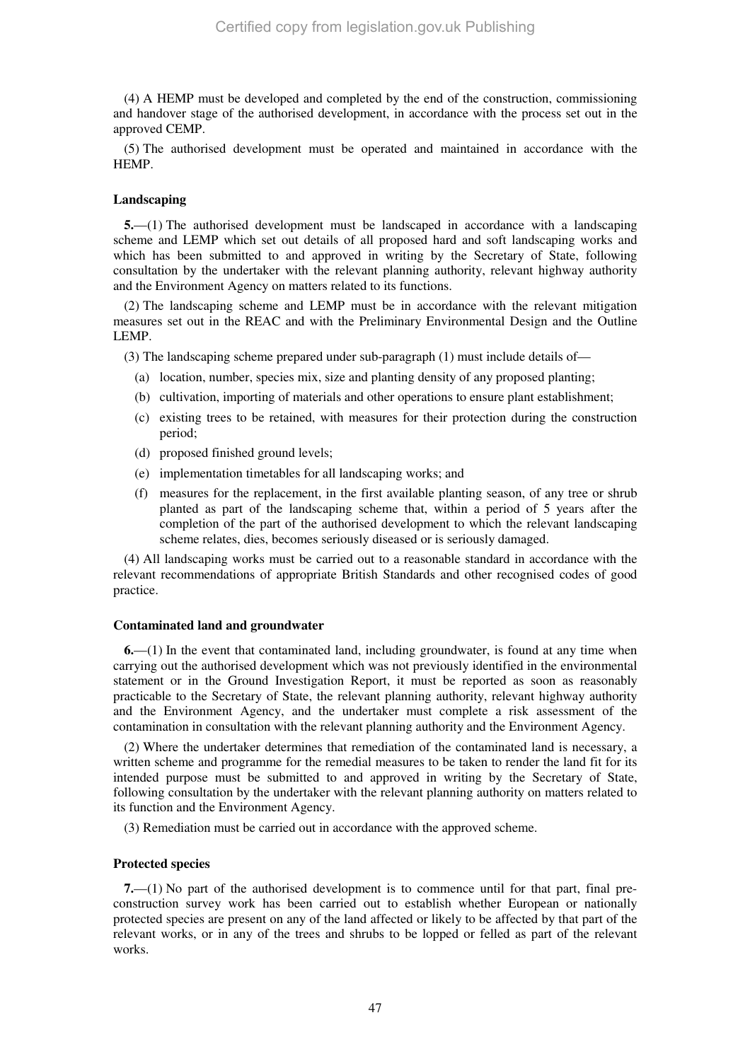(4) A HEMP must be developed and completed by the end of the construction, commissioning and handover stage of the authorised development, in accordance with the process set out in the approved CEMP.

(5) The authorised development must be operated and maintained in accordance with the HEMP.

**Landscaping**

**5.**—(1) The authorised development must be landscaped in accordance with a landscaping scheme and LEMP which set out details of all proposed hard and soft landscaping works and which has been submitted to and approved in writing by the Secretary of State, following consultation by the undertaker with the relevant planning authority, relevant highway authority and the Environment Agency on matters related to its functions.

(2) The landscaping scheme and LEMP must be in accordance with the relevant mitigation measures set out in the REAC and with the Preliminary Environmental Design and the Outline LEMP.

(3) The landscaping scheme prepared under sub-paragraph (1) must include details of—

(a) location, number, species mix, size and planting density of any proposed planting;

(b) cultivation, importing of materials and other operations to ensure plant establishment;

(c) existing trees to be retained, with measures for their protection during the construction period;

(d) proposed finished ground levels;

(e) implementation timetables for all landscaping works; and

(f) measures for the replacement, in the first available planting season, of any tree or shrub planted as part of the landscaping scheme that, within a period of 5 years after the completion of the part of the authorised development to which the relevant landscaping scheme relates, dies, becomes seriously diseased or is seriously damaged.

(4) All landscaping works must be carried out to a reasonable standard in accordance with the relevant recommendations of appropriate British Standards and other recognised codes of good practice.

**Contaminated land and groundwater**

**6.**—(1) In the event that contaminated land, including groundwater, is found at any time when carrying out the authorised development which was not previously identified in the environmental statement or in the Ground Investigation Report, it must be reported as soon as reasonably practicable to the Secretary of State, the relevant planning authority, relevant highway authority and the Environment Agency, and the undertaker must complete a risk assessment of the contamination in consultation with the relevant planning authority and the Environment Agency.

(2) Where the undertaker determines that remediation of the contaminated land is necessary, a written scheme and programme for the remedial measures to be taken to render the land fit for its intended purpose must be submitted to and approved in writing by the Secretary of State, following consultation by the undertaker with the relevant planning authority on matters related to its function and the Environment Agency.

(3) Remediation must be carried out in accordance with the approved scheme.

**Protected species**

**7.**—(1) No part of the authorised development is to commence until for that part, final pre-construction survey work has been carried out to establish whether European or nationally protected species are present on any of the land affected or likely to be affected by that part of the relevant works, or in any of the trees and shrubs to be lopped or felled as part of the relevant works.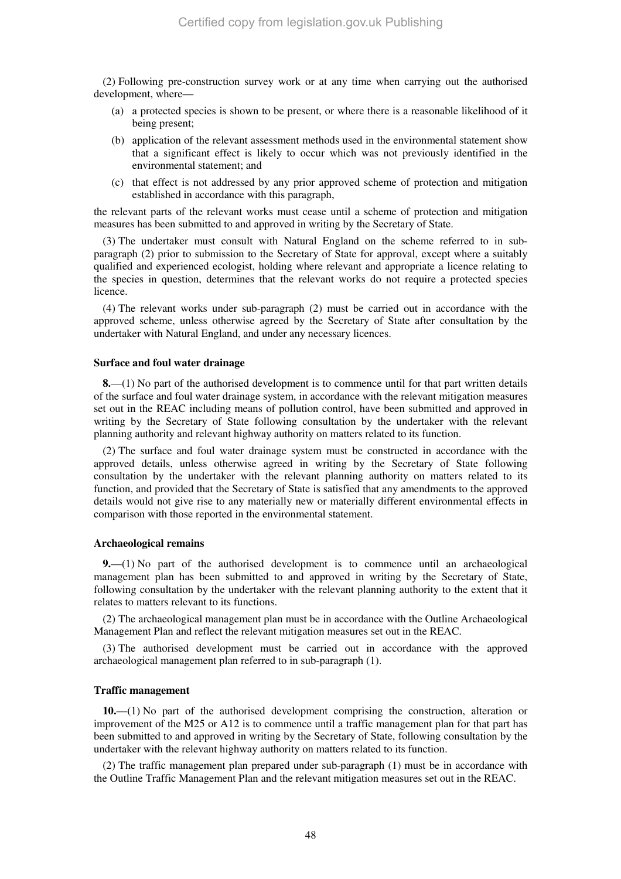(2) Following pre-construction survey work or at any time when carrying out the authorised development, where—

(a) a protected species is shown to be present, or where there is a reasonable likelihood of it being present;

(b) application of the relevant assessment methods used in the environmental statement show that a significant effect is likely to occur which was not previously identified in the environmental statement; and

(c) that effect is not addressed by any prior approved scheme of protection and mitigation established in accordance with this paragraph,

the relevant parts of the relevant works must cease until a scheme of protection and mitigation measures has been submitted to and approved in writing by the Secretary of State.

(3) The undertaker must consult with Natural England on the scheme referred to in sub-paragraph (2) prior to submission to the Secretary of State for approval, except where a suitably qualified and experienced ecologist, holding where relevant and appropriate a licence relating to the species in question, determines that the relevant works do not require a protected species licence.

(4) The relevant works under sub-paragraph (2) must be carried out in accordance with the approved scheme, unless otherwise agreed by the Secretary of State after consultation by the undertaker with Natural England, and under any necessary licences.

**Surface and foul water drainage**

**8.**—(1) No part of the authorised development is to commence until for that part written details of the surface and foul water drainage system, in accordance with the relevant mitigation measures set out in the REAC including means of pollution control, have been submitted and approved in writing by the Secretary of State following consultation by the undertaker with the relevant planning authority and relevant highway authority on matters related to its function.

(2) The surface and foul water drainage system must be constructed in accordance with the approved details, unless otherwise agreed in writing by the Secretary of State following consultation by the undertaker with the relevant planning authority on matters related to its function, and provided that the Secretary of State is satisfied that any amendments to the approved details would not give rise to any materially new or materially different environmental effects in comparison with those reported in the environmental statement.

**Archaeological remains**

**9.**—(1) No part of the authorised development is to commence until an archaeological management plan has been submitted to and approved in writing by the Secretary of State, following consultation by the undertaker with the relevant planning authority to the extent that it relates to matters relevant to its functions.

(2) The archaeological management plan must be in accordance with the Outline Archaeological Management Plan and reflect the relevant mitigation measures set out in the REAC.

(3) The authorised development must be carried out in accordance with the approved archaeological management plan referred to in sub-paragraph (1).

**Traffic management**

**10.**—(1) No part of the authorised development comprising the construction, alteration or improvement of the M25 or A12 is to commence until a traffic management plan for that part has been submitted to and approved in writing by the Secretary of State, following consultation by the undertaker with the relevant highway authority on matters related to its function.

(2) The traffic management plan prepared under sub-paragraph (1) must be in accordance with the Outline Traffic Management Plan and the relevant mitigation measures set out in the REAC.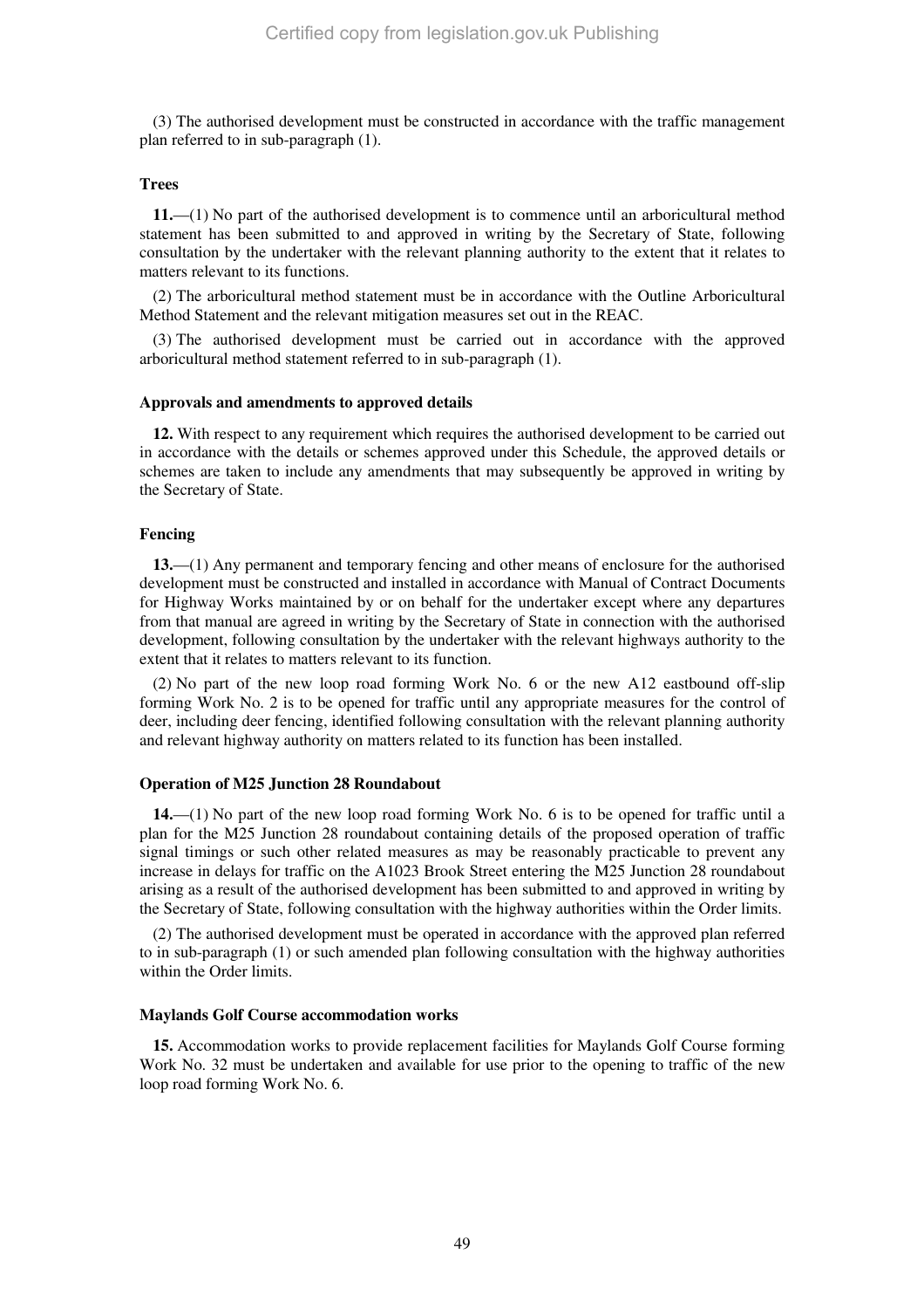(3) The authorised development must be constructed in accordance with the traffic management plan referred to in sub-paragraph (1).

**Trees**

**11.**—(1) No part of the authorised development is to commence until an arboricultural method statement has been submitted to and approved in writing by the Secretary of State, following consultation by the undertaker with the relevant planning authority to the extent that it relates to matters relevant to its functions.

(2) The arboricultural method statement must be in accordance with the Outline Arboricultural Method Statement and the relevant mitigation measures set out in the REAC.

(3) The authorised development must be carried out in accordance with the approved arboricultural method statement referred to in sub-paragraph (1).

**Approvals and amendments to approved details**

**12.** With respect to any requirement which requires the authorised development to be carried out in accordance with the details or schemes approved under this Schedule, the approved details or schemes are taken to include any amendments that may subsequently be approved in writing by the Secretary of State.

**Fencing**

**13.**—(1) Any permanent and temporary fencing and other means of enclosure for the authorised development must be constructed and installed in accordance with Manual of Contract Documents for Highway Works maintained by or on behalf for the undertaker except where any departures from that manual are agreed in writing by the Secretary of State in connection with the authorised development, following consultation by the undertaker with the relevant highways authority to the extent that it relates to matters relevant to its function.

(2) No part of the new loop road forming Work No. 6 or the new A12 eastbound off-slip forming Work No. 2 is to be opened for traffic until any appropriate measures for the control of deer, including deer fencing, identified following consultation with the relevant planning authority and relevant highway authority on matters related to its function has been installed.

**Operation of M25 Junction 28 Roundabout**

**14.**—(1) No part of the new loop road forming Work No. 6 is to be opened for traffic until a plan for the M25 Junction 28 roundabout containing details of the proposed operation of traffic signal timings or such other related measures as may be reasonably practicable to prevent any increase in delays for traffic on the A1023 Brook Street entering the M25 Junction 28 roundabout arising as a result of the authorised development has been submitted to and approved in writing by the Secretary of State, following consultation with the highway authorities within the Order limits.

(2) The authorised development must be operated in accordance with the approved plan referred to in sub-paragraph (1) or such amended plan following consultation with the highway authorities within the Order limits.

**Maylands Golf Course accommodation works**

**15.** Accommodation works to provide replacement facilities for Maylands Golf Course forming Work No. 32 must be undertaken and available for use prior to the opening to traffic of the new loop road forming Work No. 6.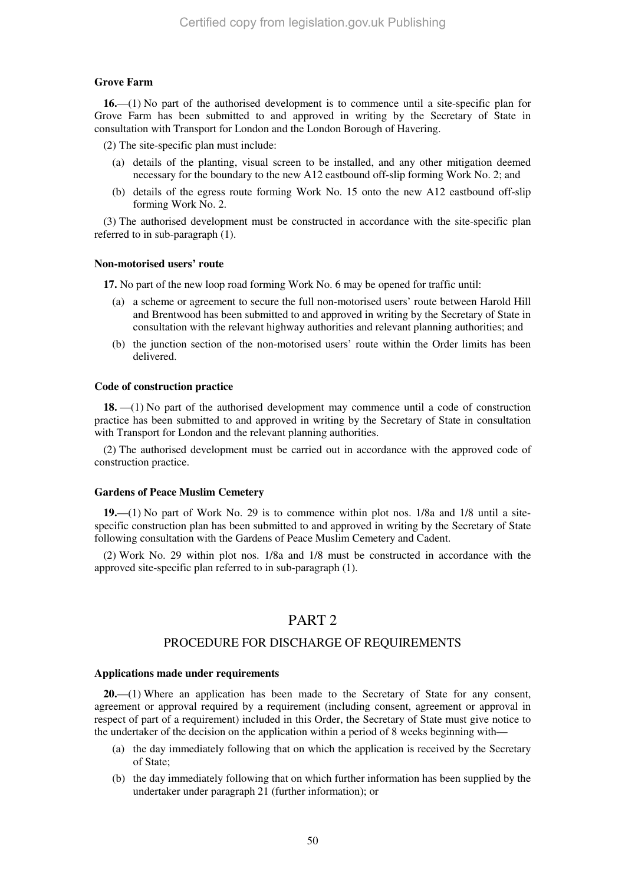**Grove Farm**

**16.**—(1) No part of the authorised development is to commence until a site-specific plan for Grove Farm has been submitted to and approved in writing by the Secretary of State in consultation with Transport for London and the London Borough of Havering.

(2) The site-specific plan must include:

(a) details of the planting, visual screen to be installed, and any other mitigation deemed necessary for the boundary to the new A12 eastbound off-slip forming Work No. 2; and

(b) details of the egress route forming Work No. 15 onto the new A12 eastbound off-slip forming Work No. 2.

(3) The authorised development must be constructed in accordance with the site-specific plan referred to in sub-paragraph (1).

**Non-motorised users' route**

**17.** No part of the new loop road forming Work No. 6 may be opened for traffic until:

(a) a scheme or agreement to secure the full non-motorised users' route between Harold Hill and Brentwood has been submitted to and approved in writing by the Secretary of State in consultation with the relevant highway authorities and relevant planning authorities; and

(b) the junction section of the non-motorised users' route within the Order limits has been delivered.

**Code of construction practice**

**18.** —(1) No part of the authorised development may commence until a code of construction practice has been submitted to and approved in writing by the Secretary of State in consultation with Transport for London and the relevant planning authorities.

(2) The authorised development must be carried out in accordance with the approved code of construction practice.

**Gardens of Peace Muslim Cemetery**

**19.**—(1) No part of Work No. 29 is to commence within plot nos. 1/8a and 1/8 until a site-specific construction plan has been submitted to and approved in writing by the Secretary of State following consultation with the Gardens of Peace Muslim Cemetery and Cadent.

(2) Work No. 29 within plot nos. 1/8a and 1/8 must be constructed in accordance with the approved site-specific plan referred to in sub-paragraph (1).

## PART 2

### PROCEDURE FOR DISCHARGE OF REQUIREMENTS

**Applications made under requirements**

**20.**—(1) Where an application has been made to the Secretary of State for any consent, agreement or approval required by a requirement (including consent, agreement or approval in respect of part of a requirement) included in this Order, the Secretary of State must give notice to the undertaker of the decision on the application within a period of 8 weeks beginning with—

(a) the day immediately following that on which the application is received by the Secretary of State;

(b) the day immediately following that on which further information has been supplied by the undertaker under paragraph 21 (further information); or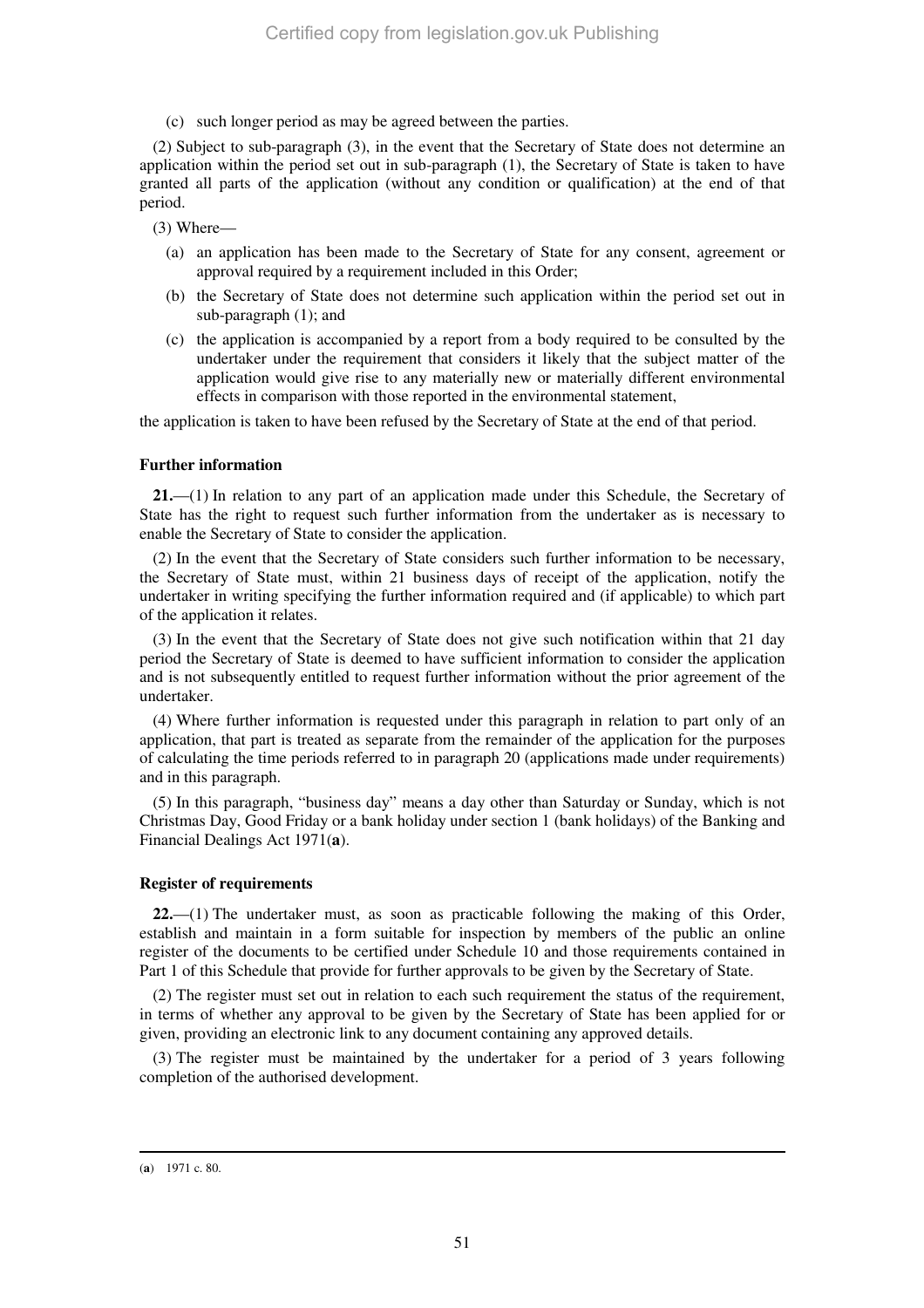(c) such longer period as may be agreed between the parties.

(2) Subject to sub-paragraph (3), in the event that the Secretary of State does not determine an application within the period set out in sub-paragraph (1), the Secretary of State is taken to have granted all parts of the application (without any condition or qualification) at the end of that period.

(3) Where—

(a) an application has been made to the Secretary of State for any consent, agreement or approval required by a requirement included in this Order;

(b) the Secretary of State does not determine such application within the period set out in sub-paragraph (1); and

(c) the application is accompanied by a report from a body required to be consulted by the undertaker under the requirement that considers it likely that the subject matter of the application would give rise to any materially new or materially different environmental effects in comparison with those reported in the environmental statement,

the application is taken to have been refused by the Secretary of State at the end of that period.

**Further information**

**21.**—(1) In relation to any part of an application made under this Schedule, the Secretary of State has the right to request such further information from the undertaker as is necessary to enable the Secretary of State to consider the application.

(2) In the event that the Secretary of State considers such further information to be necessary, the Secretary of State must, within 21 business days of receipt of the application, notify the undertaker in writing specifying the further information required and (if applicable) to which part of the application it relates.

(3) In the event that the Secretary of State does not give such notification within that 21 day period the Secretary of State is deemed to have sufficient information to consider the application and is not subsequently entitled to request further information without the prior agreement of the undertaker.

(4) Where further information is requested under this paragraph in relation to part only of an application, that part is treated as separate from the remainder of the application for the purposes of calculating the time periods referred to in paragraph 20 (applications made under requirements) and in this paragraph.

(5) In this paragraph, "business day" means a day other than Saturday or Sunday, which is not Christmas Day, Good Friday or a bank holiday under section 1 (bank holidays) of the Banking and Financial Dealings Act 1971(**a**).

**Register of requirements**

**22.**—(1) The undertaker must, as soon as practicable following the making of this Order, establish and maintain in a form suitable for inspection by members of the public an online register of the documents to be certified under Schedule 10 and those requirements contained in Part 1 of this Schedule that provide for further approvals to be given by the Secretary of State.

(2) The register must set out in relation to each such requirement the status of the requirement, in terms of whether any approval to be given by the Secretary of State has been applied for or given, providing an electronic link to any document containing any approved details.

(3) The register must be maintained by the undertaker for a period of 3 years following completion of the authorised development.

---

(**a**) 1971 c. 80.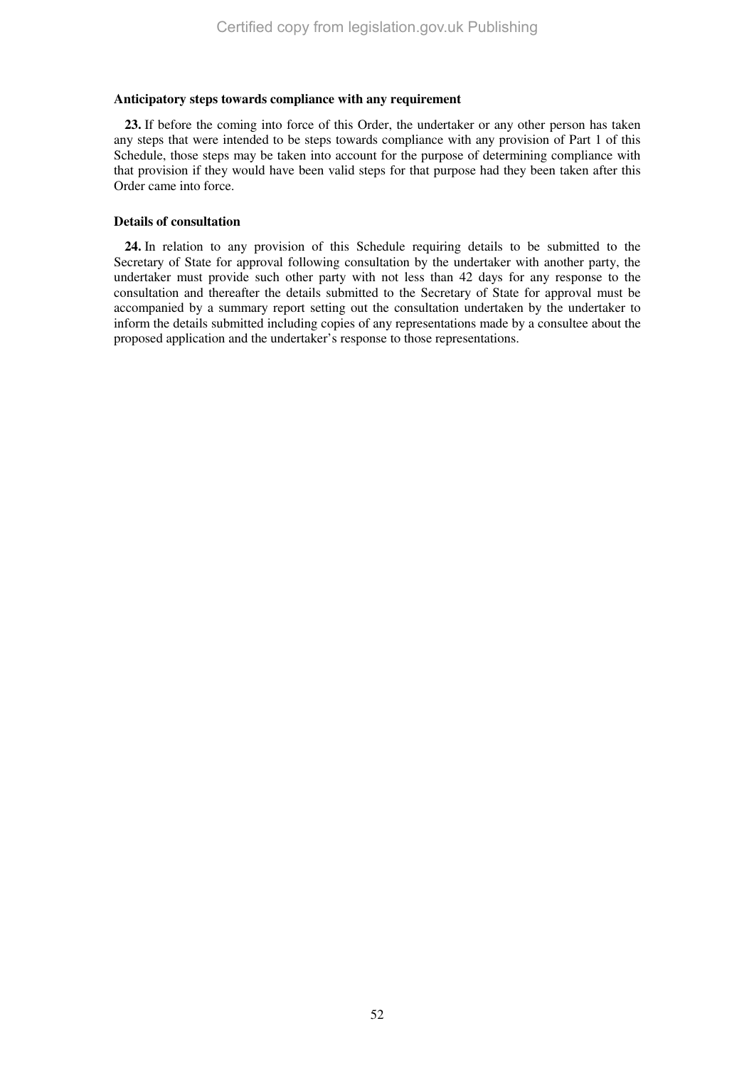**Anticipatory steps towards compliance with any requirement**

**23.** If before the coming into force of this Order, the undertaker or any other person has taken any steps that were intended to be steps towards compliance with any provision of Part 1 of this Schedule, those steps may be taken into account for the purpose of determining compliance with that provision if they would have been valid steps for that purpose had they been taken after this Order came into force.

**Details of consultation**

**24.** In relation to any provision of this Schedule requiring details to be submitted to the Secretary of State for approval following consultation by the undertaker with another party, the undertaker must provide such other party with not less than 42 days for any response to the consultation and thereafter the details submitted to the Secretary of State for approval must be accompanied by a summary report setting out the consultation undertaken by the undertaker to inform the details submitted including copies of any representations made by a consultee about the proposed application and the undertaker's response to those representations.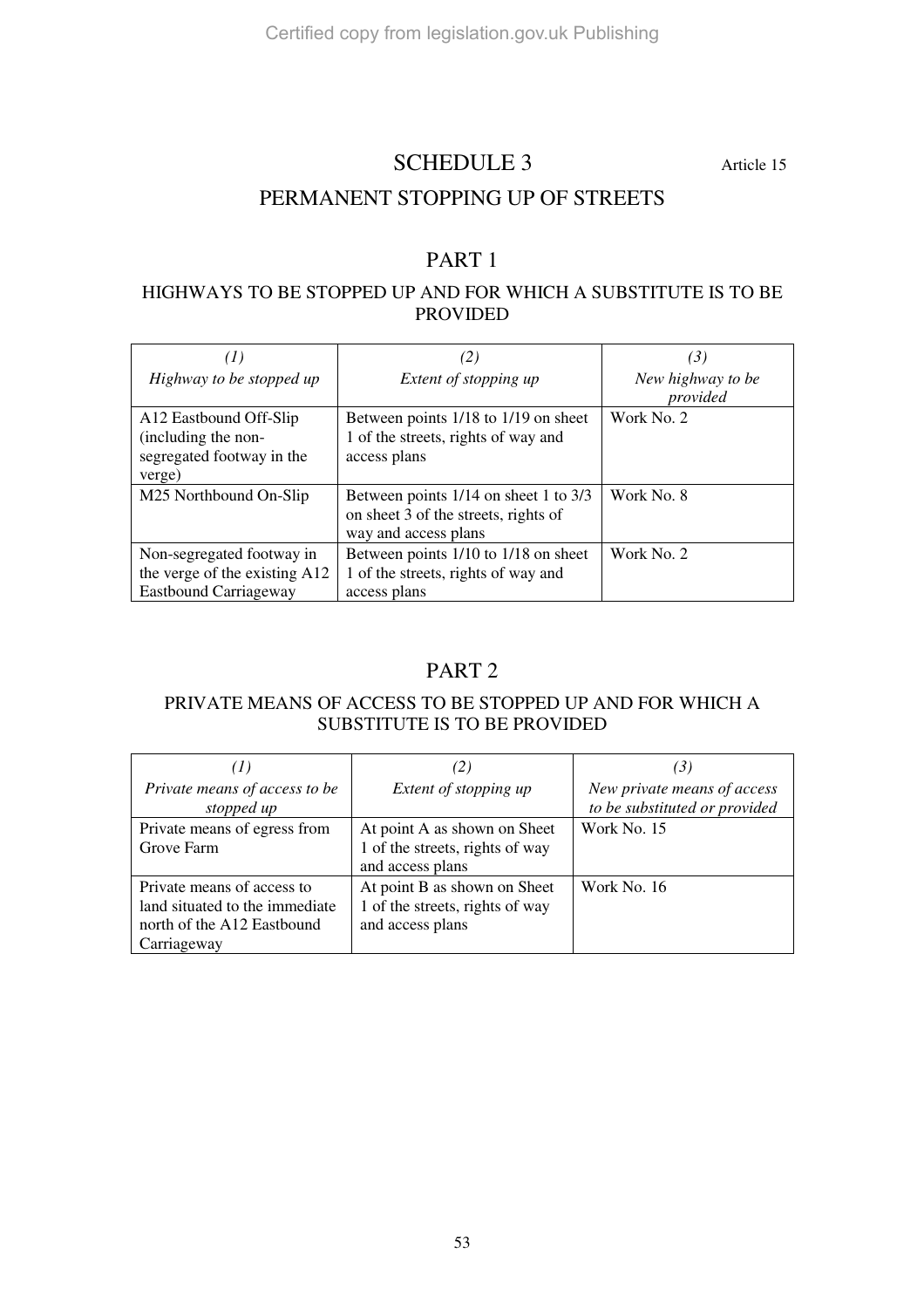# SCHEDULE 3

Article 15

## PERMANENT STOPPING UP OF STREETS

### PART 1

#### HIGHWAYS TO BE STOPPED UP AND FOR WHICH A SUBSTITUTE IS TO BE PROVIDED

| *(1)* *Highway to be stopped up* | *(2)* *Extent of stopping up* | *(3)* *New highway to be provided* |
|---|---|---|
| A12 Eastbound Off-Slip (including the non-segregated footway in the verge) | Between points 1/18 to 1/19 on sheet 1 of the streets, rights of way and access plans | Work No. 2 |
| M25 Northbound On-Slip | Between points 1/14 on sheet 1 to 3/3 on sheet 3 of the streets, rights of way and access plans | Work No. 8 |
| Non-segregated footway in the verge of the existing A12 Eastbound Carriageway | Between points 1/10 to 1/18 on sheet 1 of the streets, rights of way and access plans | Work No. 2 |

### PART 2

#### PRIVATE MEANS OF ACCESS TO BE STOPPED UP AND FOR WHICH A SUBSTITUTE IS TO BE PROVIDED

| *(1)* *Private means of access to be stopped up* | *(2)* *Extent of stopping up* | *(3)* *New private means of access to be substituted or provided* |
|---|---|---|
| Private means of egress from Grove Farm | At point A as shown on Sheet 1 of the streets, rights of way and access plans | Work No. 15 |
| Private means of access to land situated to the immediate north of the A12 Eastbound Carriageway | At point B as shown on Sheet 1 of the streets, rights of way and access plans | Work No. 16 |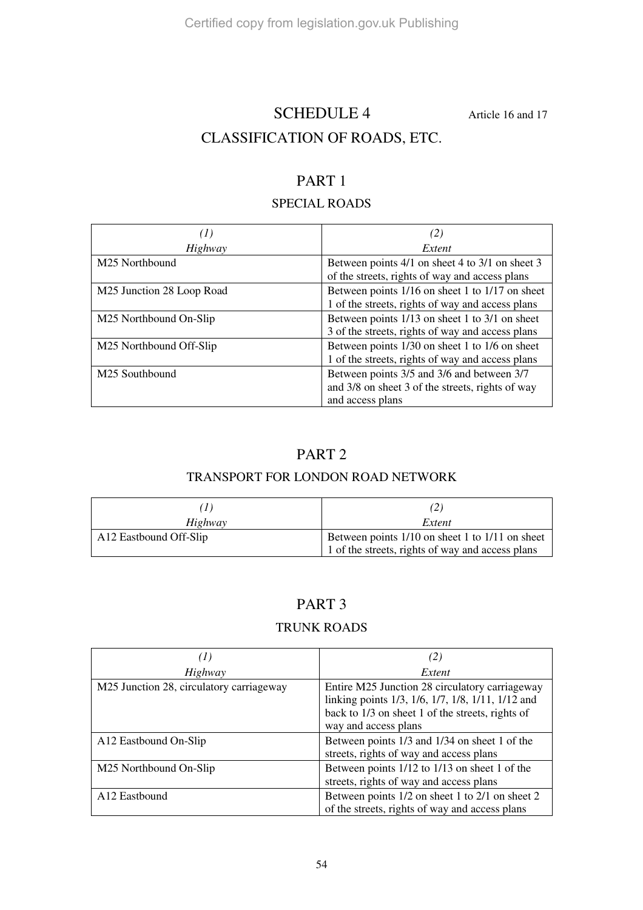# SCHEDULE 4

Article 16 and 17

## CLASSIFICATION OF ROADS, ETC.

### PART 1

#### SPECIAL ROADS

| *(1)* *Highway* | *(2)* *Extent* |
|---|---|
| M25 Northbound | Between points 4/1 on sheet 4 to 3/1 on sheet 3 of the streets, rights of way and access plans |
| M25 Junction 28 Loop Road | Between points 1/16 on sheet 1 to 1/17 on sheet 1 of the streets, rights of way and access plans |
| M25 Northbound On-Slip | Between points 1/13 on sheet 1 to 3/1 on sheet 3 of the streets, rights of way and access plans |
| M25 Northbound Off-Slip | Between points 1/30 on sheet 1 to 1/6 on sheet 1 of the streets, rights of way and access plans |
| M25 Southbound | Between points 3/5 and 3/6 and between 3/7 and 3/8 on sheet 3 of the streets, rights of way and access plans |

### PART 2

#### TRANSPORT FOR LONDON ROAD NETWORK

| *(1)* *Highway* | *(2)* *Extent* |
|---|---|
| A12 Eastbound Off-Slip | Between points 1/10 on sheet 1 to 1/11 on sheet 1 of the streets, rights of way and access plans |

### PART 3

#### TRUNK ROADS

| *(1)* *Highway* | *(2)* *Extent* |
|---|---|
| M25 Junction 28, circulatory carriageway | Entire M25 Junction 28 circulatory carriageway linking points 1/3, 1/6, 1/7, 1/8, 1/11, 1/12 and back to 1/3 on sheet 1 of the streets, rights of way and access plans |
| A12 Eastbound On-Slip | Between points 1/3 and 1/34 on sheet 1 of the streets, rights of way and access plans |
| M25 Northbound On-Slip | Between points 1/12 to 1/13 on sheet 1 of the streets, rights of way and access plans |
| A12 Eastbound | Between points 1/2 on sheet 1 to 2/1 on sheet 2 of the streets, rights of way and access plans |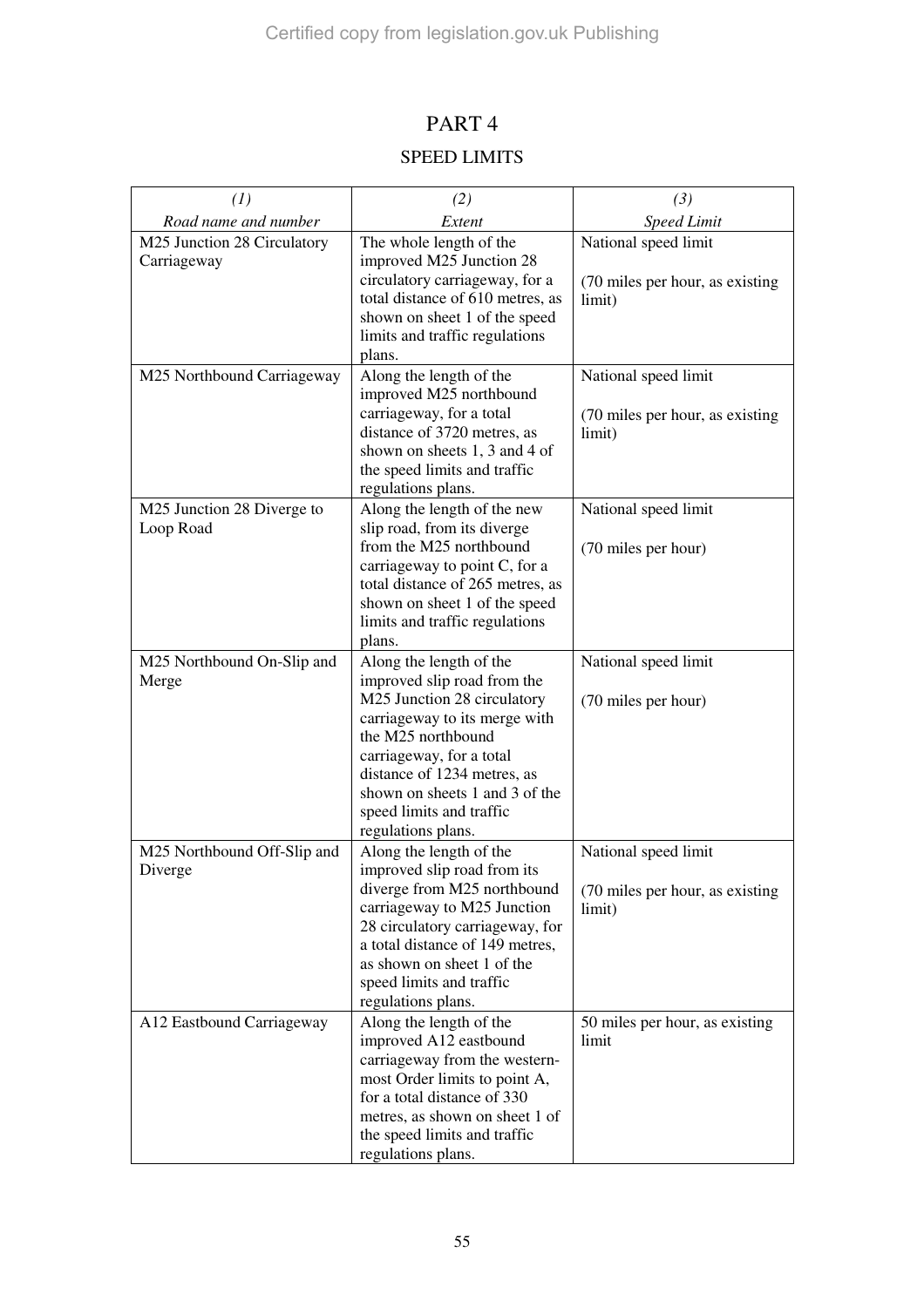# PART 4

## SPEED LIMITS

| *(1)*<br>*Road name and number* | *(2)*<br>*Extent* | *(3)*<br>*Speed Limit* |
|---|---|---|
| M25 Junction 28 Circulatory Carriageway | The whole length of the improved M25 Junction 28 circulatory carriageway, for a total distance of 610 metres, as shown on sheet 1 of the speed limits and traffic regulations plans. | National speed limit<br><br>(70 miles per hour, as existing limit) |
| M25 Northbound Carriageway | Along the length of the improved M25 northbound carriageway, for a total distance of 3720 metres, as shown on sheets 1, 3 and 4 of the speed limits and traffic regulations plans. | National speed limit<br><br>(70 miles per hour, as existing limit) |
| M25 Junction 28 Diverge to Loop Road | Along the length of the new slip road, from its diverge from the M25 northbound carriageway to point C, for a total distance of 265 metres, as shown on sheet 1 of the speed limits and traffic regulations plans. | National speed limit<br><br>(70 miles per hour) |
| M25 Northbound On-Slip and Merge | Along the length of the improved slip road from the M25 Junction 28 circulatory carriageway to its merge with the M25 northbound carriageway, for a total distance of 1234 metres, as shown on sheets 1 and 3 of the speed limits and traffic regulations plans. | National speed limit<br><br>(70 miles per hour) |
| M25 Northbound Off-Slip and Diverge | Along the length of the improved slip road from its diverge from M25 northbound carriageway to M25 Junction 28 circulatory carriageway, for a total distance of 149 metres, as shown on sheet 1 of the speed limits and traffic regulations plans. | National speed limit<br><br>(70 miles per hour, as existing limit) |
| A12 Eastbound Carriageway | Along the length of the improved A12 eastbound carriageway from the western-most Order limits to point A, for a total distance of 330 metres, as shown on sheet 1 of the speed limits and traffic regulations plans. | 50 miles per hour, as existing limit |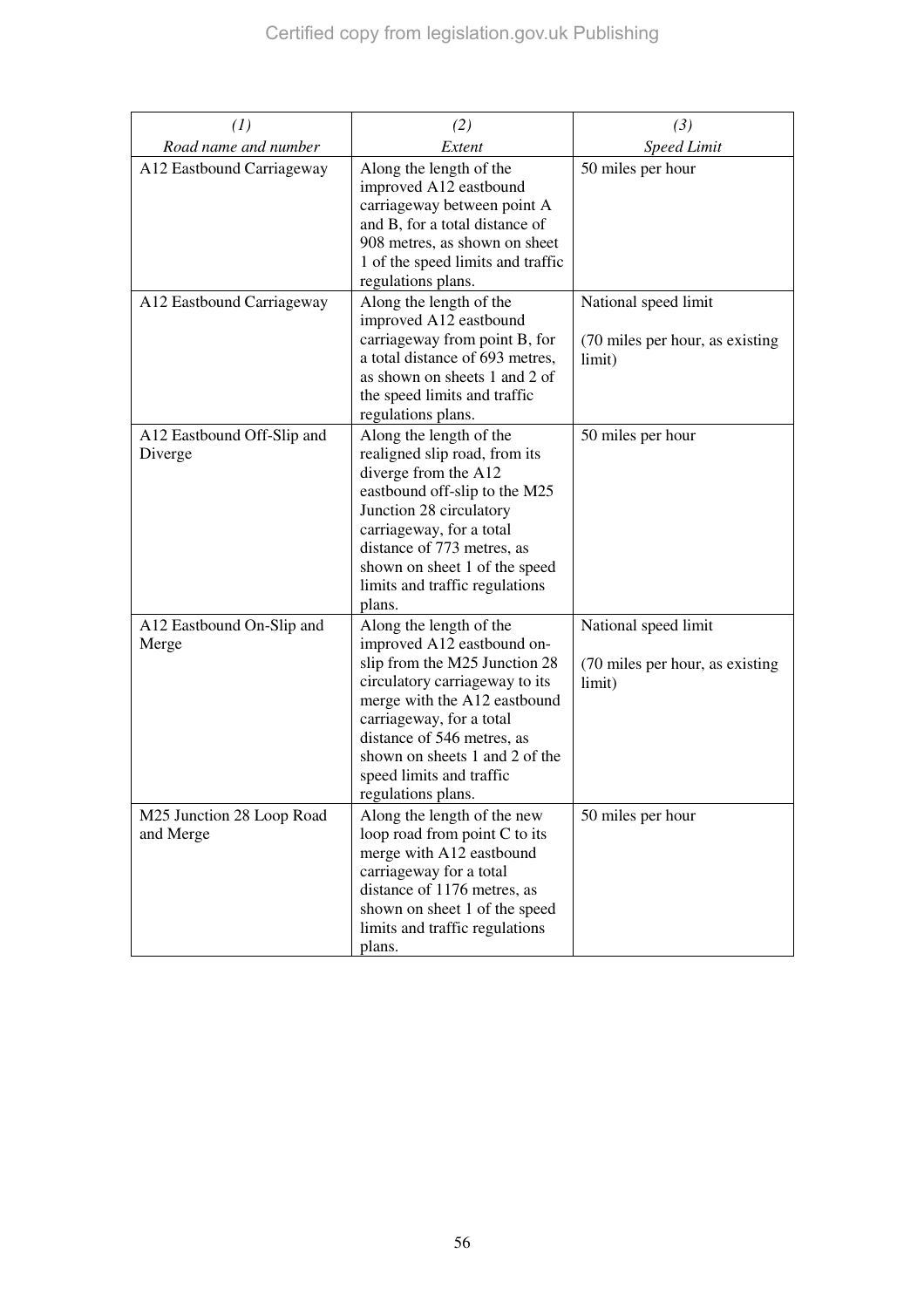| *(1)* *Road name and number* | *(2)* *Extent* | *(3)* *Speed Limit* |
|---|---|---|
| A12 Eastbound Carriageway | Along the length of the improved A12 eastbound carriageway between point A and B, for a total distance of 908 metres, as shown on sheet 1 of the speed limits and traffic regulations plans. | 50 miles per hour |
| A12 Eastbound Carriageway | Along the length of the improved A12 eastbound carriageway from point B, for a total distance of 693 metres, as shown on sheets 1 and 2 of the speed limits and traffic regulations plans. | National speed limit (70 miles per hour, as existing limit) |
| A12 Eastbound Off-Slip and Diverge | Along the length of the realigned slip road, from its diverge from the A12 eastbound off-slip to the M25 Junction 28 circulatory carriageway, for a total distance of 773 metres, as shown on sheet 1 of the speed limits and traffic regulations plans. | 50 miles per hour |
| A12 Eastbound On-Slip and Merge | Along the length of the improved A12 eastbound on-slip from the M25 Junction 28 circulatory carriageway to its merge with the A12 eastbound carriageway, for a total distance of 546 metres, as shown on sheets 1 and 2 of the speed limits and traffic regulations plans. | National speed limit (70 miles per hour, as existing limit) |
| M25 Junction 28 Loop Road and Merge | Along the length of the new loop road from point C to its merge with A12 eastbound carriageway for a total distance of 1176 metres, as shown on sheet 1 of the speed limits and traffic regulations plans. | 50 miles per hour |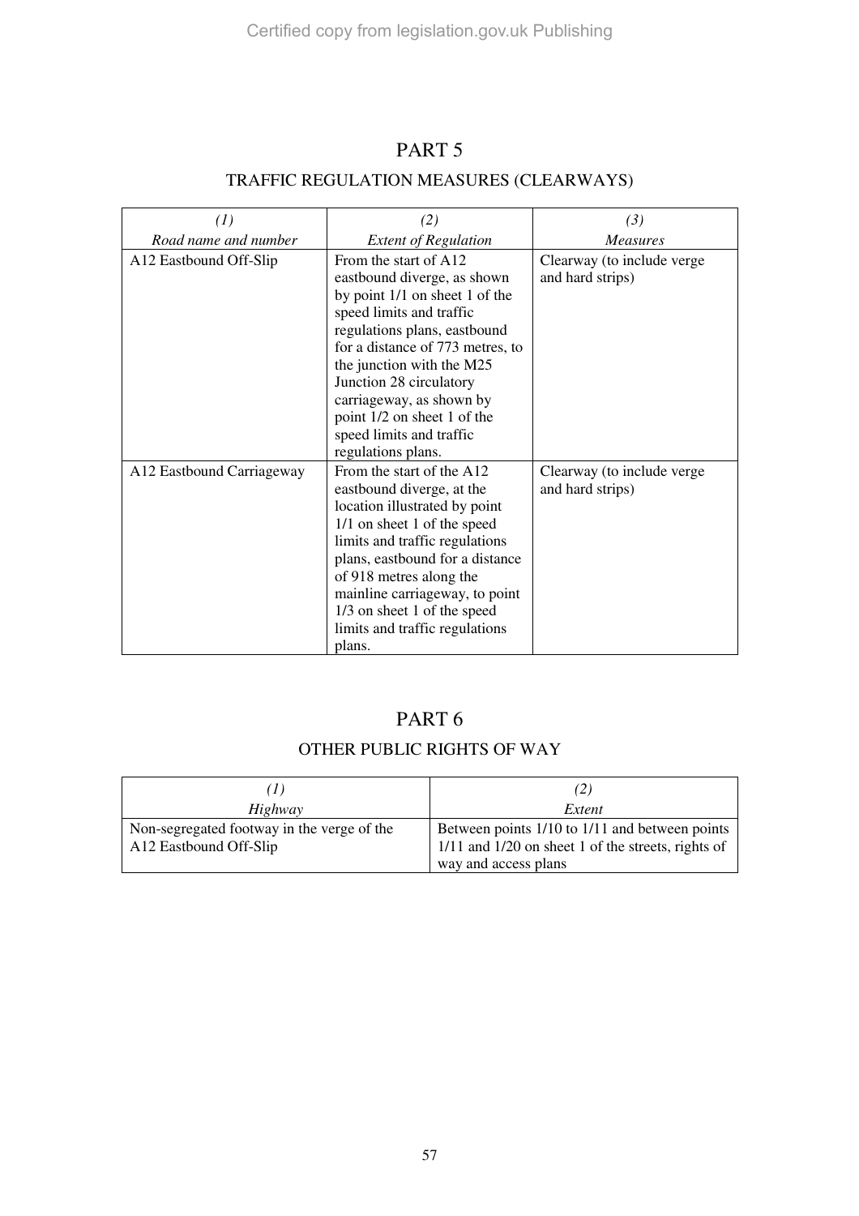# PART 5

## TRAFFIC REGULATION MEASURES (CLEARWAYS)

| *(1)*<br>*Road name and number* | *(2)*<br>*Extent of Regulation* | *(3)*<br>*Measures* |
|---|---|---|
| A12 Eastbound Off-Slip | From the start of A12 eastbound diverge, as shown by point 1/1 on sheet 1 of the speed limits and traffic regulations plans, eastbound for a distance of 773 metres, to the junction with the M25 Junction 28 circulatory carriageway, as shown by point 1/2 on sheet 1 of the speed limits and traffic regulations plans. | Clearway (to include verge and hard strips) |
| A12 Eastbound Carriageway | From the start of the A12 eastbound diverge, at the location illustrated by point 1/1 on sheet 1 of the speed limits and traffic regulations plans, eastbound for a distance of 918 metres along the mainline carriageway, to point 1/3 on sheet 1 of the speed limits and traffic regulations plans. | Clearway (to include verge and hard strips) |

# PART 6

## OTHER PUBLIC RIGHTS OF WAY

| *(1)*<br>*Highway* | *(2)*<br>*Extent* |
|---|---|
| Non-segregated footway in the verge of the A12 Eastbound Off-Slip | Between points 1/10 to 1/11 and between points 1/11 and 1/20 on sheet 1 of the streets, rights of way and access plans |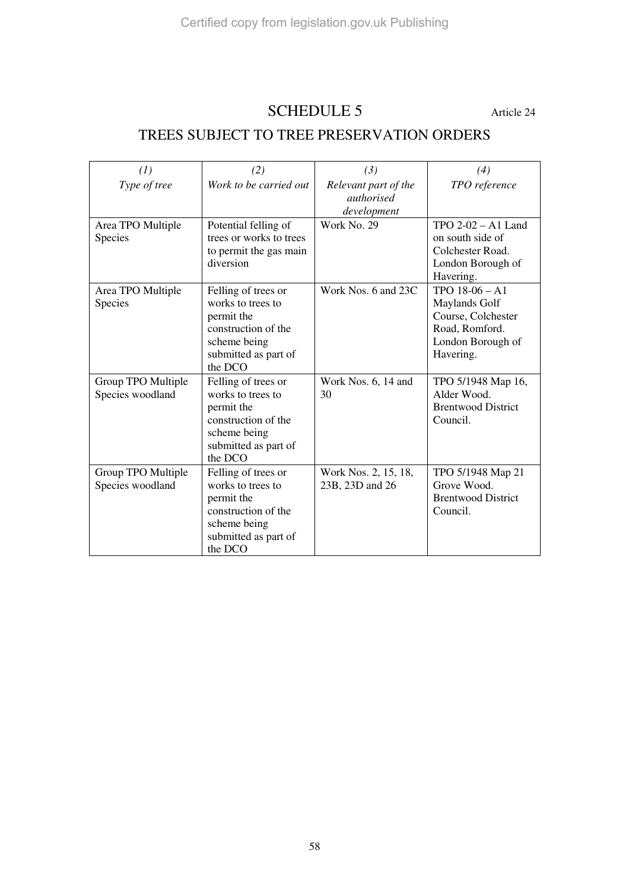# SCHEDULE 5

Article 24

## TREES SUBJECT TO TREE PRESERVATION ORDERS

| *(1)* *Type of tree* | *(2)* *Work to be carried out* | *(3)* *Relevant part of the authorised development* | *(4)* *TPO reference* |
|---|---|---|---|
| Area TPO Multiple Species | Potential felling of trees or works to trees to permit the gas main diversion | Work No. 29 | TPO 2-02 – A1 Land on south side of Colchester Road. London Borough of Havering. |
| Area TPO Multiple Species | Felling of trees or works to trees to permit the construction of the scheme being submitted as part of the DCO | Work Nos. 6 and 23C | TPO 18-06 – A1 Maylands Golf Course, Colchester Road, Romford. London Borough of Havering. |
| Group TPO Multiple Species woodland | Felling of trees or works to trees to permit the construction of the scheme being submitted as part of the DCO | Work Nos. 6, 14 and 30 | TPO 5/1948 Map 16, Alder Wood. Brentwood District Council. |
| Group TPO Multiple Species woodland | Felling of trees or works to trees to permit the construction of the scheme being submitted as part of the DCO | Work Nos. 2, 15, 18, 23B, 23D and 26 | TPO 5/1948 Map 21 Grove Wood. Brentwood District Council. |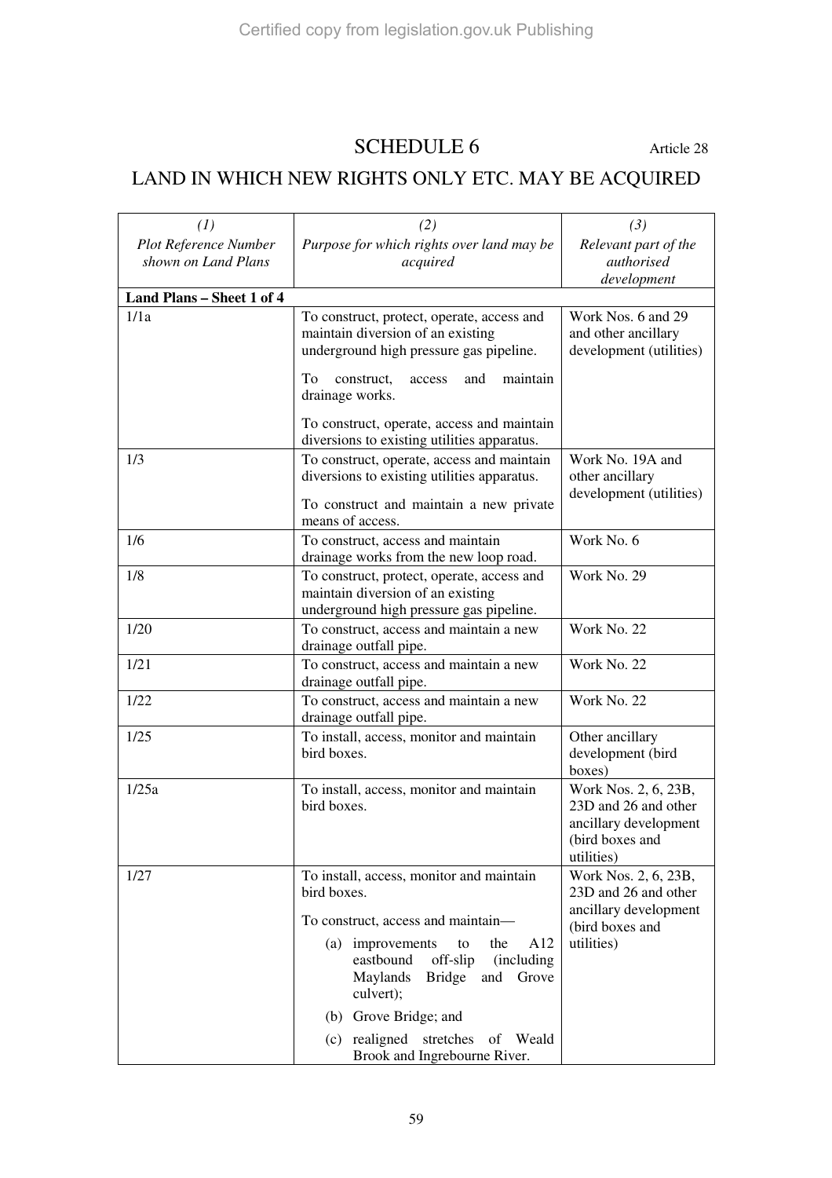# SCHEDULE 6

Article 28

## LAND IN WHICH NEW RIGHTS ONLY ETC. MAY BE ACQUIRED

| *(1)* *Plot Reference Number shown on Land Plans* | *(2)* *Purpose for which rights over land may be acquired* | *(3)* *Relevant part of the authorised development* |
|---|---|---|
| **Land Plans – Sheet 1 of 4** | | |
| 1/1a | To construct, protect, operate, access and maintain diversion of an existing underground high pressure gas pipeline. To construct, access and maintain drainage works. To construct, operate, access and maintain diversions to existing utilities apparatus. | Work Nos. 6 and 29 and other ancillary development (utilities) |
| 1/3 | To construct, operate, access and maintain diversions to existing utilities apparatus. To construct and maintain a new private means of access. | Work No. 19A and other ancillary development (utilities) |
| 1/6 | To construct, access and maintain drainage works from the new loop road. | Work No. 6 |
| 1/8 | To construct, protect, operate, access and maintain diversion of an existing underground high pressure gas pipeline. | Work No. 29 |
| 1/20 | To construct, access and maintain a new drainage outfall pipe. | Work No. 22 |
| 1/21 | To construct, access and maintain a new drainage outfall pipe. | Work No. 22 |
| 1/22 | To construct, access and maintain a new drainage outfall pipe. | Work No. 22 |
| 1/25 | To install, access, monitor and maintain bird boxes. | Other ancillary development (bird boxes) |
| 1/25a | To install, access, monitor and maintain bird boxes. | Work Nos. 2, 6, 23B, 23D and 26 and other ancillary development (bird boxes and utilities) |
| 1/27 | To install, access, monitor and maintain bird boxes. To construct, access and maintain— (a) improvements to the A12 eastbound off-slip (including Maylands Bridge and Grove culvert); (b) Grove Bridge; and (c) realigned stretches of Weald Brook and Ingrebourne River. | Work Nos. 2, 6, 23B, 23D and 26 and other ancillary development (bird boxes and utilities) |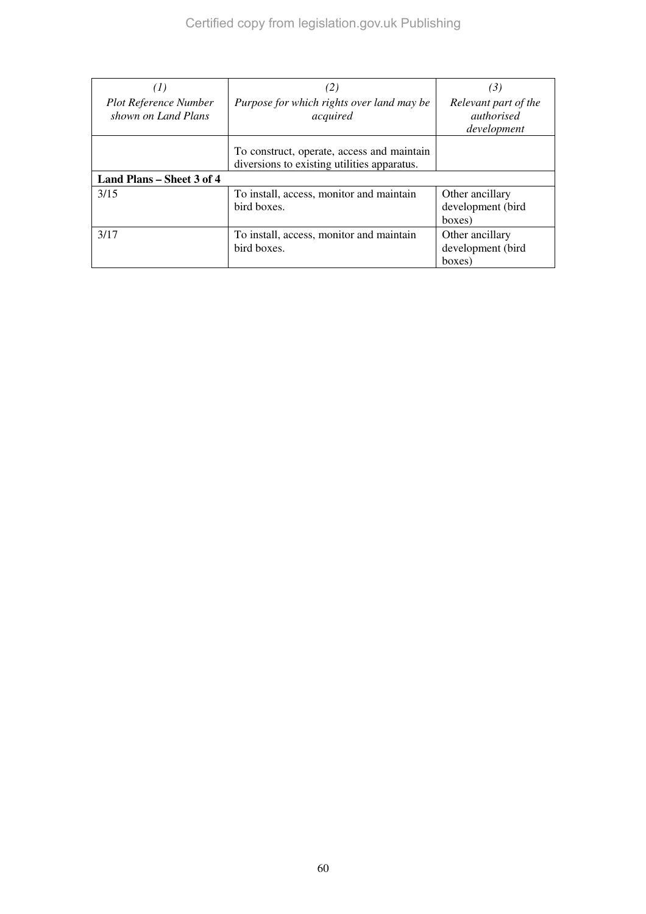| *(1)* *Plot Reference Number shown on Land Plans* | *(2)* *Purpose for which rights over land may be acquired* | *(3)* *Relevant part of the authorised development* |
|---|---|---|
| | To construct, operate, access and maintain diversions to existing utilities apparatus. | |
| **Land Plans – Sheet 3 of 4** | | |
| 3/15 | To install, access, monitor and maintain bird boxes. | Other ancillary development (bird boxes) |
| 3/17 | To install, access, monitor and maintain bird boxes. | Other ancillary development (bird boxes) |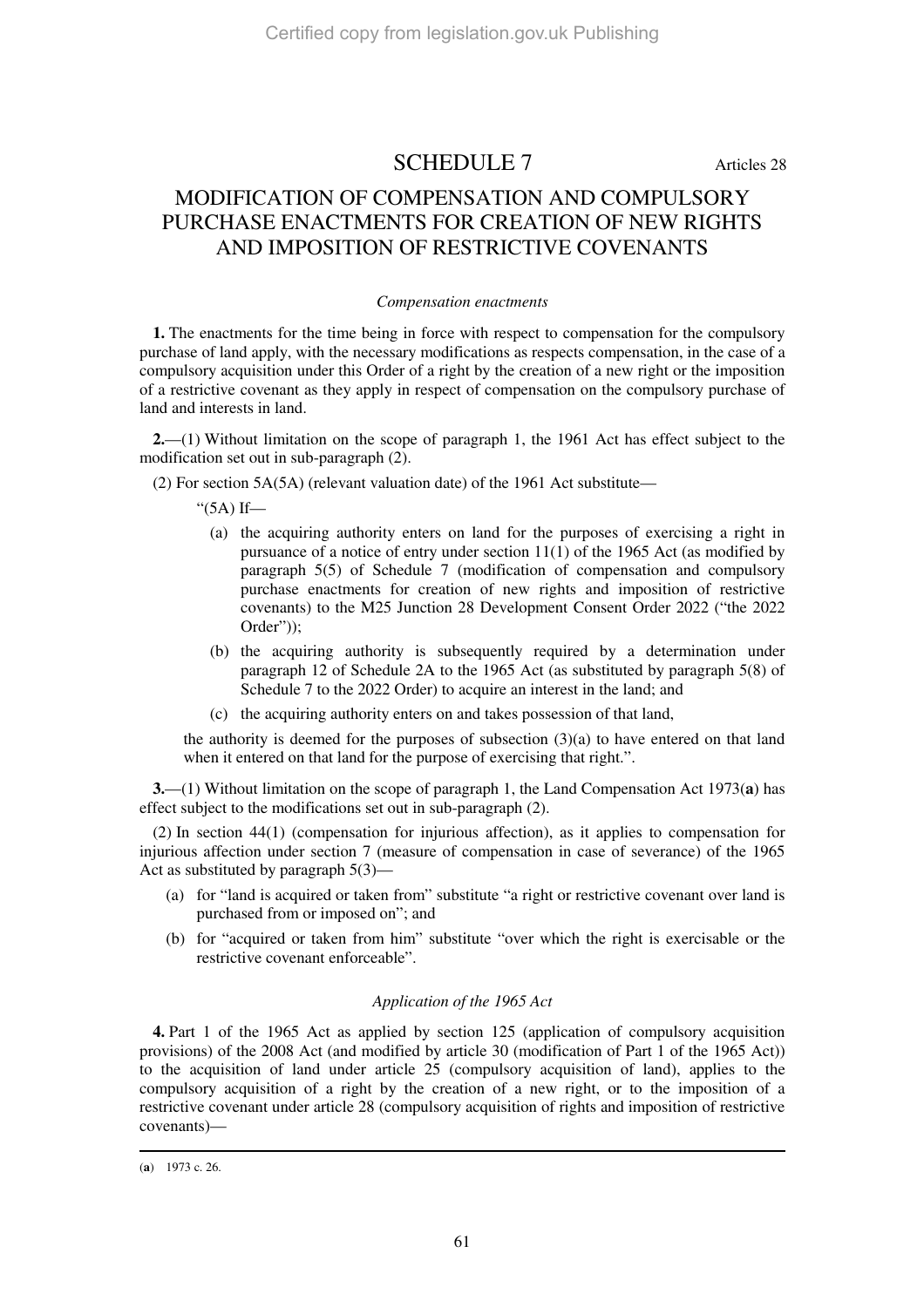# SCHEDULE 7

Articles 28

## MODIFICATION OF COMPENSATION AND COMPULSORY PURCHASE ENACTMENTS FOR CREATION OF NEW RIGHTS AND IMPOSITION OF RESTRICTIVE COVENANTS

*Compensation enactments*

**1.** The enactments for the time being in force with respect to compensation for the compulsory purchase of land apply, with the necessary modifications as respects compensation, in the case of a compulsory acquisition under this Order of a right by the creation of a new right or the imposition of a restrictive covenant as they apply in respect of compensation on the compulsory purchase of land and interests in land.

**2.**—(1) Without limitation on the scope of paragraph 1, the 1961 Act has effect subject to the modification set out in sub-paragraph (2).

(2) For section 5A(5A) (relevant valuation date) of the 1961 Act substitute—

"(5A) If—

(a) the acquiring authority enters on land for the purposes of exercising a right in pursuance of a notice of entry under section 11(1) of the 1965 Act (as modified by paragraph 5(5) of Schedule 7 (modification of compensation and compulsory purchase enactments for creation of new rights and imposition of restrictive covenants) to the M25 Junction 28 Development Consent Order 2022 ("the 2022 Order"));

(b) the acquiring authority is subsequently required by a determination under paragraph 12 of Schedule 2A to the 1965 Act (as substituted by paragraph 5(8) of Schedule 7 to the 2022 Order) to acquire an interest in the land; and

(c) the acquiring authority enters on and takes possession of that land,

the authority is deemed for the purposes of subsection (3)(a) to have entered on that land when it entered on that land for the purpose of exercising that right.".

**3.**—(1) Without limitation on the scope of paragraph 1, the Land Compensation Act 1973(**a**) has effect subject to the modifications set out in sub-paragraph (2).

(2) In section 44(1) (compensation for injurious affection), as it applies to compensation for injurious affection under section 7 (measure of compensation in case of severance) of the 1965 Act as substituted by paragraph 5(3)—

(a) for "land is acquired or taken from" substitute "a right or restrictive covenant over land is purchased from or imposed on"; and

(b) for "acquired or taken from him" substitute "over which the right is exercisable or the restrictive covenant enforceable".

*Application of the 1965 Act*

**4.** Part 1 of the 1965 Act as applied by section 125 (application of compulsory acquisition provisions) of the 2008 Act (and modified by article 30 (modification of Part 1 of the 1965 Act)) to the acquisition of land under article 25 (compulsory acquisition of land), applies to the compulsory acquisition of a right by the creation of a new right, or to the imposition of a restrictive covenant under article 28 (compulsory acquisition of rights and imposition of restrictive covenants)—

(**a**) 1973 c. 26.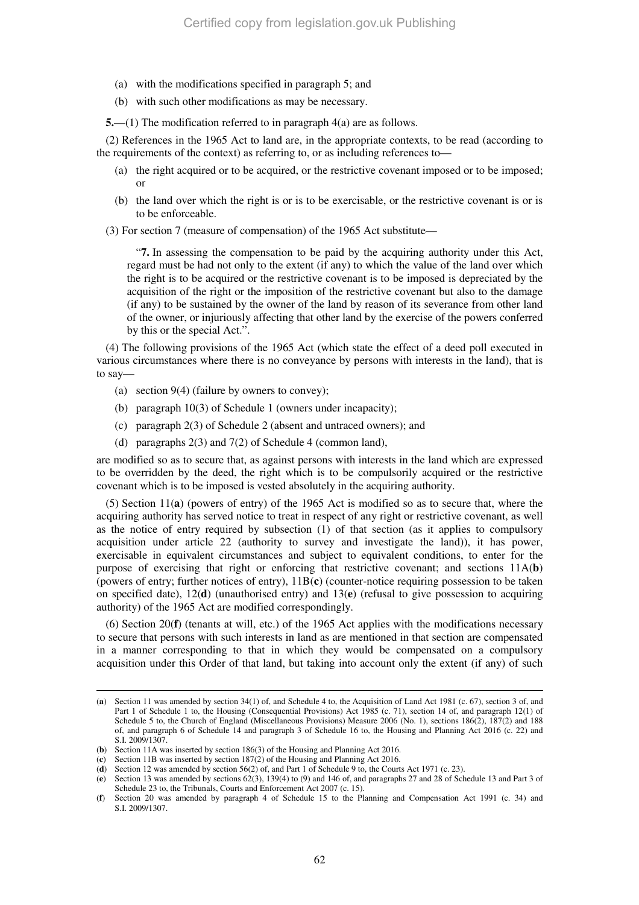(a) with the modifications specified in paragraph 5; and

(b) with such other modifications as may be necessary.

**5.**—(1) The modification referred to in paragraph 4(a) are as follows.

(2) References in the 1965 Act to land are, in the appropriate contexts, to be read (according to the requirements of the context) as referring to, or as including references to—

(a) the right acquired or to be acquired, or the restrictive covenant imposed or to be imposed; or

(b) the land over which the right is or is to be exercisable, or the restrictive covenant is or is to be enforceable.

(3) For section 7 (measure of compensation) of the 1965 Act substitute—

> "**7.** In assessing the compensation to be paid by the acquiring authority under this Act, regard must be had not only to the extent (if any) to which the value of the land over which the right is to be acquired or the restrictive covenant is to be imposed is depreciated by the acquisition of the right or the imposition of the restrictive covenant but also to the damage (if any) to be sustained by the owner of the land by reason of its severance from other land of the owner, or injuriously affecting that other land by the exercise of the powers conferred by this or the special Act.".

(4) The following provisions of the 1965 Act (which state the effect of a deed poll executed in various circumstances where there is no conveyance by persons with interests in the land), that is to say—

(a) section 9(4) (failure by owners to convey);

(b) paragraph 10(3) of Schedule 1 (owners under incapacity);

(c) paragraph 2(3) of Schedule 2 (absent and untraced owners); and

(d) paragraphs 2(3) and 7(2) of Schedule 4 (common land),

are modified so as to secure that, as against persons with interests in the land which are expressed to be overridden by the deed, the right which is to be compulsorily acquired or the restrictive covenant which is to be imposed is vested absolutely in the acquiring authority.

(5) Section 11(**a**) (powers of entry) of the 1965 Act is modified so as to secure that, where the acquiring authority has served notice to treat in respect of any right or restrictive covenant, as well as the notice of entry required by subsection (1) of that section (as it applies to compulsory acquisition under article 22 (authority to survey and investigate the land)), it has power, exercisable in equivalent circumstances and subject to equivalent conditions, to enter for the purpose of exercising that right or enforcing that restrictive covenant; and sections 11A(**b**) (powers of entry; further notices of entry), 11B(**c**) (counter-notice requiring possession to be taken on specified date), 12(**d**) (unauthorised entry) and 13(**e**) (refusal to give possession to acquiring authority) of the 1965 Act are modified correspondingly.

(6) Section 20(**f**) (tenants at will, etc.) of the 1965 Act applies with the modifications necessary to secure that persons with such interests in land as are mentioned in that section are compensated in a manner corresponding to that in which they would be compensated on a compulsory acquisition under this Order of that land, but taking into account only the extent (if any) of such

---

(**a**) Section 11 was amended by section 34(1) of, and Schedule 4 to, the Acquisition of Land Act 1981 (c. 67), section 3 of, and Part 1 of Schedule 1 to, the Housing (Consequential Provisions) Act 1985 (c. 71), section 14 of, and paragraph 12(1) of Schedule 5 to, the Church of England (Miscellaneous Provisions) Measure 2006 (No. 1), sections 186(2), 187(2) and 188 of, and paragraph 6 of Schedule 14 and paragraph 3 of Schedule 16 to, the Housing and Planning Act 2016 (c. 22) and S.I. 2009/1307.

(**b**) Section 11A was inserted by section 186(3) of the Housing and Planning Act 2016.

(**c**) Section 11B was inserted by section 187(2) of the Housing and Planning Act 2016.

(**d**) Section 12 was amended by section 56(2) of, and Part 1 of Schedule 9 to, the Courts Act 1971 (c. 23).

(**e**) Section 13 was amended by sections 62(3), 139(4) to (9) and 146 of, and paragraphs 27 and 28 of Schedule 13 and Part 3 of Schedule 23 to, the Tribunals, Courts and Enforcement Act 2007 (c. 15).

(**f**) Section 20 was amended by paragraph 4 of Schedule 15 to the Planning and Compensation Act 1991 (c. 34) and S.I. 2009/1307.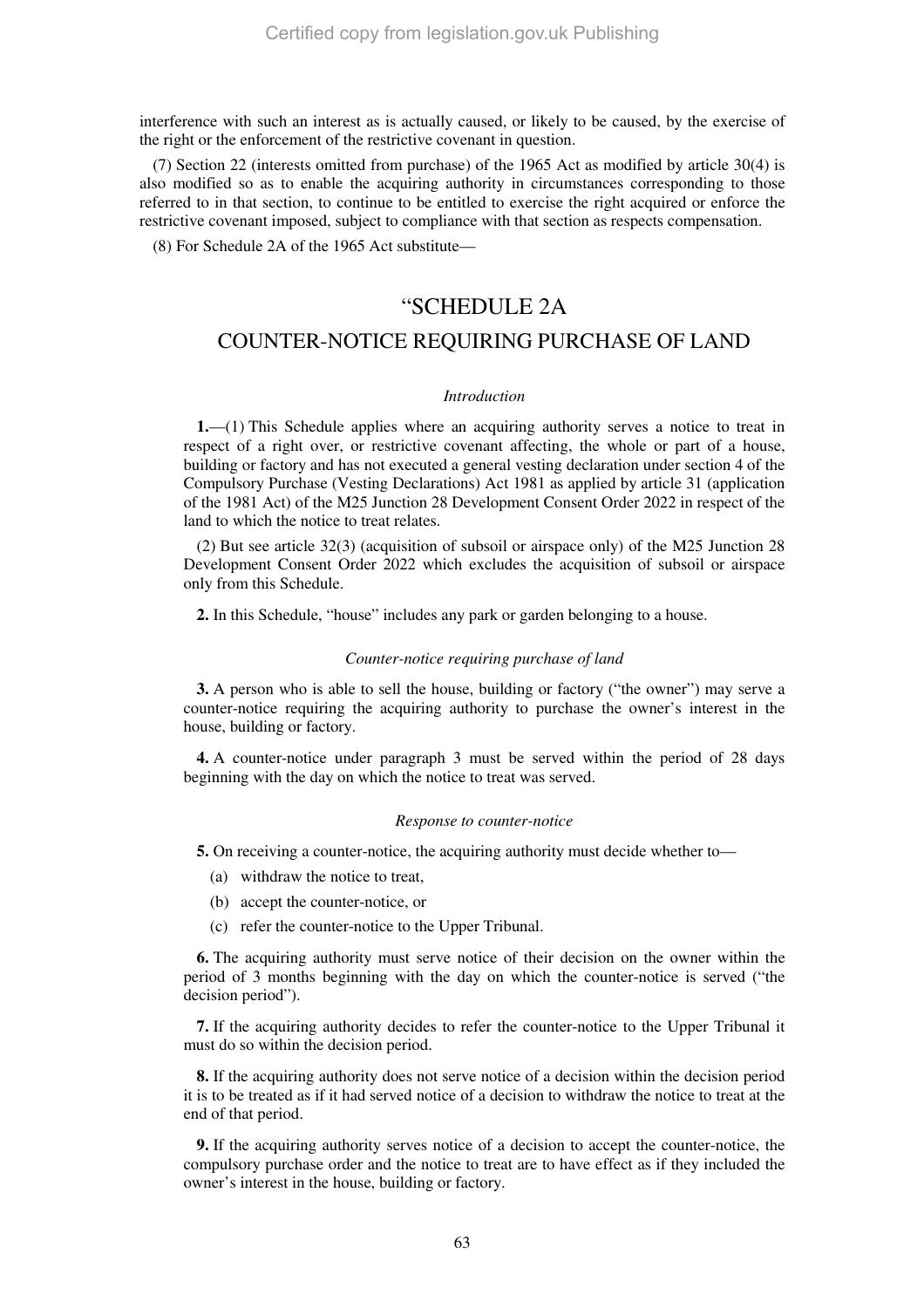interference with such an interest as is actually caused, or likely to be caused, by the exercise of the right or the enforcement of the restrictive covenant in question.

(7) Section 22 (interests omitted from purchase) of the 1965 Act as modified by article 30(4) is also modified so as to enable the acquiring authority in circumstances corresponding to those referred to in that section, to continue to be entitled to exercise the right acquired or enforce the restrictive covenant imposed, subject to compliance with that section as respects compensation.

(8) For Schedule 2A of the 1965 Act substitute—

## "SCHEDULE 2A

## COUNTER-NOTICE REQUIRING PURCHASE OF LAND

*Introduction*

**1.**—(1) This Schedule applies where an acquiring authority serves a notice to treat in respect of a right over, or restrictive covenant affecting, the whole or part of a house, building or factory and has not executed a general vesting declaration under section 4 of the Compulsory Purchase (Vesting Declarations) Act 1981 as applied by article 31 (application of the 1981 Act) of the M25 Junction 28 Development Consent Order 2022 in respect of the land to which the notice to treat relates.

(2) But see article 32(3) (acquisition of subsoil or airspace only) of the M25 Junction 28 Development Consent Order 2022 which excludes the acquisition of subsoil or airspace only from this Schedule.

**2.** In this Schedule, "house" includes any park or garden belonging to a house.

*Counter-notice requiring purchase of land*

**3.** A person who is able to sell the house, building or factory ("the owner") may serve a counter-notice requiring the acquiring authority to purchase the owner's interest in the house, building or factory.

**4.** A counter-notice under paragraph 3 must be served within the period of 28 days beginning with the day on which the notice to treat was served.

*Response to counter-notice*

**5.** On receiving a counter-notice, the acquiring authority must decide whether to—

(a) withdraw the notice to treat,

(b) accept the counter-notice, or

(c) refer the counter-notice to the Upper Tribunal.

**6.** The acquiring authority must serve notice of their decision on the owner within the period of 3 months beginning with the day on which the counter-notice is served ("the decision period").

**7.** If the acquiring authority decides to refer the counter-notice to the Upper Tribunal it must do so within the decision period.

**8.** If the acquiring authority does not serve notice of a decision within the decision period it is to be treated as if it had served notice of a decision to withdraw the notice to treat at the end of that period.

**9.** If the acquiring authority serves notice of a decision to accept the counter-notice, the compulsory purchase order and the notice to treat are to have effect as if they included the owner's interest in the house, building or factory.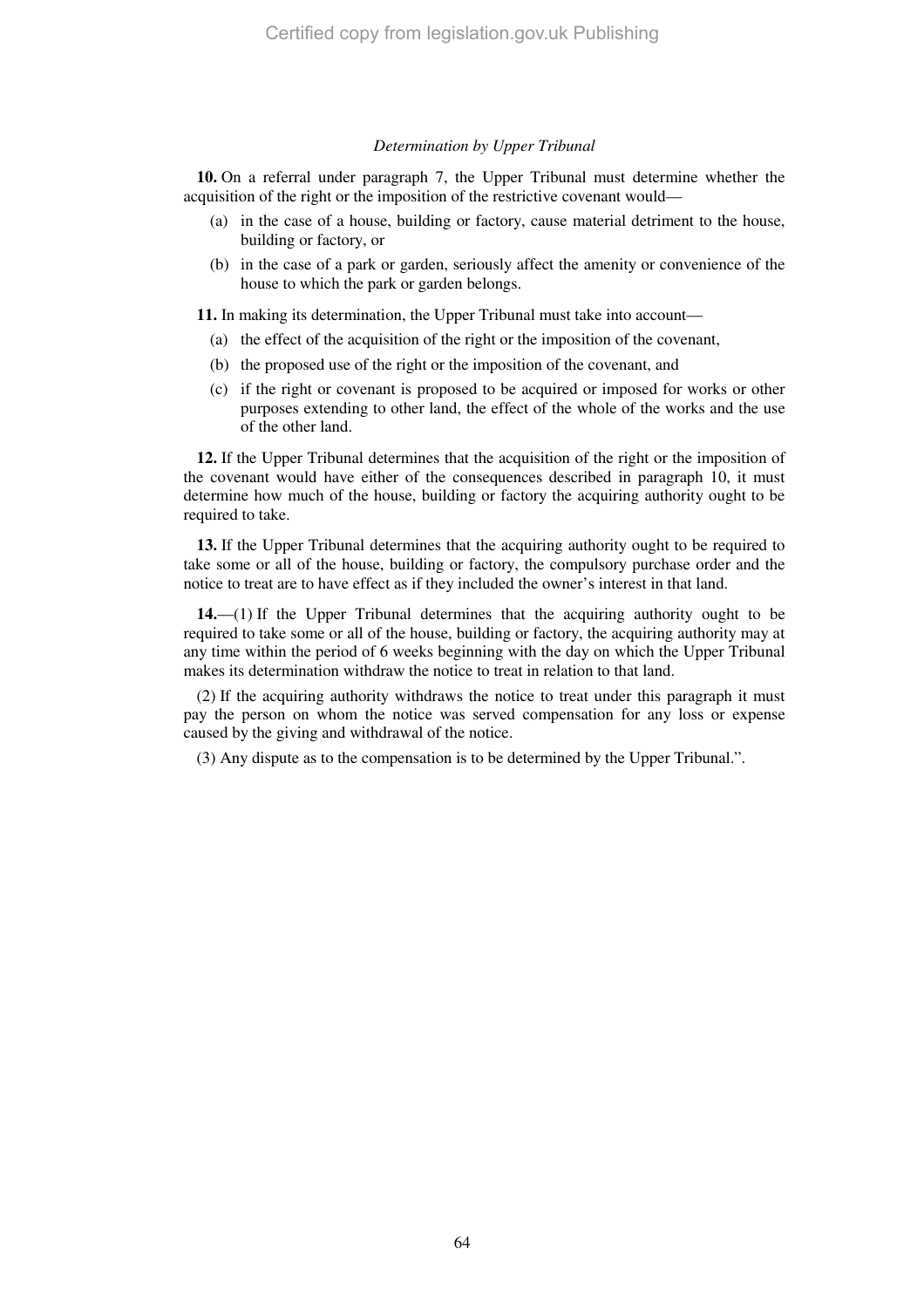*Determination by Upper Tribunal*

**10.** On a referral under paragraph 7, the Upper Tribunal must determine whether the acquisition of the right or the imposition of the restrictive covenant would—

- (a) in the case of a house, building or factory, cause material detriment to the house, building or factory, or
- (b) in the case of a park or garden, seriously affect the amenity or convenience of the house to which the park or garden belongs.

**11.** In making its determination, the Upper Tribunal must take into account—

- (a) the effect of the acquisition of the right or the imposition of the covenant,
- (b) the proposed use of the right or the imposition of the covenant, and
- (c) if the right or covenant is proposed to be acquired or imposed for works or other purposes extending to other land, the effect of the whole of the works and the use of the other land.

**12.** If the Upper Tribunal determines that the acquisition of the right or the imposition of the covenant would have either of the consequences described in paragraph 10, it must determine how much of the house, building or factory the acquiring authority ought to be required to take.

**13.** If the Upper Tribunal determines that the acquiring authority ought to be required to take some or all of the house, building or factory, the compulsory purchase order and the notice to treat are to have effect as if they included the owner's interest in that land.

**14.**—(1) If the Upper Tribunal determines that the acquiring authority ought to be required to take some or all of the house, building or factory, the acquiring authority may at any time within the period of 6 weeks beginning with the day on which the Upper Tribunal makes its determination withdraw the notice to treat in relation to that land.

(2) If the acquiring authority withdraws the notice to treat under this paragraph it must pay the person on whom the notice was served compensation for any loss or expense caused by the giving and withdrawal of the notice.

(3) Any dispute as to the compensation is to be determined by the Upper Tribunal.".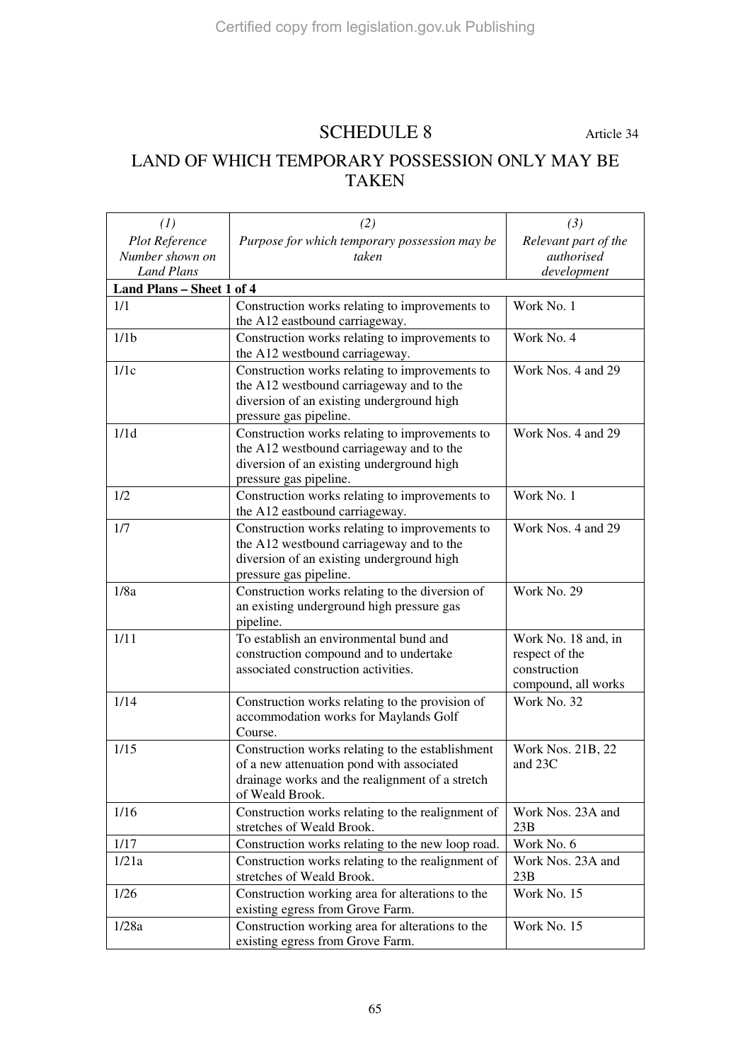# SCHEDULE 8

Article 34

## LAND OF WHICH TEMPORARY POSSESSION ONLY MAY BE TAKEN

| *(1)* *Plot Reference Number shown on Land Plans* | *(2)* *Purpose for which temporary possession may be taken* | *(3)* *Relevant part of the authorised development* |
|---|---|---|
| **Land Plans – Sheet 1 of 4** | | |
| 1/1 | Construction works relating to improvements to the A12 eastbound carriageway. | Work No. 1 |
| 1/1b | Construction works relating to improvements to the A12 westbound carriageway. | Work No. 4 |
| 1/1c | Construction works relating to improvements to the A12 westbound carriageway and to the diversion of an existing underground high pressure gas pipeline. | Work Nos. 4 and 29 |
| 1/1d | Construction works relating to improvements to the A12 westbound carriageway and to the diversion of an existing underground high pressure gas pipeline. | Work Nos. 4 and 29 |
| 1/2 | Construction works relating to improvements to the A12 eastbound carriageway. | Work No. 1 |
| 1/7 | Construction works relating to improvements to the A12 westbound carriageway and to the diversion of an existing underground high pressure gas pipeline. | Work Nos. 4 and 29 |
| 1/8a | Construction works relating to the diversion of an existing underground high pressure gas pipeline. | Work No. 29 |
| 1/11 | To establish an environmental bund and construction compound and to undertake associated construction activities. | Work No. 18 and, in respect of the construction compound, all works |
| 1/14 | Construction works relating to the provision of accommodation works for Maylands Golf Course. | Work No. 32 |
| 1/15 | Construction works relating to the establishment of a new attenuation pond with associated drainage works and the realignment of a stretch of Weald Brook. | Work Nos. 21B, 22 and 23C |
| 1/16 | Construction works relating to the realignment of stretches of Weald Brook. | Work Nos. 23A and 23B |
| 1/17 | Construction works relating to the new loop road. | Work No. 6 |
| 1/21a | Construction works relating to the realignment of stretches of Weald Brook. | Work Nos. 23A and 23B |
| 1/26 | Construction working area for alterations to the existing egress from Grove Farm. | Work No. 15 |
| 1/28a | Construction working area for alterations to the existing egress from Grove Farm. | Work No. 15 |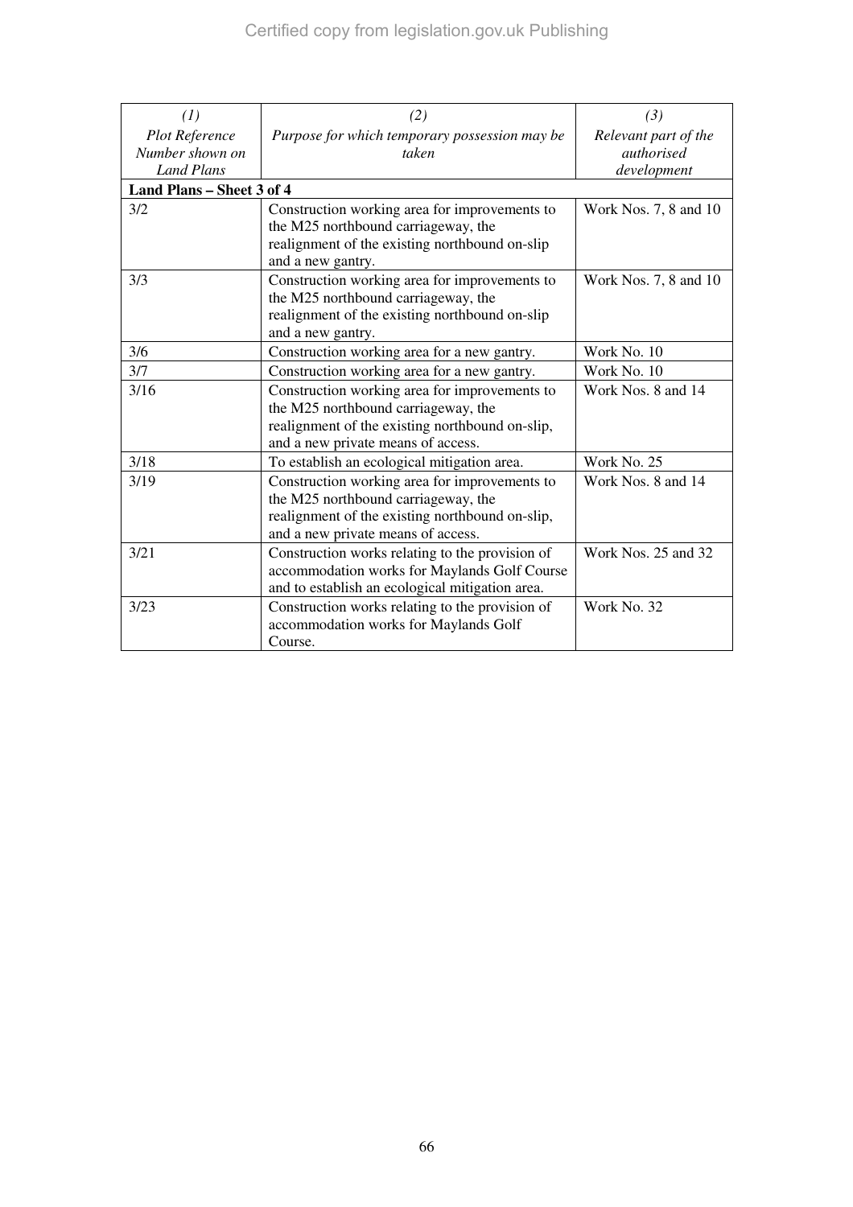| *(1)* *Plot Reference Number shown on Land Plans* | *(2)* *Purpose for which temporary possession may be taken* | *(3)* *Relevant part of the authorised development* |
|---|---|---|
| **Land Plans – Sheet 3 of 4** | | |
| 3/2 | Construction working area for improvements to the M25 northbound carriageway, the realignment of the existing northbound on-slip and a new gantry. | Work Nos. 7, 8 and 10 |
| 3/3 | Construction working area for improvements to the M25 northbound carriageway, the realignment of the existing northbound on-slip and a new gantry. | Work Nos. 7, 8 and 10 |
| 3/6 | Construction working area for a new gantry. | Work No. 10 |
| 3/7 | Construction working area for a new gantry. | Work No. 10 |
| 3/16 | Construction working area for improvements to the M25 northbound carriageway, the realignment of the existing northbound on-slip, and a new private means of access. | Work Nos. 8 and 14 |
| 3/18 | To establish an ecological mitigation area. | Work No. 25 |
| 3/19 | Construction working area for improvements to the M25 northbound carriageway, the realignment of the existing northbound on-slip, and a new private means of access. | Work Nos. 8 and 14 |
| 3/21 | Construction works relating to the provision of accommodation works for Maylands Golf Course and to establish an ecological mitigation area. | Work Nos. 25 and 32 |
| 3/23 | Construction works relating to the provision of accommodation works for Maylands Golf Course. | Work No. 32 |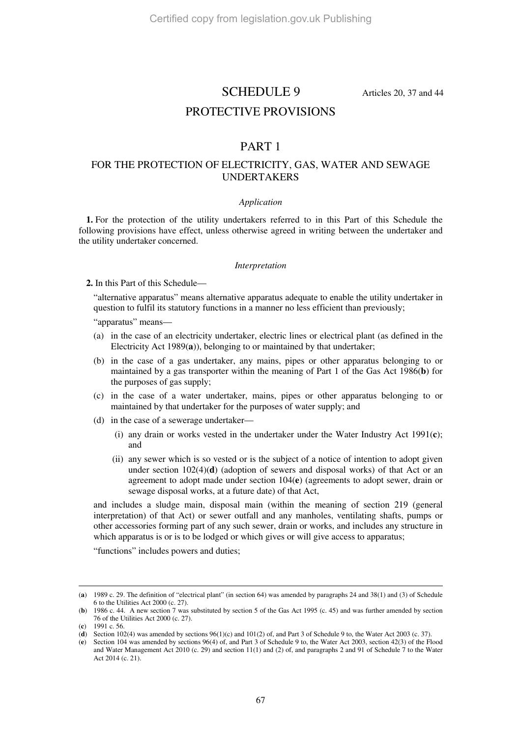# SCHEDULE 9

Articles 20, 37 and 44

## PROTECTIVE PROVISIONS

## PART 1

### FOR THE PROTECTION OF ELECTRICITY, GAS, WATER AND SEWAGE UNDERTAKERS

*Application*

**1.** For the protection of the utility undertakers referred to in this Part of this Schedule the following provisions have effect, unless otherwise agreed in writing between the undertaker and the utility undertaker concerned.

*Interpretation*

**2.** In this Part of this Schedule—

"alternative apparatus" means alternative apparatus adequate to enable the utility undertaker in question to fulfil its statutory functions in a manner no less efficient than previously;

"apparatus" means—

(a) in the case of an electricity undertaker, electric lines or electrical plant (as defined in the Electricity Act 1989(**a**)), belonging to or maintained by that undertaker;

(b) in the case of a gas undertaker, any mains, pipes or other apparatus belonging to or maintained by a gas transporter within the meaning of Part 1 of the Gas Act 1986(**b**) for the purposes of gas supply;

(c) in the case of a water undertaker, mains, pipes or other apparatus belonging to or maintained by that undertaker for the purposes of water supply; and

(d) in the case of a sewerage undertaker—

(i) any drain or works vested in the undertaker under the Water Industry Act 1991(**c**); and

(ii) any sewer which is so vested or is the subject of a notice of intention to adopt given under section 102(4)(**d**) (adoption of sewers and disposal works) of that Act or an agreement to adopt made under section 104(**e**) (agreements to adopt sewer, drain or sewage disposal works, at a future date) of that Act,

and includes a sludge main, disposal main (within the meaning of section 219 (general interpretation) of that Act) or sewer outfall and any manholes, ventilating shafts, pumps or other accessories forming part of any such sewer, drain or works, and includes any structure in which apparatus is or is to be lodged or which gives or will give access to apparatus;

"functions" includes powers and duties;

---

(**a**) 1989 c. 29. The definition of "electrical plant" (in section 64) was amended by paragraphs 24 and 38(1) and (3) of Schedule 6 to the Utilities Act 2000 (c. 27).

(**b**) 1986 c. 44. A new section 7 was substituted by section 5 of the Gas Act 1995 (c. 45) and was further amended by section 76 of the Utilities Act 2000 (c. 27).

(**c**) 1991 c. 56.

(**d**) Section 102(4) was amended by sections 96(1)(c) and 101(2) of, and Part 3 of Schedule 9 to, the Water Act 2003 (c. 37).

(**e**) Section 104 was amended by sections 96(4) of, and Part 3 of Schedule 9 to, the Water Act 2003, section 42(3) of the Flood and Water Management Act 2010 (c. 29) and section 11(1) and (2) of, and paragraphs 2 and 91 of Schedule 7 to the Water Act 2014 (c. 21).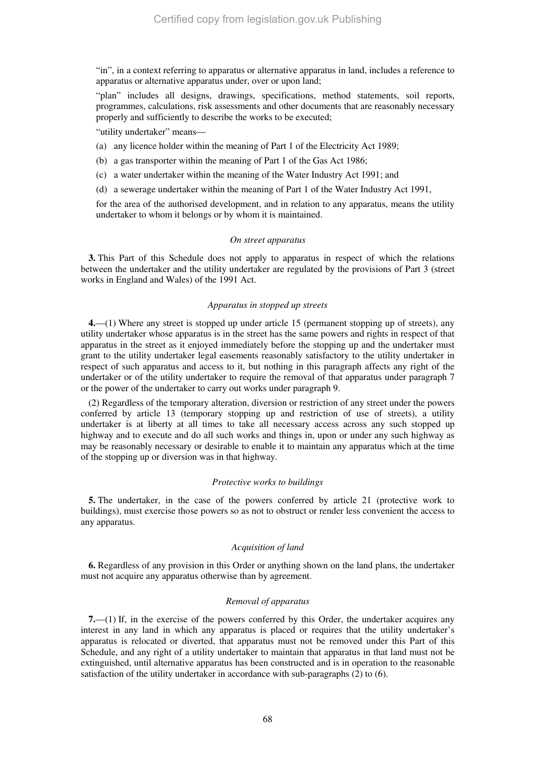"in", in a context referring to apparatus or alternative apparatus in land, includes a reference to apparatus or alternative apparatus under, over or upon land;

"plan" includes all designs, drawings, specifications, method statements, soil reports, programmes, calculations, risk assessments and other documents that are reasonably necessary properly and sufficiently to describe the works to be executed;

"utility undertaker" means—

(a) any licence holder within the meaning of Part 1 of the Electricity Act 1989;

(b) a gas transporter within the meaning of Part 1 of the Gas Act 1986;

(c) a water undertaker within the meaning of the Water Industry Act 1991; and

(d) a sewerage undertaker within the meaning of Part 1 of the Water Industry Act 1991,

for the area of the authorised development, and in relation to any apparatus, means the utility undertaker to whom it belongs or by whom it is maintained.

*On street apparatus*

**3.** This Part of this Schedule does not apply to apparatus in respect of which the relations between the undertaker and the utility undertaker are regulated by the provisions of Part 3 (street works in England and Wales) of the 1991 Act.

*Apparatus in stopped up streets*

**4.**—(1) Where any street is stopped up under article 15 (permanent stopping up of streets), any utility undertaker whose apparatus is in the street has the same powers and rights in respect of that apparatus in the street as it enjoyed immediately before the stopping up and the undertaker must grant to the utility undertaker legal easements reasonably satisfactory to the utility undertaker in respect of such apparatus and access to it, but nothing in this paragraph affects any right of the undertaker or of the utility undertaker to require the removal of that apparatus under paragraph 7 or the power of the undertaker to carry out works under paragraph 9.

(2) Regardless of the temporary alteration, diversion or restriction of any street under the powers conferred by article 13 (temporary stopping up and restriction of use of streets), a utility undertaker is at liberty at all times to take all necessary access across any such stopped up highway and to execute and do all such works and things in, upon or under any such highway as may be reasonably necessary or desirable to enable it to maintain any apparatus which at the time of the stopping up or diversion was in that highway.

*Protective works to buildings*

**5.** The undertaker, in the case of the powers conferred by article 21 (protective work to buildings), must exercise those powers so as not to obstruct or render less convenient the access to any apparatus.

*Acquisition of land*

**6.** Regardless of any provision in this Order or anything shown on the land plans, the undertaker must not acquire any apparatus otherwise than by agreement.

*Removal of apparatus*

**7.**—(1) If, in the exercise of the powers conferred by this Order, the undertaker acquires any interest in any land in which any apparatus is placed or requires that the utility undertaker's apparatus is relocated or diverted, that apparatus must not be removed under this Part of this Schedule, and any right of a utility undertaker to maintain that apparatus in that land must not be extinguished, until alternative apparatus has been constructed and is in operation to the reasonable satisfaction of the utility undertaker in accordance with sub-paragraphs (2) to (6).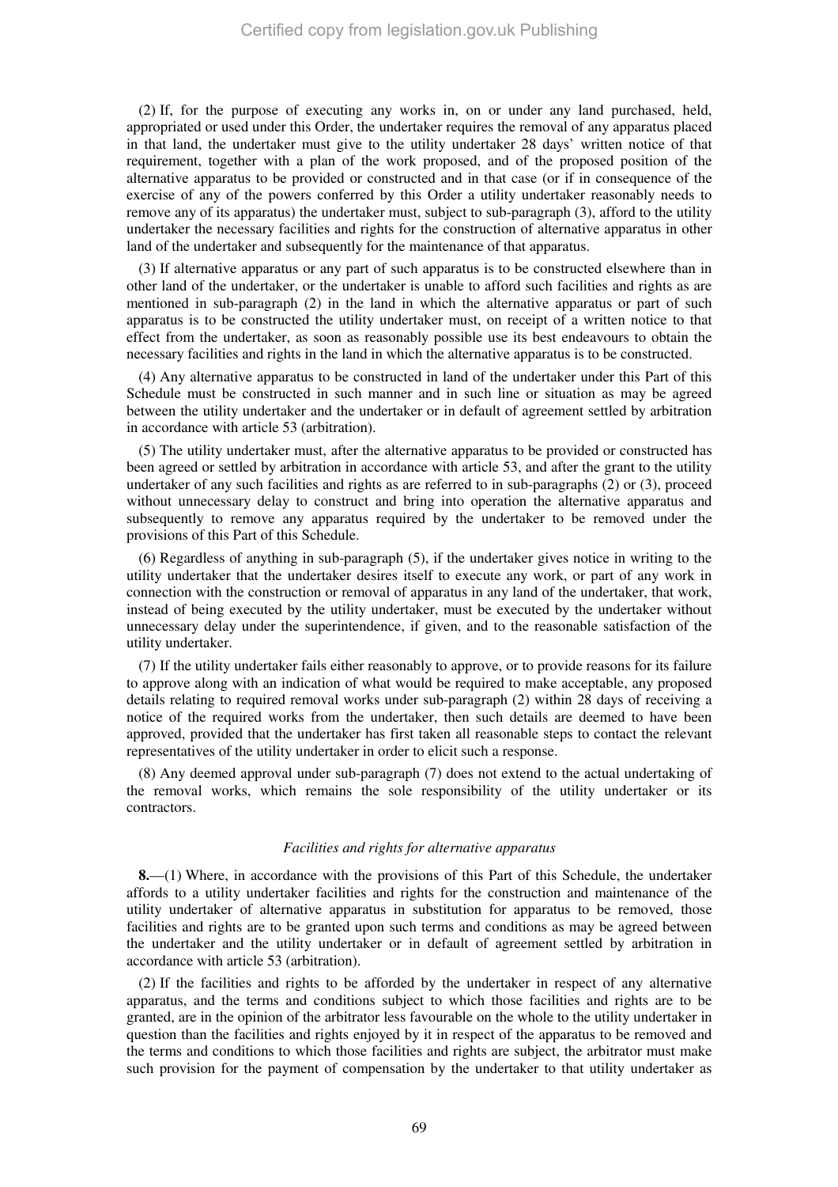(2) If, for the purpose of executing any works in, on or under any land purchased, held, appropriated or used under this Order, the undertaker requires the removal of any apparatus placed in that land, the undertaker must give to the utility undertaker 28 days' written notice of that requirement, together with a plan of the work proposed, and of the proposed position of the alternative apparatus to be provided or constructed and in that case (or if in consequence of the exercise of any of the powers conferred by this Order a utility undertaker reasonably needs to remove any of its apparatus) the undertaker must, subject to sub-paragraph (3), afford to the utility undertaker the necessary facilities and rights for the construction of alternative apparatus in other land of the undertaker and subsequently for the maintenance of that apparatus.

(3) If alternative apparatus or any part of such apparatus is to be constructed elsewhere than in other land of the undertaker, or the undertaker is unable to afford such facilities and rights as are mentioned in sub-paragraph (2) in the land in which the alternative apparatus or part of such apparatus is to be constructed the utility undertaker must, on receipt of a written notice to that effect from the undertaker, as soon as reasonably possible use its best endeavours to obtain the necessary facilities and rights in the land in which the alternative apparatus is to be constructed.

(4) Any alternative apparatus to be constructed in land of the undertaker under this Part of this Schedule must be constructed in such manner and in such line or situation as may be agreed between the utility undertaker and the undertaker or in default of agreement settled by arbitration in accordance with article 53 (arbitration).

(5) The utility undertaker must, after the alternative apparatus to be provided or constructed has been agreed or settled by arbitration in accordance with article 53, and after the grant to the utility undertaker of any such facilities and rights as are referred to in sub-paragraphs (2) or (3), proceed without unnecessary delay to construct and bring into operation the alternative apparatus and subsequently to remove any apparatus required by the undertaker to be removed under the provisions of this Part of this Schedule.

(6) Regardless of anything in sub-paragraph (5), if the undertaker gives notice in writing to the utility undertaker that the undertaker desires itself to execute any work, or part of any work in connection with the construction or removal of apparatus in any land of the undertaker, that work, instead of being executed by the utility undertaker, must be executed by the undertaker without unnecessary delay under the superintendence, if given, and to the reasonable satisfaction of the utility undertaker.

(7) If the utility undertaker fails either reasonably to approve, or to provide reasons for its failure to approve along with an indication of what would be required to make acceptable, any proposed details relating to required removal works under sub-paragraph (2) within 28 days of receiving a notice of the required works from the undertaker, then such details are deemed to have been approved, provided that the undertaker has first taken all reasonable steps to contact the relevant representatives of the utility undertaker in order to elicit such a response.

(8) Any deemed approval under sub-paragraph (7) does not extend to the actual undertaking of the removal works, which remains the sole responsibility of the utility undertaker or its contractors.

*Facilities and rights for alternative apparatus*

**8.**—(1) Where, in accordance with the provisions of this Part of this Schedule, the undertaker affords to a utility undertaker facilities and rights for the construction and maintenance of the utility undertaker of alternative apparatus in substitution for apparatus to be removed, those facilities and rights are to be granted upon such terms and conditions as may be agreed between the undertaker and the utility undertaker or in default of agreement settled by arbitration in accordance with article 53 (arbitration).

(2) If the facilities and rights to be afforded by the undertaker in respect of any alternative apparatus, and the terms and conditions subject to which those facilities and rights are to be granted, are in the opinion of the arbitrator less favourable on the whole to the utility undertaker in question than the facilities and rights enjoyed by it in respect of the apparatus to be removed and the terms and conditions to which those facilities and rights are subject, the arbitrator must make such provision for the payment of compensation by the undertaker to that utility undertaker as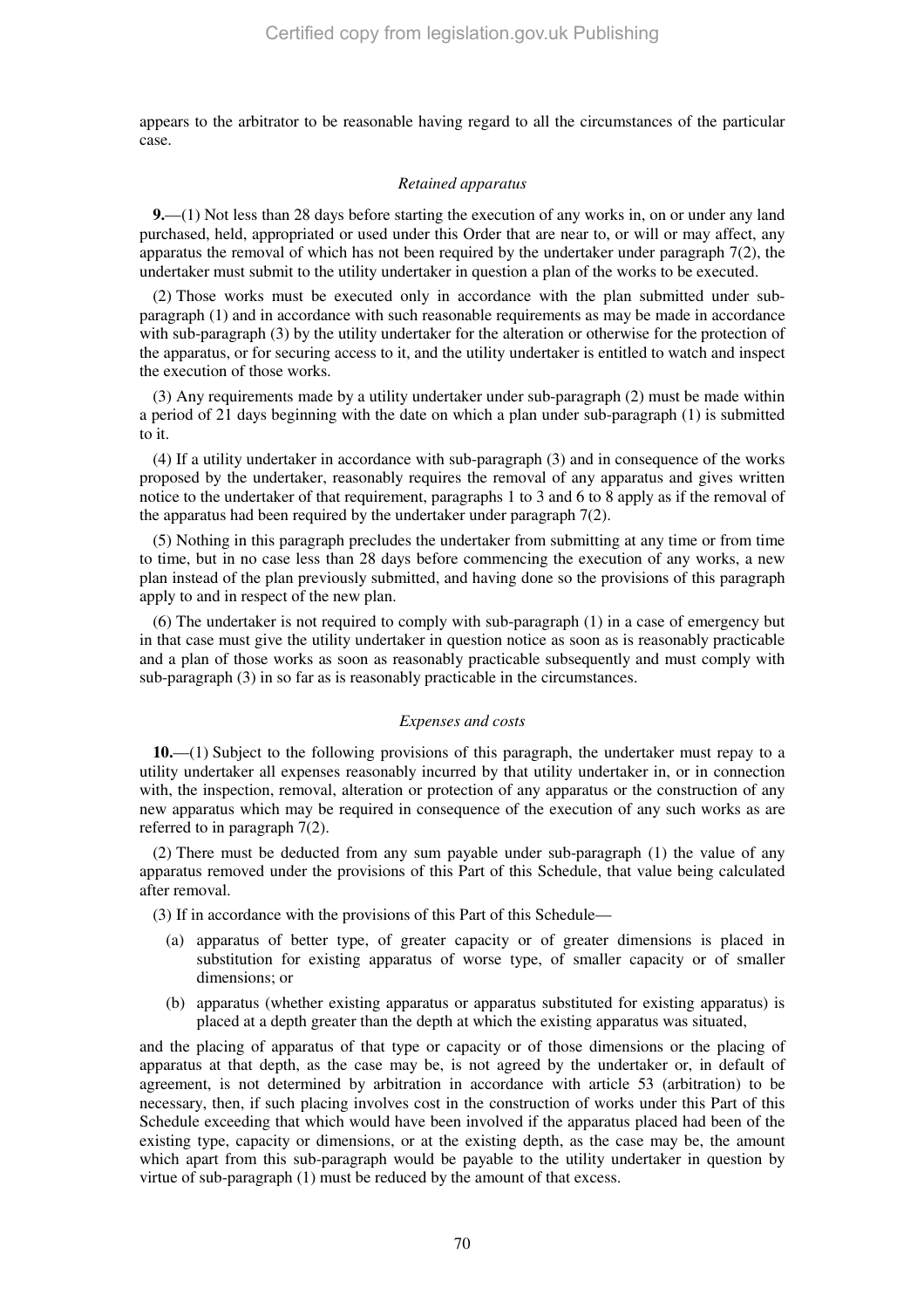appears to the arbitrator to be reasonable having regard to all the circumstances of the particular case.

*Retained apparatus*

**9.**—(1) Not less than 28 days before starting the execution of any works in, on or under any land purchased, held, appropriated or used under this Order that are near to, or will or may affect, any apparatus the removal of which has not been required by the undertaker under paragraph 7(2), the undertaker must submit to the utility undertaker in question a plan of the works to be executed.

(2) Those works must be executed only in accordance with the plan submitted under sub-paragraph (1) and in accordance with such reasonable requirements as may be made in accordance with sub-paragraph (3) by the utility undertaker for the alteration or otherwise for the protection of the apparatus, or for securing access to it, and the utility undertaker is entitled to watch and inspect the execution of those works.

(3) Any requirements made by a utility undertaker under sub-paragraph (2) must be made within a period of 21 days beginning with the date on which a plan under sub-paragraph (1) is submitted to it.

(4) If a utility undertaker in accordance with sub-paragraph (3) and in consequence of the works proposed by the undertaker, reasonably requires the removal of any apparatus and gives written notice to the undertaker of that requirement, paragraphs 1 to 3 and 6 to 8 apply as if the removal of the apparatus had been required by the undertaker under paragraph 7(2).

(5) Nothing in this paragraph precludes the undertaker from submitting at any time or from time to time, but in no case less than 28 days before commencing the execution of any works, a new plan instead of the plan previously submitted, and having done so the provisions of this paragraph apply to and in respect of the new plan.

(6) The undertaker is not required to comply with sub-paragraph (1) in a case of emergency but in that case must give the utility undertaker in question notice as soon as is reasonably practicable and a plan of those works as soon as reasonably practicable subsequently and must comply with sub-paragraph (3) in so far as is reasonably practicable in the circumstances.

*Expenses and costs*

**10.**—(1) Subject to the following provisions of this paragraph, the undertaker must repay to a utility undertaker all expenses reasonably incurred by that utility undertaker in, or in connection with, the inspection, removal, alteration or protection of any apparatus or the construction of any new apparatus which may be required in consequence of the execution of any such works as are referred to in paragraph 7(2).

(2) There must be deducted from any sum payable under sub-paragraph (1) the value of any apparatus removed under the provisions of this Part of this Schedule, that value being calculated after removal.

(3) If in accordance with the provisions of this Part of this Schedule—

(a) apparatus of better type, of greater capacity or of greater dimensions is placed in substitution for existing apparatus of worse type, of smaller capacity or of smaller dimensions; or

(b) apparatus (whether existing apparatus or apparatus substituted for existing apparatus) is placed at a depth greater than the depth at which the existing apparatus was situated,

and the placing of apparatus of that type or capacity or of those dimensions or the placing of apparatus at that depth, as the case may be, is not agreed by the undertaker or, in default of agreement, is not determined by arbitration in accordance with article 53 (arbitration) to be necessary, then, if such placing involves cost in the construction of works under this Part of this Schedule exceeding that which would have been involved if the apparatus placed had been of the existing type, capacity or dimensions, or at the existing depth, as the case may be, the amount which apart from this sub-paragraph would be payable to the utility undertaker in question by virtue of sub-paragraph (1) must be reduced by the amount of that excess.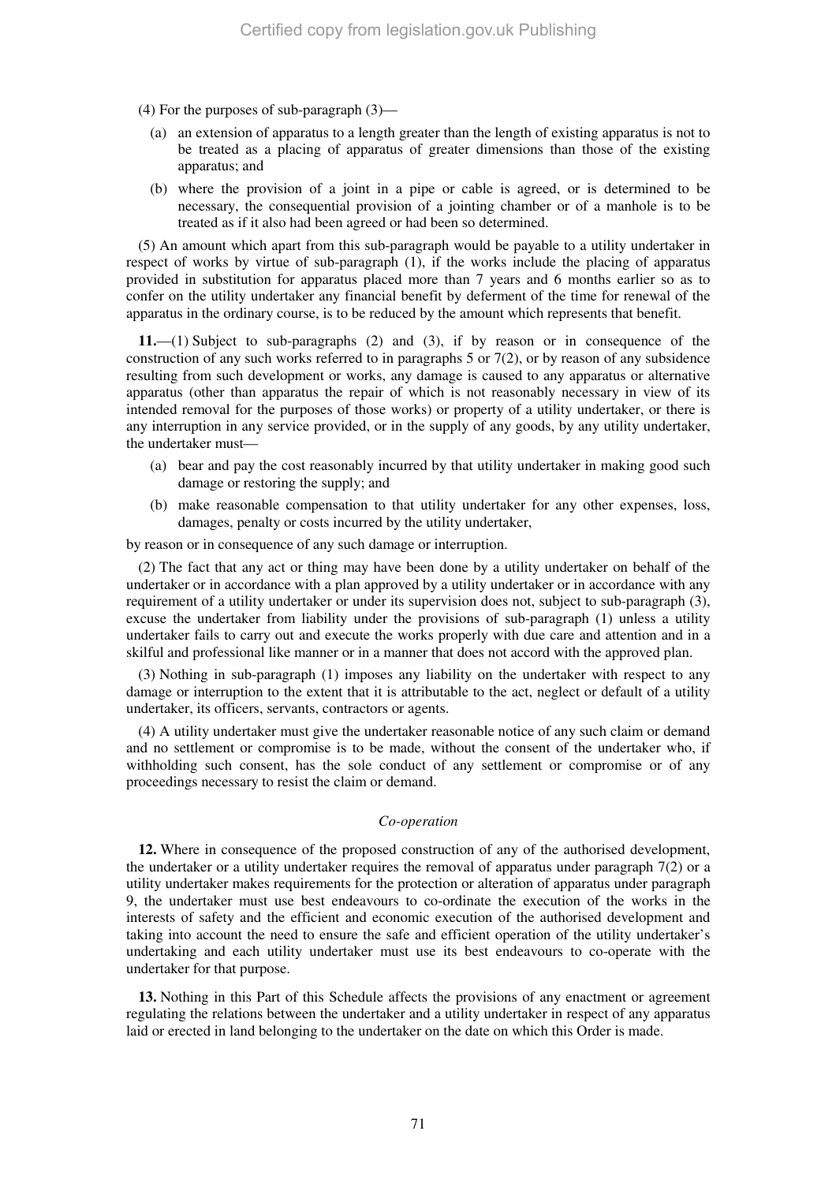(4) For the purposes of sub-paragraph (3)—

(a) an extension of apparatus to a length greater than the length of existing apparatus is not to be treated as a placing of apparatus of greater dimensions than those of the existing apparatus; and

(b) where the provision of a joint in a pipe or cable is agreed, or is determined to be necessary, the consequential provision of a jointing chamber or of a manhole is to be treated as if it also had been agreed or had been so determined.

(5) An amount which apart from this sub-paragraph would be payable to a utility undertaker in respect of works by virtue of sub-paragraph (1), if the works include the placing of apparatus provided in substitution for apparatus placed more than 7 years and 6 months earlier so as to confer on the utility undertaker any financial benefit by deferment of the time for renewal of the apparatus in the ordinary course, is to be reduced by the amount which represents that benefit.

**11.**—(1) Subject to sub-paragraphs (2) and (3), if by reason or in consequence of the construction of any such works referred to in paragraphs 5 or 7(2), or by reason of any subsidence resulting from such development or works, any damage is caused to any apparatus or alternative apparatus (other than apparatus the repair of which is not reasonably necessary in view of its intended removal for the purposes of those works) or property of a utility undertaker, or there is any interruption in any service provided, or in the supply of any goods, by any utility undertaker, the undertaker must—

(a) bear and pay the cost reasonably incurred by that utility undertaker in making good such damage or restoring the supply; and

(b) make reasonable compensation to that utility undertaker for any other expenses, loss, damages, penalty or costs incurred by the utility undertaker,

by reason or in consequence of any such damage or interruption.

(2) The fact that any act or thing may have been done by a utility undertaker on behalf of the undertaker or in accordance with a plan approved by a utility undertaker or in accordance with any requirement of a utility undertaker or under its supervision does not, subject to sub-paragraph (3), excuse the undertaker from liability under the provisions of sub-paragraph (1) unless a utility undertaker fails to carry out and execute the works properly with due care and attention and in a skilful and professional like manner or in a manner that does not accord with the approved plan.

(3) Nothing in sub-paragraph (1) imposes any liability on the undertaker with respect to any damage or interruption to the extent that it is attributable to the act, neglect or default of a utility undertaker, its officers, servants, contractors or agents.

(4) A utility undertaker must give the undertaker reasonable notice of any such claim or demand and no settlement or compromise is to be made, without the consent of the undertaker who, if withholding such consent, has the sole conduct of any settlement or compromise or of any proceedings necessary to resist the claim or demand.

*Co-operation*

**12.** Where in consequence of the proposed construction of any of the authorised development, the undertaker or a utility undertaker requires the removal of apparatus under paragraph 7(2) or a utility undertaker makes requirements for the protection or alteration of apparatus under paragraph 9, the undertaker must use best endeavours to co-ordinate the execution of the works in the interests of safety and the efficient and economic execution of the authorised development and taking into account the need to ensure the safe and efficient operation of the utility undertaker's undertaking and each utility undertaker must use its best endeavours to co-operate with the undertaker for that purpose.

**13.** Nothing in this Part of this Schedule affects the provisions of any enactment or agreement regulating the relations between the undertaker and a utility undertaker in respect of any apparatus laid or erected in land belonging to the undertaker on the date on which this Order is made.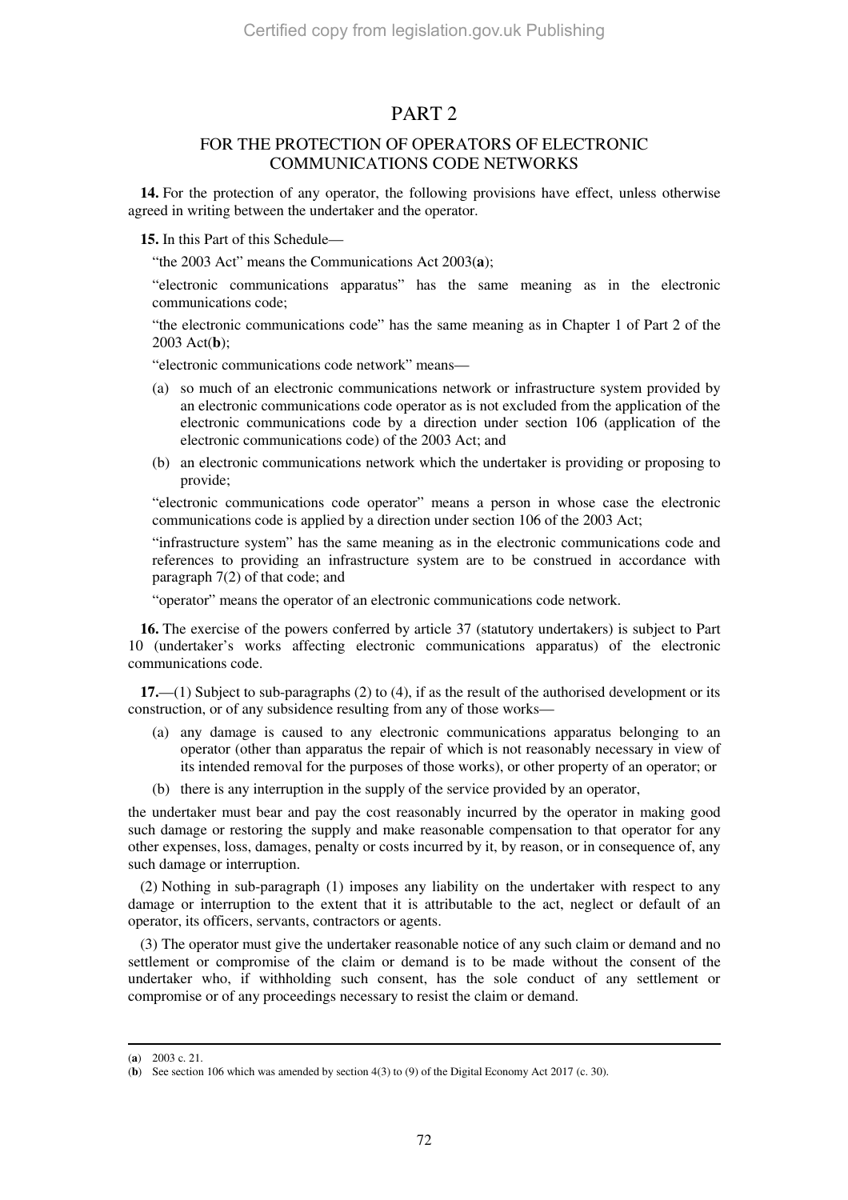# PART 2

## FOR THE PROTECTION OF OPERATORS OF ELECTRONIC COMMUNICATIONS CODE NETWORKS

**14.** For the protection of any operator, the following provisions have effect, unless otherwise agreed in writing between the undertaker and the operator.

**15.** In this Part of this Schedule—

"the 2003 Act" means the Communications Act 2003(**a**);

"electronic communications apparatus" has the same meaning as in the electronic communications code;

"the electronic communications code" has the same meaning as in Chapter 1 of Part 2 of the 2003 Act(**b**);

"electronic communications code network" means—

(a) so much of an electronic communications network or infrastructure system provided by an electronic communications code operator as is not excluded from the application of the electronic communications code by a direction under section 106 (application of the electronic communications code) of the 2003 Act; and

(b) an electronic communications network which the undertaker is providing or proposing to provide;

"electronic communications code operator" means a person in whose case the electronic communications code is applied by a direction under section 106 of the 2003 Act;

"infrastructure system" has the same meaning as in the electronic communications code and references to providing an infrastructure system are to be construed in accordance with paragraph 7(2) of that code; and

"operator" means the operator of an electronic communications code network.

**16.** The exercise of the powers conferred by article 37 (statutory undertakers) is subject to Part 10 (undertaker's works affecting electronic communications apparatus) of the electronic communications code.

**17.**—(1) Subject to sub-paragraphs (2) to (4), if as the result of the authorised development or its construction, or of any subsidence resulting from any of those works—

(a) any damage is caused to any electronic communications apparatus belonging to an operator (other than apparatus the repair of which is not reasonably necessary in view of its intended removal for the purposes of those works), or other property of an operator; or

(b) there is any interruption in the supply of the service provided by an operator,

the undertaker must bear and pay the cost reasonably incurred by the operator in making good such damage or restoring the supply and make reasonable compensation to that operator for any other expenses, loss, damages, penalty or costs incurred by it, by reason, or in consequence of, any such damage or interruption.

(2) Nothing in sub-paragraph (1) imposes any liability on the undertaker with respect to any damage or interruption to the extent that it is attributable to the act, neglect or default of an operator, its officers, servants, contractors or agents.

(3) The operator must give the undertaker reasonable notice of any such claim or demand and no settlement or compromise of the claim or demand is to be made without the consent of the undertaker who, if withholding such consent, has the sole conduct of any settlement or compromise or of any proceedings necessary to resist the claim or demand.

---

(**a**) 2003 c. 21.

(**b**) See section 106 which was amended by section 4(3) to (9) of the Digital Economy Act 2017 (c. 30).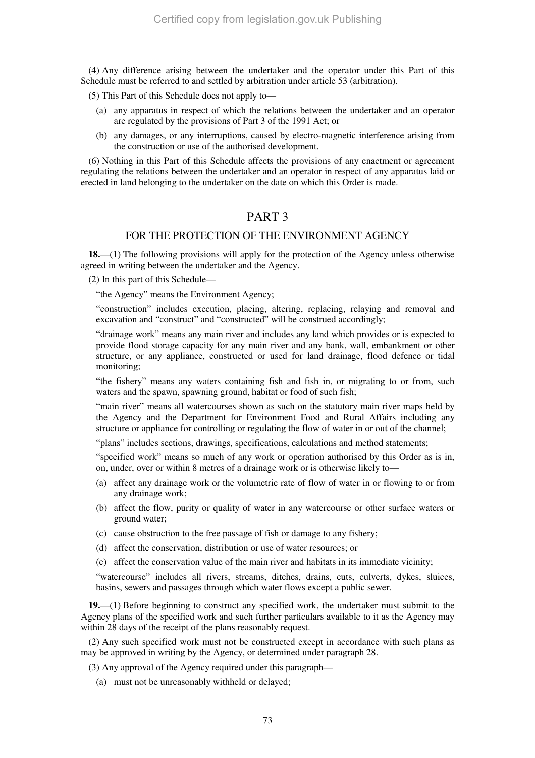(4) Any difference arising between the undertaker and the operator under this Part of this Schedule must be referred to and settled by arbitration under article 53 (arbitration).

(5) This Part of this Schedule does not apply to—

(a) any apparatus in respect of which the relations between the undertaker and an operator are regulated by the provisions of Part 3 of the 1991 Act; or

(b) any damages, or any interruptions, caused by electro-magnetic interference arising from the construction or use of the authorised development.

(6) Nothing in this Part of this Schedule affects the provisions of any enactment or agreement regulating the relations between the undertaker and an operator in respect of any apparatus laid or erected in land belonging to the undertaker on the date on which this Order is made.

## PART 3

### FOR THE PROTECTION OF THE ENVIRONMENT AGENCY

**18.**—(1) The following provisions will apply for the protection of the Agency unless otherwise agreed in writing between the undertaker and the Agency.

(2) In this part of this Schedule—

"the Agency" means the Environment Agency;

"construction" includes execution, placing, altering, replacing, relaying and removal and excavation and "construct" and "constructed" will be construed accordingly;

"drainage work" means any main river and includes any land which provides or is expected to provide flood storage capacity for any main river and any bank, wall, embankment or other structure, or any appliance, constructed or used for land drainage, flood defence or tidal monitoring;

"the fishery" means any waters containing fish and fish in, or migrating to or from, such waters and the spawn, spawning ground, habitat or food of such fish;

"main river" means all watercourses shown as such on the statutory main river maps held by the Agency and the Department for Environment Food and Rural Affairs including any structure or appliance for controlling or regulating the flow of water in or out of the channel;

"plans" includes sections, drawings, specifications, calculations and method statements;

"specified work" means so much of any work or operation authorised by this Order as is in, on, under, over or within 8 metres of a drainage work or is otherwise likely to—

(a) affect any drainage work or the volumetric rate of flow of water in or flowing to or from any drainage work;

(b) affect the flow, purity or quality of water in any watercourse or other surface waters or ground water;

(c) cause obstruction to the free passage of fish or damage to any fishery;

(d) affect the conservation, distribution or use of water resources; or

(e) affect the conservation value of the main river and habitats in its immediate vicinity;

"watercourse" includes all rivers, streams, ditches, drains, cuts, culverts, dykes, sluices, basins, sewers and passages through which water flows except a public sewer.

**19.**—(1) Before beginning to construct any specified work, the undertaker must submit to the Agency plans of the specified work and such further particulars available to it as the Agency may within 28 days of the receipt of the plans reasonably request.

(2) Any such specified work must not be constructed except in accordance with such plans as may be approved in writing by the Agency, or determined under paragraph 28.

(3) Any approval of the Agency required under this paragraph—

(a) must not be unreasonably withheld or delayed;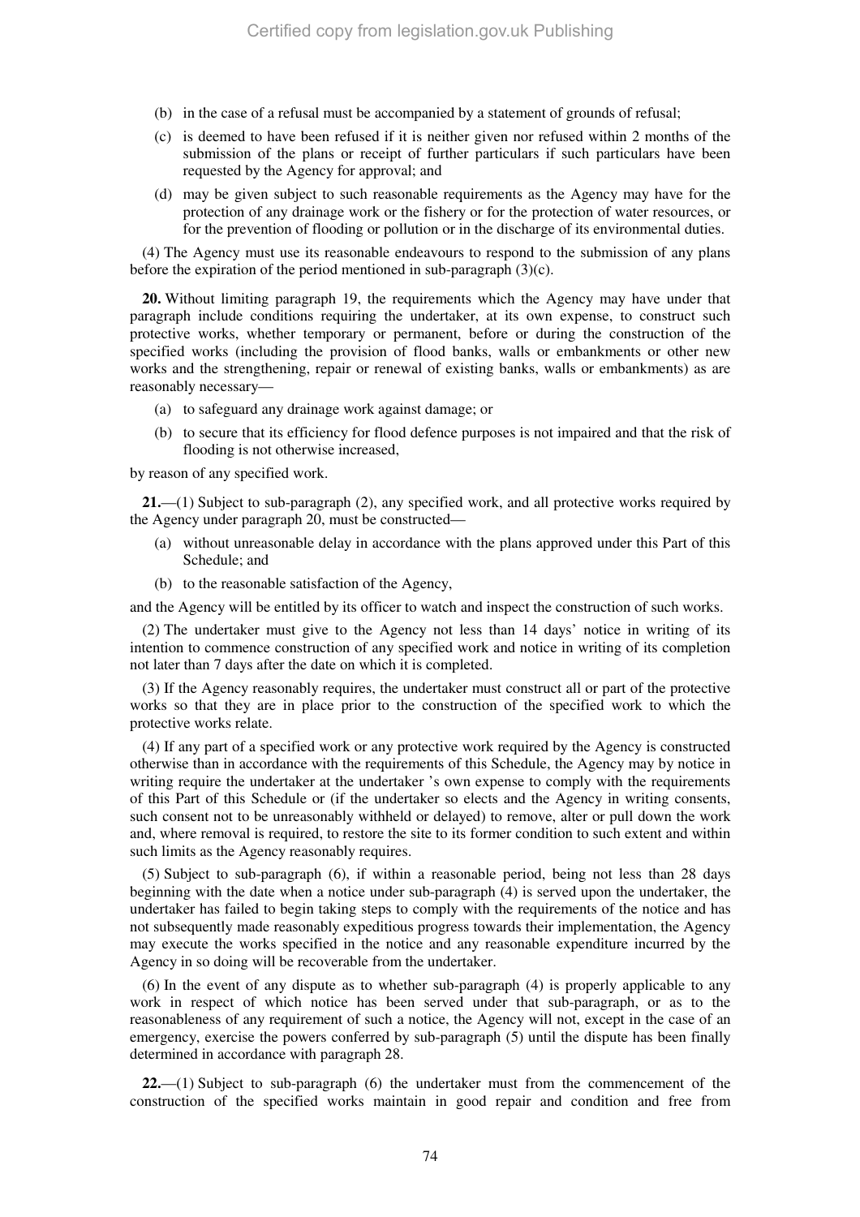(b) in the case of a refusal must be accompanied by a statement of grounds of refusal;

(c) is deemed to have been refused if it is neither given nor refused within 2 months of the submission of the plans or receipt of further particulars if such particulars have been requested by the Agency for approval; and

(d) may be given subject to such reasonable requirements as the Agency may have for the protection of any drainage work or the fishery or for the protection of water resources, or for the prevention of flooding or pollution or in the discharge of its environmental duties.

(4) The Agency must use its reasonable endeavours to respond to the submission of any plans before the expiration of the period mentioned in sub-paragraph (3)(c).

**20.** Without limiting paragraph 19, the requirements which the Agency may have under that paragraph include conditions requiring the undertaker, at its own expense, to construct such protective works, whether temporary or permanent, before or during the construction of the specified works (including the provision of flood banks, walls or embankments or other new works and the strengthening, repair or renewal of existing banks, walls or embankments) as are reasonably necessary—

(a) to safeguard any drainage work against damage; or

(b) to secure that its efficiency for flood defence purposes is not impaired and that the risk of flooding is not otherwise increased,

by reason of any specified work.

**21.**—(1) Subject to sub-paragraph (2), any specified work, and all protective works required by the Agency under paragraph 20, must be constructed—

(a) without unreasonable delay in accordance with the plans approved under this Part of this Schedule; and

(b) to the reasonable satisfaction of the Agency,

and the Agency will be entitled by its officer to watch and inspect the construction of such works.

(2) The undertaker must give to the Agency not less than 14 days' notice in writing of its intention to commence construction of any specified work and notice in writing of its completion not later than 7 days after the date on which it is completed.

(3) If the Agency reasonably requires, the undertaker must construct all or part of the protective works so that they are in place prior to the construction of the specified work to which the protective works relate.

(4) If any part of a specified work or any protective work required by the Agency is constructed otherwise than in accordance with the requirements of this Schedule, the Agency may by notice in writing require the undertaker at the undertaker 's own expense to comply with the requirements of this Part of this Schedule or (if the undertaker so elects and the Agency in writing consents, such consent not to be unreasonably withheld or delayed) to remove, alter or pull down the work and, where removal is required, to restore the site to its former condition to such extent and within such limits as the Agency reasonably requires.

(5) Subject to sub-paragraph (6), if within a reasonable period, being not less than 28 days beginning with the date when a notice under sub-paragraph (4) is served upon the undertaker, the undertaker has failed to begin taking steps to comply with the requirements of the notice and has not subsequently made reasonably expeditious progress towards their implementation, the Agency may execute the works specified in the notice and any reasonable expenditure incurred by the Agency in so doing will be recoverable from the undertaker.

(6) In the event of any dispute as to whether sub-paragraph (4) is properly applicable to any work in respect of which notice has been served under that sub-paragraph, or as to the reasonableness of any requirement of such a notice, the Agency will not, except in the case of an emergency, exercise the powers conferred by sub-paragraph (5) until the dispute has been finally determined in accordance with paragraph 28.

**22.**—(1) Subject to sub-paragraph (6) the undertaker must from the commencement of the construction of the specified works maintain in good repair and condition and free from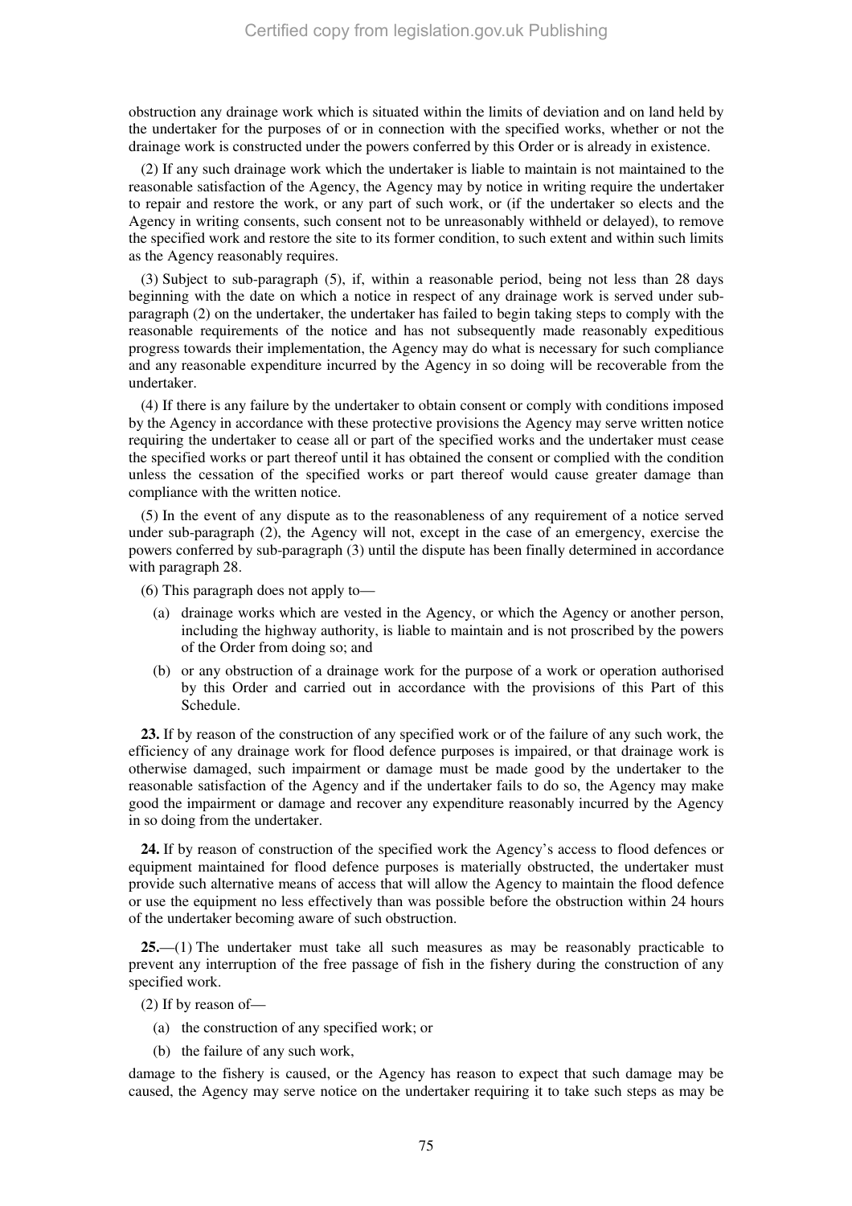obstruction any drainage work which is situated within the limits of deviation and on land held by the undertaker for the purposes of or in connection with the specified works, whether or not the drainage work is constructed under the powers conferred by this Order or is already in existence.

(2) If any such drainage work which the undertaker is liable to maintain is not maintained to the reasonable satisfaction of the Agency, the Agency may by notice in writing require the undertaker to repair and restore the work, or any part of such work, or (if the undertaker so elects and the Agency in writing consents, such consent not to be unreasonably withheld or delayed), to remove the specified work and restore the site to its former condition, to such extent and within such limits as the Agency reasonably requires.

(3) Subject to sub-paragraph (5), if, within a reasonable period, being not less than 28 days beginning with the date on which a notice in respect of any drainage work is served under sub-paragraph (2) on the undertaker, the undertaker has failed to begin taking steps to comply with the reasonable requirements of the notice and has not subsequently made reasonably expeditious progress towards their implementation, the Agency may do what is necessary for such compliance and any reasonable expenditure incurred by the Agency in so doing will be recoverable from the undertaker.

(4) If there is any failure by the undertaker to obtain consent or comply with conditions imposed by the Agency in accordance with these protective provisions the Agency may serve written notice requiring the undertaker to cease all or part of the specified works and the undertaker must cease the specified works or part thereof until it has obtained the consent or complied with the condition unless the cessation of the specified works or part thereof would cause greater damage than compliance with the written notice.

(5) In the event of any dispute as to the reasonableness of any requirement of a notice served under sub-paragraph (2), the Agency will not, except in the case of an emergency, exercise the powers conferred by sub-paragraph (3) until the dispute has been finally determined in accordance with paragraph 28.

(6) This paragraph does not apply to—

(a) drainage works which are vested in the Agency, or which the Agency or another person, including the highway authority, is liable to maintain and is not proscribed by the powers of the Order from doing so; and

(b) or any obstruction of a drainage work for the purpose of a work or operation authorised by this Order and carried out in accordance with the provisions of this Part of this Schedule.

**23.** If by reason of the construction of any specified work or of the failure of any such work, the efficiency of any drainage work for flood defence purposes is impaired, or that drainage work is otherwise damaged, such impairment or damage must be made good by the undertaker to the reasonable satisfaction of the Agency and if the undertaker fails to do so, the Agency may make good the impairment or damage and recover any expenditure reasonably incurred by the Agency in so doing from the undertaker.

**24.** If by reason of construction of the specified work the Agency's access to flood defences or equipment maintained for flood defence purposes is materially obstructed, the undertaker must provide such alternative means of access that will allow the Agency to maintain the flood defence or use the equipment no less effectively than was possible before the obstruction within 24 hours of the undertaker becoming aware of such obstruction.

**25.**—(1) The undertaker must take all such measures as may be reasonably practicable to prevent any interruption of the free passage of fish in the fishery during the construction of any specified work.

(2) If by reason of—

(a) the construction of any specified work; or

(b) the failure of any such work,

damage to the fishery is caused, or the Agency has reason to expect that such damage may be caused, the Agency may serve notice on the undertaker requiring it to take such steps as may be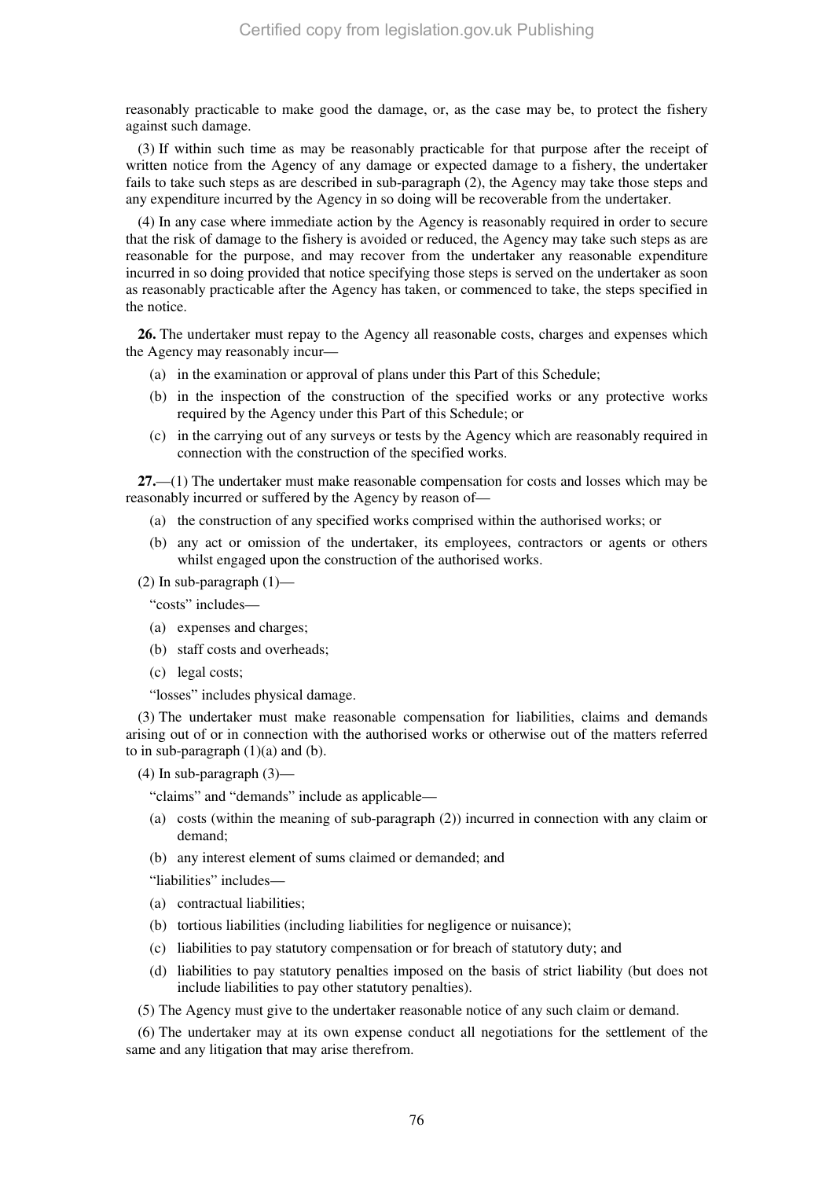reasonably practicable to make good the damage, or, as the case may be, to protect the fishery against such damage.

(3) If within such time as may be reasonably practicable for that purpose after the receipt of written notice from the Agency of any damage or expected damage to a fishery, the undertaker fails to take such steps as are described in sub-paragraph (2), the Agency may take those steps and any expenditure incurred by the Agency in so doing will be recoverable from the undertaker.

(4) In any case where immediate action by the Agency is reasonably required in order to secure that the risk of damage to the fishery is avoided or reduced, the Agency may take such steps as are reasonable for the purpose, and may recover from the undertaker any reasonable expenditure incurred in so doing provided that notice specifying those steps is served on the undertaker as soon as reasonably practicable after the Agency has taken, or commenced to take, the steps specified in the notice.

**26.** The undertaker must repay to the Agency all reasonable costs, charges and expenses which the Agency may reasonably incur—

(a) in the examination or approval of plans under this Part of this Schedule;

(b) in the inspection of the construction of the specified works or any protective works required by the Agency under this Part of this Schedule; or

(c) in the carrying out of any surveys or tests by the Agency which are reasonably required in connection with the construction of the specified works.

**27.**—(1) The undertaker must make reasonable compensation for costs and losses which may be reasonably incurred or suffered by the Agency by reason of—

(a) the construction of any specified works comprised within the authorised works; or

(b) any act or omission of the undertaker, its employees, contractors or agents or others whilst engaged upon the construction of the authorised works.

(2) In sub-paragraph (1)—

"costs" includes—

(a) expenses and charges;

(b) staff costs and overheads;

(c) legal costs;

"losses" includes physical damage.

(3) The undertaker must make reasonable compensation for liabilities, claims and demands arising out of or in connection with the authorised works or otherwise out of the matters referred to in sub-paragraph (1)(a) and (b).

(4) In sub-paragraph (3)—

"claims" and "demands" include as applicable—

(a) costs (within the meaning of sub-paragraph (2)) incurred in connection with any claim or demand;

(b) any interest element of sums claimed or demanded; and

"liabilities" includes—

(a) contractual liabilities;

(b) tortious liabilities (including liabilities for negligence or nuisance);

(c) liabilities to pay statutory compensation or for breach of statutory duty; and

(d) liabilities to pay statutory penalties imposed on the basis of strict liability (but does not include liabilities to pay other statutory penalties).

(5) The Agency must give to the undertaker reasonable notice of any such claim or demand.

(6) The undertaker may at its own expense conduct all negotiations for the settlement of the same and any litigation that may arise therefrom.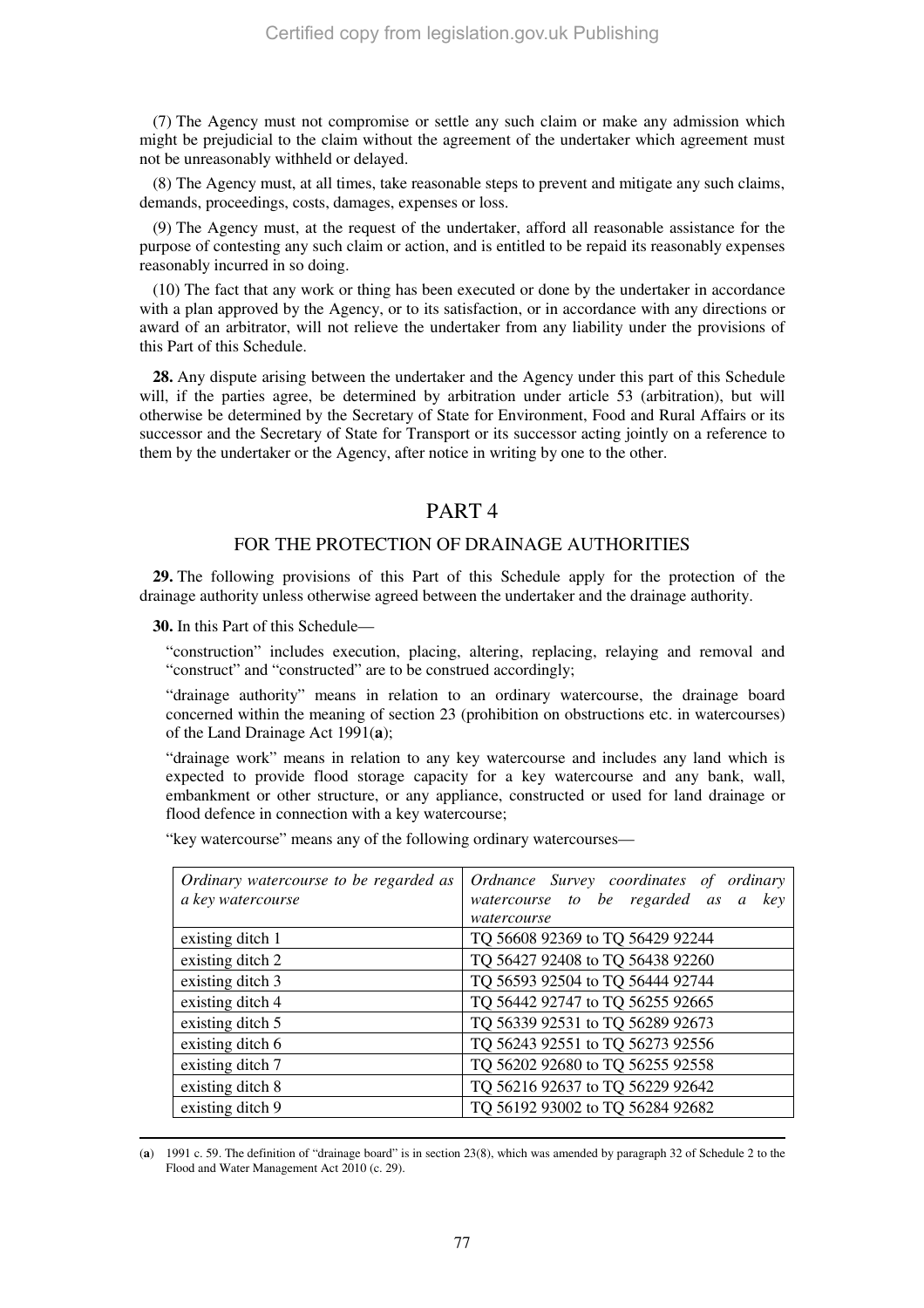(7) The Agency must not compromise or settle any such claim or make any admission which might be prejudicial to the claim without the agreement of the undertaker which agreement must not be unreasonably withheld or delayed.

(8) The Agency must, at all times, take reasonable steps to prevent and mitigate any such claims, demands, proceedings, costs, damages, expenses or loss.

(9) The Agency must, at the request of the undertaker, afford all reasonable assistance for the purpose of contesting any such claim or action, and is entitled to be repaid its reasonably expenses reasonably incurred in so doing.

(10) The fact that any work or thing has been executed or done by the undertaker in accordance with a plan approved by the Agency, or to its satisfaction, or in accordance with any directions or award of an arbitrator, will not relieve the undertaker from any liability under the provisions of this Part of this Schedule.

**28.** Any dispute arising between the undertaker and the Agency under this part of this Schedule will, if the parties agree, be determined by arbitration under article 53 (arbitration), but will otherwise be determined by the Secretary of State for Environment, Food and Rural Affairs or its successor and the Secretary of State for Transport or its successor acting jointly on a reference to them by the undertaker or the Agency, after notice in writing by one to the other.

## PART 4

### FOR THE PROTECTION OF DRAINAGE AUTHORITIES

**29.** The following provisions of this Part of this Schedule apply for the protection of the drainage authority unless otherwise agreed between the undertaker and the drainage authority.

**30.** In this Part of this Schedule—

"construction" includes execution, placing, altering, replacing, relaying and removal and "construct" and "constructed" are to be construed accordingly;

"drainage authority" means in relation to an ordinary watercourse, the drainage board concerned within the meaning of section 23 (prohibition on obstructions etc. in watercourses) of the Land Drainage Act 1991(**a**);

"drainage work" means in relation to any key watercourse and includes any land which is expected to provide flood storage capacity for a key watercourse and any bank, wall, embankment or other structure, or any appliance, constructed or used for land drainage or flood defence in connection with a key watercourse;

"key watercourse" means any of the following ordinary watercourses—

| *Ordinary watercourse to be regarded as a key watercourse* | *Ordnance Survey coordinates of ordinary watercourse to be regarded as a key watercourse* |
|---|---|
| existing ditch 1 | TQ 56608 92369 to TQ 56429 92244 |
| existing ditch 2 | TQ 56427 92408 to TQ 56438 92260 |
| existing ditch 3 | TQ 56593 92504 to TQ 56444 92744 |
| existing ditch 4 | TQ 56442 92747 to TQ 56255 92665 |
| existing ditch 5 | TQ 56339 92531 to TQ 56289 92673 |
| existing ditch 6 | TQ 56243 92551 to TQ 56273 92556 |
| existing ditch 7 | TQ 56202 92680 to TQ 56255 92558 |
| existing ditch 8 | TQ 56216 92637 to TQ 56229 92642 |
| existing ditch 9 | TQ 56192 93002 to TQ 56284 92682 |

(**a**) 1991 c. 59. The definition of "drainage board" is in section 23(8), which was amended by paragraph 32 of Schedule 2 to the Flood and Water Management Act 2010 (c. 29).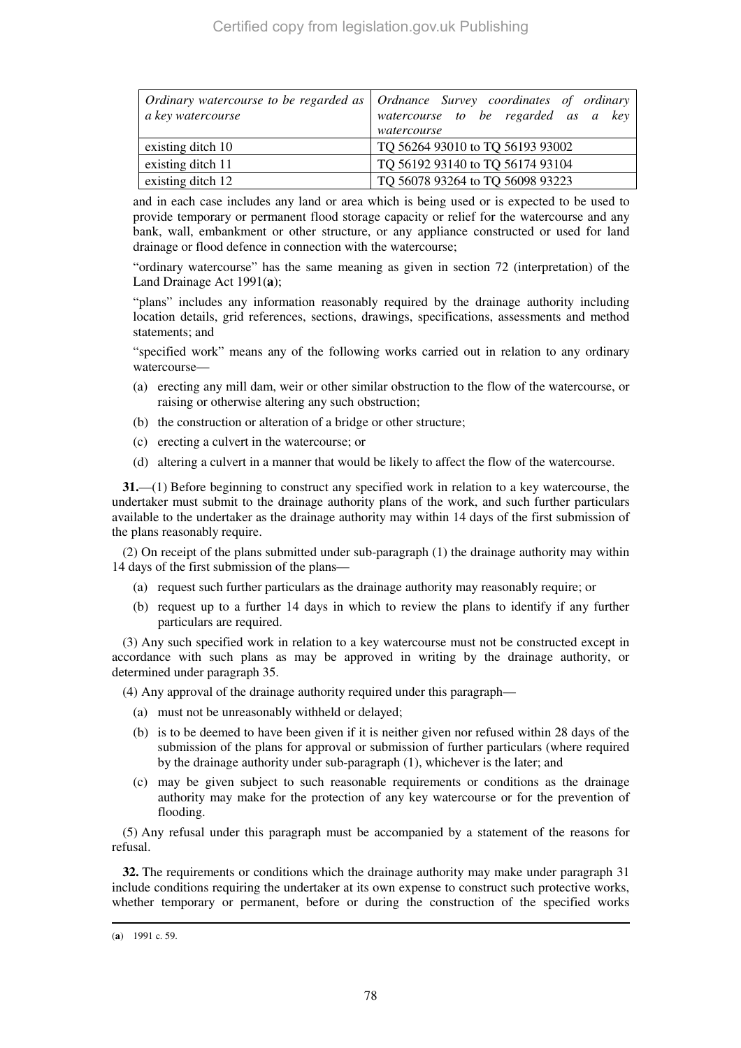| *Ordinary watercourse to be regarded as a key watercourse* | *Ordnance Survey coordinates of ordinary watercourse to be regarded as a key watercourse* |
|---|---|
| existing ditch 10 | TQ 56264 93010 to TQ 56193 93002 |
| existing ditch 11 | TQ 56192 93140 to TQ 56174 93104 |
| existing ditch 12 | TQ 56078 93264 to TQ 56098 93223 |

and in each case includes any land or area which is being used or is expected to be used to provide temporary or permanent flood storage capacity or relief for the watercourse and any bank, wall, embankment or other structure, or any appliance constructed or used for land drainage or flood defence in connection with the watercourse;

"ordinary watercourse" has the same meaning as given in section 72 (interpretation) of the Land Drainage Act 1991(**a**);

"plans" includes any information reasonably required by the drainage authority including location details, grid references, sections, drawings, specifications, assessments and method statements; and

"specified work" means any of the following works carried out in relation to any ordinary watercourse—

(a) erecting any mill dam, weir or other similar obstruction to the flow of the watercourse, or raising or otherwise altering any such obstruction;

(b) the construction or alteration of a bridge or other structure;

(c) erecting a culvert in the watercourse; or

(d) altering a culvert in a manner that would be likely to affect the flow of the watercourse.

**31.**—(1) Before beginning to construct any specified work in relation to a key watercourse, the undertaker must submit to the drainage authority plans of the work, and such further particulars available to the undertaker as the drainage authority may within 14 days of the first submission of the plans reasonably require.

(2) On receipt of the plans submitted under sub-paragraph (1) the drainage authority may within 14 days of the first submission of the plans—

(a) request such further particulars as the drainage authority may reasonably require; or

(b) request up to a further 14 days in which to review the plans to identify if any further particulars are required.

(3) Any such specified work in relation to a key watercourse must not be constructed except in accordance with such plans as may be approved in writing by the drainage authority, or determined under paragraph 35.

(4) Any approval of the drainage authority required under this paragraph—

(a) must not be unreasonably withheld or delayed;

(b) is to be deemed to have been given if it is neither given nor refused within 28 days of the submission of the plans for approval or submission of further particulars (where required by the drainage authority under sub-paragraph (1), whichever is the later; and

(c) may be given subject to such reasonable requirements or conditions as the drainage authority may make for the protection of any key watercourse or for the prevention of flooding.

(5) Any refusal under this paragraph must be accompanied by a statement of the reasons for refusal.

**32.** The requirements or conditions which the drainage authority may make under paragraph 31 include conditions requiring the undertaker at its own expense to construct such protective works, whether temporary or permanent, before or during the construction of the specified works

(**a**) 1991 c. 59.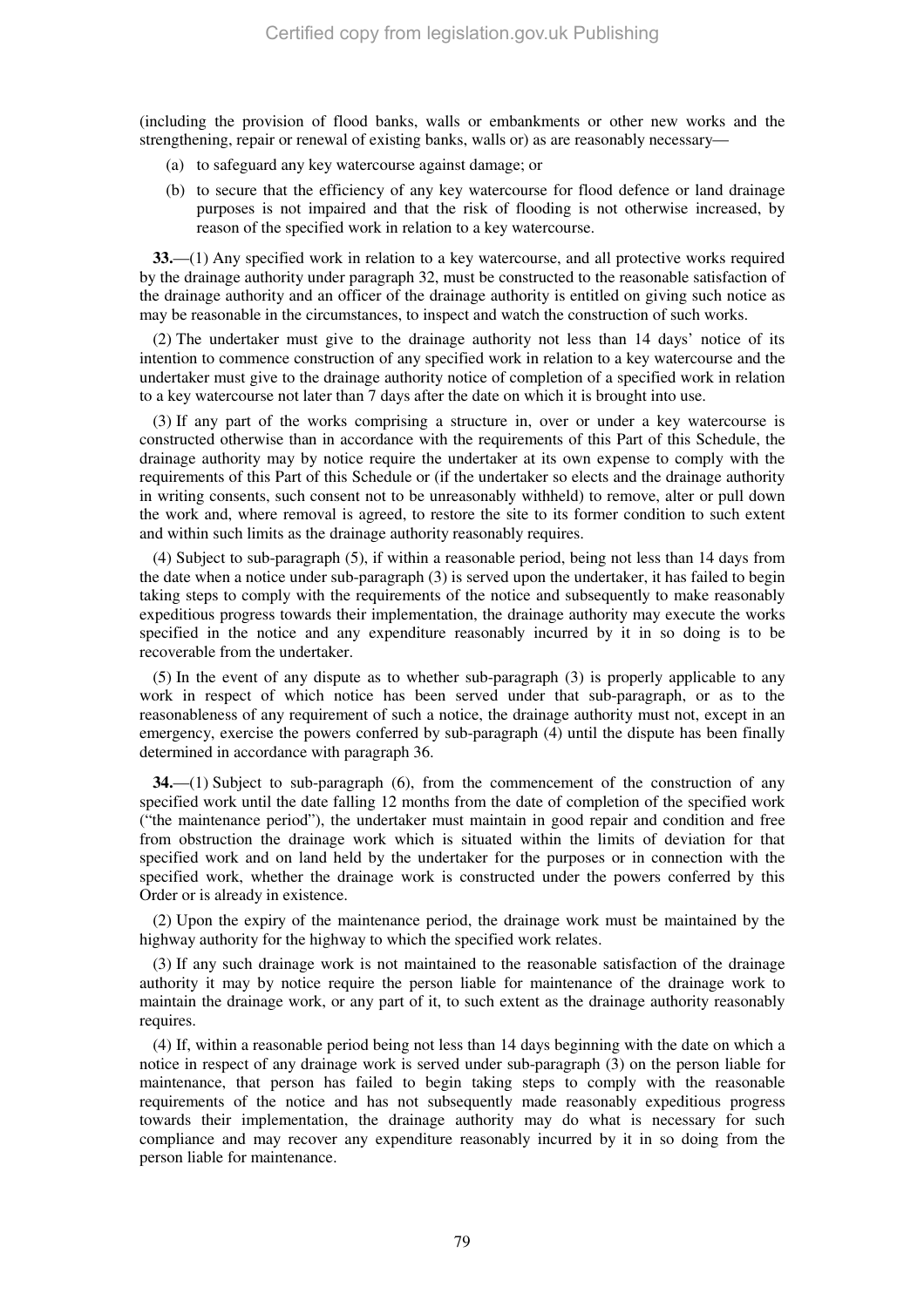(including the provision of flood banks, walls or embankments or other new works and the strengthening, repair or renewal of existing banks, walls or) as are reasonably necessary—

(a) to safeguard any key watercourse against damage; or

(b) to secure that the efficiency of any key watercourse for flood defence or land drainage purposes is not impaired and that the risk of flooding is not otherwise increased, by reason of the specified work in relation to a key watercourse.

**33.**—(1) Any specified work in relation to a key watercourse, and all protective works required by the drainage authority under paragraph 32, must be constructed to the reasonable satisfaction of the drainage authority and an officer of the drainage authority is entitled on giving such notice as may be reasonable in the circumstances, to inspect and watch the construction of such works.

(2) The undertaker must give to the drainage authority not less than 14 days' notice of its intention to commence construction of any specified work in relation to a key watercourse and the undertaker must give to the drainage authority notice of completion of a specified work in relation to a key watercourse not later than 7 days after the date on which it is brought into use.

(3) If any part of the works comprising a structure in, over or under a key watercourse is constructed otherwise than in accordance with the requirements of this Part of this Schedule, the drainage authority may by notice require the undertaker at its own expense to comply with the requirements of this Part of this Schedule or (if the undertaker so elects and the drainage authority in writing consents, such consent not to be unreasonably withheld) to remove, alter or pull down the work and, where removal is agreed, to restore the site to its former condition to such extent and within such limits as the drainage authority reasonably requires.

(4) Subject to sub-paragraph (5), if within a reasonable period, being not less than 14 days from the date when a notice under sub-paragraph (3) is served upon the undertaker, it has failed to begin taking steps to comply with the requirements of the notice and subsequently to make reasonably expeditious progress towards their implementation, the drainage authority may execute the works specified in the notice and any expenditure reasonably incurred by it in so doing is to be recoverable from the undertaker.

(5) In the event of any dispute as to whether sub-paragraph (3) is properly applicable to any work in respect of which notice has been served under that sub-paragraph, or as to the reasonableness of any requirement of such a notice, the drainage authority must not, except in an emergency, exercise the powers conferred by sub-paragraph (4) until the dispute has been finally determined in accordance with paragraph 36.

**34.**—(1) Subject to sub-paragraph (6), from the commencement of the construction of any specified work until the date falling 12 months from the date of completion of the specified work ("the maintenance period"), the undertaker must maintain in good repair and condition and free from obstruction the drainage work which is situated within the limits of deviation for that specified work and on land held by the undertaker for the purposes or in connection with the specified work, whether the drainage work is constructed under the powers conferred by this Order or is already in existence.

(2) Upon the expiry of the maintenance period, the drainage work must be maintained by the highway authority for the highway to which the specified work relates.

(3) If any such drainage work is not maintained to the reasonable satisfaction of the drainage authority it may by notice require the person liable for maintenance of the drainage work to maintain the drainage work, or any part of it, to such extent as the drainage authority reasonably requires.

(4) If, within a reasonable period being not less than 14 days beginning with the date on which a notice in respect of any drainage work is served under sub-paragraph (3) on the person liable for maintenance, that person has failed to begin taking steps to comply with the reasonable requirements of the notice and has not subsequently made reasonably expeditious progress towards their implementation, the drainage authority may do what is necessary for such compliance and may recover any expenditure reasonably incurred by it in so doing from the person liable for maintenance.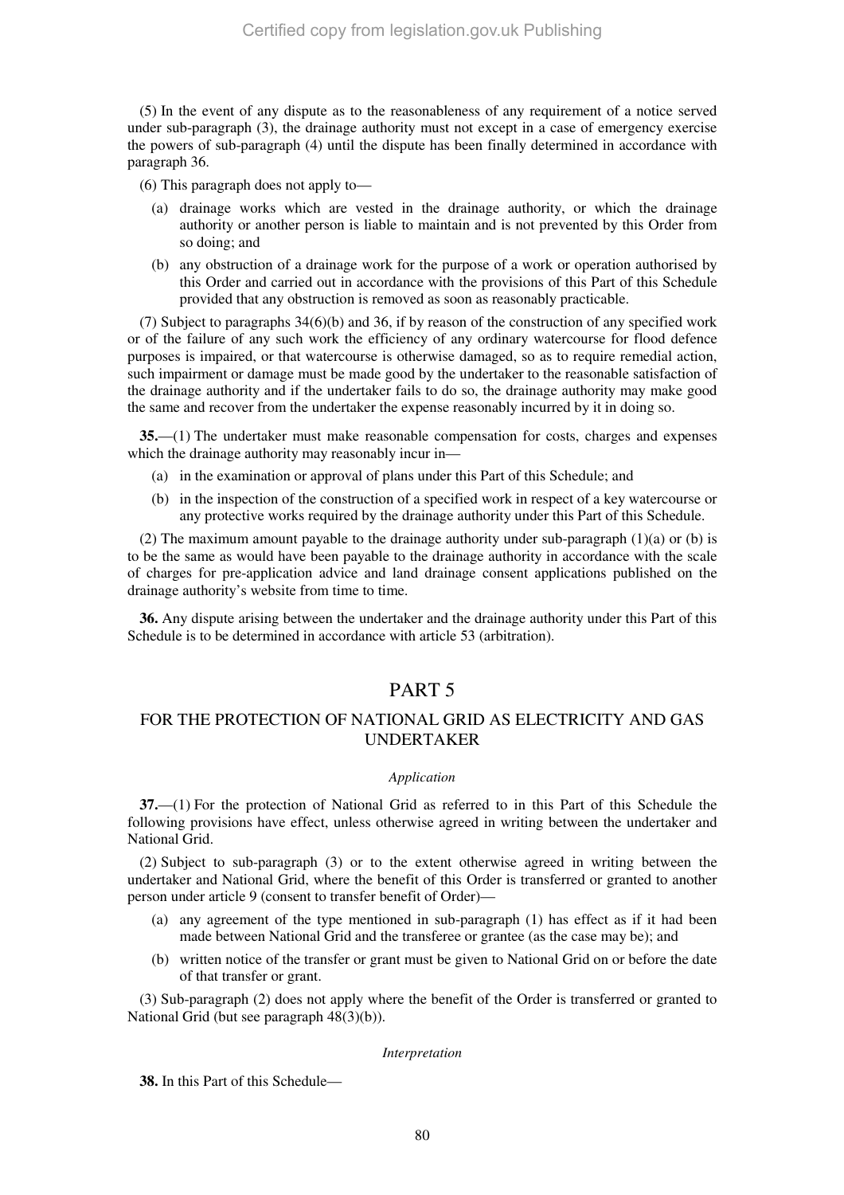(5) In the event of any dispute as to the reasonableness of any requirement of a notice served under sub-paragraph (3), the drainage authority must not except in a case of emergency exercise the powers of sub-paragraph (4) until the dispute has been finally determined in accordance with paragraph 36.

(6) This paragraph does not apply to—

- (a) drainage works which are vested in the drainage authority, or which the drainage authority or another person is liable to maintain and is not prevented by this Order from so doing; and
- (b) any obstruction of a drainage work for the purpose of a work or operation authorised by this Order and carried out in accordance with the provisions of this Part of this Schedule provided that any obstruction is removed as soon as reasonably practicable.

(7) Subject to paragraphs 34(6)(b) and 36, if by reason of the construction of any specified work or of the failure of any such work the efficiency of any ordinary watercourse for flood defence purposes is impaired, or that watercourse is otherwise damaged, so as to require remedial action, such impairment or damage must be made good by the undertaker to the reasonable satisfaction of the drainage authority and if the undertaker fails to do so, the drainage authority may make good the same and recover from the undertaker the expense reasonably incurred by it in doing so.

**35.**—(1) The undertaker must make reasonable compensation for costs, charges and expenses which the drainage authority may reasonably incur in—

- (a) in the examination or approval of plans under this Part of this Schedule; and
- (b) in the inspection of the construction of a specified work in respect of a key watercourse or any protective works required by the drainage authority under this Part of this Schedule.

(2) The maximum amount payable to the drainage authority under sub-paragraph (1)(a) or (b) is to be the same as would have been payable to the drainage authority in accordance with the scale of charges for pre-application advice and land drainage consent applications published on the drainage authority's website from time to time.

**36.** Any dispute arising between the undertaker and the drainage authority under this Part of this Schedule is to be determined in accordance with article 53 (arbitration).

## PART 5

## FOR THE PROTECTION OF NATIONAL GRID AS ELECTRICITY AND GAS UNDERTAKER

*Application*

**37.**—(1) For the protection of National Grid as referred to in this Part of this Schedule the following provisions have effect, unless otherwise agreed in writing between the undertaker and National Grid.

(2) Subject to sub-paragraph (3) or to the extent otherwise agreed in writing between the undertaker and National Grid, where the benefit of this Order is transferred or granted to another person under article 9 (consent to transfer benefit of Order)—

- (a) any agreement of the type mentioned in sub-paragraph (1) has effect as if it had been made between National Grid and the transferee or grantee (as the case may be); and
- (b) written notice of the transfer or grant must be given to National Grid on or before the date of that transfer or grant.

(3) Sub-paragraph (2) does not apply where the benefit of the Order is transferred or granted to National Grid (but see paragraph 48(3)(b)).

*Interpretation*

**38.** In this Part of this Schedule—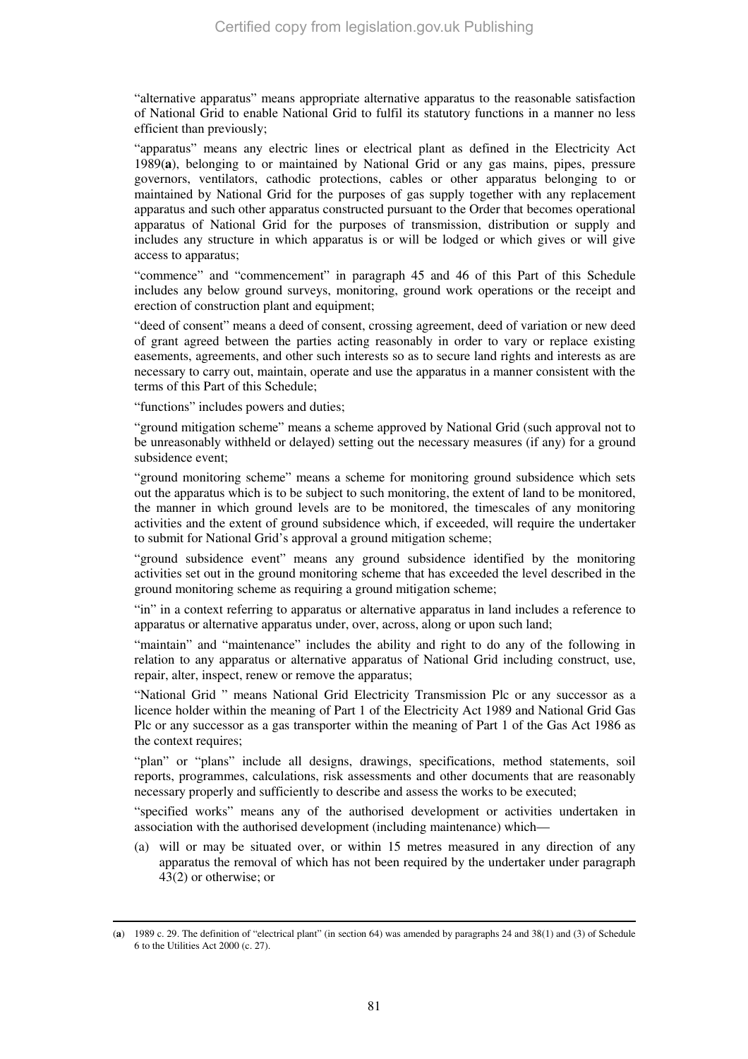"alternative apparatus" means appropriate alternative apparatus to the reasonable satisfaction of National Grid to enable National Grid to fulfil its statutory functions in a manner no less efficient than previously;

"apparatus" means any electric lines or electrical plant as defined in the Electricity Act 1989(**a**), belonging to or maintained by National Grid or any gas mains, pipes, pressure governors, ventilators, cathodic protections, cables or other apparatus belonging to or maintained by National Grid for the purposes of gas supply together with any replacement apparatus and such other apparatus constructed pursuant to the Order that becomes operational apparatus of National Grid for the purposes of transmission, distribution or supply and includes any structure in which apparatus is or will be lodged or which gives or will give access to apparatus;

"commence" and "commencement" in paragraph 45 and 46 of this Part of this Schedule includes any below ground surveys, monitoring, ground work operations or the receipt and erection of construction plant and equipment;

"deed of consent" means a deed of consent, crossing agreement, deed of variation or new deed of grant agreed between the parties acting reasonably in order to vary or replace existing easements, agreements, and other such interests so as to secure land rights and interests as are necessary to carry out, maintain, operate and use the apparatus in a manner consistent with the terms of this Part of this Schedule;

"functions" includes powers and duties;

"ground mitigation scheme" means a scheme approved by National Grid (such approval not to be unreasonably withheld or delayed) setting out the necessary measures (if any) for a ground subsidence event;

"ground monitoring scheme" means a scheme for monitoring ground subsidence which sets out the apparatus which is to be subject to such monitoring, the extent of land to be monitored, the manner in which ground levels are to be monitored, the timescales of any monitoring activities and the extent of ground subsidence which, if exceeded, will require the undertaker to submit for National Grid's approval a ground mitigation scheme;

"ground subsidence event" means any ground subsidence identified by the monitoring activities set out in the ground monitoring scheme that has exceeded the level described in the ground monitoring scheme as requiring a ground mitigation scheme;

"in" in a context referring to apparatus or alternative apparatus in land includes a reference to apparatus or alternative apparatus under, over, across, along or upon such land;

"maintain" and "maintenance" includes the ability and right to do any of the following in relation to any apparatus or alternative apparatus of National Grid including construct, use, repair, alter, inspect, renew or remove the apparatus;

"National Grid " means National Grid Electricity Transmission Plc or any successor as a licence holder within the meaning of Part 1 of the Electricity Act 1989 and National Grid Gas Plc or any successor as a gas transporter within the meaning of Part 1 of the Gas Act 1986 as the context requires;

"plan" or "plans" include all designs, drawings, specifications, method statements, soil reports, programmes, calculations, risk assessments and other documents that are reasonably necessary properly and sufficiently to describe and assess the works to be executed;

"specified works" means any of the authorised development or activities undertaken in association with the authorised development (including maintenance) which—

(a) will or may be situated over, or within 15 metres measured in any direction of any apparatus the removal of which has not been required by the undertaker under paragraph 43(2) or otherwise; or

(**a**) 1989 c. 29. The definition of "electrical plant" (in section 64) was amended by paragraphs 24 and 38(1) and (3) of Schedule 6 to the Utilities Act 2000 (c. 27).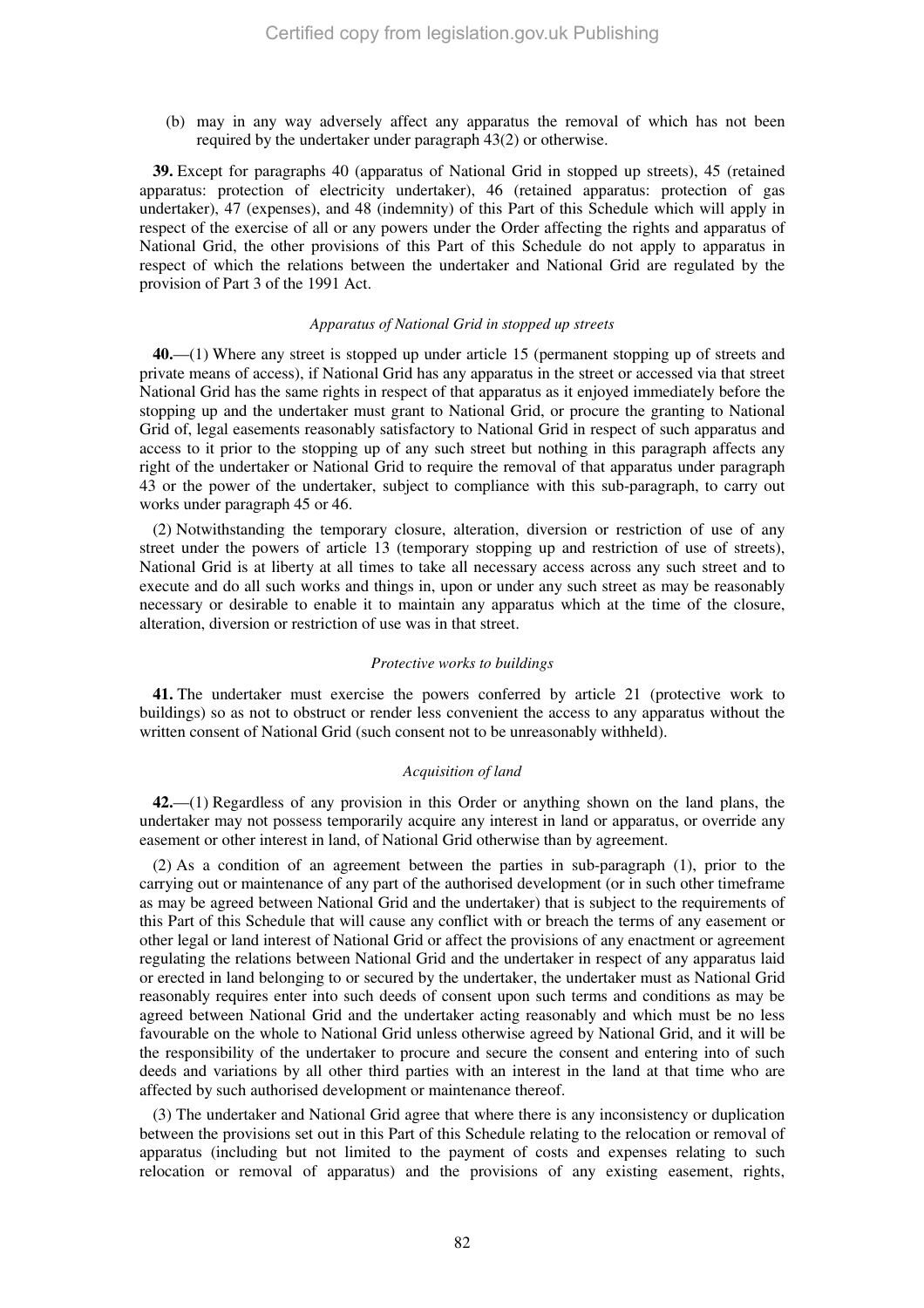(b) may in any way adversely affect any apparatus the removal of which has not been required by the undertaker under paragraph 43(2) or otherwise.

**39.** Except for paragraphs 40 (apparatus of National Grid in stopped up streets), 45 (retained apparatus: protection of electricity undertaker), 46 (retained apparatus: protection of gas undertaker), 47 (expenses), and 48 (indemnity) of this Part of this Schedule which will apply in respect of the exercise of all or any powers under the Order affecting the rights and apparatus of National Grid, the other provisions of this Part of this Schedule do not apply to apparatus in respect of which the relations between the undertaker and National Grid are regulated by the provision of Part 3 of the 1991 Act.

*Apparatus of National Grid in stopped up streets*

**40.**—(1) Where any street is stopped up under article 15 (permanent stopping up of streets and private means of access), if National Grid has any apparatus in the street or accessed via that street National Grid has the same rights in respect of that apparatus as it enjoyed immediately before the stopping up and the undertaker must grant to National Grid, or procure the granting to National Grid of, legal easements reasonably satisfactory to National Grid in respect of such apparatus and access to it prior to the stopping up of any such street but nothing in this paragraph affects any right of the undertaker or National Grid to require the removal of that apparatus under paragraph 43 or the power of the undertaker, subject to compliance with this sub-paragraph, to carry out works under paragraph 45 or 46.

(2) Notwithstanding the temporary closure, alteration, diversion or restriction of use of any street under the powers of article 13 (temporary stopping up and restriction of use of streets), National Grid is at liberty at all times to take all necessary access across any such street and to execute and do all such works and things in, upon or under any such street as may be reasonably necessary or desirable to enable it to maintain any apparatus which at the time of the closure, alteration, diversion or restriction of use was in that street.

*Protective works to buildings*

**41.** The undertaker must exercise the powers conferred by article 21 (protective work to buildings) so as not to obstruct or render less convenient the access to any apparatus without the written consent of National Grid (such consent not to be unreasonably withheld).

*Acquisition of land*

**42.**—(1) Regardless of any provision in this Order or anything shown on the land plans, the undertaker may not possess temporarily acquire any interest in land or apparatus, or override any easement or other interest in land, of National Grid otherwise than by agreement.

(2) As a condition of an agreement between the parties in sub-paragraph (1), prior to the carrying out or maintenance of any part of the authorised development (or in such other timeframe as may be agreed between National Grid and the undertaker) that is subject to the requirements of this Part of this Schedule that will cause any conflict with or breach the terms of any easement or other legal or land interest of National Grid or affect the provisions of any enactment or agreement regulating the relations between National Grid and the undertaker in respect of any apparatus laid or erected in land belonging to or secured by the undertaker, the undertaker must as National Grid reasonably requires enter into such deeds of consent upon such terms and conditions as may be agreed between National Grid and the undertaker acting reasonably and which must be no less favourable on the whole to National Grid unless otherwise agreed by National Grid, and it will be the responsibility of the undertaker to procure and secure the consent and entering into of such deeds and variations by all other third parties with an interest in the land at that time who are affected by such authorised development or maintenance thereof.

(3) The undertaker and National Grid agree that where there is any inconsistency or duplication between the provisions set out in this Part of this Schedule relating to the relocation or removal of apparatus (including but not limited to the payment of costs and expenses relating to such relocation or removal of apparatus) and the provisions of any existing easement, rights,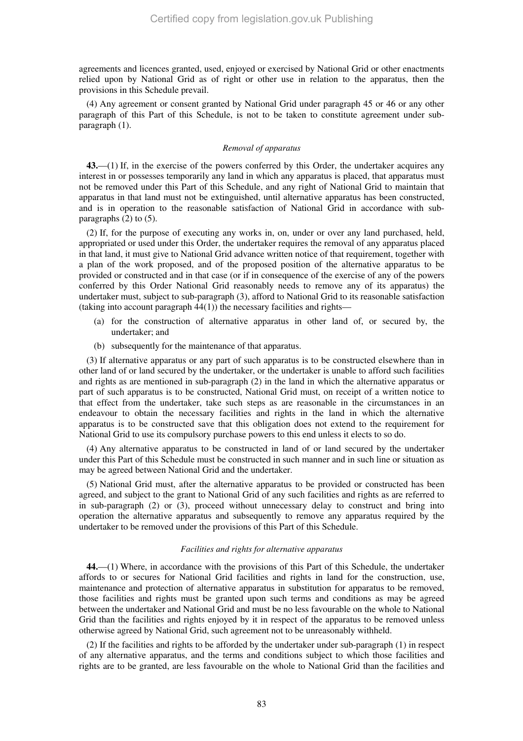agreements and licences granted, used, enjoyed or exercised by National Grid or other enactments relied upon by National Grid as of right or other use in relation to the apparatus, then the provisions in this Schedule prevail.

(4) Any agreement or consent granted by National Grid under paragraph 45 or 46 or any other paragraph of this Part of this Schedule, is not to be taken to constitute agreement under sub-paragraph (1).

*Removal of apparatus*

**43.**—(1) If, in the exercise of the powers conferred by this Order, the undertaker acquires any interest in or possesses temporarily any land in which any apparatus is placed, that apparatus must not be removed under this Part of this Schedule, and any right of National Grid to maintain that apparatus in that land must not be extinguished, until alternative apparatus has been constructed, and is in operation to the reasonable satisfaction of National Grid in accordance with sub-paragraphs (2) to (5).

(2) If, for the purpose of executing any works in, on, under or over any land purchased, held, appropriated or used under this Order, the undertaker requires the removal of any apparatus placed in that land, it must give to National Grid advance written notice of that requirement, together with a plan of the work proposed, and of the proposed position of the alternative apparatus to be provided or constructed and in that case (or if in consequence of the exercise of any of the powers conferred by this Order National Grid reasonably needs to remove any of its apparatus) the undertaker must, subject to sub-paragraph (3), afford to National Grid to its reasonable satisfaction (taking into account paragraph 44(1)) the necessary facilities and rights—

(a) for the construction of alternative apparatus in other land of, or secured by, the undertaker; and

(b) subsequently for the maintenance of that apparatus.

(3) If alternative apparatus or any part of such apparatus is to be constructed elsewhere than in other land of or land secured by the undertaker, or the undertaker is unable to afford such facilities and rights as are mentioned in sub-paragraph (2) in the land in which the alternative apparatus or part of such apparatus is to be constructed, National Grid must, on receipt of a written notice to that effect from the undertaker, take such steps as are reasonable in the circumstances in an endeavour to obtain the necessary facilities and rights in the land in which the alternative apparatus is to be constructed save that this obligation does not extend to the requirement for National Grid to use its compulsory purchase powers to this end unless it elects to so do.

(4) Any alternative apparatus to be constructed in land of or land secured by the undertaker under this Part of this Schedule must be constructed in such manner and in such line or situation as may be agreed between National Grid and the undertaker.

(5) National Grid must, after the alternative apparatus to be provided or constructed has been agreed, and subject to the grant to National Grid of any such facilities and rights as are referred to in sub-paragraph (2) or (3), proceed without unnecessary delay to construct and bring into operation the alternative apparatus and subsequently to remove any apparatus required by the undertaker to be removed under the provisions of this Part of this Schedule.

*Facilities and rights for alternative apparatus*

**44.**—(1) Where, in accordance with the provisions of this Part of this Schedule, the undertaker affords to or secures for National Grid facilities and rights in land for the construction, use, maintenance and protection of alternative apparatus in substitution for apparatus to be removed, those facilities and rights must be granted upon such terms and conditions as may be agreed between the undertaker and National Grid and must be no less favourable on the whole to National Grid than the facilities and rights enjoyed by it in respect of the apparatus to be removed unless otherwise agreed by National Grid, such agreement not to be unreasonably withheld.

(2) If the facilities and rights to be afforded by the undertaker under sub-paragraph (1) in respect of any alternative apparatus, and the terms and conditions subject to which those facilities and rights are to be granted, are less favourable on the whole to National Grid than the facilities and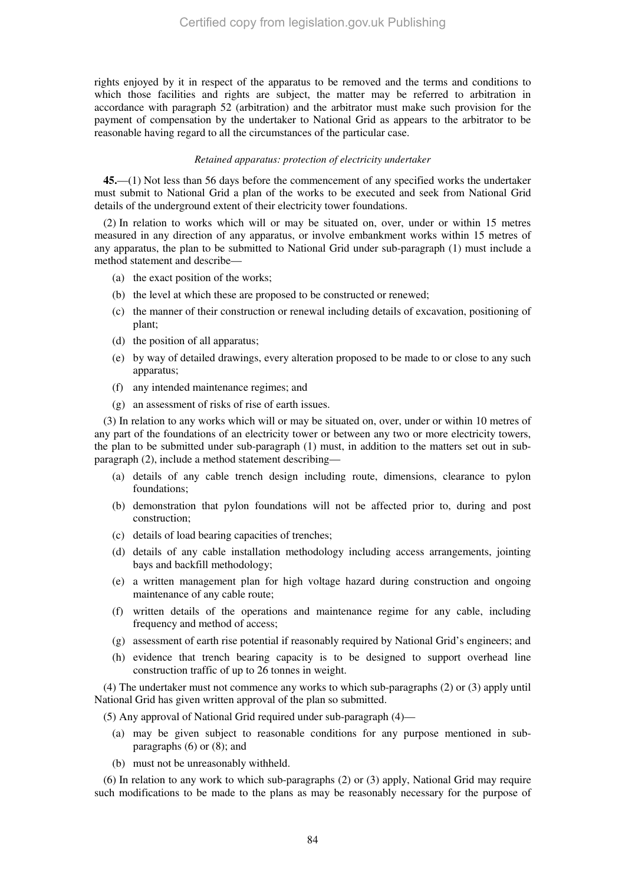rights enjoyed by it in respect of the apparatus to be removed and the terms and conditions to which those facilities and rights are subject, the matter may be referred to arbitration in accordance with paragraph 52 (arbitration) and the arbitrator must make such provision for the payment of compensation by the undertaker to National Grid as appears to the arbitrator to be reasonable having regard to all the circumstances of the particular case.

*Retained apparatus: protection of electricity undertaker*

**45.**—(1) Not less than 56 days before the commencement of any specified works the undertaker must submit to National Grid a plan of the works to be executed and seek from National Grid details of the underground extent of their electricity tower foundations.

(2) In relation to works which will or may be situated on, over, under or within 15 metres measured in any direction of any apparatus, or involve embankment works within 15 metres of any apparatus, the plan to be submitted to National Grid under sub-paragraph (1) must include a method statement and describe—

- (a) the exact position of the works;
- (b) the level at which these are proposed to be constructed or renewed;
- (c) the manner of their construction or renewal including details of excavation, positioning of plant;
- (d) the position of all apparatus;
- (e) by way of detailed drawings, every alteration proposed to be made to or close to any such apparatus;
- (f) any intended maintenance regimes; and
- (g) an assessment of risks of rise of earth issues.

(3) In relation to any works which will or may be situated on, over, under or within 10 metres of any part of the foundations of an electricity tower or between any two or more electricity towers, the plan to be submitted under sub-paragraph (1) must, in addition to the matters set out in sub-paragraph (2), include a method statement describing—

- (a) details of any cable trench design including route, dimensions, clearance to pylon foundations;
- (b) demonstration that pylon foundations will not be affected prior to, during and post construction;
- (c) details of load bearing capacities of trenches;
- (d) details of any cable installation methodology including access arrangements, jointing bays and backfill methodology;
- (e) a written management plan for high voltage hazard during construction and ongoing maintenance of any cable route;
- (f) written details of the operations and maintenance regime for any cable, including frequency and method of access;
- (g) assessment of earth rise potential if reasonably required by National Grid's engineers; and
- (h) evidence that trench bearing capacity is to be designed to support overhead line construction traffic of up to 26 tonnes in weight.

(4) The undertaker must not commence any works to which sub-paragraphs (2) or (3) apply until National Grid has given written approval of the plan so submitted.

(5) Any approval of National Grid required under sub-paragraph (4)—

- (a) may be given subject to reasonable conditions for any purpose mentioned in sub-paragraphs (6) or (8); and
- (b) must not be unreasonably withheld.

(6) In relation to any work to which sub-paragraphs (2) or (3) apply, National Grid may require such modifications to be made to the plans as may be reasonably necessary for the purpose of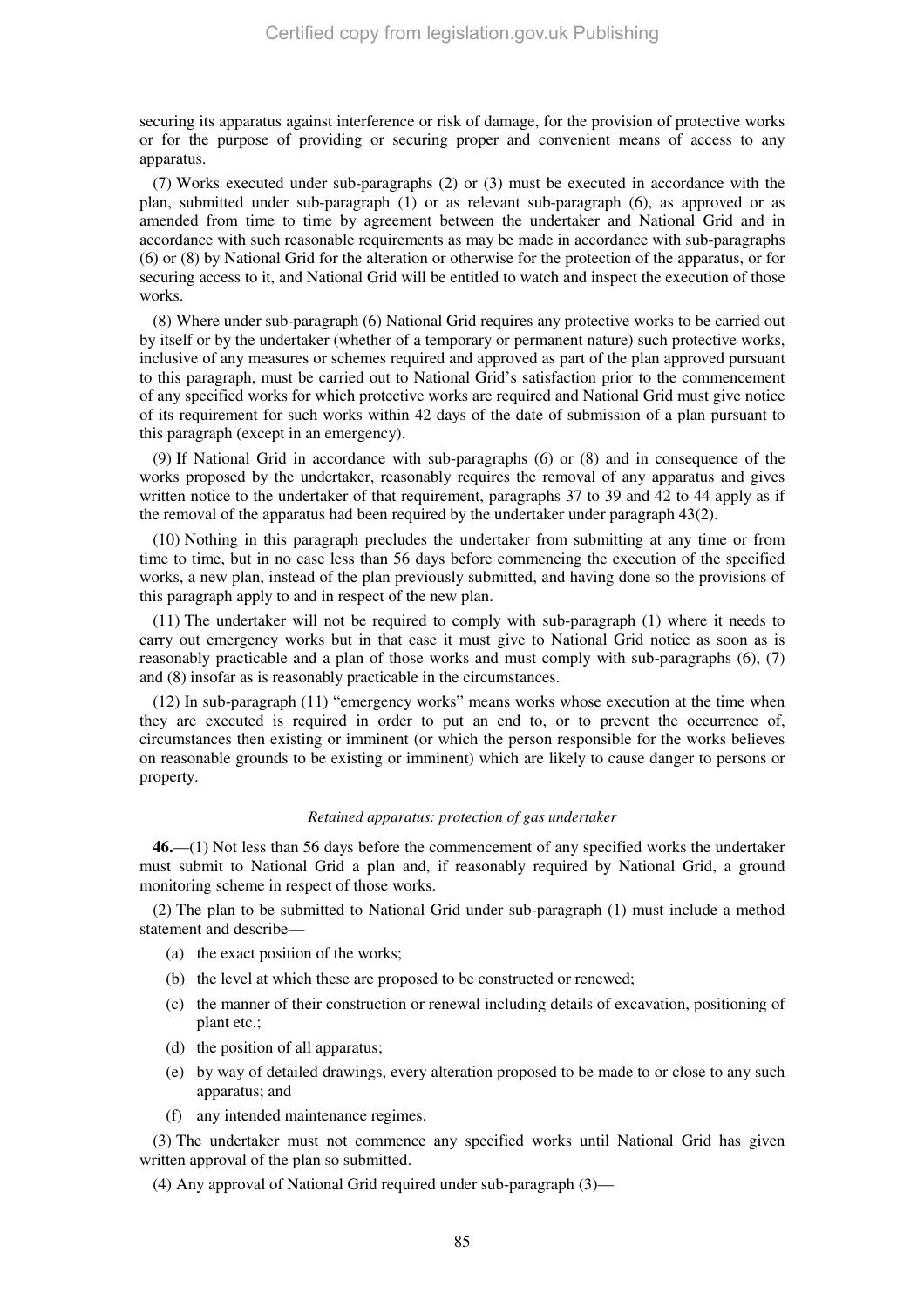securing its apparatus against interference or risk of damage, for the provision of protective works or for the purpose of providing or securing proper and convenient means of access to any apparatus.

(7) Works executed under sub-paragraphs (2) or (3) must be executed in accordance with the plan, submitted under sub-paragraph (1) or as relevant sub-paragraph (6), as approved or as amended from time to time by agreement between the undertaker and National Grid and in accordance with such reasonable requirements as may be made in accordance with sub-paragraphs (6) or (8) by National Grid for the alteration or otherwise for the protection of the apparatus, or for securing access to it, and National Grid will be entitled to watch and inspect the execution of those works.

(8) Where under sub-paragraph (6) National Grid requires any protective works to be carried out by itself or by the undertaker (whether of a temporary or permanent nature) such protective works, inclusive of any measures or schemes required and approved as part of the plan approved pursuant to this paragraph, must be carried out to National Grid's satisfaction prior to the commencement of any specified works for which protective works are required and National Grid must give notice of its requirement for such works within 42 days of the date of submission of a plan pursuant to this paragraph (except in an emergency).

(9) If National Grid in accordance with sub-paragraphs (6) or (8) and in consequence of the works proposed by the undertaker, reasonably requires the removal of any apparatus and gives written notice to the undertaker of that requirement, paragraphs 37 to 39 and 42 to 44 apply as if the removal of the apparatus had been required by the undertaker under paragraph 43(2).

(10) Nothing in this paragraph precludes the undertaker from submitting at any time or from time to time, but in no case less than 56 days before commencing the execution of the specified works, a new plan, instead of the plan previously submitted, and having done so the provisions of this paragraph apply to and in respect of the new plan.

(11) The undertaker will not be required to comply with sub-paragraph (1) where it needs to carry out emergency works but in that case it must give to National Grid notice as soon as is reasonably practicable and a plan of those works and must comply with sub-paragraphs (6), (7) and (8) insofar as is reasonably practicable in the circumstances.

(12) In sub-paragraph (11) "emergency works" means works whose execution at the time when they are executed is required in order to put an end to, or to prevent the occurrence of, circumstances then existing or imminent (or which the person responsible for the works believes on reasonable grounds to be existing or imminent) which are likely to cause danger to persons or property.

*Retained apparatus: protection of gas undertaker*

**46.**—(1) Not less than 56 days before the commencement of any specified works the undertaker must submit to National Grid a plan and, if reasonably required by National Grid, a ground monitoring scheme in respect of those works.

(2) The plan to be submitted to National Grid under sub-paragraph (1) must include a method statement and describe—

- (a) the exact position of the works;
- (b) the level at which these are proposed to be constructed or renewed;
- (c) the manner of their construction or renewal including details of excavation, positioning of plant etc.;
- (d) the position of all apparatus;
- (e) by way of detailed drawings, every alteration proposed to be made to or close to any such apparatus; and
- (f) any intended maintenance regimes.

(3) The undertaker must not commence any specified works until National Grid has given written approval of the plan so submitted.

(4) Any approval of National Grid required under sub-paragraph (3)—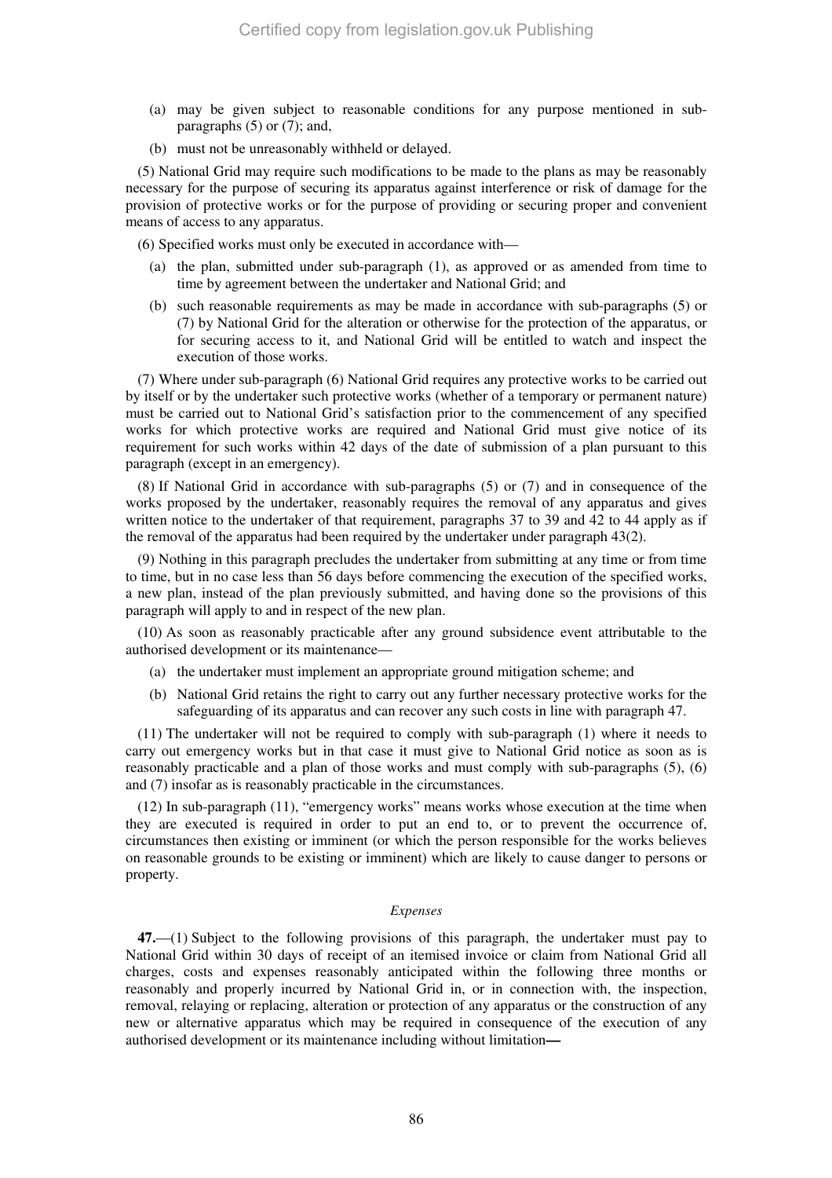(a) may be given subject to reasonable conditions for any purpose mentioned in sub-paragraphs (5) or (7); and,

(b) must not be unreasonably withheld or delayed.

(5) National Grid may require such modifications to be made to the plans as may be reasonably necessary for the purpose of securing its apparatus against interference or risk of damage for the provision of protective works or for the purpose of providing or securing proper and convenient means of access to any apparatus.

(6) Specified works must only be executed in accordance with—

(a) the plan, submitted under sub-paragraph (1), as approved or as amended from time to time by agreement between the undertaker and National Grid; and

(b) such reasonable requirements as may be made in accordance with sub-paragraphs (5) or (7) by National Grid for the alteration or otherwise for the protection of the apparatus, or for securing access to it, and National Grid will be entitled to watch and inspect the execution of those works.

(7) Where under sub-paragraph (6) National Grid requires any protective works to be carried out by itself or by the undertaker such protective works (whether of a temporary or permanent nature) must be carried out to National Grid's satisfaction prior to the commencement of any specified works for which protective works are required and National Grid must give notice of its requirement for such works within 42 days of the date of submission of a plan pursuant to this paragraph (except in an emergency).

(8) If National Grid in accordance with sub-paragraphs (5) or (7) and in consequence of the works proposed by the undertaker, reasonably requires the removal of any apparatus and gives written notice to the undertaker of that requirement, paragraphs 37 to 39 and 42 to 44 apply as if the removal of the apparatus had been required by the undertaker under paragraph 43(2).

(9) Nothing in this paragraph precludes the undertaker from submitting at any time or from time to time, but in no case less than 56 days before commencing the execution of the specified works, a new plan, instead of the plan previously submitted, and having done so the provisions of this paragraph will apply to and in respect of the new plan.

(10) As soon as reasonably practicable after any ground subsidence event attributable to the authorised development or its maintenance—

(a) the undertaker must implement an appropriate ground mitigation scheme; and

(b) National Grid retains the right to carry out any further necessary protective works for the safeguarding of its apparatus and can recover any such costs in line with paragraph 47.

(11) The undertaker will not be required to comply with sub-paragraph (1) where it needs to carry out emergency works but in that case it must give to National Grid notice as soon as is reasonably practicable and a plan of those works and must comply with sub-paragraphs (5), (6) and (7) insofar as is reasonably practicable in the circumstances.

(12) In sub-paragraph (11), "emergency works" means works whose execution at the time when they are executed is required in order to put an end to, or to prevent the occurrence of, circumstances then existing or imminent (or which the person responsible for the works believes on reasonable grounds to be existing or imminent) which are likely to cause danger to persons or property.

*Expenses*

**47.**—(1) Subject to the following provisions of this paragraph, the undertaker must pay to National Grid within 30 days of receipt of an itemised invoice or claim from National Grid all charges, costs and expenses reasonably anticipated within the following three months or reasonably and properly incurred by National Grid in, or in connection with, the inspection, removal, relaying or replacing, alteration or protection of any apparatus or the construction of any new or alternative apparatus which may be required in consequence of the execution of any authorised development or its maintenance including without limitation**—**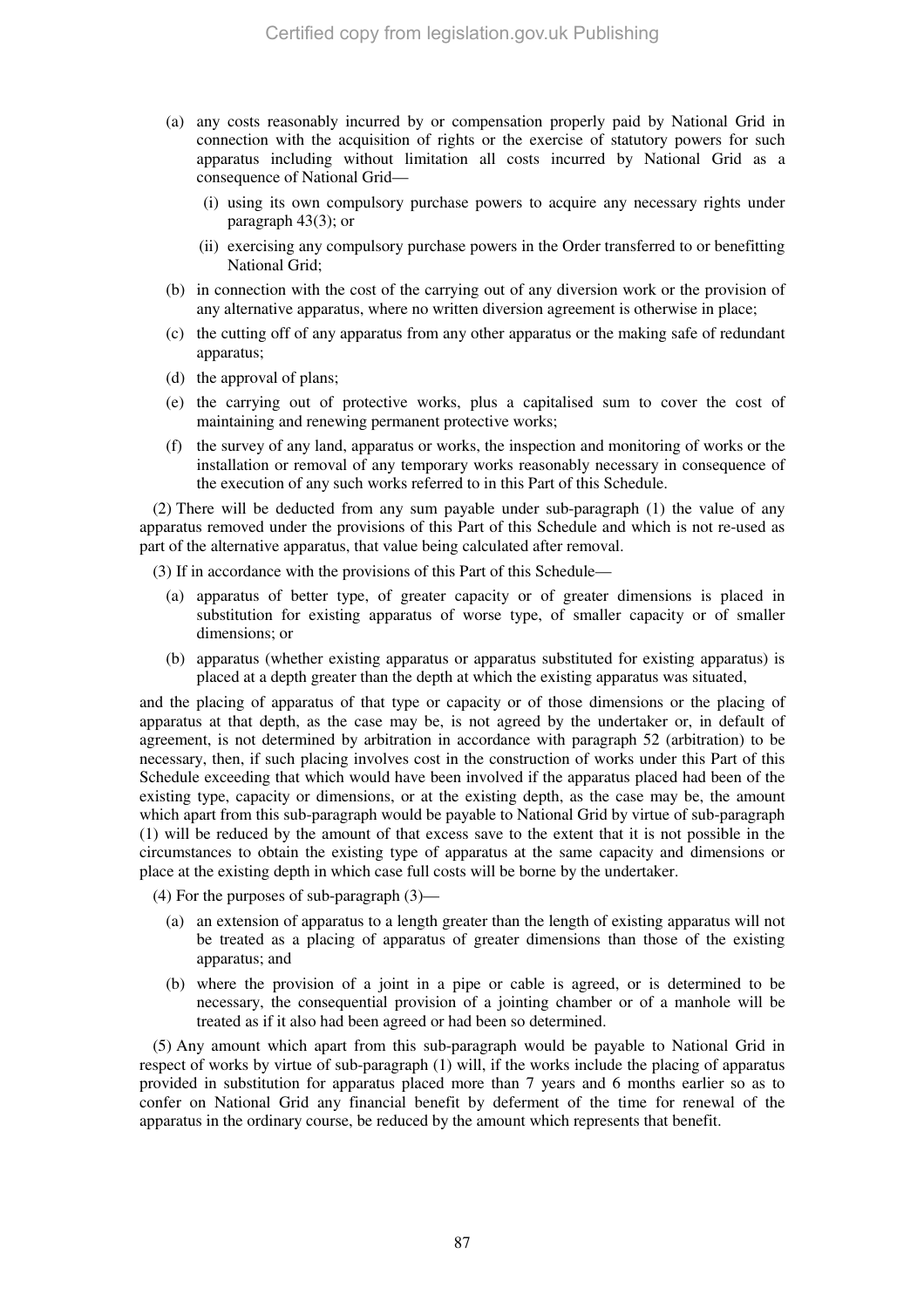(a) any costs reasonably incurred by or compensation properly paid by National Grid in connection with the acquisition of rights or the exercise of statutory powers for such apparatus including without limitation all costs incurred by National Grid as a consequence of National Grid—

(i) using its own compulsory purchase powers to acquire any necessary rights under paragraph 43(3); or

(ii) exercising any compulsory purchase powers in the Order transferred to or benefitting National Grid;

(b) in connection with the cost of the carrying out of any diversion work or the provision of any alternative apparatus, where no written diversion agreement is otherwise in place;

(c) the cutting off of any apparatus from any other apparatus or the making safe of redundant apparatus;

(d) the approval of plans;

(e) the carrying out of protective works, plus a capitalised sum to cover the cost of maintaining and renewing permanent protective works;

(f) the survey of any land, apparatus or works, the inspection and monitoring of works or the installation or removal of any temporary works reasonably necessary in consequence of the execution of any such works referred to in this Part of this Schedule.

(2) There will be deducted from any sum payable under sub-paragraph (1) the value of any apparatus removed under the provisions of this Part of this Schedule and which is not re-used as part of the alternative apparatus, that value being calculated after removal.

(3) If in accordance with the provisions of this Part of this Schedule—

(a) apparatus of better type, of greater capacity or of greater dimensions is placed in substitution for existing apparatus of worse type, of smaller capacity or of smaller dimensions; or

(b) apparatus (whether existing apparatus or apparatus substituted for existing apparatus) is placed at a depth greater than the depth at which the existing apparatus was situated,

and the placing of apparatus of that type or capacity or of those dimensions or the placing of apparatus at that depth, as the case may be, is not agreed by the undertaker or, in default of agreement, is not determined by arbitration in accordance with paragraph 52 (arbitration) to be necessary, then, if such placing involves cost in the construction of works under this Part of this Schedule exceeding that which would have been involved if the apparatus placed had been of the existing type, capacity or dimensions, or at the existing depth, as the case may be, the amount which apart from this sub-paragraph would be payable to National Grid by virtue of sub-paragraph (1) will be reduced by the amount of that excess save to the extent that it is not possible in the circumstances to obtain the existing type of apparatus at the same capacity and dimensions or place at the existing depth in which case full costs will be borne by the undertaker.

(4) For the purposes of sub-paragraph (3)—

(a) an extension of apparatus to a length greater than the length of existing apparatus will not be treated as a placing of apparatus of greater dimensions than those of the existing apparatus; and

(b) where the provision of a joint in a pipe or cable is agreed, or is determined to be necessary, the consequential provision of a jointing chamber or of a manhole will be treated as if it also had been agreed or had been so determined.

(5) Any amount which apart from this sub-paragraph would be payable to National Grid in respect of works by virtue of sub-paragraph (1) will, if the works include the placing of apparatus provided in substitution for apparatus placed more than 7 years and 6 months earlier so as to confer on National Grid any financial benefit by deferment of the time for renewal of the apparatus in the ordinary course, be reduced by the amount which represents that benefit.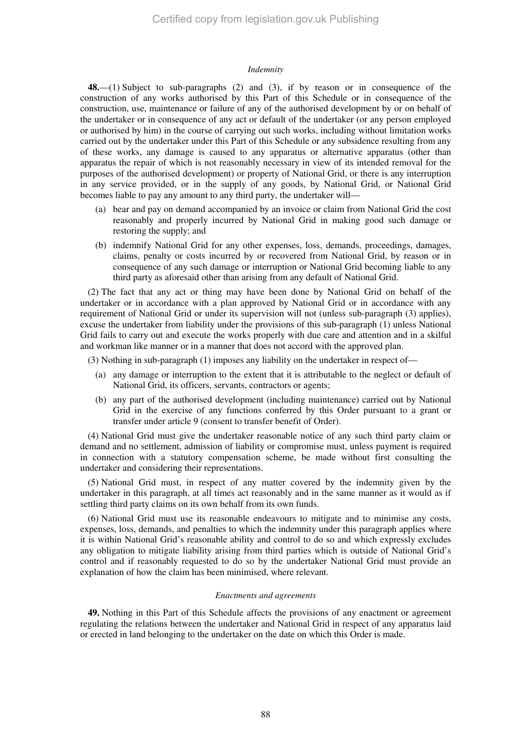*Indemnity*

**48.**—(1) Subject to sub-paragraphs (2) and (3), if by reason or in consequence of the construction of any works authorised by this Part of this Schedule or in consequence of the construction, use, maintenance or failure of any of the authorised development by or on behalf of the undertaker or in consequence of any act or default of the undertaker (or any person employed or authorised by him) in the course of carrying out such works, including without limitation works carried out by the undertaker under this Part of this Schedule or any subsidence resulting from any of these works, any damage is caused to any apparatus or alternative apparatus (other than apparatus the repair of which is not reasonably necessary in view of its intended removal for the purposes of the authorised development) or property of National Grid, or there is any interruption in any service provided, or in the supply of any goods, by National Grid, or National Grid becomes liable to pay any amount to any third party, the undertaker will—

(a) bear and pay on demand accompanied by an invoice or claim from National Grid the cost reasonably and properly incurred by National Grid in making good such damage or restoring the supply; and

(b) indemnify National Grid for any other expenses, loss, demands, proceedings, damages, claims, penalty or costs incurred by or recovered from National Grid, by reason or in consequence of any such damage or interruption or National Grid becoming liable to any third party as aforesaid other than arising from any default of National Grid.

(2) The fact that any act or thing may have been done by National Grid on behalf of the undertaker or in accordance with a plan approved by National Grid or in accordance with any requirement of National Grid or under its supervision will not (unless sub-paragraph (3) applies), excuse the undertaker from liability under the provisions of this sub-paragraph (1) unless National Grid fails to carry out and execute the works properly with due care and attention and in a skilful and workman like manner or in a manner that does not accord with the approved plan.

(3) Nothing in sub-paragraph (1) imposes any liability on the undertaker in respect of—

(a) any damage or interruption to the extent that it is attributable to the neglect or default of National Grid, its officers, servants, contractors or agents;

(b) any part of the authorised development (including maintenance) carried out by National Grid in the exercise of any functions conferred by this Order pursuant to a grant or transfer under article 9 (consent to transfer benefit of Order).

(4) National Grid must give the undertaker reasonable notice of any such third party claim or demand and no settlement, admission of liability or compromise must, unless payment is required in connection with a statutory compensation scheme, be made without first consulting the undertaker and considering their representations.

(5) National Grid must, in respect of any matter covered by the indemnity given by the undertaker in this paragraph, at all times act reasonably and in the same manner as it would as if settling third party claims on its own behalf from its own funds.

(6) National Grid must use its reasonable endeavours to mitigate and to minimise any costs, expenses, loss, demands, and penalties to which the indemnity under this paragraph applies where it is within National Grid's reasonable ability and control to do so and which expressly excludes any obligation to mitigate liability arising from third parties which is outside of National Grid's control and if reasonably requested to do so by the undertaker National Grid must provide an explanation of how the claim has been minimised, where relevant.

*Enactments and agreements*

**49.** Nothing in this Part of this Schedule affects the provisions of any enactment or agreement regulating the relations between the undertaker and National Grid in respect of any apparatus laid or erected in land belonging to the undertaker on the date on which this Order is made.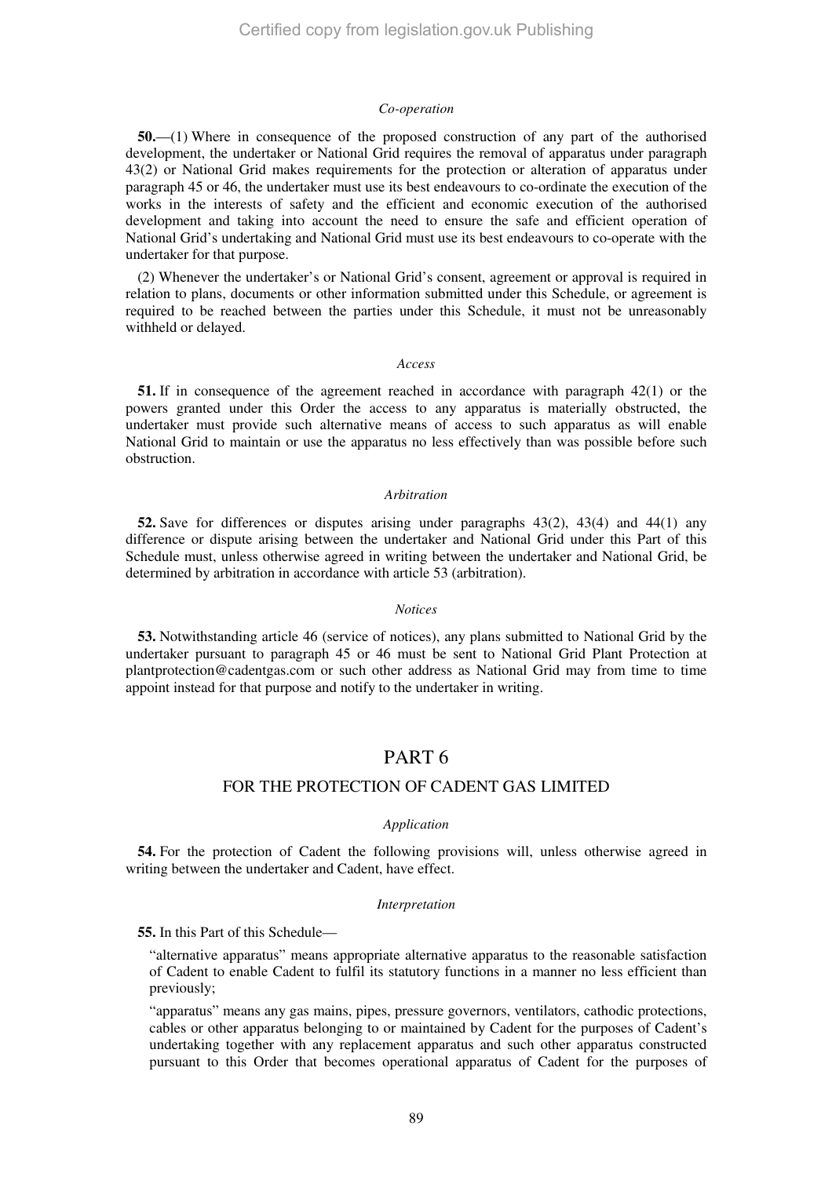*Co-operation*

**50.**—(1) Where in consequence of the proposed construction of any part of the authorised development, the undertaker or National Grid requires the removal of apparatus under paragraph 43(2) or National Grid makes requirements for the protection or alteration of apparatus under paragraph 45 or 46, the undertaker must use its best endeavours to co-ordinate the execution of the works in the interests of safety and the efficient and economic execution of the authorised development and taking into account the need to ensure the safe and efficient operation of National Grid's undertaking and National Grid must use its best endeavours to co-operate with the undertaker for that purpose.

(2) Whenever the undertaker's or National Grid's consent, agreement or approval is required in relation to plans, documents or other information submitted under this Schedule, or agreement is required to be reached between the parties under this Schedule, it must not be unreasonably withheld or delayed.

*Access*

**51.** If in consequence of the agreement reached in accordance with paragraph 42(1) or the powers granted under this Order the access to any apparatus is materially obstructed, the undertaker must provide such alternative means of access to such apparatus as will enable National Grid to maintain or use the apparatus no less effectively than was possible before such obstruction.

*Arbitration*

**52.** Save for differences or disputes arising under paragraphs 43(2), 43(4) and 44(1) any difference or dispute arising between the undertaker and National Grid under this Part of this Schedule must, unless otherwise agreed in writing between the undertaker and National Grid, be determined by arbitration in accordance with article 53 (arbitration).

*Notices*

**53.** Notwithstanding article 46 (service of notices), any plans submitted to National Grid by the undertaker pursuant to paragraph 45 or 46 must be sent to National Grid Plant Protection at plantprotection@cadentgas.com or such other address as National Grid may from time to time appoint instead for that purpose and notify to the undertaker in writing.

# PART 6

## FOR THE PROTECTION OF CADENT GAS LIMITED

*Application*

**54.** For the protection of Cadent the following provisions will, unless otherwise agreed in writing between the undertaker and Cadent, have effect.

*Interpretation*

**55.** In this Part of this Schedule—

"alternative apparatus" means appropriate alternative apparatus to the reasonable satisfaction of Cadent to enable Cadent to fulfil its statutory functions in a manner no less efficient than previously;

"apparatus" means any gas mains, pipes, pressure governors, ventilators, cathodic protections, cables or other apparatus belonging to or maintained by Cadent for the purposes of Cadent's undertaking together with any replacement apparatus and such other apparatus constructed pursuant to this Order that becomes operational apparatus of Cadent for the purposes of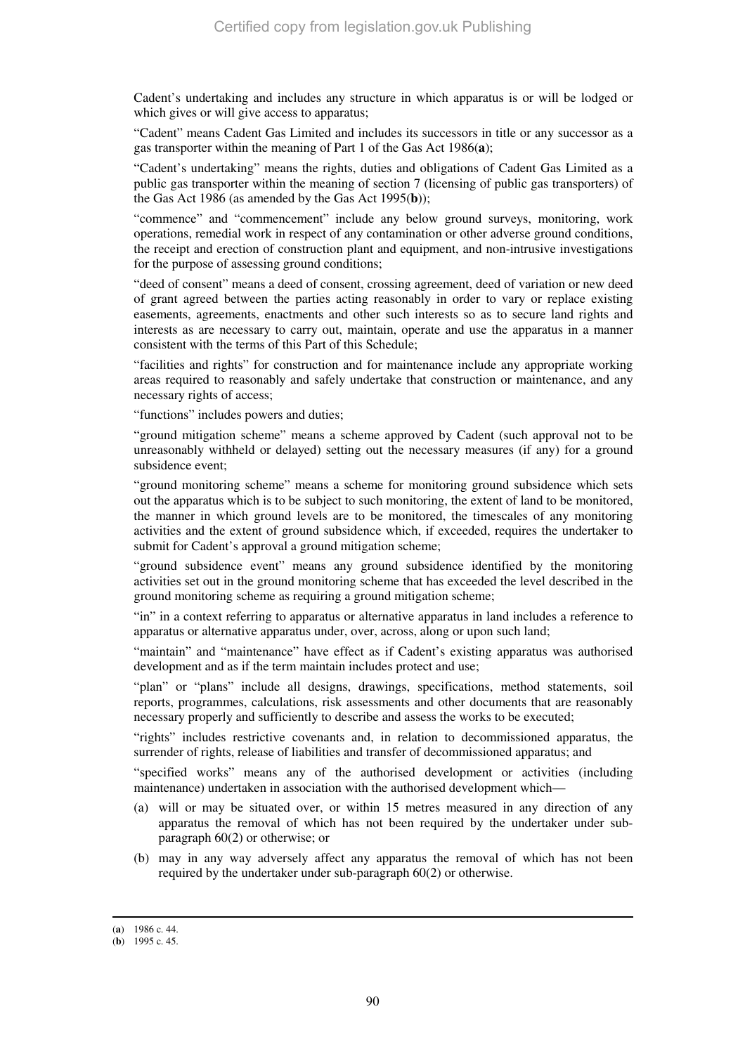Cadent's undertaking and includes any structure in which apparatus is or will be lodged or which gives or will give access to apparatus;

"Cadent" means Cadent Gas Limited and includes its successors in title or any successor as a gas transporter within the meaning of Part 1 of the Gas Act 1986(**a**);

"Cadent's undertaking" means the rights, duties and obligations of Cadent Gas Limited as a public gas transporter within the meaning of section 7 (licensing of public gas transporters) of the Gas Act 1986 (as amended by the Gas Act 1995(**b**));

"commence" and "commencement" include any below ground surveys, monitoring, work operations, remedial work in respect of any contamination or other adverse ground conditions, the receipt and erection of construction plant and equipment, and non-intrusive investigations for the purpose of assessing ground conditions;

"deed of consent" means a deed of consent, crossing agreement, deed of variation or new deed of grant agreed between the parties acting reasonably in order to vary or replace existing easements, agreements, enactments and other such interests so as to secure land rights and interests as are necessary to carry out, maintain, operate and use the apparatus in a manner consistent with the terms of this Part of this Schedule;

"facilities and rights" for construction and for maintenance include any appropriate working areas required to reasonably and safely undertake that construction or maintenance, and any necessary rights of access;

"functions" includes powers and duties;

"ground mitigation scheme" means a scheme approved by Cadent (such approval not to be unreasonably withheld or delayed) setting out the necessary measures (if any) for a ground subsidence event;

"ground monitoring scheme" means a scheme for monitoring ground subsidence which sets out the apparatus which is to be subject to such monitoring, the extent of land to be monitored, the manner in which ground levels are to be monitored, the timescales of any monitoring activities and the extent of ground subsidence which, if exceeded, requires the undertaker to submit for Cadent's approval a ground mitigation scheme;

"ground subsidence event" means any ground subsidence identified by the monitoring activities set out in the ground monitoring scheme that has exceeded the level described in the ground monitoring scheme as requiring a ground mitigation scheme;

"in" in a context referring to apparatus or alternative apparatus in land includes a reference to apparatus or alternative apparatus under, over, across, along or upon such land;

"maintain" and "maintenance" have effect as if Cadent's existing apparatus was authorised development and as if the term maintain includes protect and use;

"plan" or "plans" include all designs, drawings, specifications, method statements, soil reports, programmes, calculations, risk assessments and other documents that are reasonably necessary properly and sufficiently to describe and assess the works to be executed;

"rights" includes restrictive covenants and, in relation to decommissioned apparatus, the surrender of rights, release of liabilities and transfer of decommissioned apparatus; and

"specified works" means any of the authorised development or activities (including maintenance) undertaken in association with the authorised development which—

(a) will or may be situated over, or within 15 metres measured in any direction of any apparatus the removal of which has not been required by the undertaker under sub-paragraph 60(2) or otherwise; or

(b) may in any way adversely affect any apparatus the removal of which has not been required by the undertaker under sub-paragraph 60(2) or otherwise.

---

(**a**) 1986 c. 44.
(**b**) 1995 c. 45.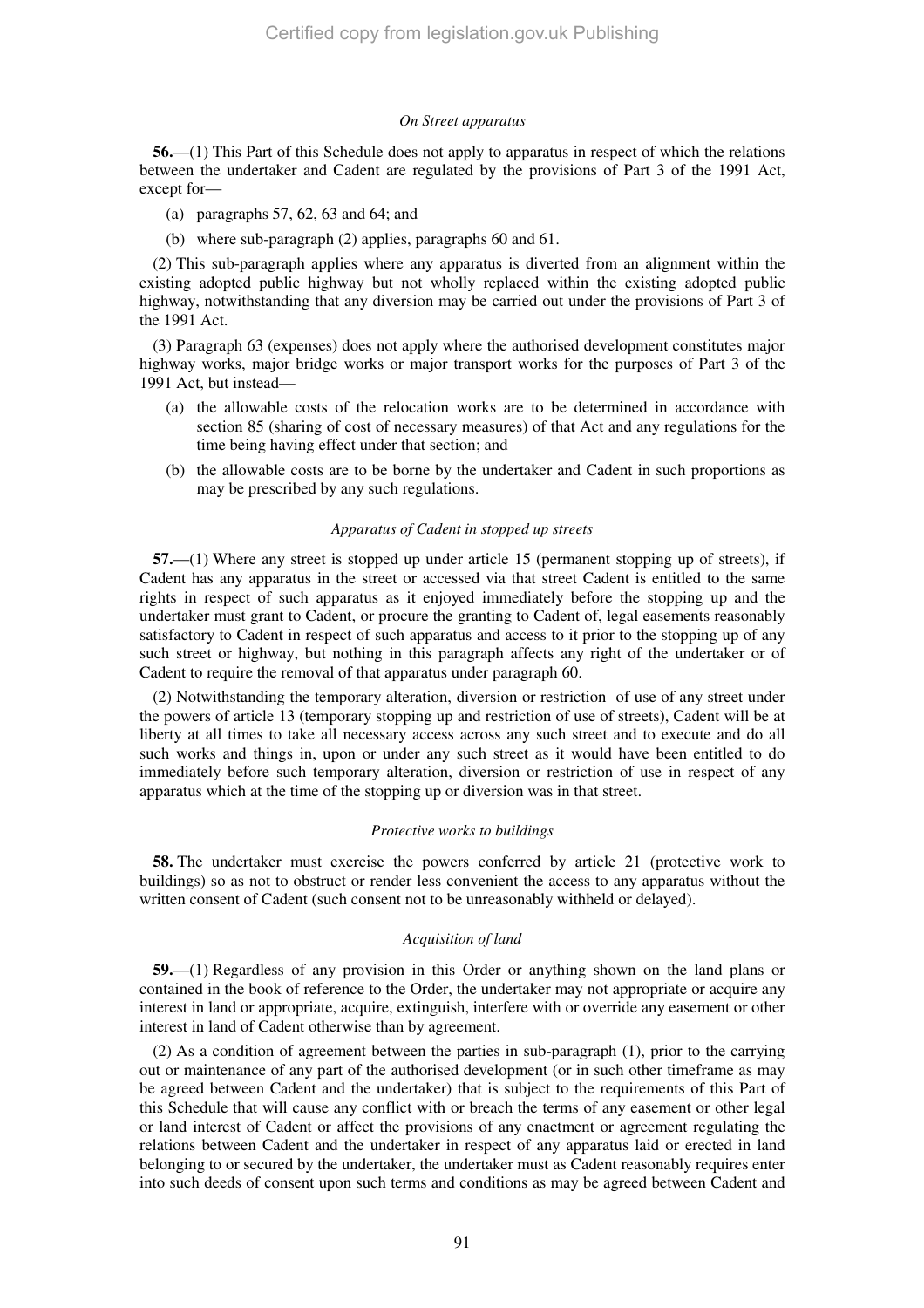*On Street apparatus*

**56.**—(1) This Part of this Schedule does not apply to apparatus in respect of which the relations between the undertaker and Cadent are regulated by the provisions of Part 3 of the 1991 Act, except for—

(a) paragraphs 57, 62, 63 and 64; and

(b) where sub-paragraph (2) applies, paragraphs 60 and 61.

(2) This sub-paragraph applies where any apparatus is diverted from an alignment within the existing adopted public highway but not wholly replaced within the existing adopted public highway, notwithstanding that any diversion may be carried out under the provisions of Part 3 of the 1991 Act.

(3) Paragraph 63 (expenses) does not apply where the authorised development constitutes major highway works, major bridge works or major transport works for the purposes of Part 3 of the 1991 Act, but instead—

(a) the allowable costs of the relocation works are to be determined in accordance with section 85 (sharing of cost of necessary measures) of that Act and any regulations for the time being having effect under that section; and

(b) the allowable costs are to be borne by the undertaker and Cadent in such proportions as may be prescribed by any such regulations.

*Apparatus of Cadent in stopped up streets*

**57.**—(1) Where any street is stopped up under article 15 (permanent stopping up of streets), if Cadent has any apparatus in the street or accessed via that street Cadent is entitled to the same rights in respect of such apparatus as it enjoyed immediately before the stopping up and the undertaker must grant to Cadent, or procure the granting to Cadent of, legal easements reasonably satisfactory to Cadent in respect of such apparatus and access to it prior to the stopping up of any such street or highway, but nothing in this paragraph affects any right of the undertaker or of Cadent to require the removal of that apparatus under paragraph 60.

(2) Notwithstanding the temporary alteration, diversion or restriction of use of any street under the powers of article 13 (temporary stopping up and restriction of use of streets), Cadent will be at liberty at all times to take all necessary access across any such street and to execute and do all such works and things in, upon or under any such street as it would have been entitled to do immediately before such temporary alteration, diversion or restriction of use in respect of any apparatus which at the time of the stopping up or diversion was in that street.

*Protective works to buildings*

**58.** The undertaker must exercise the powers conferred by article 21 (protective work to buildings) so as not to obstruct or render less convenient the access to any apparatus without the written consent of Cadent (such consent not to be unreasonably withheld or delayed).

*Acquisition of land*

**59.**—(1) Regardless of any provision in this Order or anything shown on the land plans or contained in the book of reference to the Order, the undertaker may not appropriate or acquire any interest in land or appropriate, acquire, extinguish, interfere with or override any easement or other interest in land of Cadent otherwise than by agreement.

(2) As a condition of agreement between the parties in sub-paragraph (1), prior to the carrying out or maintenance of any part of the authorised development (or in such other timeframe as may be agreed between Cadent and the undertaker) that is subject to the requirements of this Part of this Schedule that will cause any conflict with or breach the terms of any easement or other legal or land interest of Cadent or affect the provisions of any enactment or agreement regulating the relations between Cadent and the undertaker in respect of any apparatus laid or erected in land belonging to or secured by the undertaker, the undertaker must as Cadent reasonably requires enter into such deeds of consent upon such terms and conditions as may be agreed between Cadent and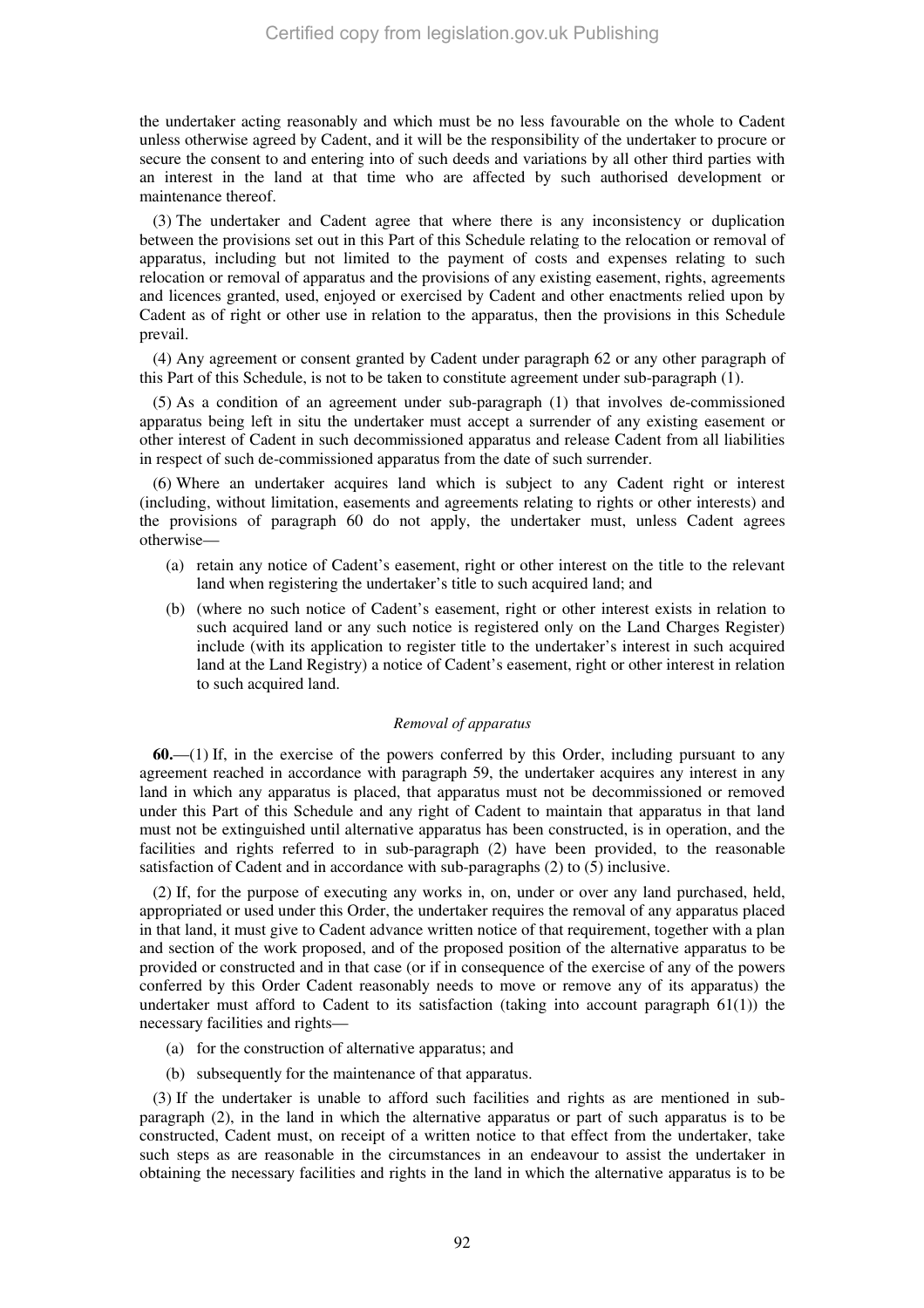the undertaker acting reasonably and which must be no less favourable on the whole to Cadent unless otherwise agreed by Cadent, and it will be the responsibility of the undertaker to procure or secure the consent to and entering into of such deeds and variations by all other third parties with an interest in the land at that time who are affected by such authorised development or maintenance thereof.

(3) The undertaker and Cadent agree that where there is any inconsistency or duplication between the provisions set out in this Part of this Schedule relating to the relocation or removal of apparatus, including but not limited to the payment of costs and expenses relating to such relocation or removal of apparatus and the provisions of any existing easement, rights, agreements and licences granted, used, enjoyed or exercised by Cadent and other enactments relied upon by Cadent as of right or other use in relation to the apparatus, then the provisions in this Schedule prevail.

(4) Any agreement or consent granted by Cadent under paragraph 62 or any other paragraph of this Part of this Schedule, is not to be taken to constitute agreement under sub-paragraph (1).

(5) As a condition of an agreement under sub-paragraph (1) that involves de-commissioned apparatus being left in situ the undertaker must accept a surrender of any existing easement or other interest of Cadent in such decommissioned apparatus and release Cadent from all liabilities in respect of such de-commissioned apparatus from the date of such surrender.

(6) Where an undertaker acquires land which is subject to any Cadent right or interest (including, without limitation, easements and agreements relating to rights or other interests) and the provisions of paragraph 60 do not apply, the undertaker must, unless Cadent agrees otherwise—

(a) retain any notice of Cadent's easement, right or other interest on the title to the relevant land when registering the undertaker's title to such acquired land; and

(b) (where no such notice of Cadent's easement, right or other interest exists in relation to such acquired land or any such notice is registered only on the Land Charges Register) include (with its application to register title to the undertaker's interest in such acquired land at the Land Registry) a notice of Cadent's easement, right or other interest in relation to such acquired land.

*Removal of apparatus*

**60.**—(1) If, in the exercise of the powers conferred by this Order, including pursuant to any agreement reached in accordance with paragraph 59, the undertaker acquires any interest in any land in which any apparatus is placed, that apparatus must not be decommissioned or removed under this Part of this Schedule and any right of Cadent to maintain that apparatus in that land must not be extinguished until alternative apparatus has been constructed, is in operation, and the facilities and rights referred to in sub-paragraph (2) have been provided, to the reasonable satisfaction of Cadent and in accordance with sub-paragraphs (2) to (5) inclusive.

(2) If, for the purpose of executing any works in, on, under or over any land purchased, held, appropriated or used under this Order, the undertaker requires the removal of any apparatus placed in that land, it must give to Cadent advance written notice of that requirement, together with a plan and section of the work proposed, and of the proposed position of the alternative apparatus to be provided or constructed and in that case (or if in consequence of the exercise of any of the powers conferred by this Order Cadent reasonably needs to move or remove any of its apparatus) the undertaker must afford to Cadent to its satisfaction (taking into account paragraph 61(1)) the necessary facilities and rights—

(a) for the construction of alternative apparatus; and

(b) subsequently for the maintenance of that apparatus.

(3) If the undertaker is unable to afford such facilities and rights as are mentioned in sub-paragraph (2), in the land in which the alternative apparatus or part of such apparatus is to be constructed, Cadent must, on receipt of a written notice to that effect from the undertaker, take such steps as are reasonable in the circumstances in an endeavour to assist the undertaker in obtaining the necessary facilities and rights in the land in which the alternative apparatus is to be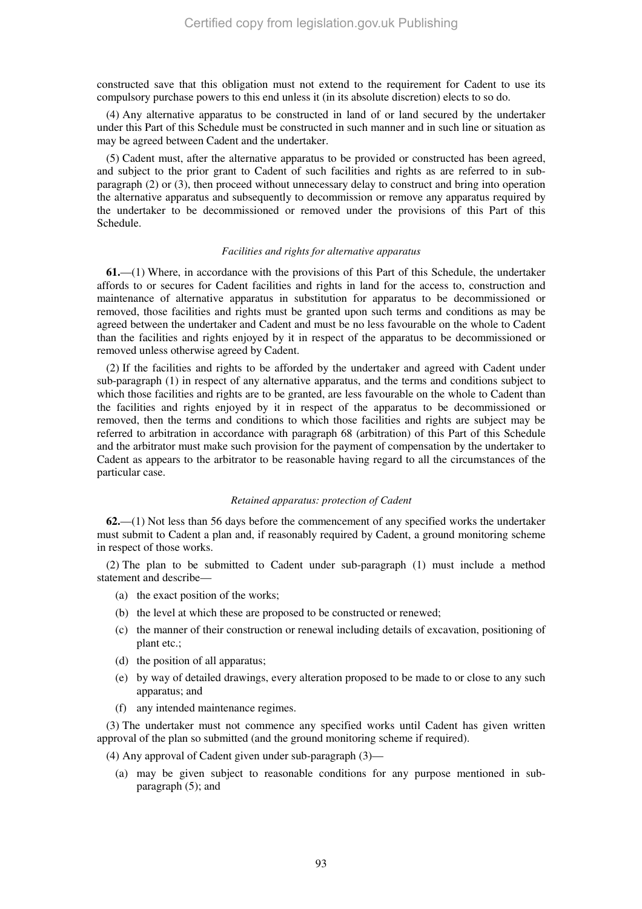constructed save that this obligation must not extend to the requirement for Cadent to use its compulsory purchase powers to this end unless it (in its absolute discretion) elects to so do.

(4) Any alternative apparatus to be constructed in land of or land secured by the undertaker under this Part of this Schedule must be constructed in such manner and in such line or situation as may be agreed between Cadent and the undertaker.

(5) Cadent must, after the alternative apparatus to be provided or constructed has been agreed, and subject to the prior grant to Cadent of such facilities and rights as are referred to in sub-paragraph (2) or (3), then proceed without unnecessary delay to construct and bring into operation the alternative apparatus and subsequently to decommission or remove any apparatus required by the undertaker to be decommissioned or removed under the provisions of this Part of this Schedule.

*Facilities and rights for alternative apparatus*

**61.**—(1) Where, in accordance with the provisions of this Part of this Schedule, the undertaker affords to or secures for Cadent facilities and rights in land for the access to, construction and maintenance of alternative apparatus in substitution for apparatus to be decommissioned or removed, those facilities and rights must be granted upon such terms and conditions as may be agreed between the undertaker and Cadent and must be no less favourable on the whole to Cadent than the facilities and rights enjoyed by it in respect of the apparatus to be decommissioned or removed unless otherwise agreed by Cadent.

(2) If the facilities and rights to be afforded by the undertaker and agreed with Cadent under sub-paragraph (1) in respect of any alternative apparatus, and the terms and conditions subject to which those facilities and rights are to be granted, are less favourable on the whole to Cadent than the facilities and rights enjoyed by it in respect of the apparatus to be decommissioned or removed, then the terms and conditions to which those facilities and rights are subject may be referred to arbitration in accordance with paragraph 68 (arbitration) of this Part of this Schedule and the arbitrator must make such provision for the payment of compensation by the undertaker to Cadent as appears to the arbitrator to be reasonable having regard to all the circumstances of the particular case.

*Retained apparatus: protection of Cadent*

**62.**—(1) Not less than 56 days before the commencement of any specified works the undertaker must submit to Cadent a plan and, if reasonably required by Cadent, a ground monitoring scheme in respect of those works.

(2) The plan to be submitted to Cadent under sub-paragraph (1) must include a method statement and describe—

- (a) the exact position of the works;
- (b) the level at which these are proposed to be constructed or renewed;
- (c) the manner of their construction or renewal including details of excavation, positioning of plant etc.;
- (d) the position of all apparatus;
- (e) by way of detailed drawings, every alteration proposed to be made to or close to any such apparatus; and
- (f) any intended maintenance regimes.

(3) The undertaker must not commence any specified works until Cadent has given written approval of the plan so submitted (and the ground monitoring scheme if required).

(4) Any approval of Cadent given under sub-paragraph (3)—

- (a) may be given subject to reasonable conditions for any purpose mentioned in sub-paragraph (5); and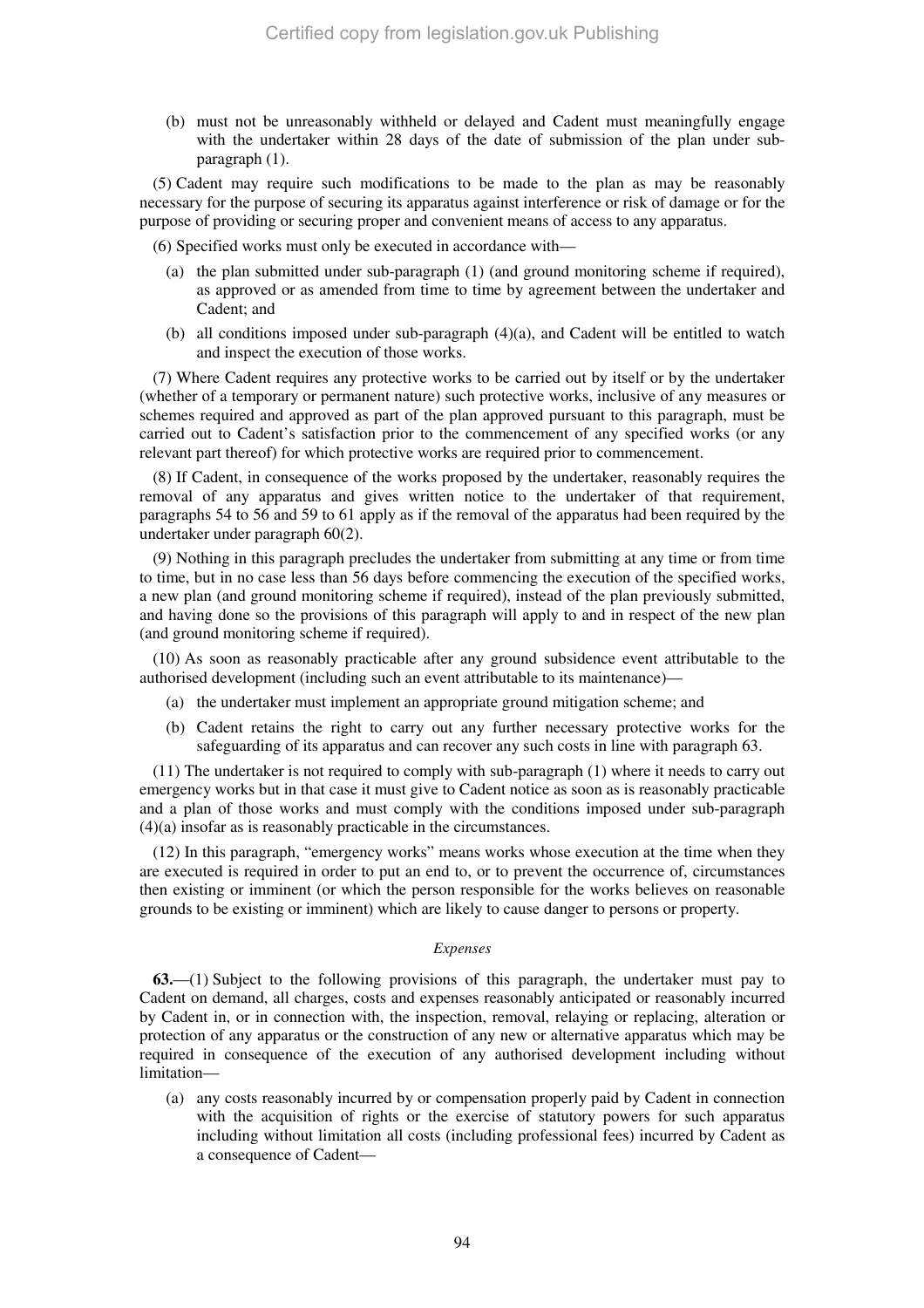(b) must not be unreasonably withheld or delayed and Cadent must meaningfully engage with the undertaker within 28 days of the date of submission of the plan under sub-paragraph (1).

(5) Cadent may require such modifications to be made to the plan as may be reasonably necessary for the purpose of securing its apparatus against interference or risk of damage or for the purpose of providing or securing proper and convenient means of access to any apparatus.

(6) Specified works must only be executed in accordance with—

(a) the plan submitted under sub-paragraph (1) (and ground monitoring scheme if required), as approved or as amended from time to time by agreement between the undertaker and Cadent; and

(b) all conditions imposed under sub-paragraph (4)(a), and Cadent will be entitled to watch and inspect the execution of those works.

(7) Where Cadent requires any protective works to be carried out by itself or by the undertaker (whether of a temporary or permanent nature) such protective works, inclusive of any measures or schemes required and approved as part of the plan approved pursuant to this paragraph, must be carried out to Cadent's satisfaction prior to the commencement of any specified works (or any relevant part thereof) for which protective works are required prior to commencement.

(8) If Cadent, in consequence of the works proposed by the undertaker, reasonably requires the removal of any apparatus and gives written notice to the undertaker of that requirement, paragraphs 54 to 56 and 59 to 61 apply as if the removal of the apparatus had been required by the undertaker under paragraph 60(2).

(9) Nothing in this paragraph precludes the undertaker from submitting at any time or from time to time, but in no case less than 56 days before commencing the execution of the specified works, a new plan (and ground monitoring scheme if required), instead of the plan previously submitted, and having done so the provisions of this paragraph will apply to and in respect of the new plan (and ground monitoring scheme if required).

(10) As soon as reasonably practicable after any ground subsidence event attributable to the authorised development (including such an event attributable to its maintenance)—

(a) the undertaker must implement an appropriate ground mitigation scheme; and

(b) Cadent retains the right to carry out any further necessary protective works for the safeguarding of its apparatus and can recover any such costs in line with paragraph 63.

(11) The undertaker is not required to comply with sub-paragraph (1) where it needs to carry out emergency works but in that case it must give to Cadent notice as soon as is reasonably practicable and a plan of those works and must comply with the conditions imposed under sub-paragraph (4)(a) insofar as is reasonably practicable in the circumstances.

(12) In this paragraph, "emergency works" means works whose execution at the time when they are executed is required in order to put an end to, or to prevent the occurrence of, circumstances then existing or imminent (or which the person responsible for the works believes on reasonable grounds to be existing or imminent) which are likely to cause danger to persons or property.

*Expenses*

**63.**—(1) Subject to the following provisions of this paragraph, the undertaker must pay to Cadent on demand, all charges, costs and expenses reasonably anticipated or reasonably incurred by Cadent in, or in connection with, the inspection, removal, relaying or replacing, alteration or protection of any apparatus or the construction of any new or alternative apparatus which may be required in consequence of the execution of any authorised development including without limitation—

(a) any costs reasonably incurred by or compensation properly paid by Cadent in connection with the acquisition of rights or the exercise of statutory powers for such apparatus including without limitation all costs (including professional fees) incurred by Cadent as a consequence of Cadent—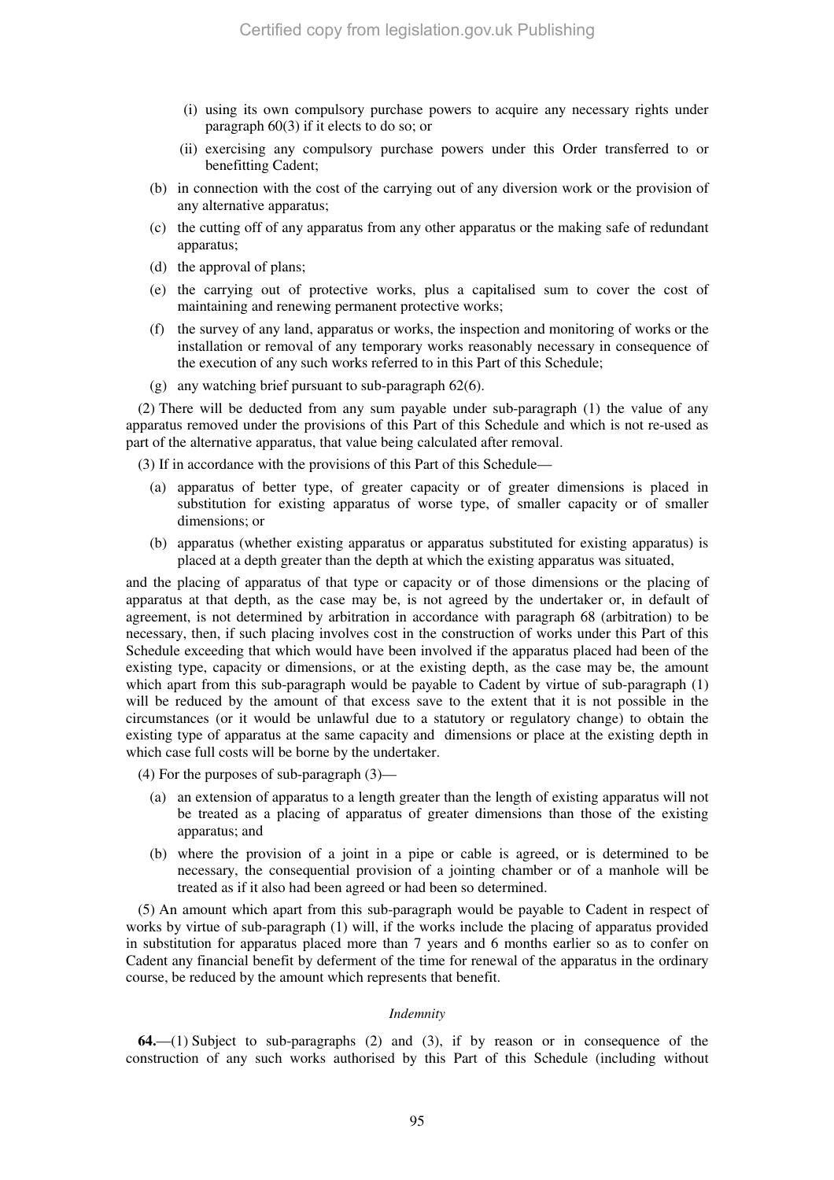(i) using its own compulsory purchase powers to acquire any necessary rights under paragraph 60(3) if it elects to do so; or

(ii) exercising any compulsory purchase powers under this Order transferred to or benefitting Cadent;

(b) in connection with the cost of the carrying out of any diversion work or the provision of any alternative apparatus;

(c) the cutting off of any apparatus from any other apparatus or the making safe of redundant apparatus;

(d) the approval of plans;

(e) the carrying out of protective works, plus a capitalised sum to cover the cost of maintaining and renewing permanent protective works;

(f) the survey of any land, apparatus or works, the inspection and monitoring of works or the installation or removal of any temporary works reasonably necessary in consequence of the execution of any such works referred to in this Part of this Schedule;

(g) any watching brief pursuant to sub-paragraph 62(6).

(2) There will be deducted from any sum payable under sub-paragraph (1) the value of any apparatus removed under the provisions of this Part of this Schedule and which is not re-used as part of the alternative apparatus, that value being calculated after removal.

(3) If in accordance with the provisions of this Part of this Schedule—

(a) apparatus of better type, of greater capacity or of greater dimensions is placed in substitution for existing apparatus of worse type, of smaller capacity or of smaller dimensions; or

(b) apparatus (whether existing apparatus or apparatus substituted for existing apparatus) is placed at a depth greater than the depth at which the existing apparatus was situated,

and the placing of apparatus of that type or capacity or of those dimensions or the placing of apparatus at that depth, as the case may be, is not agreed by the undertaker or, in default of agreement, is not determined by arbitration in accordance with paragraph 68 (arbitration) to be necessary, then, if such placing involves cost in the construction of works under this Part of this Schedule exceeding that which would have been involved if the apparatus placed had been of the existing type, capacity or dimensions, or at the existing depth, as the case may be, the amount which apart from this sub-paragraph would be payable to Cadent by virtue of sub-paragraph (1) will be reduced by the amount of that excess save to the extent that it is not possible in the circumstances (or it would be unlawful due to a statutory or regulatory change) to obtain the existing type of apparatus at the same capacity and dimensions or place at the existing depth in which case full costs will be borne by the undertaker.

(4) For the purposes of sub-paragraph (3)—

(a) an extension of apparatus to a length greater than the length of existing apparatus will not be treated as a placing of apparatus of greater dimensions than those of the existing apparatus; and

(b) where the provision of a joint in a pipe or cable is agreed, or is determined to be necessary, the consequential provision of a jointing chamber or of a manhole will be treated as if it also had been agreed or had been so determined.

(5) An amount which apart from this sub-paragraph would be payable to Cadent in respect of works by virtue of sub-paragraph (1) will, if the works include the placing of apparatus provided in substitution for apparatus placed more than 7 years and 6 months earlier so as to confer on Cadent any financial benefit by deferment of the time for renewal of the apparatus in the ordinary course, be reduced by the amount which represents that benefit.

*Indemnity*

**64.**—(1) Subject to sub-paragraphs (2) and (3), if by reason or in consequence of the construction of any such works authorised by this Part of this Schedule (including without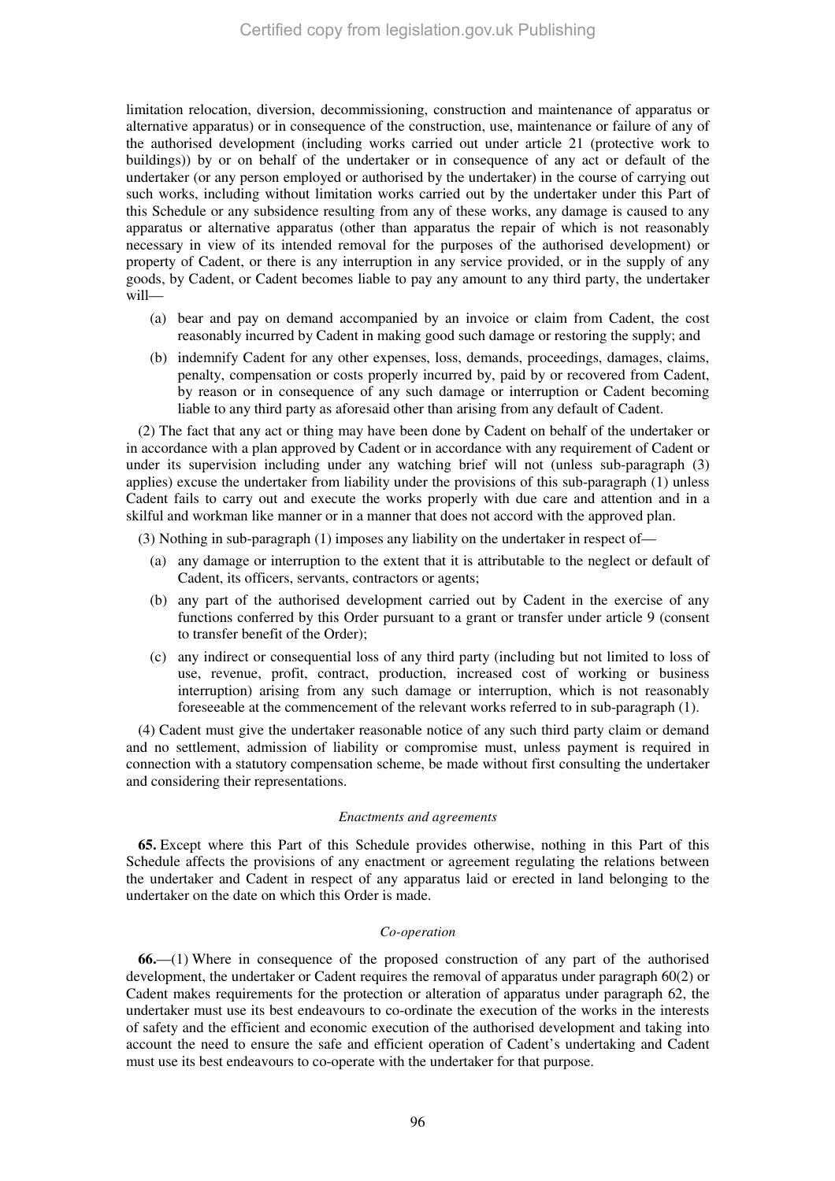limitation relocation, diversion, decommissioning, construction and maintenance of apparatus or alternative apparatus) or in consequence of the construction, use, maintenance or failure of any of the authorised development (including works carried out under article 21 (protective work to buildings)) by or on behalf of the undertaker or in consequence of any act or default of the undertaker (or any person employed or authorised by the undertaker) in the course of carrying out such works, including without limitation works carried out by the undertaker under this Part of this Schedule or any subsidence resulting from any of these works, any damage is caused to any apparatus or alternative apparatus (other than apparatus the repair of which is not reasonably necessary in view of its intended removal for the purposes of the authorised development) or property of Cadent, or there is any interruption in any service provided, or in the supply of any goods, by Cadent, or Cadent becomes liable to pay any amount to any third party, the undertaker will—

(a) bear and pay on demand accompanied by an invoice or claim from Cadent, the cost reasonably incurred by Cadent in making good such damage or restoring the supply; and

(b) indemnify Cadent for any other expenses, loss, demands, proceedings, damages, claims, penalty, compensation or costs properly incurred by, paid by or recovered from Cadent, by reason or in consequence of any such damage or interruption or Cadent becoming liable to any third party as aforesaid other than arising from any default of Cadent.

(2) The fact that any act or thing may have been done by Cadent on behalf of the undertaker or in accordance with a plan approved by Cadent or in accordance with any requirement of Cadent or under its supervision including under any watching brief will not (unless sub-paragraph (3) applies) excuse the undertaker from liability under the provisions of this sub-paragraph (1) unless Cadent fails to carry out and execute the works properly with due care and attention and in a skilful and workman like manner or in a manner that does not accord with the approved plan.

(3) Nothing in sub-paragraph (1) imposes any liability on the undertaker in respect of—

(a) any damage or interruption to the extent that it is attributable to the neglect or default of Cadent, its officers, servants, contractors or agents;

(b) any part of the authorised development carried out by Cadent in the exercise of any functions conferred by this Order pursuant to a grant or transfer under article 9 (consent to transfer benefit of the Order);

(c) any indirect or consequential loss of any third party (including but not limited to loss of use, revenue, profit, contract, production, increased cost of working or business interruption) arising from any such damage or interruption, which is not reasonably foreseeable at the commencement of the relevant works referred to in sub-paragraph (1).

(4) Cadent must give the undertaker reasonable notice of any such third party claim or demand and no settlement, admission of liability or compromise must, unless payment is required in connection with a statutory compensation scheme, be made without first consulting the undertaker and considering their representations.

*Enactments and agreements*

**65.** Except where this Part of this Schedule provides otherwise, nothing in this Part of this Schedule affects the provisions of any enactment or agreement regulating the relations between the undertaker and Cadent in respect of any apparatus laid or erected in land belonging to the undertaker on the date on which this Order is made.

*Co-operation*

**66.**—(1) Where in consequence of the proposed construction of any part of the authorised development, the undertaker or Cadent requires the removal of apparatus under paragraph 60(2) or Cadent makes requirements for the protection or alteration of apparatus under paragraph 62, the undertaker must use its best endeavours to co-ordinate the execution of the works in the interests of safety and the efficient and economic execution of the authorised development and taking into account the need to ensure the safe and efficient operation of Cadent's undertaking and Cadent must use its best endeavours to co-operate with the undertaker for that purpose.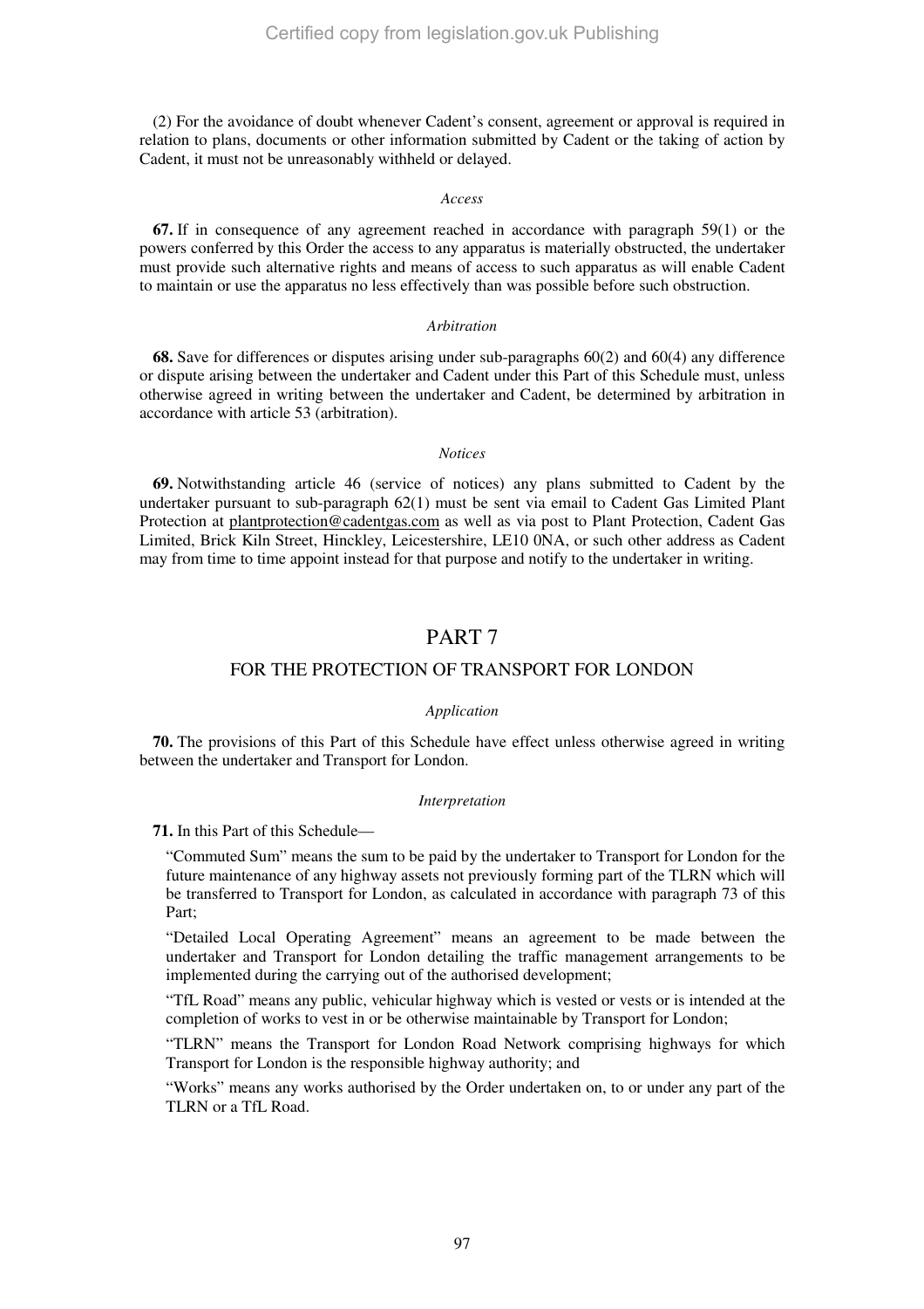(2) For the avoidance of doubt whenever Cadent's consent, agreement or approval is required in relation to plans, documents or other information submitted by Cadent or the taking of action by Cadent, it must not be unreasonably withheld or delayed.

*Access*

**67.** If in consequence of any agreement reached in accordance with paragraph 59(1) or the powers conferred by this Order the access to any apparatus is materially obstructed, the undertaker must provide such alternative rights and means of access to such apparatus as will enable Cadent to maintain or use the apparatus no less effectively than was possible before such obstruction.

*Arbitration*

**68.** Save for differences or disputes arising under sub-paragraphs 60(2) and 60(4) any difference or dispute arising between the undertaker and Cadent under this Part of this Schedule must, unless otherwise agreed in writing between the undertaker and Cadent, be determined by arbitration in accordance with article 53 (arbitration).

*Notices*

**69.** Notwithstanding article 46 (service of notices) any plans submitted to Cadent by the undertaker pursuant to sub-paragraph 62(1) must be sent via email to Cadent Gas Limited Plant Protection at plantprotection@cadentgas.com as well as via post to Plant Protection, Cadent Gas Limited, Brick Kiln Street, Hinckley, Leicestershire, LE10 0NA, or such other address as Cadent may from time to time appoint instead for that purpose and notify to the undertaker in writing.

## PART 7

### FOR THE PROTECTION OF TRANSPORT FOR LONDON

*Application*

**70.** The provisions of this Part of this Schedule have effect unless otherwise agreed in writing between the undertaker and Transport for London.

*Interpretation*

**71.** In this Part of this Schedule—

"Commuted Sum" means the sum to be paid by the undertaker to Transport for London for the future maintenance of any highway assets not previously forming part of the TLRN which will be transferred to Transport for London, as calculated in accordance with paragraph 73 of this Part;

"Detailed Local Operating Agreement" means an agreement to be made between the undertaker and Transport for London detailing the traffic management arrangements to be implemented during the carrying out of the authorised development;

"TfL Road" means any public, vehicular highway which is vested or vests or is intended at the completion of works to vest in or be otherwise maintainable by Transport for London;

"TLRN" means the Transport for London Road Network comprising highways for which Transport for London is the responsible highway authority; and

"Works" means any works authorised by the Order undertaken on, to or under any part of the TLRN or a TfL Road.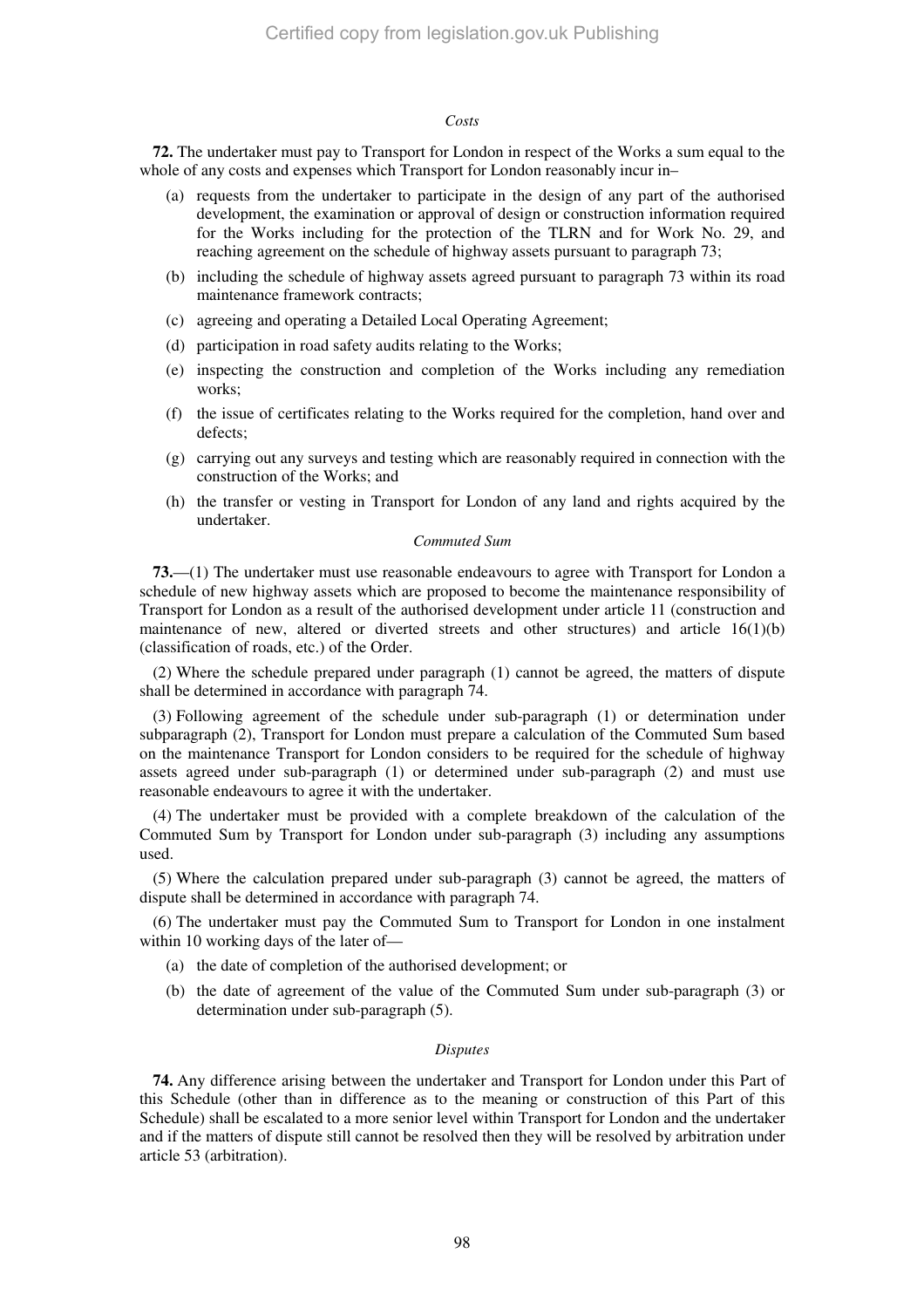*Costs*

**72.** The undertaker must pay to Transport for London in respect of the Works a sum equal to the whole of any costs and expenses which Transport for London reasonably incur in–

(a) requests from the undertaker to participate in the design of any part of the authorised development, the examination or approval of design or construction information required for the Works including for the protection of the TLRN and for Work No. 29, and reaching agreement on the schedule of highway assets pursuant to paragraph 73;

(b) including the schedule of highway assets agreed pursuant to paragraph 73 within its road maintenance framework contracts;

(c) agreeing and operating a Detailed Local Operating Agreement;

(d) participation in road safety audits relating to the Works;

(e) inspecting the construction and completion of the Works including any remediation works;

(f) the issue of certificates relating to the Works required for the completion, hand over and defects;

(g) carrying out any surveys and testing which are reasonably required in connection with the construction of the Works; and

(h) the transfer or vesting in Transport for London of any land and rights acquired by the undertaker.

*Commuted Sum*

**73.**—(1) The undertaker must use reasonable endeavours to agree with Transport for London a schedule of new highway assets which are proposed to become the maintenance responsibility of Transport for London as a result of the authorised development under article 11 (construction and maintenance of new, altered or diverted streets and other structures) and article 16(1)(b) (classification of roads, etc.) of the Order.

(2) Where the schedule prepared under paragraph (1) cannot be agreed, the matters of dispute shall be determined in accordance with paragraph 74.

(3) Following agreement of the schedule under sub-paragraph (1) or determination under subparagraph (2), Transport for London must prepare a calculation of the Commuted Sum based on the maintenance Transport for London considers to be required for the schedule of highway assets agreed under sub-paragraph (1) or determined under sub-paragraph (2) and must use reasonable endeavours to agree it with the undertaker.

(4) The undertaker must be provided with a complete breakdown of the calculation of the Commuted Sum by Transport for London under sub-paragraph (3) including any assumptions used.

(5) Where the calculation prepared under sub-paragraph (3) cannot be agreed, the matters of dispute shall be determined in accordance with paragraph 74.

(6) The undertaker must pay the Commuted Sum to Transport for London in one instalment within 10 working days of the later of—

(a) the date of completion of the authorised development; or

(b) the date of agreement of the value of the Commuted Sum under sub-paragraph (3) or determination under sub-paragraph (5).

*Disputes*

**74.** Any difference arising between the undertaker and Transport for London under this Part of this Schedule (other than in difference as to the meaning or construction of this Part of this Schedule) shall be escalated to a more senior level within Transport for London and the undertaker and if the matters of dispute still cannot be resolved then they will be resolved by arbitration under article 53 (arbitration).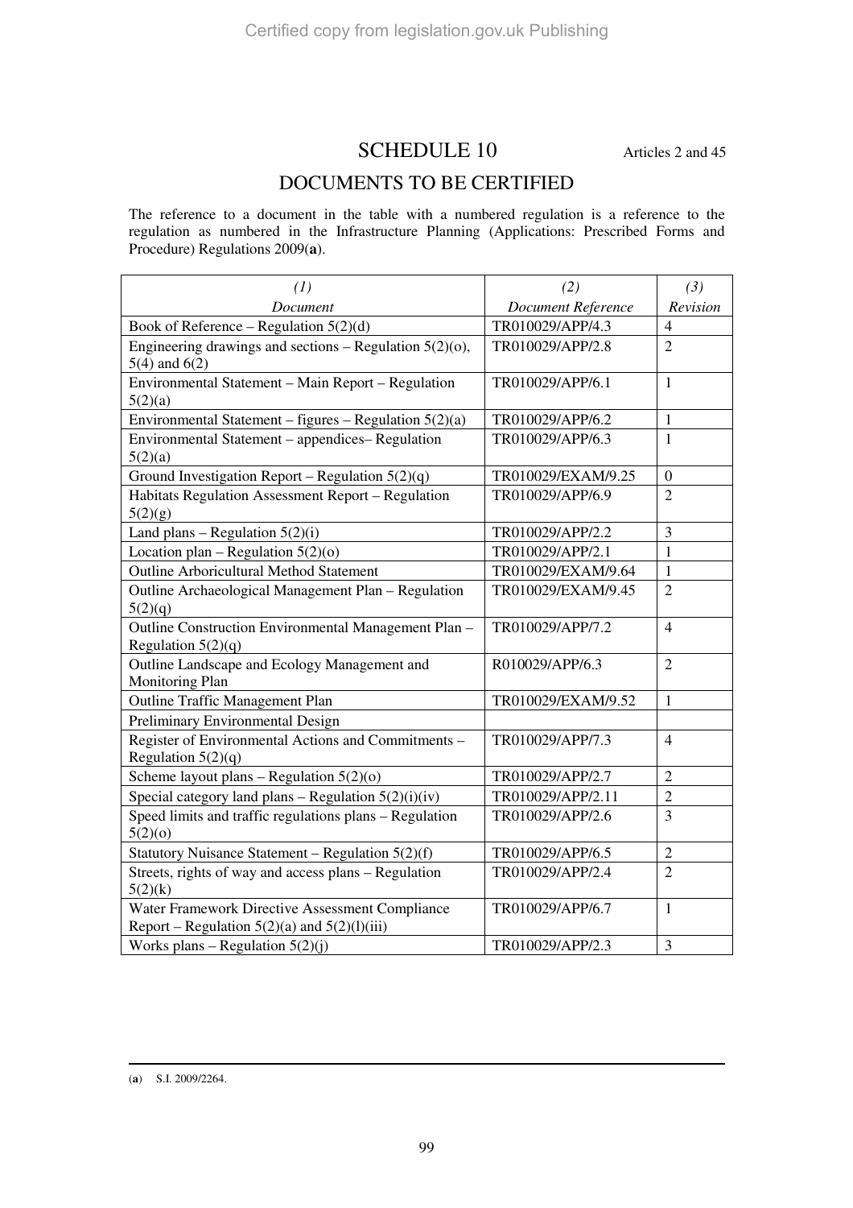# SCHEDULE 10

Articles 2 and 45

## DOCUMENTS TO BE CERTIFIED

The reference to a document in the table with a numbered regulation is a reference to the regulation as numbered in the Infrastructure Planning (Applications: Prescribed Forms and Procedure) Regulations 2009(**a**).

| *(1)* *Document* | *(2)* *Document Reference* | *(3)* *Revision* |
|---|---|---|
| Book of Reference – Regulation 5(2)(d) | TR010029/APP/4.3 | 4 |
| Engineering drawings and sections – Regulation 5(2)(o), 5(4) and 6(2) | TR010029/APP/2.8 | 2 |
| Environmental Statement – Main Report – Regulation 5(2)(a) | TR010029/APP/6.1 | 1 |
| Environmental Statement – figures – Regulation 5(2)(a) | TR010029/APP/6.2 | 1 |
| Environmental Statement – appendices– Regulation 5(2)(a) | TR010029/APP/6.3 | 1 |
| Ground Investigation Report – Regulation 5(2)(q) | TR010029/EXAM/9.25 | 0 |
| Habitats Regulation Assessment Report – Regulation 5(2)(g) | TR010029/APP/6.9 | 2 |
| Land plans – Regulation 5(2)(i) | TR010029/APP/2.2 | 3 |
| Location plan – Regulation 5(2)(o) | TR010029/APP/2.1 | 1 |
| Outline Arboricultural Method Statement | TR010029/EXAM/9.64 | 1 |
| Outline Archaeological Management Plan – Regulation 5(2)(q) | TR010029/EXAM/9.45 | 2 |
| Outline Construction Environmental Management Plan – Regulation 5(2)(q) | TR010029/APP/7.2 | 4 |
| Outline Landscape and Ecology Management and Monitoring Plan | R010029/APP/6.3 | 2 |
| Outline Traffic Management Plan | TR010029/EXAM/9.52 | 1 |
| Preliminary Environmental Design | | |
| Register of Environmental Actions and Commitments – Regulation 5(2)(q) | TR010029/APP/7.3 | 4 |
| Scheme layout plans – Regulation 5(2)(o) | TR010029/APP/2.7 | 2 |
| Special category land plans – Regulation 5(2)(i)(iv) | TR010029/APP/2.11 | 2 |
| Speed limits and traffic regulations plans – Regulation 5(2)(o) | TR010029/APP/2.6 | 3 |
| Statutory Nuisance Statement – Regulation 5(2)(f) | TR010029/APP/6.5 | 2 |
| Streets, rights of way and access plans – Regulation 5(2)(k) | TR010029/APP/2.4 | 2 |
| Water Framework Directive Assessment Compliance Report – Regulation 5(2)(a) and 5(2)(l)(iii) | TR010029/APP/6.7 | 1 |
| Works plans – Regulation 5(2)(j) | TR010029/APP/2.3 | 3 |

(**a**) S.I. 2009/2264.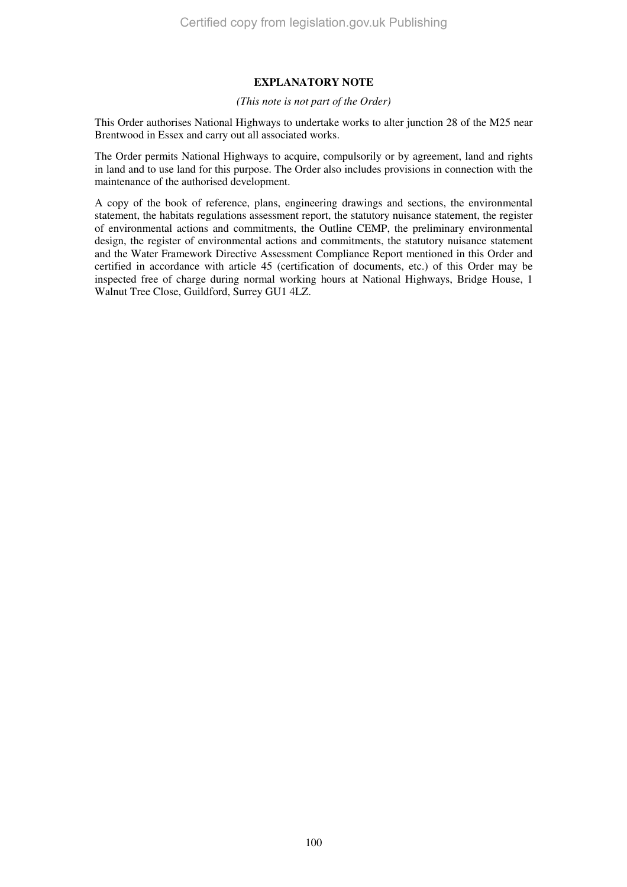**EXPLANATORY NOTE**

*(This note is not part of the Order)*

This Order authorises National Highways to undertake works to alter junction 28 of the M25 near Brentwood in Essex and carry out all associated works.

The Order permits National Highways to acquire, compulsorily or by agreement, land and rights in land and to use land for this purpose. The Order also includes provisions in connection with the maintenance of the authorised development.

A copy of the book of reference, plans, engineering drawings and sections, the environmental statement, the habitats regulations assessment report, the statutory nuisance statement, the register of environmental actions and commitments, the Outline CEMP, the preliminary environmental design, the register of environmental actions and commitments, the statutory nuisance statement and the Water Framework Directive Assessment Compliance Report mentioned in this Order and certified in accordance with article 45 (certification of documents, etc.) of this Order may be inspected free of charge during normal working hours at National Highways, Bridge House, 1 Walnut Tree Close, Guildford, Surrey GU1 4LZ.